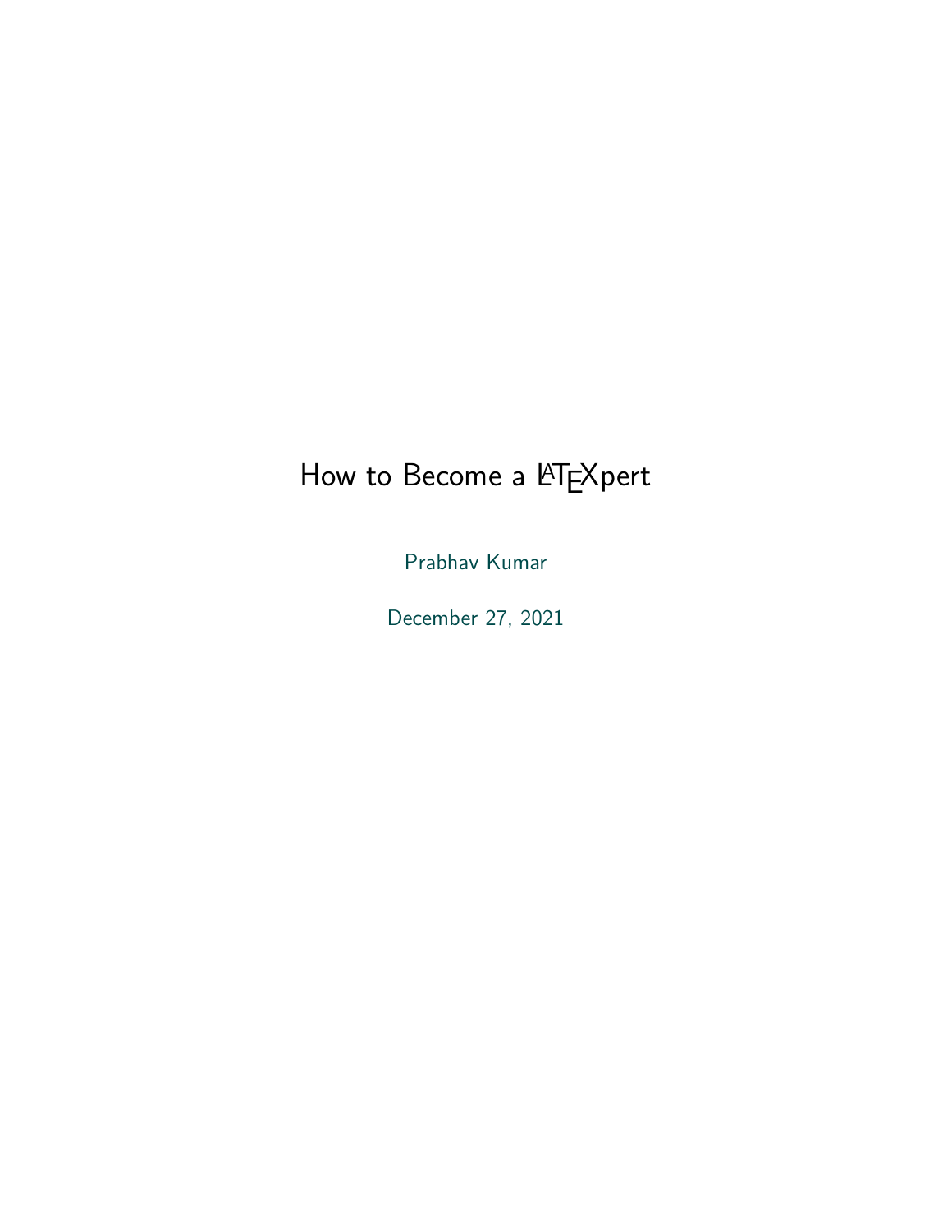# How to Become a LaTeXpert

Prabhav Kumar

December 27, 2021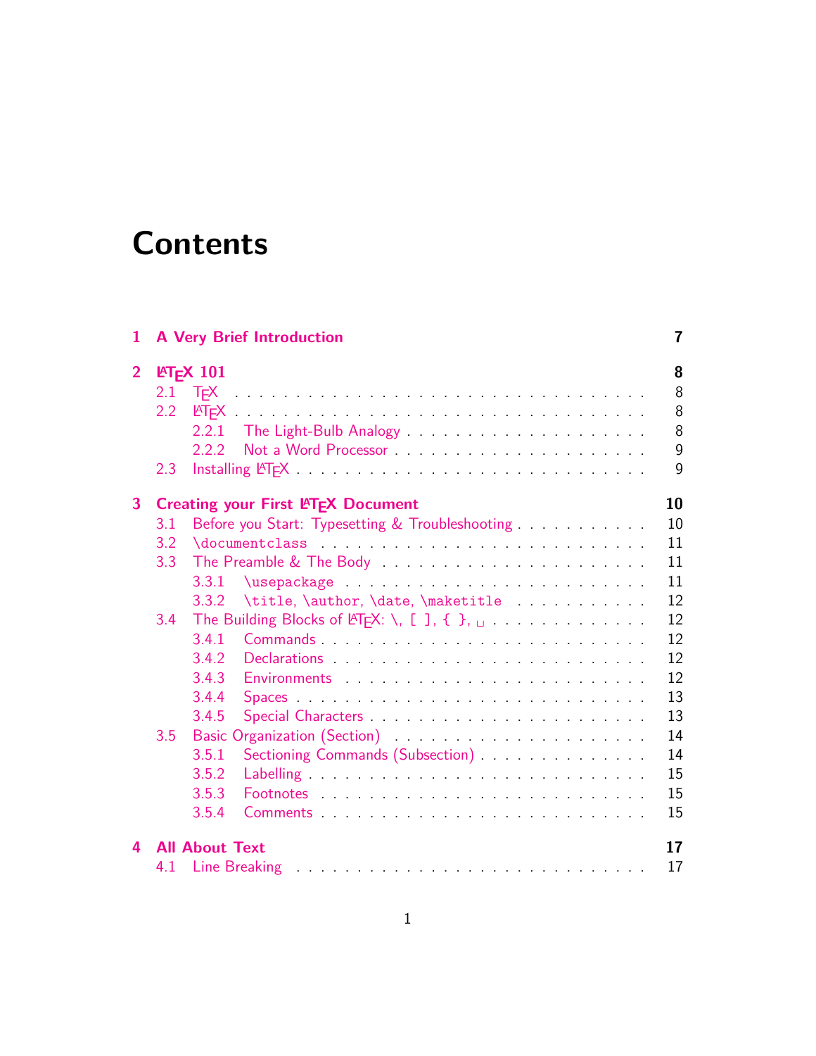# Contents

- **1 A Very Brief Introduction** — **7**
- **2 LaTeX 101** — **8**
  - 2.1 TeX — 8
  - 2.2 LaTeX — 8
    - 2.2.1 The Light-Bulb Analogy — 8
    - 2.2.2 Not a Word Processor — 9
  - 2.3 Installing LaTeX — 9
- **3 Creating your First LaTeX Document** — **10**
  - 3.1 Before you Start: Typesetting & Troubleshooting — 10
  - 3.2 `\documentclass` — 11
  - 3.3 The Preamble & The Body — 11
    - 3.3.1 `\usepackage` — 11
    - 3.3.2 `\title`, `\author`, `\date`, `\maketitle` — 12
  - 3.4 The Building Blocks of LaTeX: \, [ ], { }, ␣ — 12
    - 3.4.1 Commands — 12
    - 3.4.2 Declarations — 12
    - 3.4.3 Environments — 12
    - 3.4.4 Spaces — 13
    - 3.4.5 Special Characters — 13
  - 3.5 Basic Organization (Section) — 14
    - 3.5.1 Sectioning Commands (Subsection) — 14
    - 3.5.2 Labelling — 15
    - 3.5.3 Footnotes — 15
    - 3.5.4 Comments — 15
- **4 All About Text** — **17**
  - 4.1 Line Breaking — 17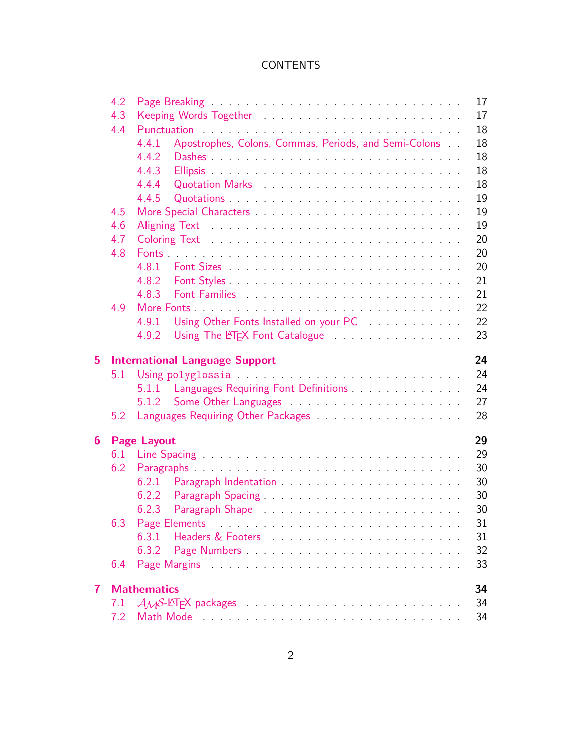| | | |
|---|---|---|
| 4.2 | Page Breaking | 17 |
| 4.3 | Keeping Words Together | 17 |
| 4.4 | Punctuation | 18 |
| 4.4.1 | Apostrophes, Colons, Commas, Periods, and Semi-Colons | 18 |
| 4.4.2 | Dashes | 18 |
| 4.4.3 | Ellipsis | 18 |
| 4.4.4 | Quotation Marks | 18 |
| 4.4.5 | Quotations | 19 |
| 4.5 | More Special Characters | 19 |
| 4.6 | Aligning Text | 19 |
| 4.7 | Coloring Text | 20 |
| 4.8 | Fonts | 20 |
| 4.8.1 | Font Sizes | 20 |
| 4.8.2 | Font Styles | 21 |
| 4.8.3 | Font Families | 21 |
| 4.9 | More Fonts | 22 |
| 4.9.1 | Using Other Fonts Installed on your PC | 22 |
| 4.9.2 | Using The LaTeX Font Catalogue | 23 |
| **5** | **International Language Support** | **24** |
| 5.1 | Using `polyglossia` | 24 |
| 5.1.1 | Languages Requiring Font Definitions | 24 |
| 5.1.2 | Some Other Languages | 27 |
| 5.2 | Languages Requiring Other Packages | 28 |
| **6** | **Page Layout** | **29** |
| 6.1 | Line Spacing | 29 |
| 6.2 | Paragraphs | 30 |
| 6.2.1 | Paragraph Indentation | 30 |
| 6.2.2 | Paragraph Spacing | 30 |
| 6.2.3 | Paragraph Shape | 30 |
| 6.3 | Page Elements | 31 |
| 6.3.1 | Headers & Footers | 31 |
| 6.3.2 | Page Numbers | 32 |
| 6.4 | Page Margins | 33 |
| **7** | **Mathematics** | **34** |
| 7.1 | AMS-LaTeX packages | 34 |
| 7.2 | Math Mode | 34 |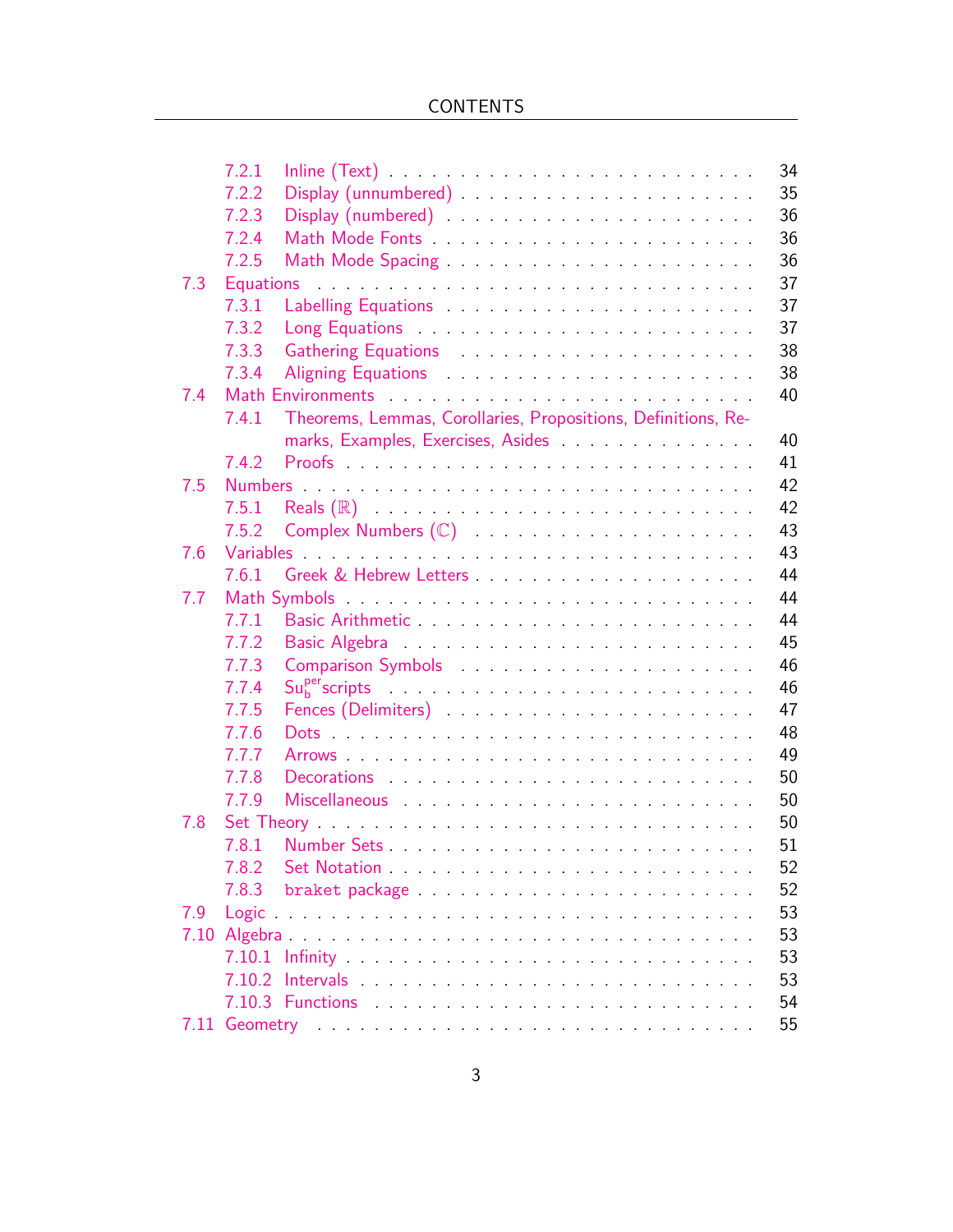- 7.2.1 Inline (Text) . . . 34
- 7.2.2 Display (unnumbered) . . . 35
- 7.2.3 Display (numbered) . . . 36
- 7.2.4 Math Mode Fonts . . . 36
- 7.2.5 Math Mode Spacing . . . 36

7.3 Equations . . . 37
- 7.3.1 Labelling Equations . . . 37
- 7.3.2 Long Equations . . . 37
- 7.3.3 Gathering Equations . . . 38
- 7.3.4 Aligning Equations . . . 38

7.4 Math Environments . . . 40
- 7.4.1 Theorems, Lemmas, Corollaries, Propositions, Definitions, Remarks, Examples, Exercises, Asides . . . 40
- 7.4.2 Proofs . . . 41

7.5 Numbers . . . 42
- 7.5.1 Reals ($\mathbb{R}$) . . . 42
- 7.5.2 Complex Numbers ($\mathbb{C}$) . . . 43

7.6 Variables . . . 43
- 7.6.1 Greek & Hebrew Letters . . . 44

7.7 Math Symbols . . . 44
- 7.7.1 Basic Arithmetic . . . 44
- 7.7.2 Basic Algebra . . . 45
- 7.7.3 Comparison Symbols . . . 46
- 7.7.4 Su$_{\text{b}}^{\text{per}}$scripts . . . 46
- 7.7.5 Fences (Delimiters) . . . 47
- 7.7.6 Dots . . . 48
- 7.7.7 Arrows . . . 49
- 7.7.8 Decorations . . . 50
- 7.7.9 Miscellaneous . . . 50

7.8 Set Theory . . . 50
- 7.8.1 Number Sets . . . 51
- 7.8.2 Set Notation . . . 52
- 7.8.3 `braket` package . . . 52

7.9 Logic . . . 53

7.10 Algebra . . . 53
- 7.10.1 Infinity . . . 53
- 7.10.2 Intervals . . . 53
- 7.10.3 Functions . . . 54

7.11 Geometry . . . 55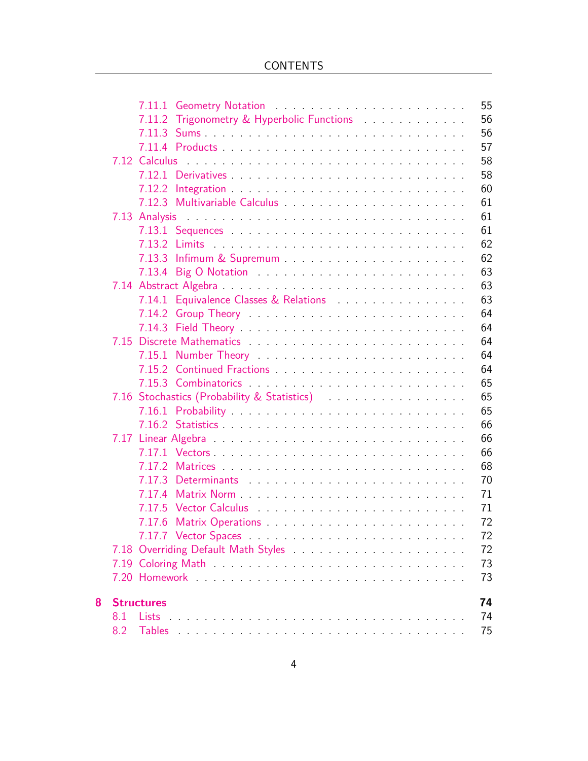- 7.11.1 Geometry Notation . . . . . 55
- 7.11.2 Trigonometry & Hyperbolic Functions . . . . . 56
- 7.11.3 Sums . . . . . 56
- 7.11.4 Products . . . . . 57
- 7.12 Calculus . . . . . 58
  - 7.12.1 Derivatives . . . . . 58
  - 7.12.2 Integration . . . . . 60
  - 7.12.3 Multivariable Calculus . . . . . 61
- 7.13 Analysis . . . . . 61
  - 7.13.1 Sequences . . . . . 61
  - 7.13.2 Limits . . . . . 62
  - 7.13.3 Infimum & Supremum . . . . . 62
  - 7.13.4 Big O Notation . . . . . 63
- 7.14 Abstract Algebra . . . . . 63
  - 7.14.1 Equivalence Classes & Relations . . . . . 63
  - 7.14.2 Group Theory . . . . . 64
  - 7.14.3 Field Theory . . . . . 64
- 7.15 Discrete Mathematics . . . . . 64
  - 7.15.1 Number Theory . . . . . 64
  - 7.15.2 Continued Fractions . . . . . 64
  - 7.15.3 Combinatorics . . . . . 65
- 7.16 Stochastics (Probability & Statistics) . . . . . 65
  - 7.16.1 Probability . . . . . 65
  - 7.16.2 Statistics . . . . . 66
- 7.17 Linear Algebra . . . . . 66
  - 7.17.1 Vectors . . . . . 66
  - 7.17.2 Matrices . . . . . 68
  - 7.17.3 Determinants . . . . . 70
  - 7.17.4 Matrix Norm . . . . . 71
  - 7.17.5 Vector Calculus . . . . . 71
  - 7.17.6 Matrix Operations . . . . . 72
  - 7.17.7 Vector Spaces . . . . . 72
- 7.18 Overriding Default Math Styles . . . . . 72
- 7.19 Coloring Math . . . . . 73
- 7.20 Homework . . . . . 73

**8 Structures** **74**
- 8.1 Lists . . . . . 74
- 8.2 Tables . . . . . 75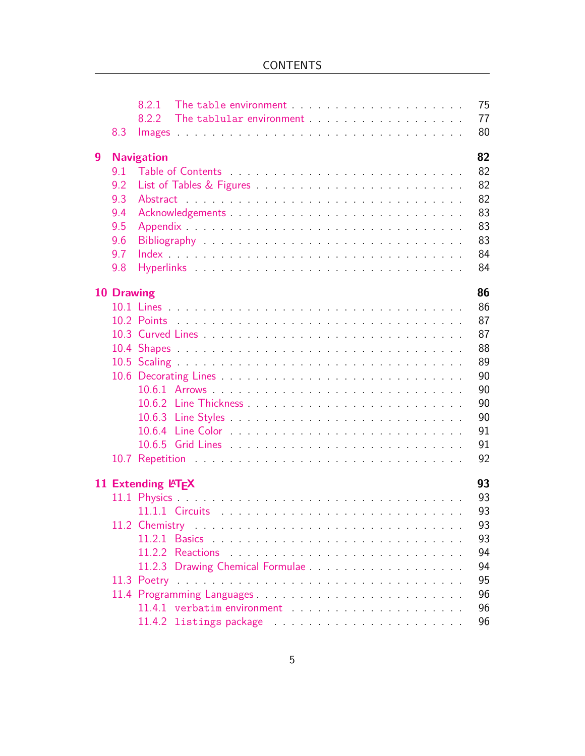- 8.2.1 The `table` environment . . . . . 75
- 8.2.2 The `tablular` environment . . . . . 77
- 8.3 Images . . . . . 80

**9 Navigation** **82**
- 9.1 Table of Contents . . . . . 82
- 9.2 List of Tables & Figures . . . . . 82
- 9.3 Abstract . . . . . 82
- 9.4 Acknowledgements . . . . . 83
- 9.5 Appendix . . . . . 83
- 9.6 Bibliography . . . . . 83
- 9.7 Index . . . . . 84
- 9.8 Hyperlinks . . . . . 84

**10 Drawing** **86**
- 10.1 Lines . . . . . 86
- 10.2 Points . . . . . 87
- 10.3 Curved Lines . . . . . 87
- 10.4 Shapes . . . . . 88
- 10.5 Scaling . . . . . 89
- 10.6 Decorating Lines . . . . . 90
  - 10.6.1 Arrows . . . . . 90
  - 10.6.2 Line Thickness . . . . . 90
  - 10.6.3 Line Styles . . . . . 90
  - 10.6.4 Line Color . . . . . 91
  - 10.6.5 Grid Lines . . . . . 91
- 10.7 Repetition . . . . . 92

**11 Extending LaTeX** **93**
- 11.1 Physics . . . . . 93
  - 11.1.1 Circuits . . . . . 93
- 11.2 Chemistry . . . . . 93
  - 11.2.1 Basics . . . . . 93
  - 11.2.2 Reactions . . . . . 94
  - 11.2.3 Drawing Chemical Formulae . . . . . 94
- 11.3 Poetry . . . . . 95
- 11.4 Programming Languages . . . . . 96
  - 11.4.1 `verbatim` environment . . . . . 96
  - 11.4.2 `listings` package . . . . . 96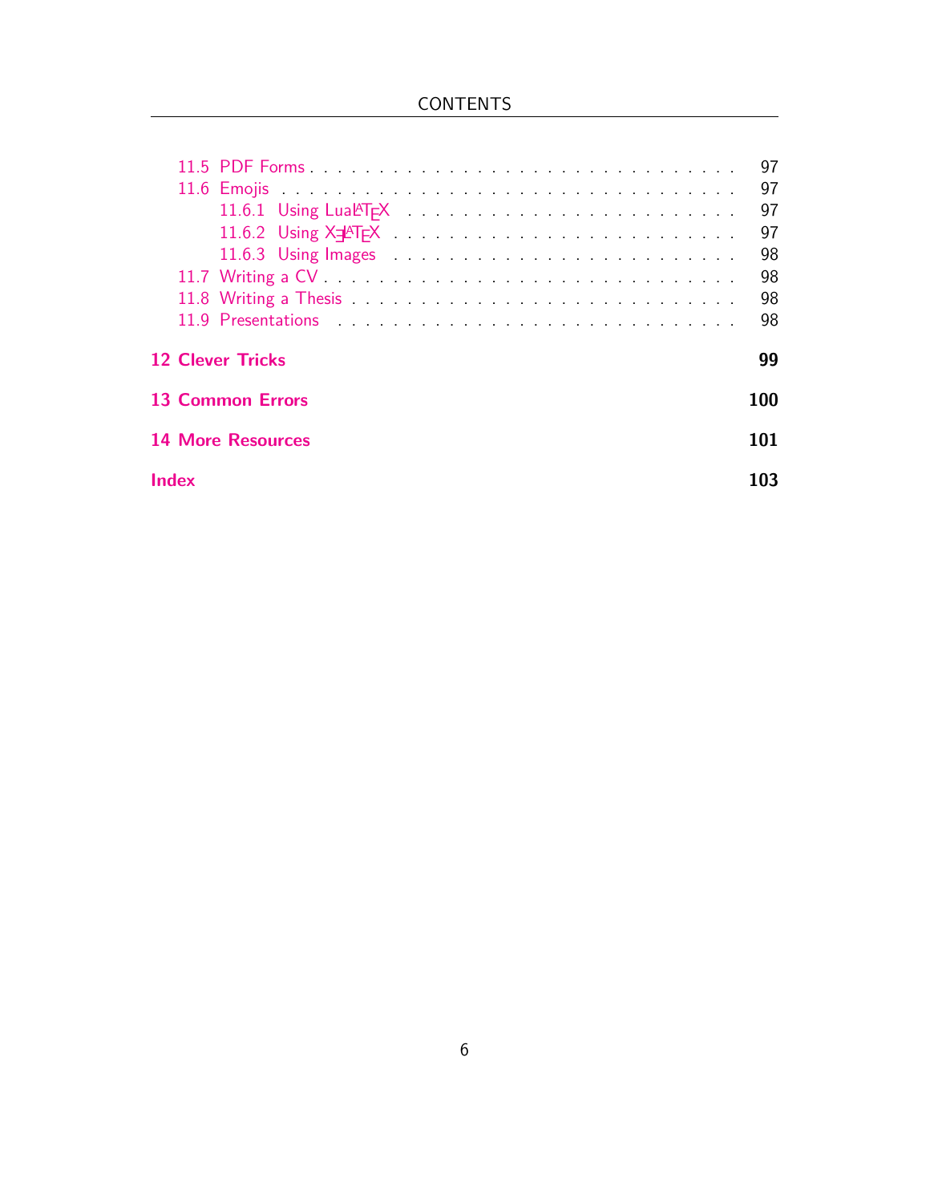- 11.5 PDF Forms . . . . . . . . . . . . . . . . . . . . . . . . . . . . 97
- 11.6 Emojis . . . . . . . . . . . . . . . . . . . . . . . . . . . . 97
  - 11.6.1 Using LuaLaTeX . . . . . . . . . . . . . . . . . . . . . . . 97
  - 11.6.2 Using XeLaTeX . . . . . . . . . . . . . . . . . . . . . . . 97
  - 11.6.3 Using Images . . . . . . . . . . . . . . . . . . . . . . . 98
- 11.7 Writing a CV . . . . . . . . . . . . . . . . . . . . . . . . . . 98
- 11.8 Writing a Thesis . . . . . . . . . . . . . . . . . . . . . . . . 98
- 11.9 Presentations . . . . . . . . . . . . . . . . . . . . . . . . . 98

**12 Clever Tricks** **99**

**13 Common Errors** **100**

**14 More Resources** **101**

**Index** **103**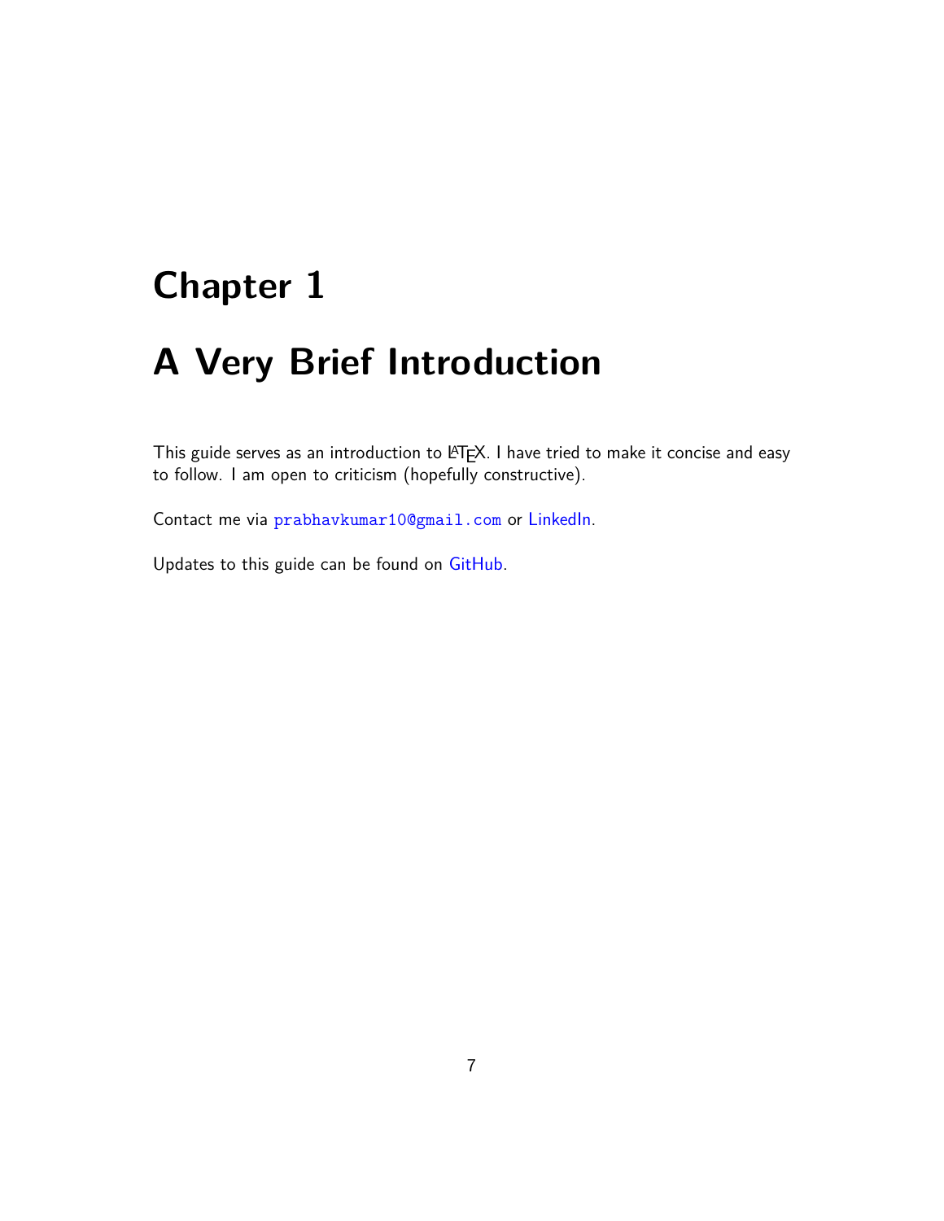# Chapter 1

# A Very Brief Introduction

This guide serves as an introduction to LaTeX. I have tried to make it concise and easy to follow. I am open to criticism (hopefully constructive).

Contact me via `prabhavkumar10@gmail.com` or LinkedIn.

Updates to this guide can be found on GitHub.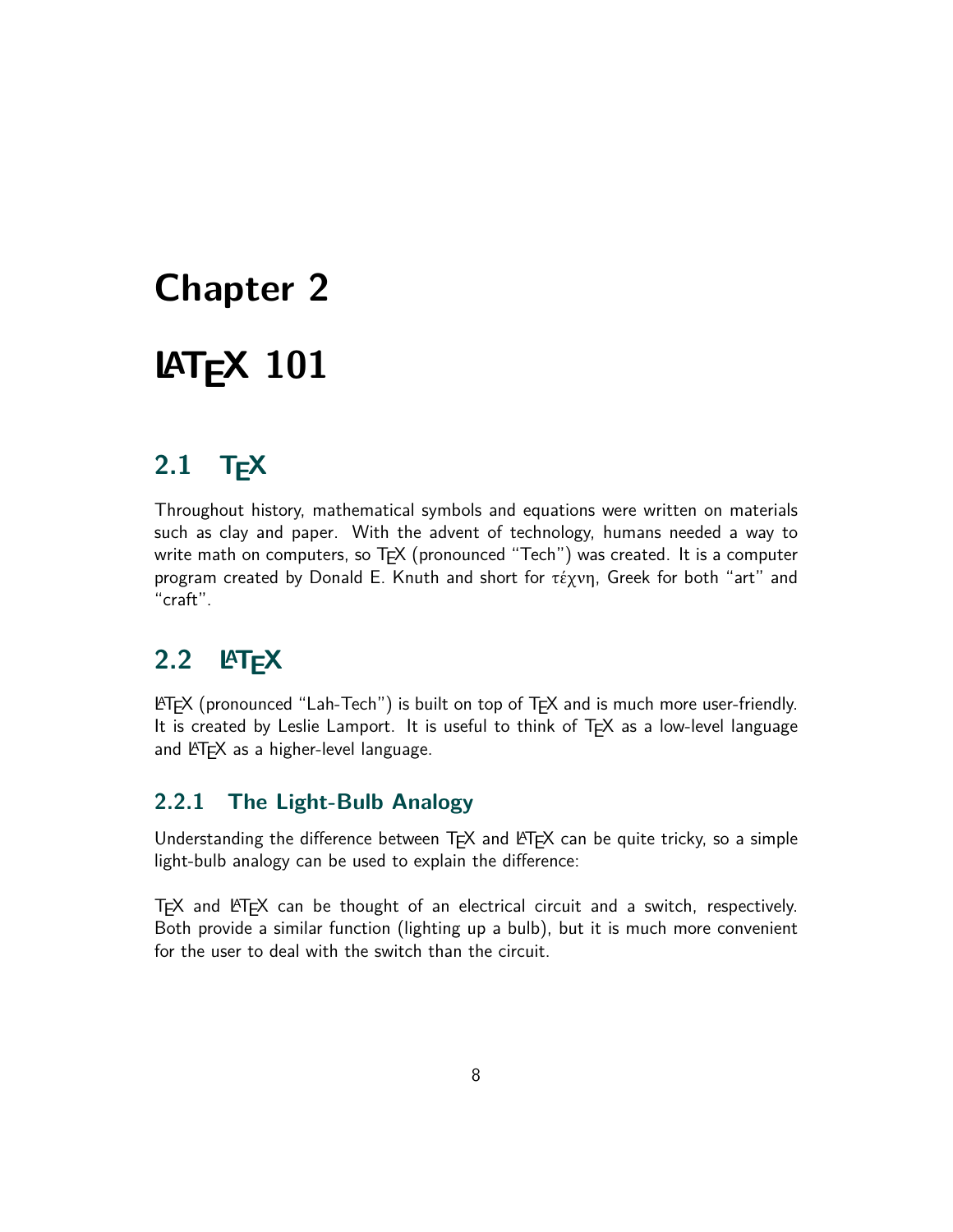# Chapter 2

# LaTeX 101

## 2.1 TeX

Throughout history, mathematical symbols and equations were written on materials such as clay and paper. With the advent of technology, humans needed a way to write math on computers, so TeX (pronounced "Tech") was created. It is a computer program created by Donald E. Knuth and short for τέχνη, Greek for both "art" and "craft".

## 2.2 LaTeX

LaTeX (pronounced "Lah-Tech") is built on top of TeX and is much more user-friendly. It is created by Leslie Lamport. It is useful to think of TeX as a low-level language and LaTeX as a higher-level language.

### 2.2.1 The Light-Bulb Analogy

Understanding the difference between TeX and LaTeX can be quite tricky, so a simple light-bulb analogy can be used to explain the difference:

TeX and LaTeX can be thought of an electrical circuit and a switch, respectively. Both provide a similar function (lighting up a bulb), but it is much more convenient for the user to deal with the switch than the circuit.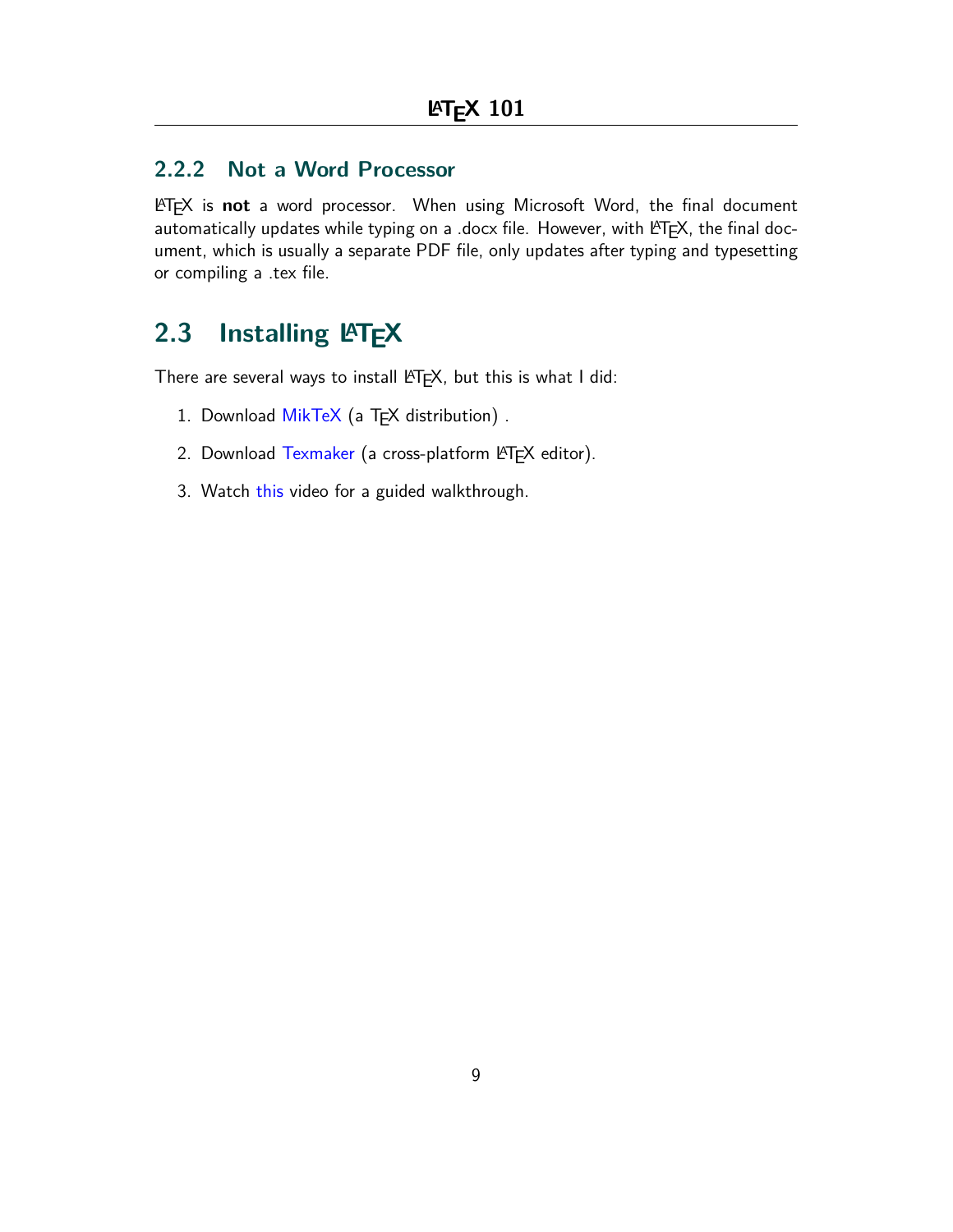### 2.2.2 Not a Word Processor

LaTeX is **not** a word processor. When using Microsoft Word, the final document automatically updates while typing on a .docx file. However, with LaTeX, the final document, which is usually a separate PDF file, only updates after typing and typesetting or compiling a .tex file.

## 2.3 Installing LaTeX

There are several ways to install LaTeX, but this is what I did:

1. Download MikTeX (a TeX distribution) .
2. Download Texmaker (a cross-platform LaTeX editor).
3. Watch this video for a guided walkthrough.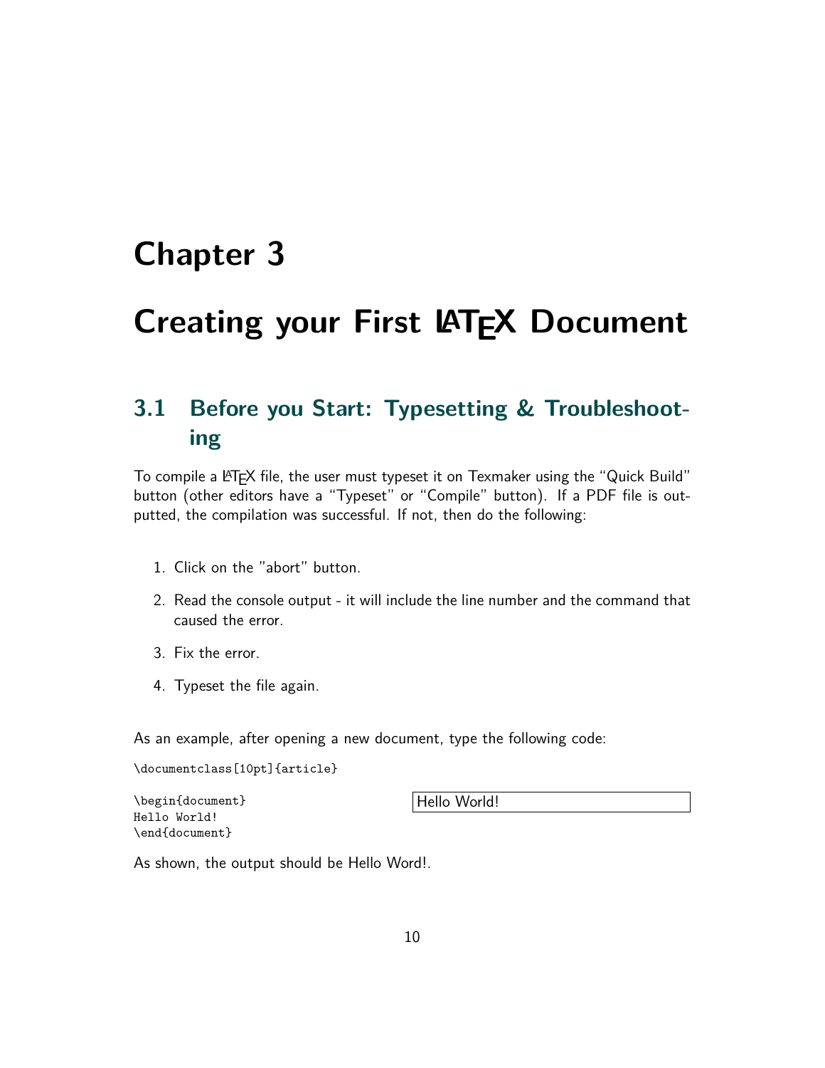# Chapter 3

# Creating your First LaTeX Document

## 3.1 Before you Start: Typesetting & Troubleshooting

To compile a LaTeX file, the user must typeset it on Texmaker using the "Quick Build" button (other editors have a "Typeset" or "Compile" button). If a PDF file is outputted, the compilation was successful. If not, then do the following:

1. Click on the "abort" button.
2. Read the console output - it will include the line number and the command that caused the error.
3. Fix the error.
4. Typeset the file again.

As an example, after opening a new document, type the following code:

```
\documentclass[10pt]{article}

\begin{document}
Hello World!
\end{document}
```

```
Hello World!
```

As shown, the output should be Hello Word!.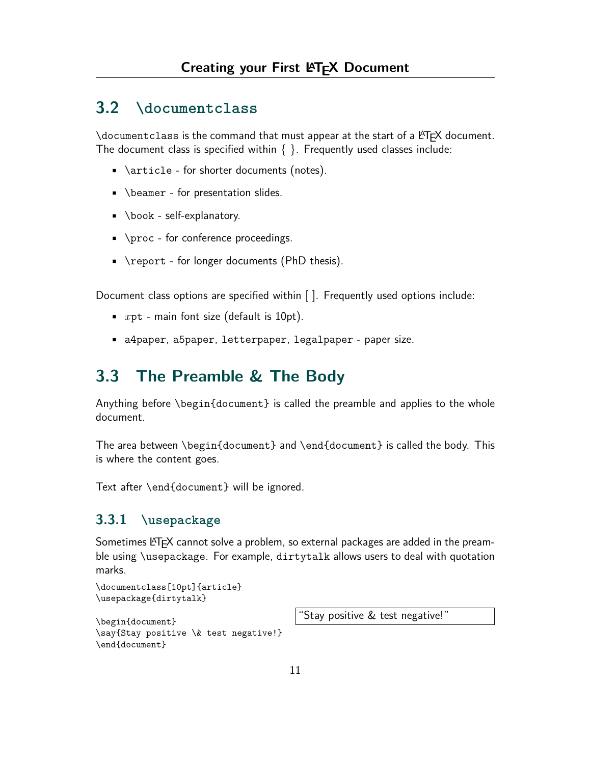## 3.2 `\documentclass`

`\documentclass` is the command that must appear at the start of a LaTeX document. The document class is specified within { }. Frequently used classes include:

- `\article` - for shorter documents (notes).
- `\beamer` - for presentation slides.
- `\book` - self-explanatory.
- `\proc` - for conference proceedings.
- `\report` - for longer documents (PhD thesis).

Document class options are specified within [ ]. Frequently used options include:

- $x$`pt` - main font size (default is 10pt).
- `a4paper`, `a5paper`, `letterpaper`, `legalpaper` - paper size.

## 3.3 The Preamble & The Body

Anything before `\begin{document}` is called the preamble and applies to the whole document.

The area between `\begin{document}` and `\end{document}` is called the body. This is where the content goes.

Text after `\end{document}` will be ignored.

### 3.3.1 `\usepackage`

Sometimes LaTeX cannot solve a problem, so external packages are added in the preamble using `\usepackage`. For example, `dirtytalk` allows users to deal with quotation marks.

```
\documentclass[10pt]{article}
\usepackage{dirtytalk}

\begin{document}
\say{Stay positive \& test negative!}
\end{document}
```

"Stay positive & test negative!"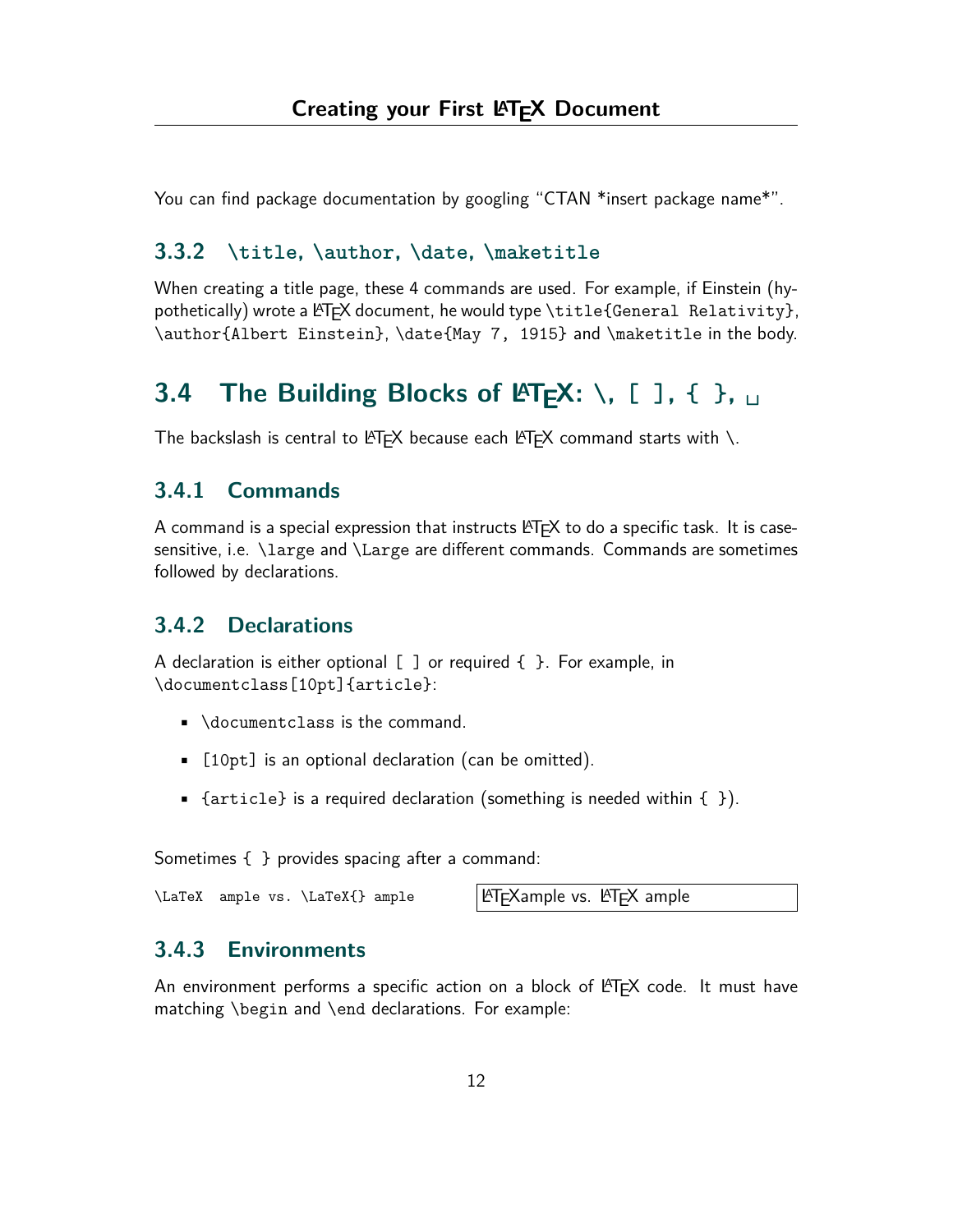You can find package documentation by googling "CTAN *insert package name*".

### 3.3.2 `\title`, `\author`, `\date`, `\maketitle`

When creating a title page, these 4 commands are used. For example, if Einstein (hypothetically) wrote a LaTeX document, he would type `\title{General Relativity}`, `\author{Albert Einstein}`, `\date{May 7, 1915}` and `\maketitle` in the body.

## 3.4 The Building Blocks of LaTeX: `\`, `[ ]`, `{ }`, ␣

The backslash is central to LaTeX because each LaTeX command starts with \.

### 3.4.1 Commands

A command is a special expression that instructs LaTeX to do a specific task. It is case-sensitive, i.e. `\large` and `\Large` are different commands. Commands are sometimes followed by declarations.

### 3.4.2 Declarations

A declaration is either optional `[ ]` or required `{ }`. For example, in `\documentclass[10pt]{article}`:

- `\documentclass` is the command.
- `[10pt]` is an optional declaration (can be omitted).
- `{article}` is a required declaration (something is needed within `{ }`).

Sometimes `{ }` provides spacing after a command:

```
\LaTeX  ample vs. \LaTeX{} ample
```

LaTeXample vs. LaTeX ample

### 3.4.3 Environments

An environment performs a specific action on a block of LaTeX code. It must have matching `\begin` and `\end` declarations. For example: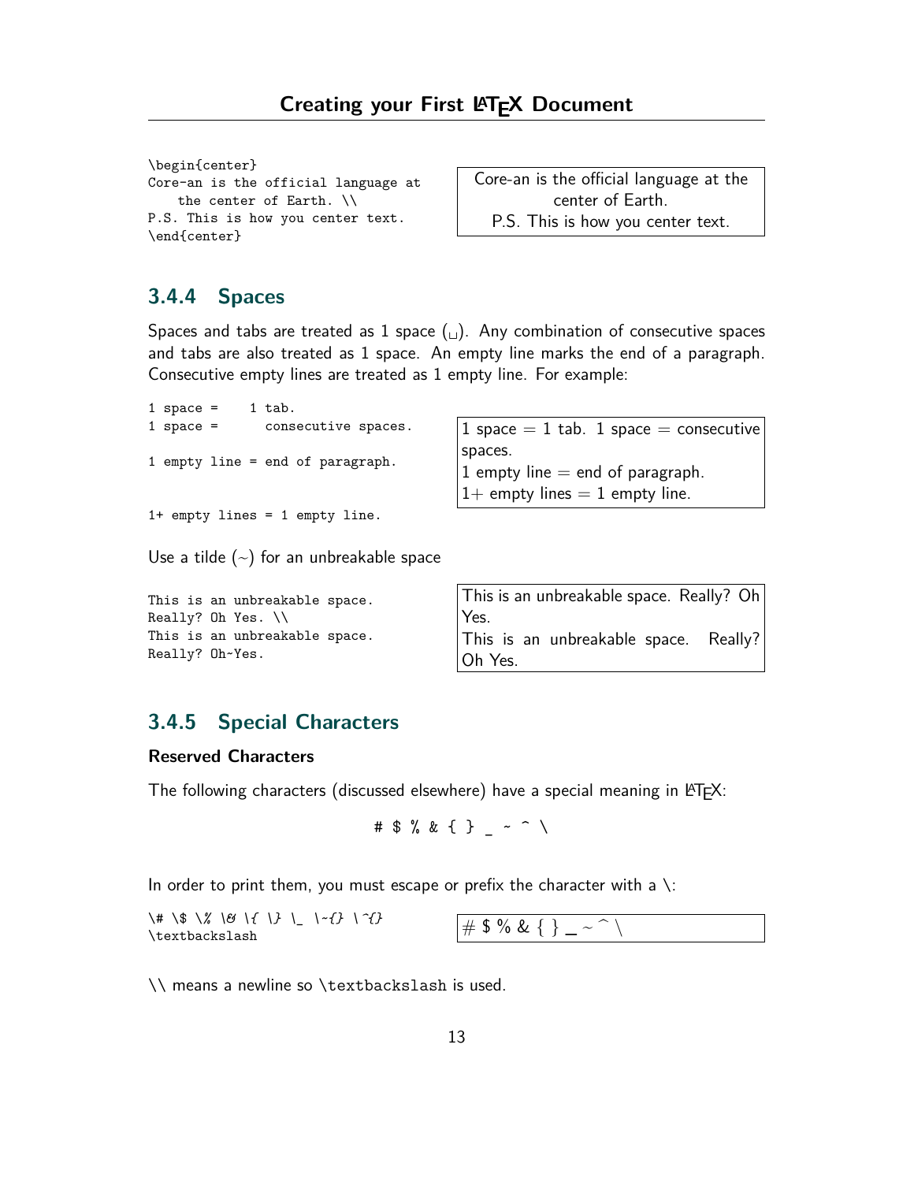```
\begin{center}
Core-an is the official language at
    the center of Earth. \\
P.S. This is how you center text.
\end{center}
```

Core-an is the official language at the center of Earth.
P.S. This is how you center text.

### 3.4.4 Spaces

Spaces and tabs are treated as 1 space (␣). Any combination of consecutive spaces and tabs are also treated as 1 space. An empty line marks the end of a paragraph. Consecutive empty lines are treated as 1 empty line. For example:

```
1 space =    1 tab.
1 space =      consecutive spaces.

1 empty line = end of paragraph.


1+ empty lines = 1 empty line.
```

1 space = 1 tab. 1 space = consecutive spaces.
1 empty line = end of paragraph.
1+ empty lines = 1 empty line.

Use a tilde (~) for an unbreakable space

```
This is an unbreakable space.
Really? Oh Yes. \\
This is an unbreakable space.
Really? Oh~Yes.
```

This is an unbreakable space. Really? Oh Yes.
This is an unbreakable space. Really? Oh Yes.

### 3.4.5 Special Characters

**Reserved Characters**

The following characters (discussed elsewhere) have a special meaning in LaTeX:

# $ % & { } _ ~ ^ \

In order to print them, you must escape or prefix the character with a \:

```
\# \$ \% \& \{ \} \_ \~{} \^{}
\textbackslash
```

# $ % & { } _ ~ ^ \

\\ means a newline so `\textbackslash` is used.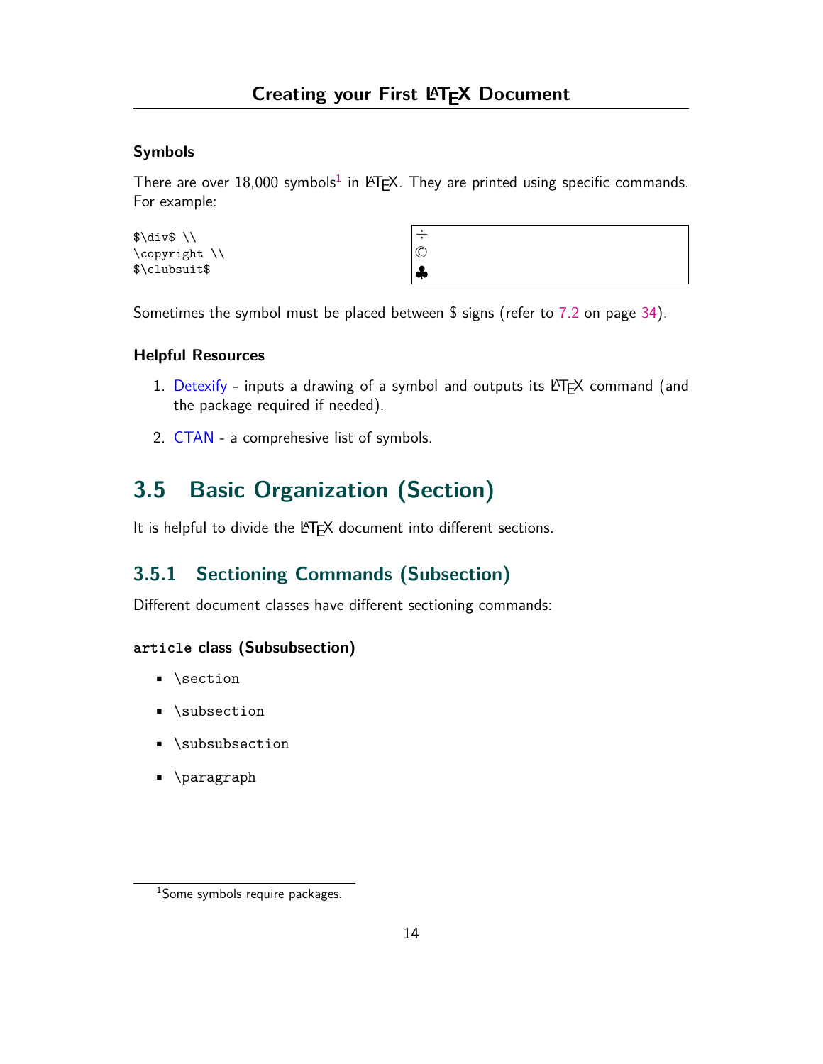### Symbols

There are over 18,000 symbols[1] in LaTeX. They are printed using specific commands. For example:

```
$\div$ \\
\copyright \\
$\clubsuit$
```

| |
|---|
| ÷ |
| © |
| ♣ |

Sometimes the symbol must be placed between $ signs (refer to 7.2 on page 34).

### Helpful Resources

1. Detexify - inputs a drawing of a symbol and outputs its LaTeX command (and the package required if needed).
2. CTAN - a comprehesive list of symbols.

## 3.5 Basic Organization (Section)

It is helpful to divide the LaTeX document into different sections.

### 3.5.1 Sectioning Commands (Subsection)

Different document classes have different sectioning commands:

#### `article` class (Subsubsection)

- `\section`
- `\subsection`
- `\subsubsection`
- `\paragraph`

[1] Some symbols require packages.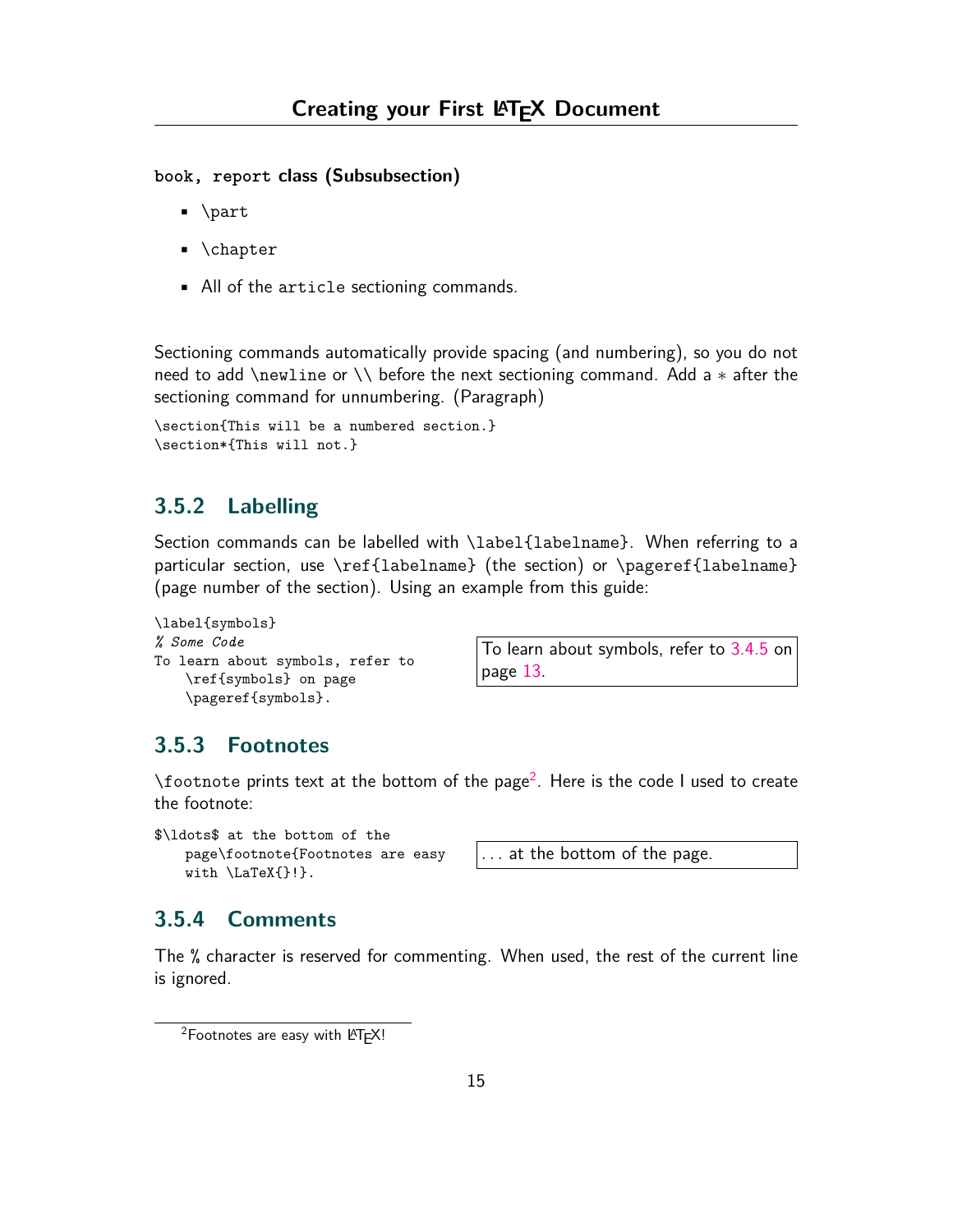**`book`, `report` class (Subsubsection)**

- `\part`
- `\chapter`
- All of the `article` sectioning commands.

Sectioning commands automatically provide spacing (and numbering), so you do not need to add `\newline` or `\\` before the next sectioning command. Add a $*$ after the sectioning command for unnumbering. (Paragraph)

```
\section{This will be a numbered section.}
\section*{This will not.}
```

### 3.5.2 Labelling

Section commands can be labelled with `\label{labelname}`. When referring to a particular section, use `\ref{labelname}` (the section) or `\pageref{labelname}` (page number of the section). Using an example from this guide:

```
\label{symbols}
% Some Code
To learn about symbols, refer to
    \ref{symbols} on page
    \pageref{symbols}.
```

To learn about symbols, refer to 3.4.5 on page 13.

### 3.5.3 Footnotes

`\footnote` prints text at the bottom of the page[2]. Here is the code I used to create the footnote:

```
$\ldots$ at the bottom of the
    page\footnote{Footnotes are easy
    with \LaTeX{}!}.
```

. . . at the bottom of the page.

### 3.5.4 Comments

The % character is reserved for commenting. When used, the rest of the current line is ignored.

[2] Footnotes are easy with LaTeX!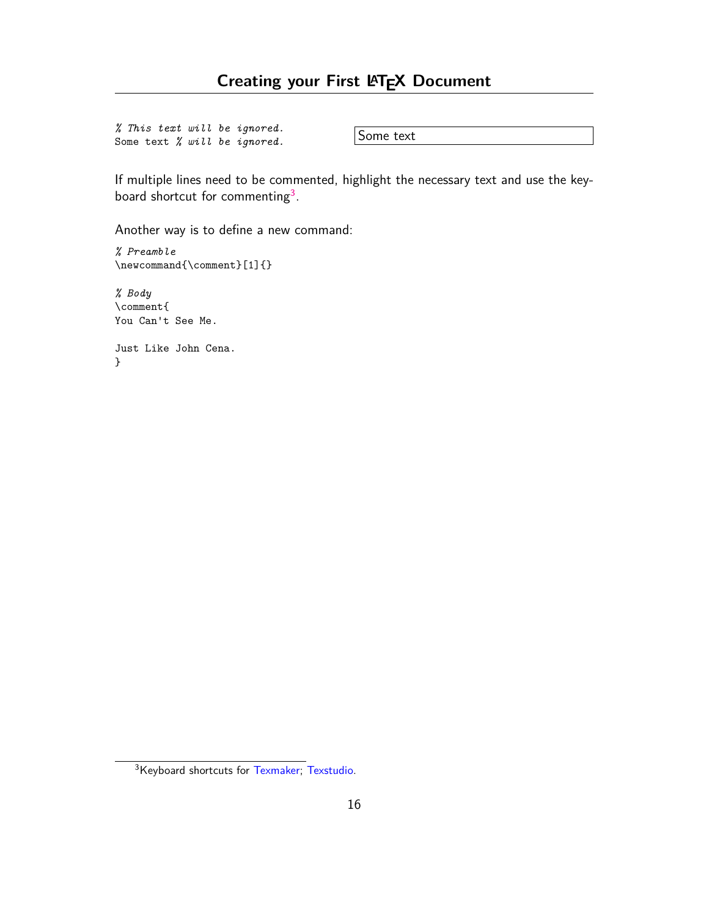```
% This text will be ignored.
Some text % will be ignored.
```

Some text

If multiple lines need to be commented, highlight the necessary text and use the keyboard shortcut for commenting[3].

Another way is to define a new command:

```
% Preamble
\newcommand{\comment}[1]{}

% Body
\comment{
You Can't See Me.

Just Like John Cena.
}
```

[3]Keyboard shortcuts for Texmaker; Texstudio.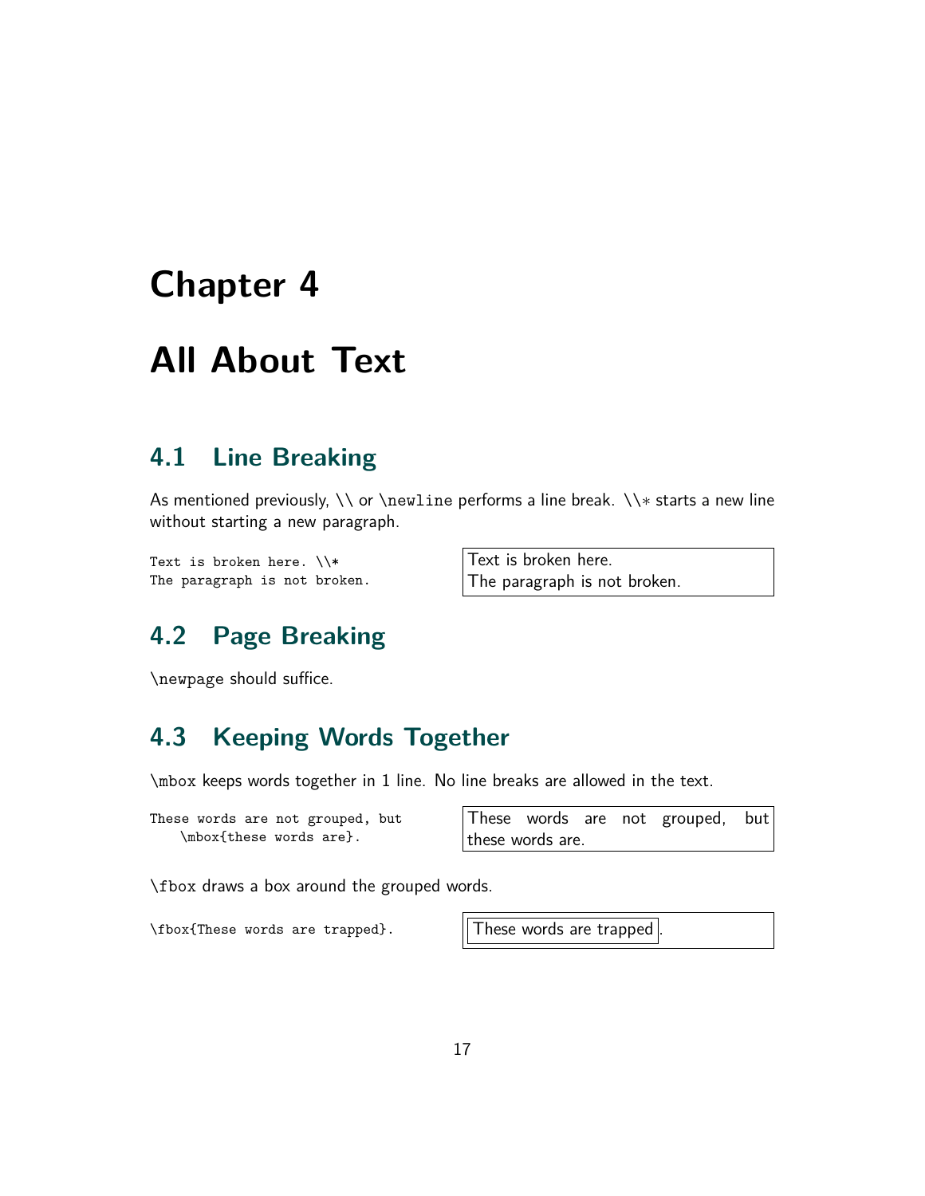# Chapter 4

# All About Text

## 4.1 Line Breaking

As mentioned previously, `\\` or `\newline` performs a line break. `\\*` starts a new line without starting a new paragraph.

```
Text is broken here. \\*
The paragraph is not broken.
```

Text is broken here.
The paragraph is not broken.

## 4.2 Page Breaking

`\newpage` should suffice.

## 4.3 Keeping Words Together

`\mbox` keeps words together in 1 line. No line breaks are allowed in the text.

```
These words are not grouped, but
    \mbox{these words are}.
```

These words are not grouped, but
these words are.

`\fbox` draws a box around the grouped words.

```
\fbox{These words are trapped}.
```

These words are trapped.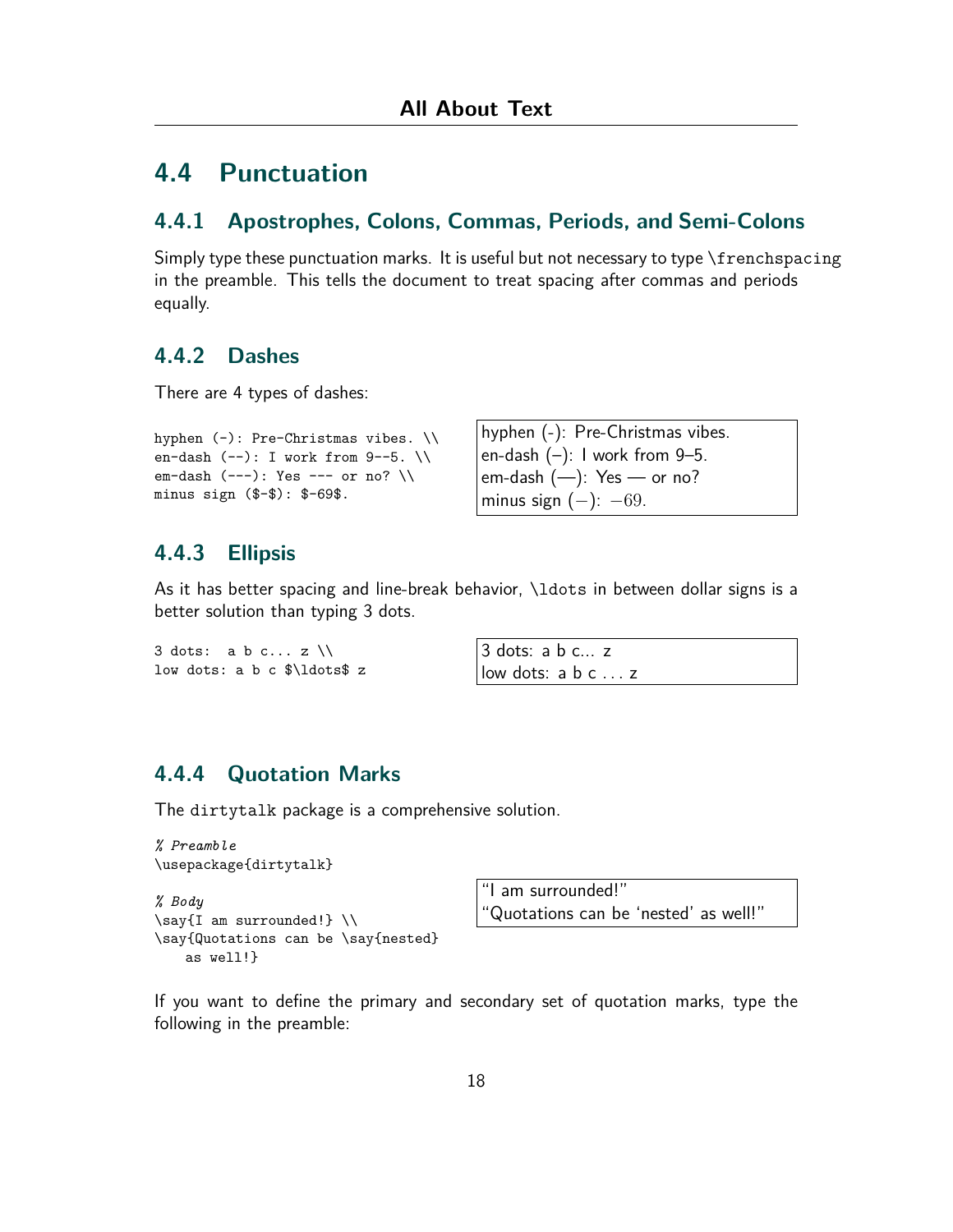## 4.4 Punctuation

### 4.4.1 Apostrophes, Colons, Commas, Periods, and Semi-Colons

Simply type these punctuation marks. It is useful but not necessary to type `\frenchspacing` in the preamble. This tells the document to treat spacing after commas and periods equally.

### 4.4.2 Dashes

There are 4 types of dashes:

```
hyphen (-): Pre-Christmas vibes. \\
en-dash (--): I work from 9--5. \\
em-dash (---): Yes --- or no? \\
minus sign ($-$): $-69$.
```

hyphen (-): Pre-Christmas vibes.
en-dash (–): I work from 9–5.
em-dash (—): Yes — or no?
minus sign ($-$): $-69$.

### 4.4.3 Ellipsis

As it has better spacing and line-break behavior, `\ldots` in between dollar signs is a better solution than typing 3 dots.

```
3 dots:  a b c... z \\
low dots: a b c $\ldots$ z
```

3 dots: a b c... z
low dots: a b c $\ldots$ z

### 4.4.4 Quotation Marks

The `dirtytalk` package is a comprehensive solution.

```
% Preamble
\usepackage{dirtytalk}

% Body
\say{I am surrounded!} \\
\say{Quotations can be \say{nested}
    as well!}
```

"I am surrounded!"
"Quotations can be 'nested' as well!"

If you want to define the primary and secondary set of quotation marks, type the following in the preamble: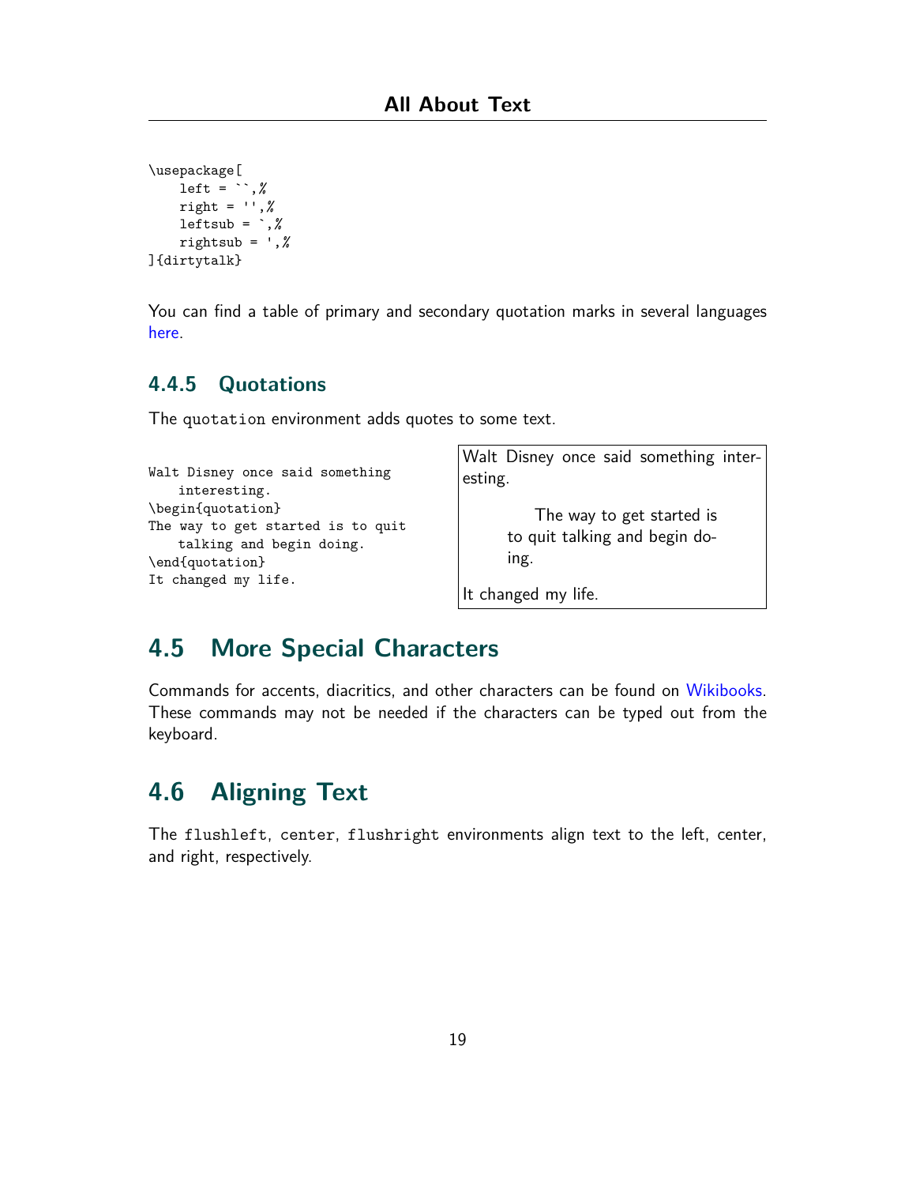```
\usepackage[
    left = ``,%
    right = '',%
    leftsub = `,%
    rightsub = ',%
]{dirtytalk}
```

You can find a table of primary and secondary quotation marks in several languages here.

### 4.4.5 Quotations

The `quotation` environment adds quotes to some text.

```
Walt Disney once said something
    interesting.
\begin{quotation}
The way to get started is to quit
    talking and begin doing.
\end{quotation}
It changed my life.
```

Walt Disney once said something interesting.

> The way to get started is to quit talking and begin doing.

It changed my life.

## 4.5 More Special Characters

Commands for accents, diacritics, and other characters can be found on Wikibooks. These commands may not be needed if the characters can be typed out from the keyboard.

## 4.6 Aligning Text

The `flushleft`, `center`, `flushright` environments align text to the left, center, and right, respectively.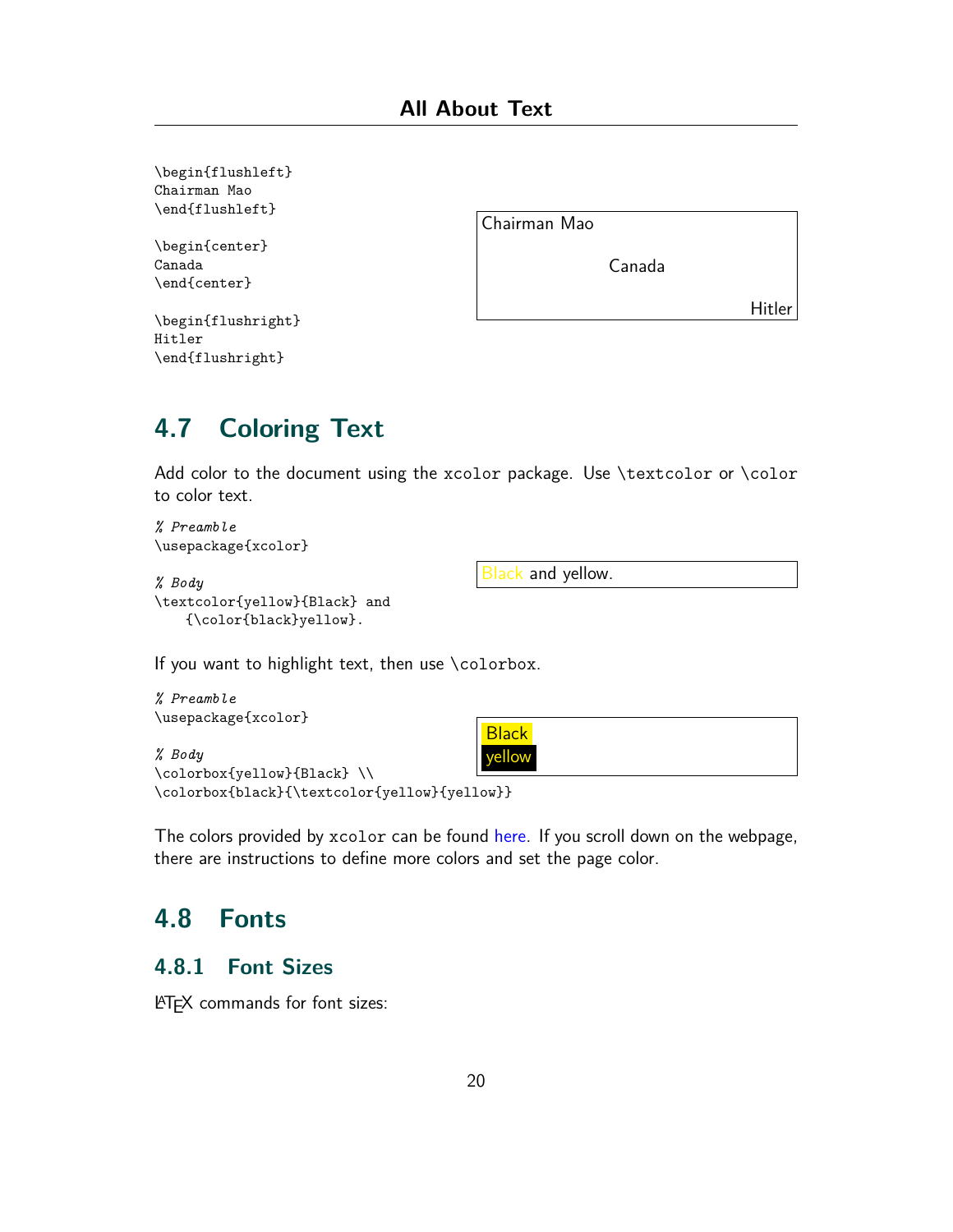```
\begin{flushleft}
Chairman Mao
\end{flushleft}

\begin{center}
Canada
\end{center}

\begin{flushright}
Hitler
\end{flushright}
```

Chairman Mao

Canada

Hitler

## 4.7 Coloring Text

Add color to the document using the xcolor package. Use \textcolor or \color to color text.

```
% Preamble
\usepackage{xcolor}

% Body
\textcolor{yellow}{Black} and
    {\color{black}yellow}.
```

Black and yellow.

If you want to highlight text, then use \colorbox.

```
% Preamble
\usepackage{xcolor}

% Body
\colorbox{yellow}{Black} \\
\colorbox{black}{\textcolor{yellow}{yellow}}
```

Black
yellow

The colors provided by xcolor can be found here. If you scroll down on the webpage, there are instructions to define more colors and set the page color.

## 4.8 Fonts

### 4.8.1 Font Sizes

LaTeX commands for font sizes: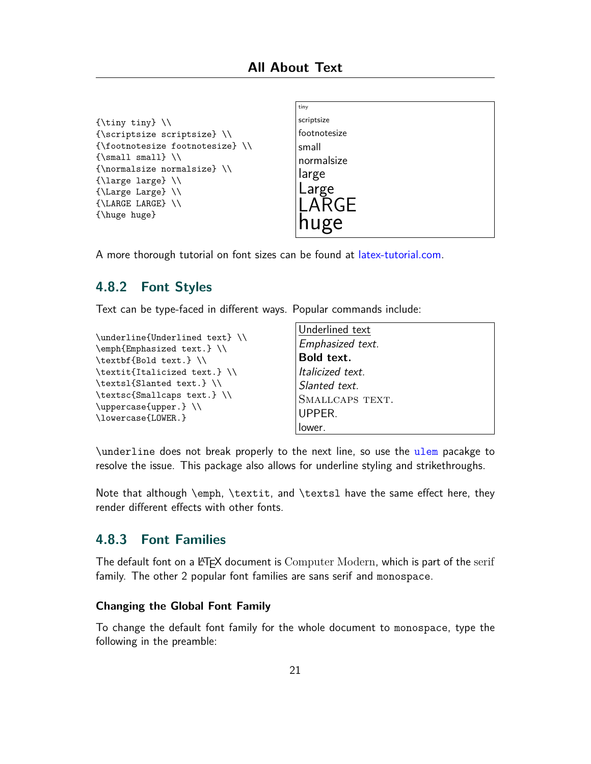```
{\tiny tiny} \\
{\scriptsize scriptsize} \\
{\footnotesize footnotesize} \\
{\small small} \\
{\normalsize normalsize} \\
{\large large} \\
{\Large Large} \\
{\LARGE LARGE} \\
{\huge huge}
```

tiny
scriptsize
footnotesize
small
normalsize
large
Large
LARGE
huge

A more thorough tutorial on font sizes can be found at latex-tutorial.com.

### 4.8.2 Font Styles

Text can be type-faced in different ways. Popular commands include:

```
\underline{Underlined text} \\
\emph{Emphasized text.} \\
\textbf{Bold text.} \\
\textit{Italicized text.} \\
\textsl{Slanted text.} \\
\textsc{Smallcaps text.} \\
\uppercase{upper.} \\
\lowercase{LOWER.}
```

<u>Underlined text</u>
*Emphasized text.*
**Bold text.**
*Italicized text.*
*Slanted text.*
SMALLCAPS TEXT.
UPPER.
lower.

`\underline` does not break properly to the next line, so use the `ulem` pacakge to resolve the issue. This package also allows for underline styling and strikethroughs.

Note that although `\emph`, `\textit`, and `\textsl` have the same effect here, they render different effects with other fonts.

### 4.8.3 Font Families

The default font on a LaTeX document is Computer Modern, which is part of the serif family. The other 2 popular font families are sans serif and `monospace`.

#### Changing the Global Font Family

To change the default font family for the whole document to `monospace`, type the following in the preamble: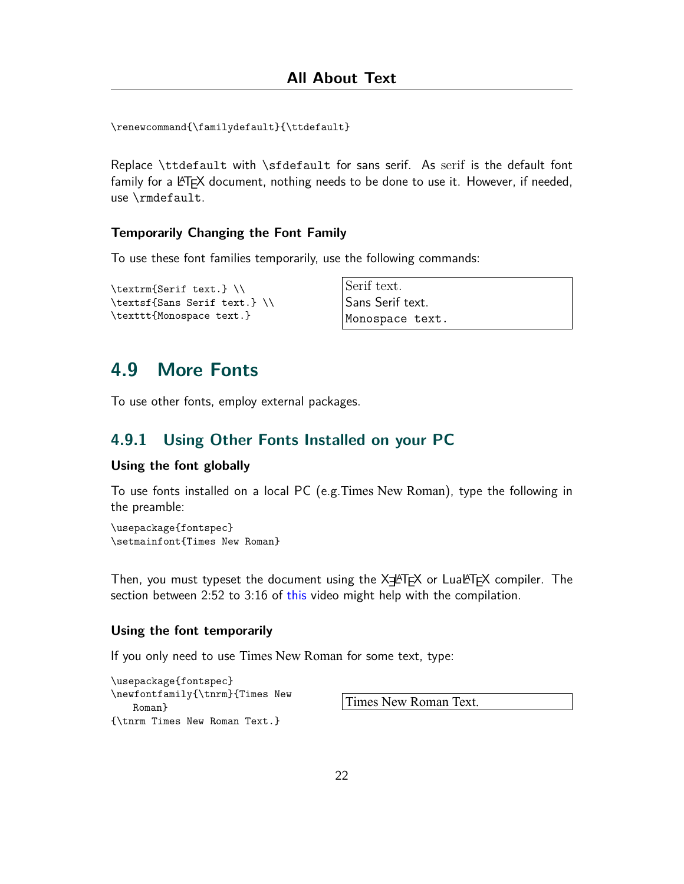```
\renewcommand{\familydefault}{\ttdefault}
```

Replace `\ttdefault` with `\sfdefault` for sans serif. As serif is the default font family for a LaTeX document, nothing needs to be done to use it. However, if needed, use `\rmdefault`.

#### Temporarily Changing the Font Family

To use these font families temporarily, use the following commands:

```
\textrm{Serif text.} \\
\textsf{Sans Serif text.} \\
\texttt{Monospace text.}
```

Serif text.
Sans Serif text.
Monospace text.

## 4.9 More Fonts

To use other fonts, employ external packages.

### 4.9.1 Using Other Fonts Installed on your PC

#### Using the font globally

To use fonts installed on a local PC (e.g.Times New Roman), type the following in the preamble:

```
\usepackage{fontspec}
\setmainfont{Times New Roman}
```

Then, you must typeset the document using the XeLaTeX or LuaLaTeX compiler. The section between 2:52 to 3:16 of this video might help with the compilation.

#### Using the font temporarily

If you only need to use Times New Roman for some text, type:

```
\usepackage{fontspec}
\newfontfamily{\tnrm}{Times New
    Roman}
{\tnrm Times New Roman Text.}
```

Times New Roman Text.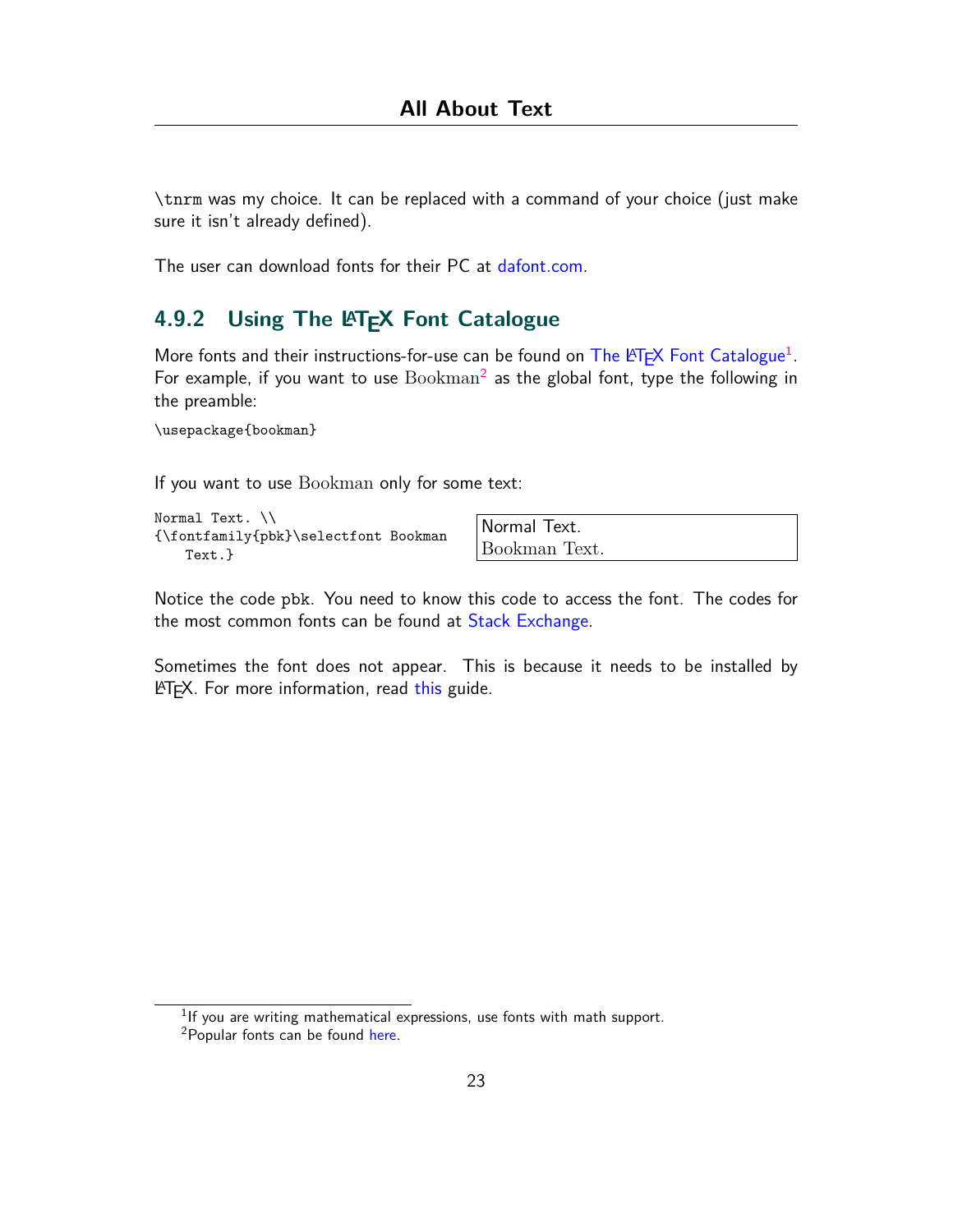\tnrm was my choice. It can be replaced with a command of your choice (just make sure it isn't already defined).

The user can download fonts for their PC at dafont.com.

### 4.9.2 Using The LaTeX Font Catalogue

More fonts and their instructions-for-use can be found on The LaTeX Font Catalogue[1]. For example, if you want to use Bookman[2] as the global font, type the following in the preamble:

```
\usepackage{bookman}
```

If you want to use Bookman only for some text:

```
Normal Text. \\
{\fontfamily{pbk}\selectfont Bookman
    Text.}
```

Normal Text.
Bookman Text.

Notice the code pbk. You need to know this code to access the font. The codes for the most common fonts can be found at Stack Exchange.

Sometimes the font does not appear. This is because it needs to be installed by LaTeX. For more information, read this guide.

[1] If you are writing mathematical expressions, use fonts with math support.

[2] Popular fonts can be found here.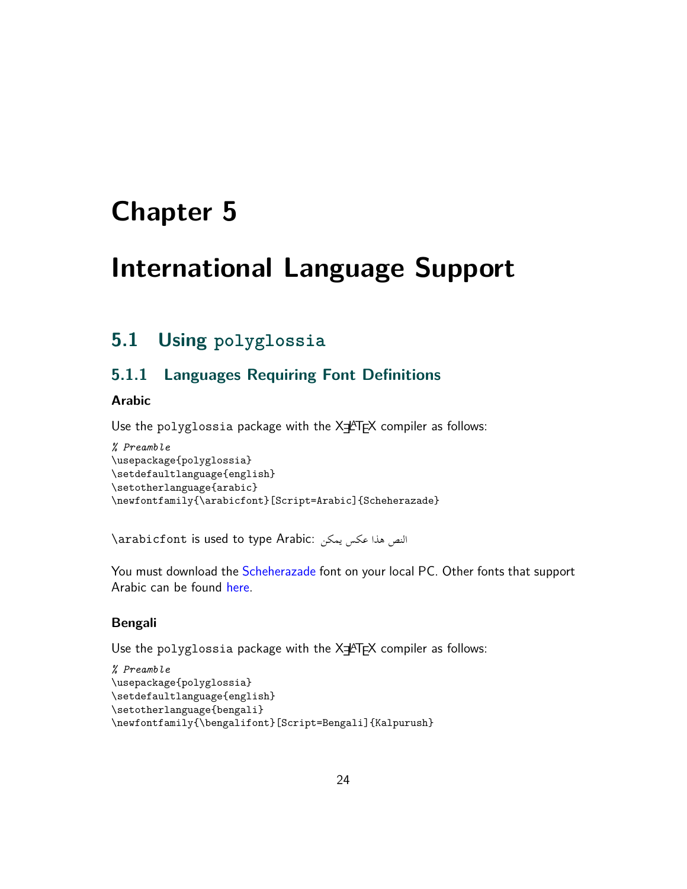# Chapter 5

# International Language Support

## 5.1 Using polyglossia

### 5.1.1 Languages Requiring Font Definitions

#### Arabic

Use the polyglossia package with the XƎLaTeX compiler as follows:

```
% Preamble
\usepackage{polyglossia}
\setdefaultlanguage{english}
\setotherlanguage{arabic}
\newfontfamily{\arabicfont}[Script=Arabic]{Scheherazade}
```

\arabicfont is used to type Arabic: النص هذا عكس يمكن

You must download the Scheherazade font on your local PC. Other fonts that support Arabic can be found here.

#### Bengali

Use the polyglossia package with the XƎLaTeX compiler as follows:

```
% Preamble
\usepackage{polyglossia}
\setdefaultlanguage{english}
\setotherlanguage{bengali}
\newfontfamily{\bengalifont}[Script=Bengali]{Kalpurush}
```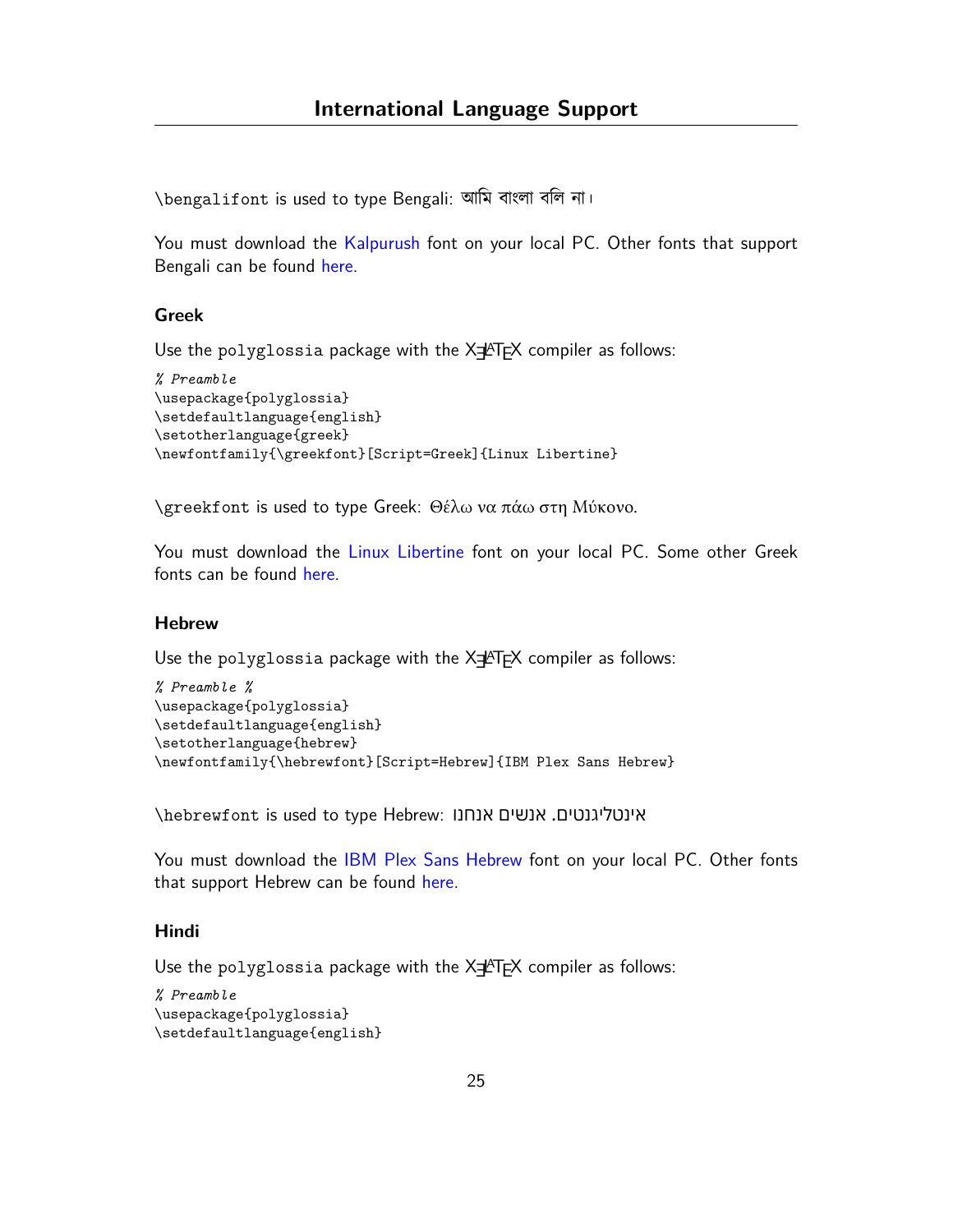`\bengalifont` is used to type Bengali: আমি বাংলা বলি না।

You must download the Kalpurush font on your local PC. Other fonts that support Bengali can be found here.

### Greek

Use the `polyglossia` package with the XƎLATEX compiler as follows:

```
% Preamble
\usepackage{polyglossia}
\setdefaultlanguage{english}
\setotherlanguage{greek}
\newfontfamily{\greekfont}[Script=Greek]{Linux Libertine}
```

`\greekfont` is used to type Greek: Θέλω να πάω στη Μύκονο.

You must download the Linux Libertine font on your local PC. Some other Greek fonts can be found here.

### Hebrew

Use the `polyglossia` package with the XƎLATEX compiler as follows:

```
% Preamble %
\usepackage{polyglossia}
\setdefaultlanguage{english}
\setotherlanguage{hebrew}
\newfontfamily{\hebrewfont}[Script=Hebrew]{IBM Plex Sans Hebrew}
```

`\hebrewfont` is used to type Hebrew: אנחנו אנשים אינטליגנטים.

You must download the IBM Plex Sans Hebrew font on your local PC. Other fonts that support Hebrew can be found here.

### Hindi

Use the `polyglossia` package with the XƎLATEX compiler as follows:

```
% Preamble
\usepackage{polyglossia}
\setdefaultlanguage{english}
```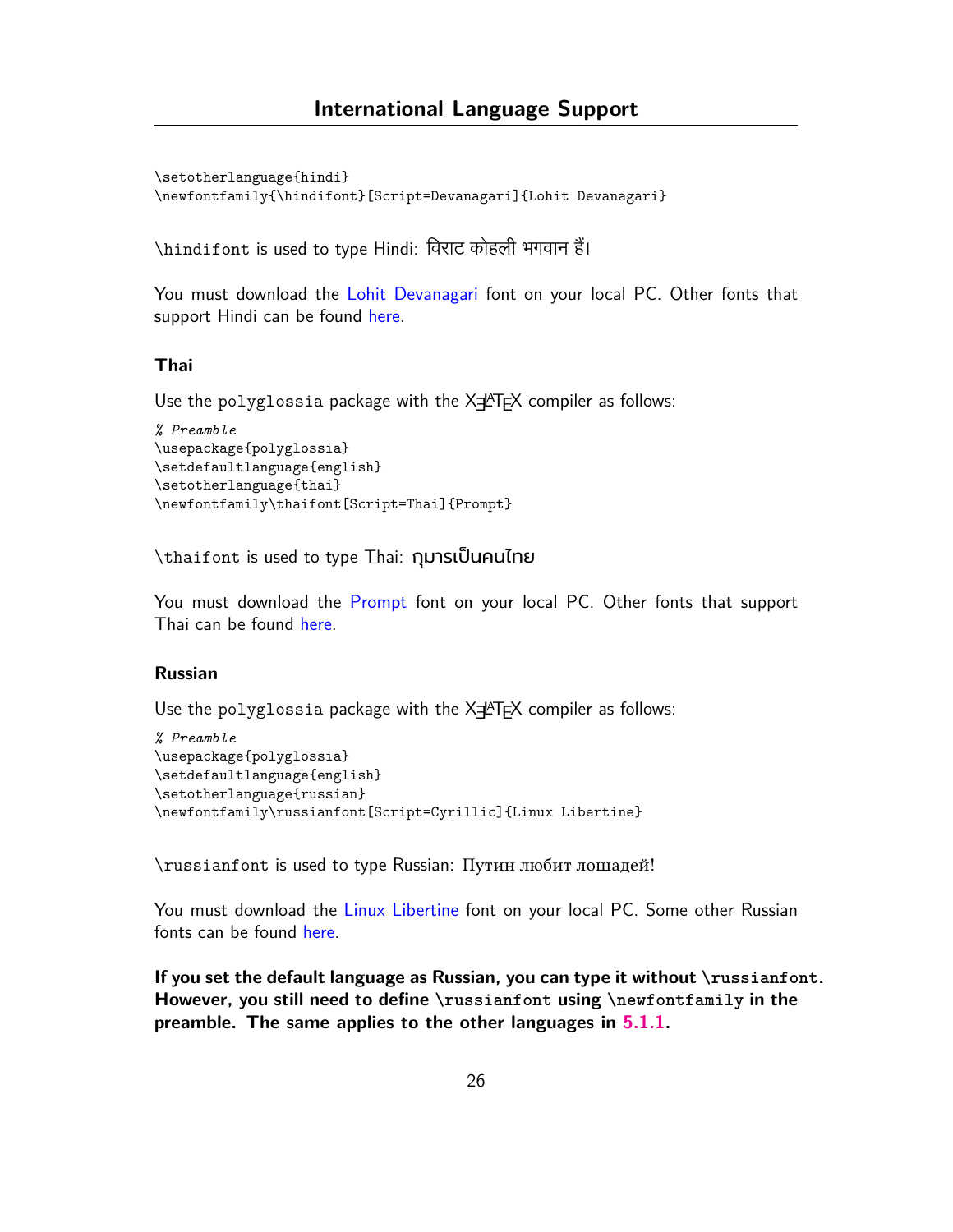```
\setotherlanguage{hindi}
\newfontfamily{\hindifont}[Script=Devanagari]{Lohit Devanagari}
```

\hindifont is used to type Hindi: विराट कोहली भगवान हैं।

You must download the Lohit Devanagari font on your local PC. Other fonts that support Hindi can be found here.

### Thai

Use the polyglossia package with the XƎLATEX compiler as follows:

```
% Preamble
\usepackage{polyglossia}
\setdefaultlanguage{english}
\setotherlanguage{thai}
\newfontfamily\thaifont[Script=Thai]{Prompt}
```

\thaifont is used to type Thai: กุมารเป็นคนไทย

You must download the Prompt font on your local PC. Other fonts that support Thai can be found here.

### Russian

Use the polyglossia package with the XƎLATEX compiler as follows:

```
% Preamble
\usepackage{polyglossia}
\setdefaultlanguage{english}
\setotherlanguage{russian}
\newfontfamily\russianfont[Script=Cyrillic]{Linux Libertine}
```

\russianfont is used to type Russian: Путин любит лошадей!

You must download the Linux Libertine font on your local PC. Some other Russian fonts can be found here.

**If you set the default language as Russian, you can type it without \russianfont. However, you still need to define \russianfont using \newfontfamily in the preamble. The same applies to the other languages in 5.1.1.**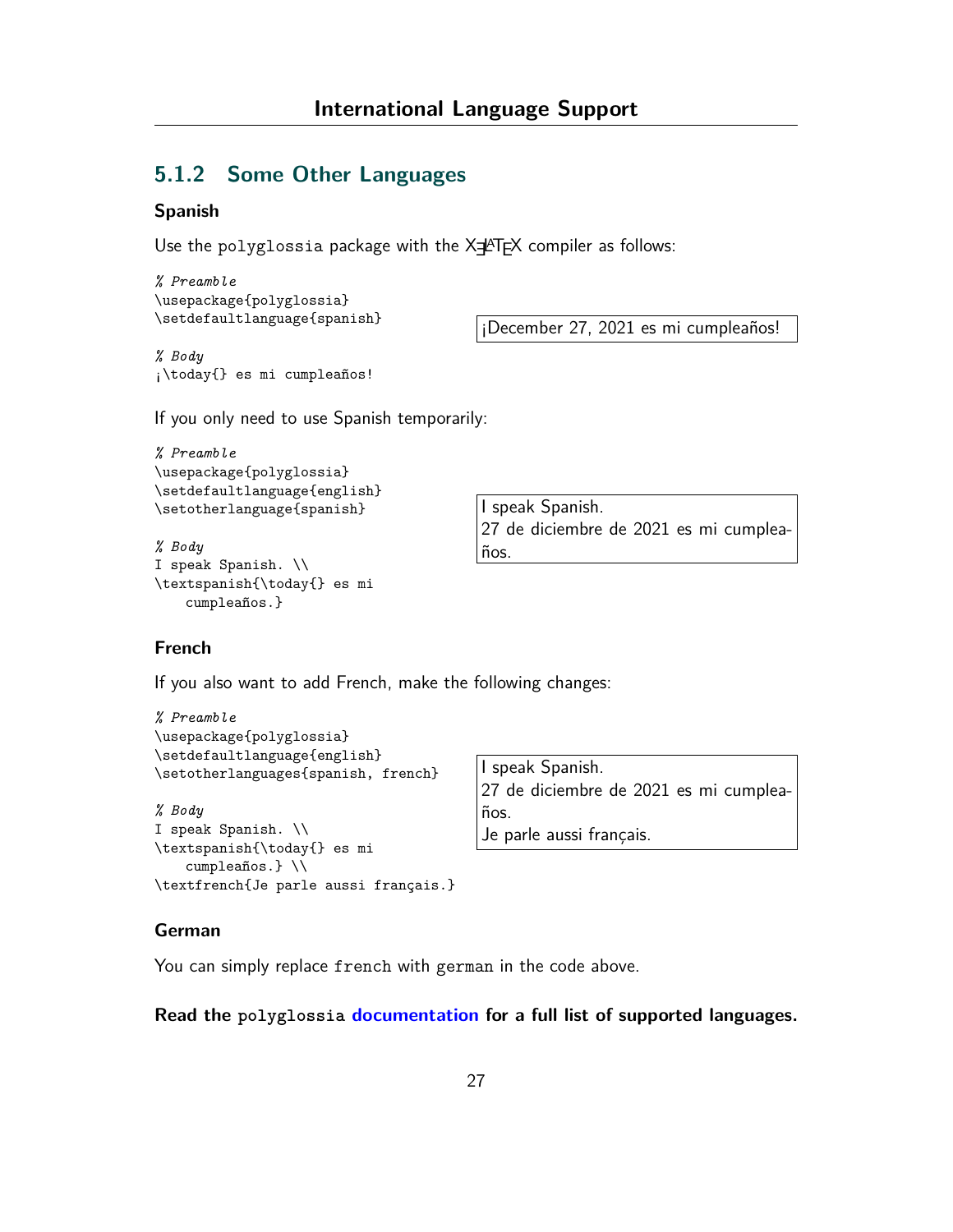### 5.1.2 Some Other Languages

#### Spanish

Use the `polyglossia` package with the XƎLaTeX compiler as follows:

```
% Preamble
\usepackage{polyglossia}
\setdefaultlanguage{spanish}

% Body
¡\today{} es mi cumpleaños!
```

¡December 27, 2021 es mi cumpleaños!

If you only need to use Spanish temporarily:

```
% Preamble
\usepackage{polyglossia}
\setdefaultlanguage{english}
\setotherlanguage{spanish}

% Body
I speak Spanish. \\
\textspanish{\today{} es mi
    cumpleaños.}
```

I speak Spanish.
27 de diciembre de 2021 es mi cumpleaños.

#### French

If you also want to add French, make the following changes:

```
% Preamble
\usepackage{polyglossia}
\setdefaultlanguage{english}
\setotherlanguages{spanish, french}

% Body
I speak Spanish. \\
\textspanish{\today{} es mi
    cumpleaños.} \\
\textfrench{Je parle aussi français.}
```

I speak Spanish.
27 de diciembre de 2021 es mi cumpleaños.
Je parle aussi français.

#### German

You can simply replace `french` with `german` in the code above.

**Read the `polyglossia` documentation for a full list of supported languages.**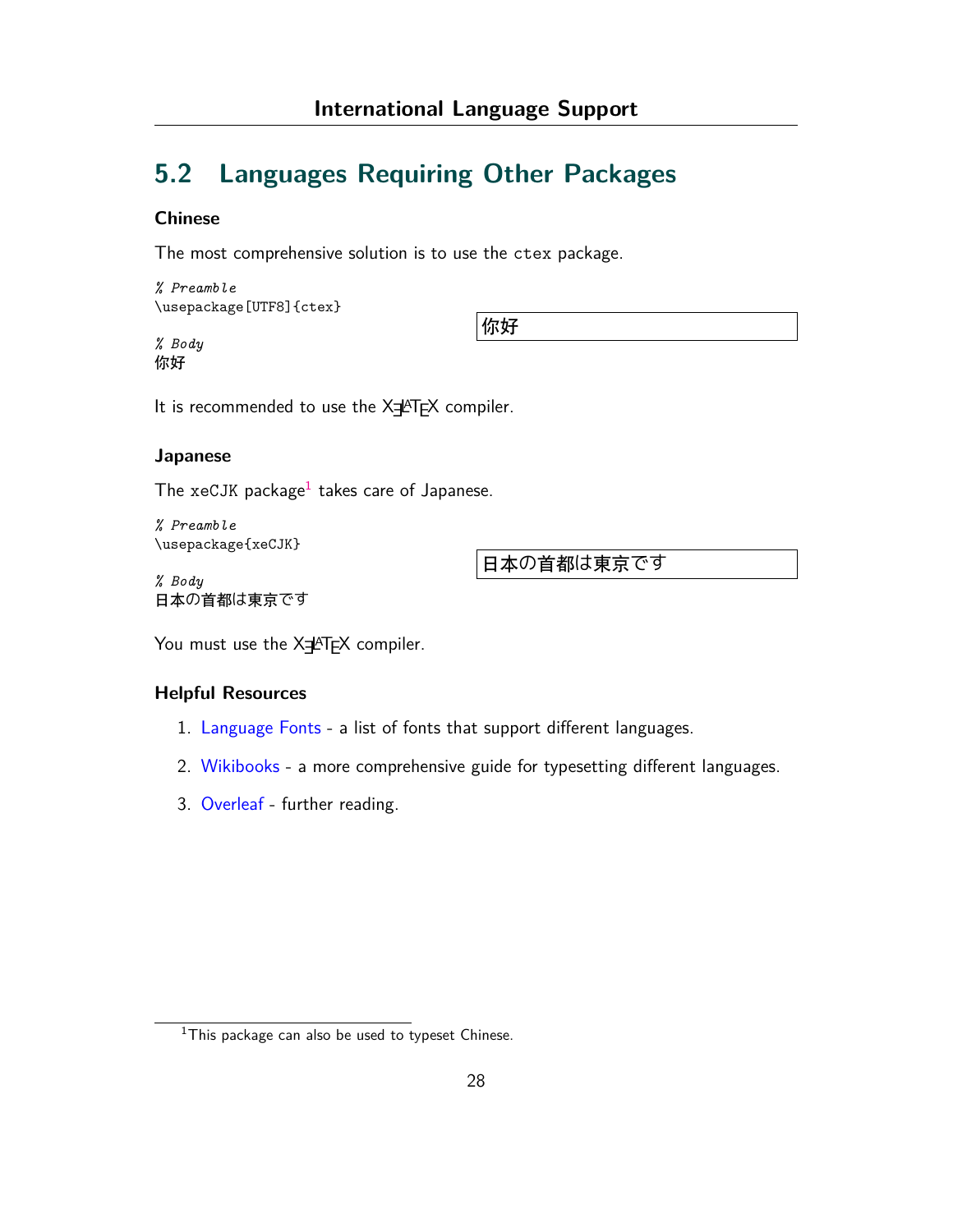## 5.2 Languages Requiring Other Packages

### Chinese

The most comprehensive solution is to use the ctex package.

```
% Preamble
\usepackage[UTF8]{ctex}

% Body
你好
```

你好

It is recommended to use the XƎLATEX compiler.

### Japanese

The xeCJK package[1] takes care of Japanese.

```
% Preamble
\usepackage{xeCJK}

% Body
日本の首都は東京です
```

日本の首都は東京です

You must use the XƎLATEX compiler.

### Helpful Resources

1. Language Fonts - a list of fonts that support different languages.
2. Wikibooks - a more comprehensive guide for typesetting different languages.
3. Overleaf - further reading.

[1] This package can also be used to typeset Chinese.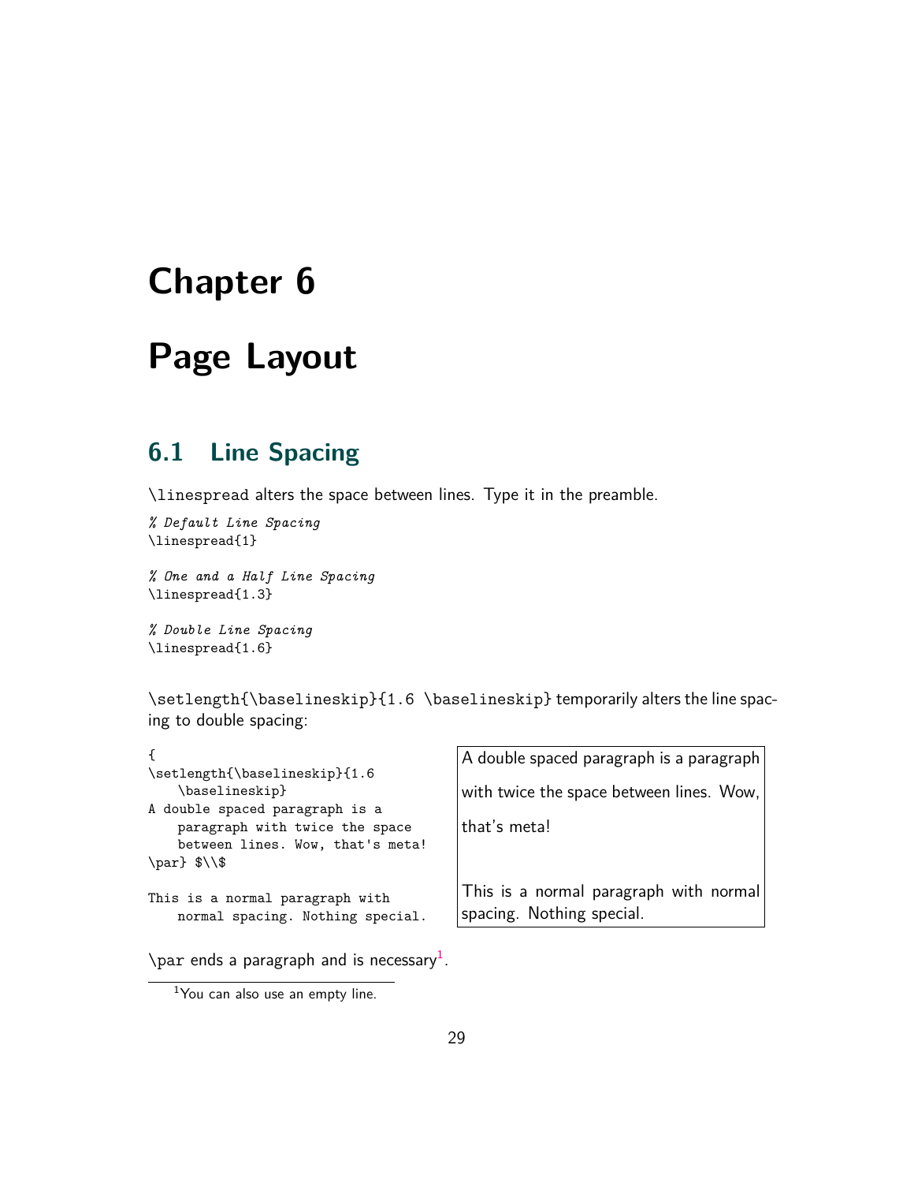# Chapter 6

# Page Layout

## 6.1 Line Spacing

`\linespread` alters the space between lines. Type it in the preamble.

```
% Default Line Spacing
\linespread{1}

% One and a Half Line Spacing
\linespread{1.3}

% Double Line Spacing
\linespread{1.6}
```

`\setlength{\baselineskip}{1.6 \baselineskip}` temporarily alters the line spacing to double spacing:

```
{
\setlength{\baselineskip}{1.6
    \baselineskip}
A double spaced paragraph is a
    paragraph with twice the space
    between lines. Wow, that's meta!
\par} $\\$

This is a normal paragraph with
    normal spacing. Nothing special.
```

A double spaced paragraph is a paragraph with twice the space between lines. Wow, that's meta!

This is a normal paragraph with normal spacing. Nothing special.

`\par` ends a paragraph and is necessary[1].

[1] You can also use an empty line.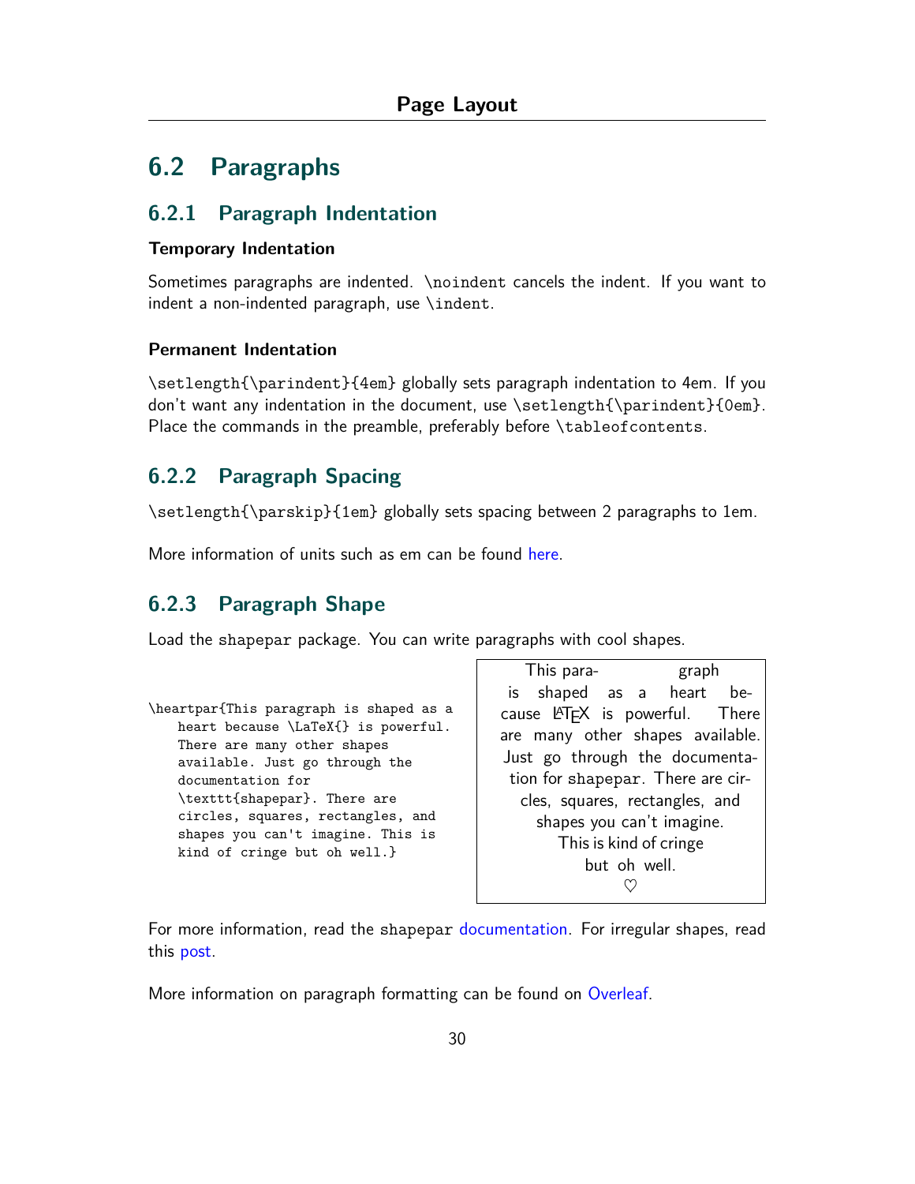## 6.2 Paragraphs

### 6.2.1 Paragraph Indentation

#### Temporary Indentation

Sometimes paragraphs are indented. `\noindent` cancels the indent. If you want to indent a non-indented paragraph, use `\indent`.

#### Permanent Indentation

`\setlength{\parindent}{4em}` globally sets paragraph indentation to 4em. If you don't want any indentation in the document, use `\setlength{\parindent}{0em}`. Place the commands in the preamble, preferably before `\tableofcontents`.

### 6.2.2 Paragraph Spacing

`\setlength{\parskip}{1em}` globally sets spacing between 2 paragraphs to 1em.

More information of units such as em can be found here.

### 6.2.3 Paragraph Shape

Load the `shapepar` package. You can write paragraphs with cool shapes.

```
\heartpar{This paragraph is shaped as a
    heart because \LaTeX{} is powerful.
    There are many other shapes
    available. Just go through the
    documentation for
    \texttt{shapepar}. There are
    circles, squares, rectangles, and
    shapes you can't imagine. This is
    kind of cringe but oh well.}
```

This para- graph is shaped as a heart because LaTeX is powerful. There are many other shapes available. Just go through the documentation for `shapepar`. There are circles, squares, rectangles, and shapes you can't imagine. This is kind of cringe but oh well.
♡

For more information, read the `shapepar` documentation. For irregular shapes, read this post.

More information on paragraph formatting can be found on Overleaf.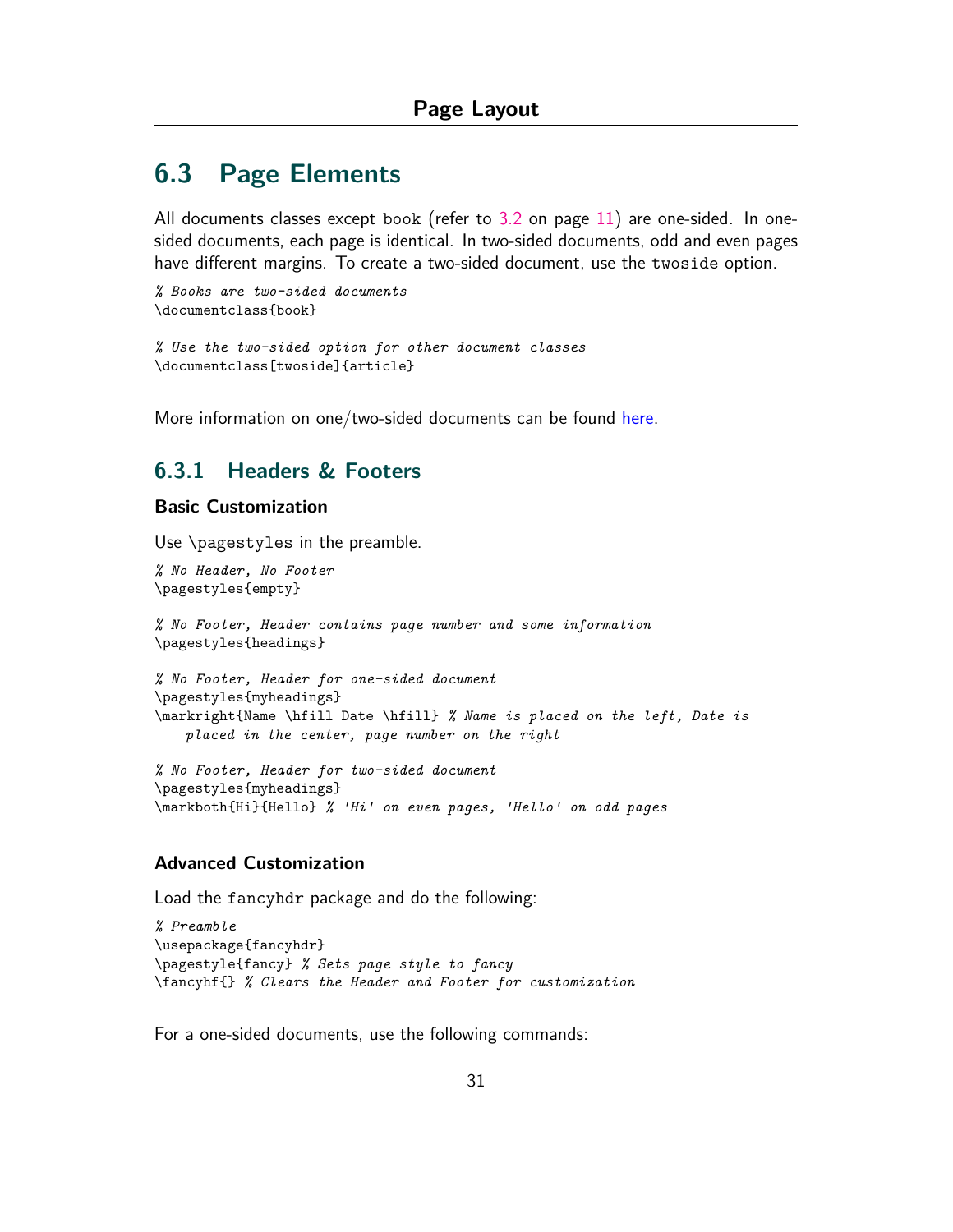## 6.3 Page Elements

All documents classes except book (refer to 3.2 on page 11) are one-sided. In one-sided documents, each page is identical. In two-sided documents, odd and even pages have different margins. To create a two-sided document, use the twoside option.

```
% Books are two-sided documents
\documentclass{book}

% Use the two-sided option for other document classes
\documentclass[twoside]{article}
```

More information on one/two-sided documents can be found here.

### 6.3.1 Headers & Footers

#### Basic Customization

Use \pagestyles in the preamble.

```
% No Header, No Footer
\pagestyles{empty}

% No Footer, Header contains page number and some information
\pagestyles{headings}

% No Footer, Header for one-sided document
\pagestyles{myheadings}
\markright{Name \hfill Date \hfill} % Name is placed on the left, Date is
    placed in the center, page number on the right

% No Footer, Header for two-sided document
\pagestyles{myheadings}
\markboth{Hi}{Hello} % 'Hi' on even pages, 'Hello' on odd pages
```

#### Advanced Customization

Load the fancyhdr package and do the following:

```
% Preamble
\usepackage{fancyhdr}
\pagestyle{fancy} % Sets page style to fancy
\fancyhf{} % Clears the Header and Footer for customization
```

For a one-sided documents, use the following commands: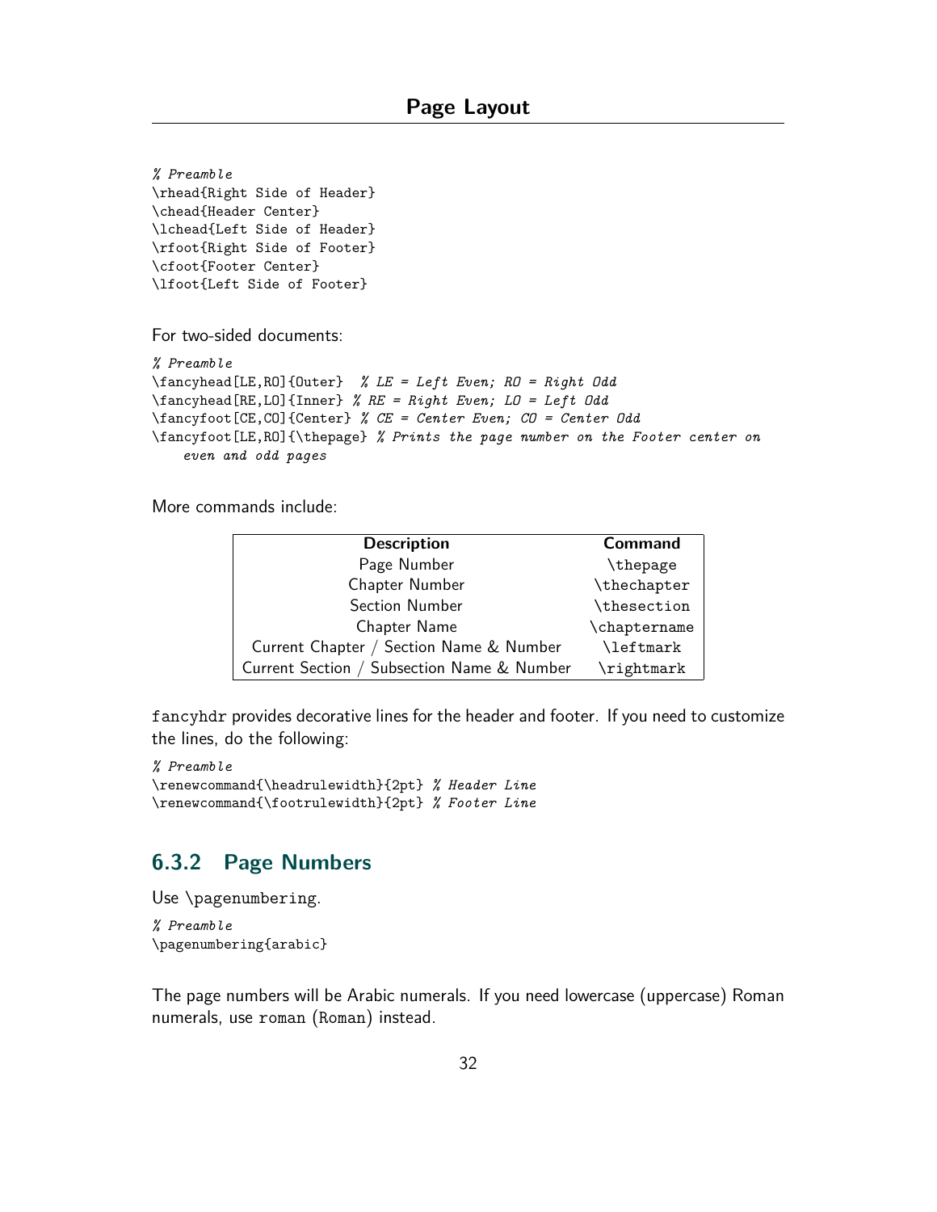```
% Preamble
\rhead{Right Side of Header}
\chead{Header Center}
\lchead{Left Side of Header}
\rfoot{Right Side of Footer}
\cfoot{Footer Center}
\lfoot{Left Side of Footer}
```

For two-sided documents:

```
% Preamble
\fancyhead[LE,RO]{Outer}  % LE = Left Even; RO = Right Odd
\fancyhead[RE,LO]{Inner} % RE = Right Even; LO = Left Odd
\fancyfoot[CE,CO]{Center} % CE = Center Even; CO = Center Odd
\fancyfoot[LE,RO]{\thepage} % Prints the page number on the Footer center on
    even and odd pages
```

More commands include:

| **Description** | **Command** |
|---|---|
| Page Number | `\thepage` |
| Chapter Number | `\thechapter` |
| Section Number | `\thesection` |
| Chapter Name | `\chaptername` |
| Current Chapter / Section Name & Number | `\leftmark` |
| Current Section / Subsection Name & Number | `\rightmark` |

`fancyhdr` provides decorative lines for the header and footer. If you need to customize the lines, do the following:

```
% Preamble
\renewcommand{\headrulewidth}{2pt} % Header Line
\renewcommand{\footrulewidth}{2pt} % Footer Line
```

### 6.3.2 Page Numbers

Use `\pagenumbering`.

```
% Preamble
\pagenumbering{arabic}
```

The page numbers will be Arabic numerals. If you need lowercase (uppercase) Roman numerals, use `roman` (`Roman`) instead.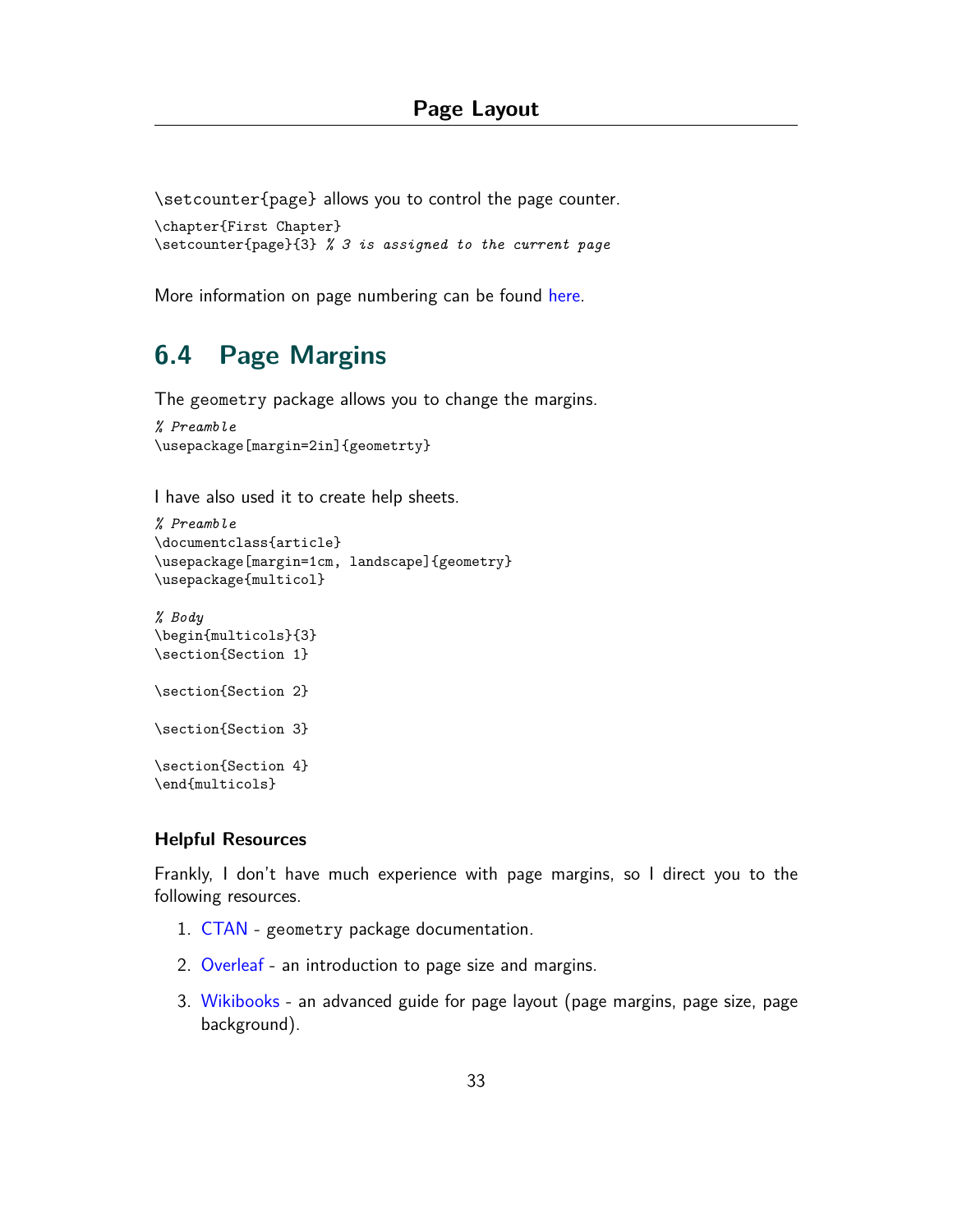`\setcounter{page}` allows you to control the page counter.

```
\chapter{First Chapter}
\setcounter{page}{3} % 3 is assigned to the current page
```

More information on page numbering can be found here.

## 6.4 Page Margins

The `geometry` package allows you to change the margins.

```
% Preamble
\usepackage[margin=2in]{geometrty}
```

I have also used it to create help sheets.

```
% Preamble
\documentclass{article}
\usepackage[margin=1cm, landscape]{geometry}
\usepackage{multicol}

% Body
\begin{multicols}{3}
\section{Section 1}

\section{Section 2}

\section{Section 3}

\section{Section 4}
\end{multicols}
```

### Helpful Resources

Frankly, I don't have much experience with page margins, so I direct you to the following resources.

1. CTAN - `geometry` package documentation.
2. Overleaf - an introduction to page size and margins.
3. Wikibooks - an advanced guide for page layout (page margins, page size, page background).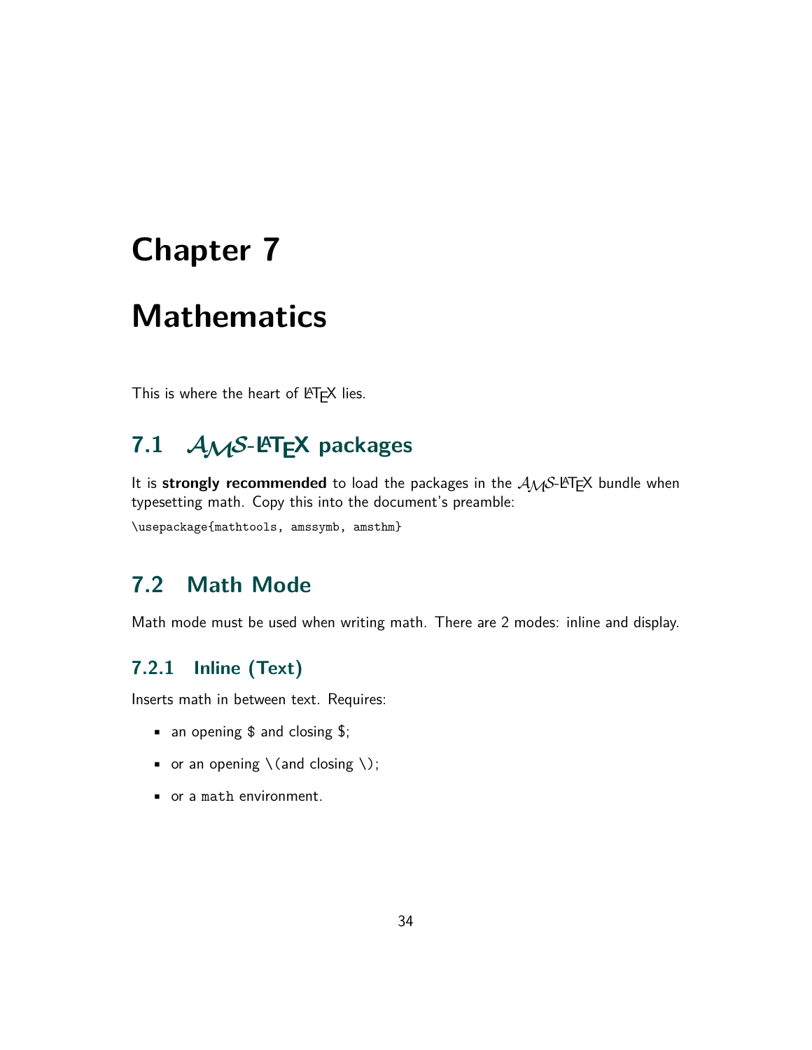# Chapter 7

# Mathematics

This is where the heart of LaTeX lies.

## 7.1 AMS-LaTeX packages

It is **strongly recommended** to load the packages in the AMS-LaTeX bundle when typesetting math. Copy this into the document's preamble:

```
\usepackage{mathtools, amssymb, amsthm}
```

## 7.2 Math Mode

Math mode must be used when writing math. There are 2 modes: inline and display.

### 7.2.1 Inline (Text)

Inserts math in between text. Requires:

- an opening $ and closing $;
- or an opening \( and closing \);
- or a `math` environment.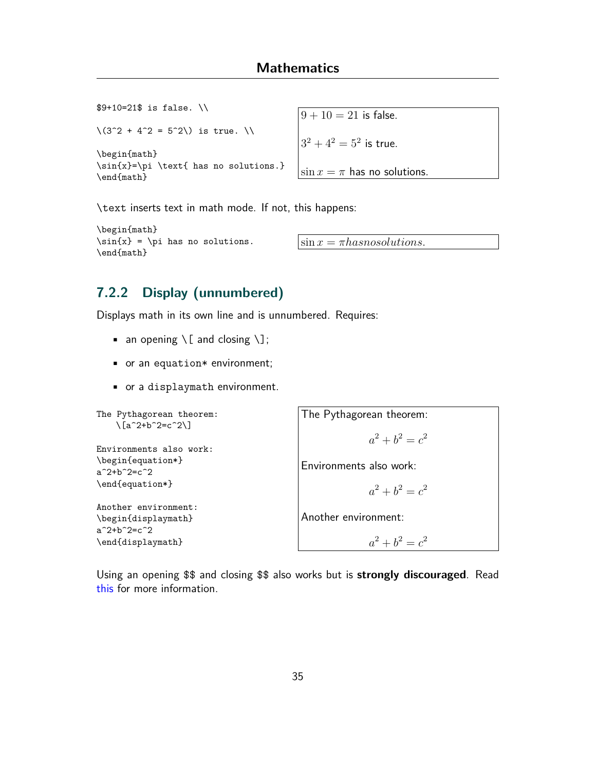```
$9+10=21$ is false. \\

\(3^2 + 4^2 = 5^2\) is true. \\

\begin{math}
\sin{x}=\pi \text{ has no solutions.}
\end{math}
```

$9 + 10 = 21$ is false.

$3^2 + 4^2 = 5^2$ is true.

$\sin x = \pi$ has no solutions.

\text inserts text in math mode. If not, this happens:

```
\begin{math}
\sin{x} = \pi has no solutions.
\end{math}
```

$\sin x = \pi has no solutions.$

### 7.2.2 Display (unnumbered)

Displays math in its own line and is unnumbered. Requires:

- an opening \[ and closing \];
- or an equation* environment;
- or a displaymath environment.

```
The Pythagorean theorem:
    \[a^2+b^2=c^2\]

Environments also work:
\begin{equation*}
a^2+b^2=c^2
\end{equation*}

Another environment:
\begin{displaymath}
a^2+b^2=c^2
\end{displaymath}
```

The Pythagorean theorem:

$$a^2 + b^2 = c^2$$

Environments also work:

$$a^2 + b^2 = c^2$$

Another environment:

$$a^2 + b^2 = c^2$$

Using an opening $$ and closing $$ also works but is **strongly discouraged**. Read this for more information.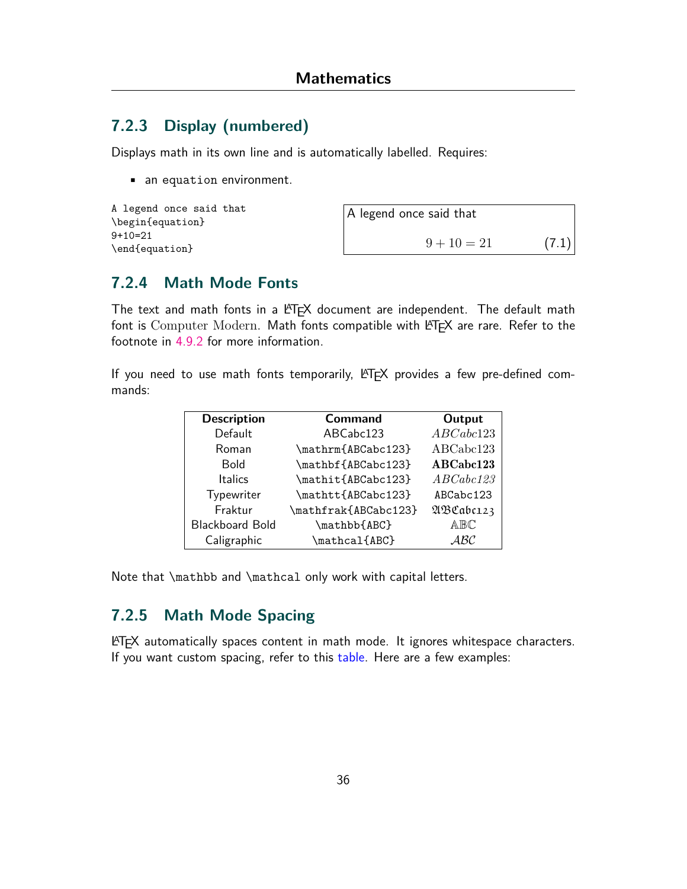### 7.2.3 Display (numbered)

Displays math in its own line and is automatically labelled. Requires:

- an `equation` environment.

```
A legend once said that
\begin{equation}
9+10=21
\end{equation}
```

A legend once said that

$$9 + 10 = 21 \tag{7.1}$$

### 7.2.4 Math Mode Fonts

The text and math fonts in a LaTeX document are independent. The default math font is Computer Modern. Math fonts compatible with LaTeX are rare. Refer to the footnote in 4.9.2 for more information.

If you need to use math fonts temporarily, LaTeX provides a few pre-defined commands:

| Description | Command | Output |
|---|---|---|
| Default | ABCabc123 | $ABCabc123$ |
| Roman | `\mathrm{ABCabc123}` | $\mathrm{ABCabc123}$ |
| Bold | `\mathbf{ABCabc123}` | $\mathbf{ABCabc123}$ |
| Italics | `\mathit{ABCabc123}` | $\mathit{ABCabc123}$ |
| Typewriter | `\mathtt{ABCabc123}` | $\mathtt{ABCabc123}$ |
| Fraktur | `\mathfrak{ABCabc123}` | $\mathfrak{ABCabc123}$ |
| Blackboard Bold | `\mathbb{ABC}` | $\mathbb{ABC}$ |
| Caligraphic | `\mathcal{ABC}` | $\mathcal{ABC}$ |

Note that `\mathbb` and `\mathcal` only work with capital letters.

### 7.2.5 Math Mode Spacing

LaTeX automatically spaces content in math mode. It ignores whitespace characters. If you want custom spacing, refer to this table. Here are a few examples: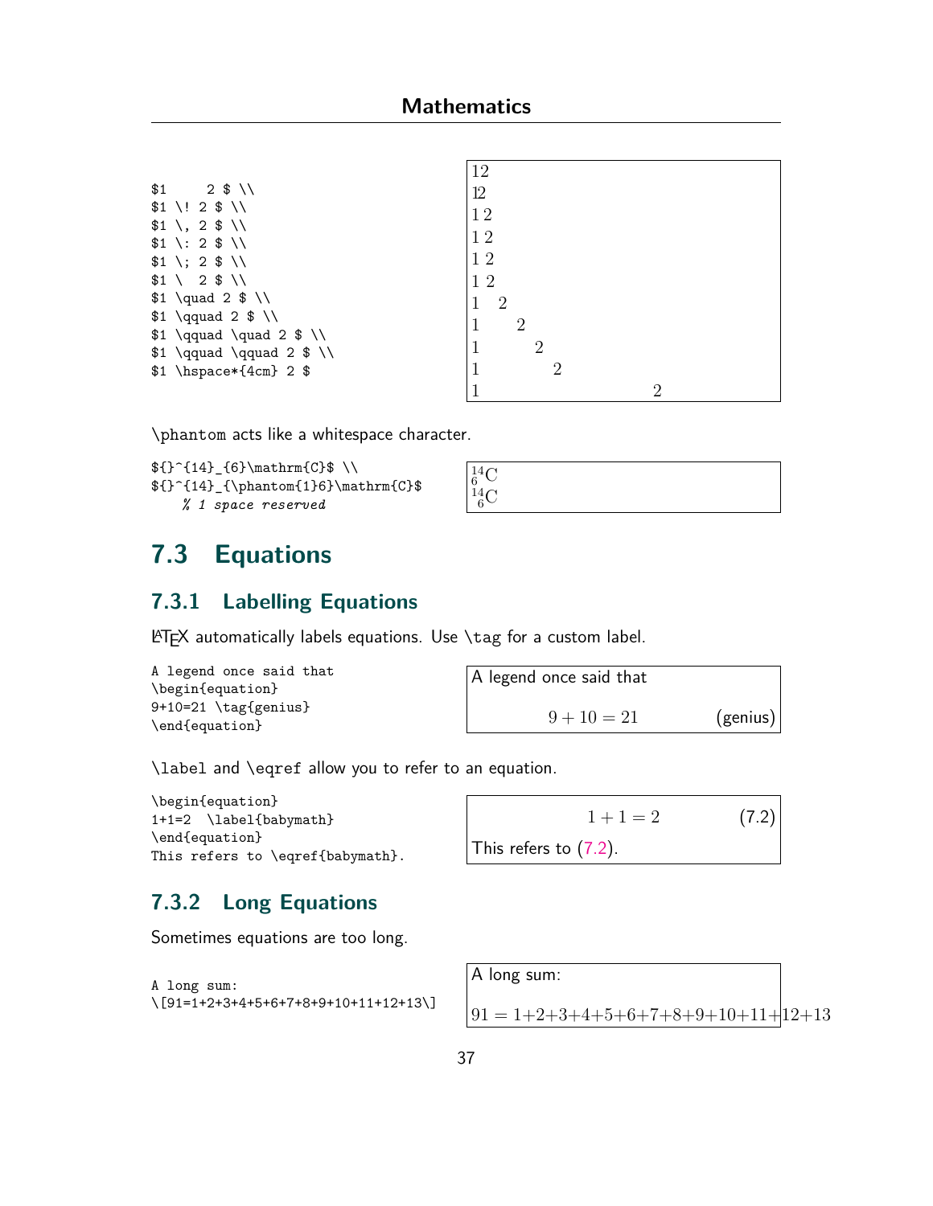```
$1     2 $ \\
$1 \! 2 $ \\
$1 \, 2 $ \\
$1 \: 2 $ \\
$1 \; 2 $ \\
$1 \  2 $ \\
$1 \quad 2 $ \\
$1 \qquad 2 $ \\
$1 \qquad \quad 2 $ \\
$1 \qquad \qquad 2 $ \\
$1 \hspace*{4cm} 2 $
```

$12$
$1\!2$
$1\,2$
$1\:2$
$1\;2$
$1\ 2$
$1\quad 2$
$1\qquad 2$
$1\qquad\quad 2$
$1\qquad\qquad 2$
$1\hspace*{4cm} 2$

\phantom acts like a whitespace character.

```
${}^{14}_{6}\mathrm{C}$ \\
${}^{14}_{\phantom{1}6}\mathrm{C}$
    % 1 space reserved
```

${}^{14}_{6}\mathrm{C}$
${}^{14}_{\phantom{1}6}\mathrm{C}$

## 7.3 Equations

### 7.3.1 Labelling Equations

LaTeX automatically labels equations. Use \tag for a custom label.

```
A legend once said that
\begin{equation}
9+10=21 \tag{genius}
\end{equation}
```

A legend once said that

$$9+10=21 \tag{genius}$$

\label and \eqref allow you to refer to an equation.

```
\begin{equation}
1+1=2  \label{babymath}
\end{equation}
This refers to \eqref{babymath}.
```

$$1+1=2 \tag{7.2}$$

This refers to (7.2).

### 7.3.2 Long Equations

Sometimes equations are too long.

```
A long sum:
\[91=1+2+3+4+5+6+7+8+9+10+11+12+13\]
```

A long sum:

$$91=1+2+3+4+5+6+7+8+9+10+11+12+13$$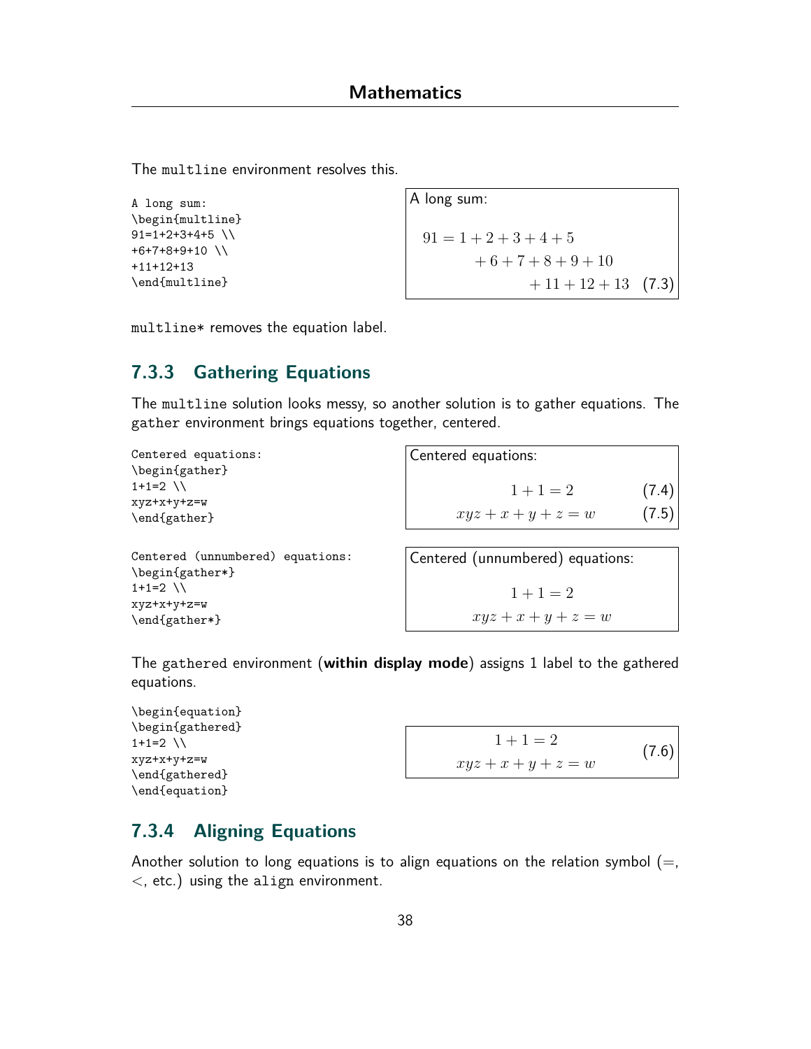The `multline` environment resolves this.

```
A long sum:
\begin{multline}
91=1+2+3+4+5 \\
+6+7+8+9+10 \\
+11+12+13
\end{multline}
```

A long sum:

$$
\begin{multline}
91=1+2+3+4+5 \\
+6+7+8+9+10 \\
+11+12+13 \tag{7.3}
\end{multline}
$$

`multline*` removes the equation label.

### 7.3.3 Gathering Equations

The `multline` solution looks messy, so another solution is to gather equations. The `gather` environment brings equations together, centered.

```
Centered equations:
\begin{gather}
1+1=2 \\
xyz+x+y+z=w
\end{gather}
```

Centered equations:

$$
\begin{gather}
1+1=2 \tag{7.4} \\
xyz+x+y+z=w \tag{7.5}
\end{gather}
$$

```
Centered (unnumbered) equations:
\begin{gather*}
1+1=2 \\
xyz+x+y+z=w
\end{gather*}
```

Centered (unnumbered) equations:

$$
\begin{gather*}
1+1=2 \\
xyz+x+y+z=w
\end{gather*}
$$

The `gathered` environment (**within display mode**) assigns 1 label to the gathered equations.

```
\begin{equation}
\begin{gathered}
1+1=2 \\
xyz+x+y+z=w
\end{gathered}
\end{equation}
```

$$
\begin{gathered}
1+1=2 \\
xyz+x+y+z=w
\end{gathered} \tag{7.6}
$$

### 7.3.4 Aligning Equations

Another solution to long equations is to align equations on the relation symbol ($=$, $<$, etc.) using the `align` environment.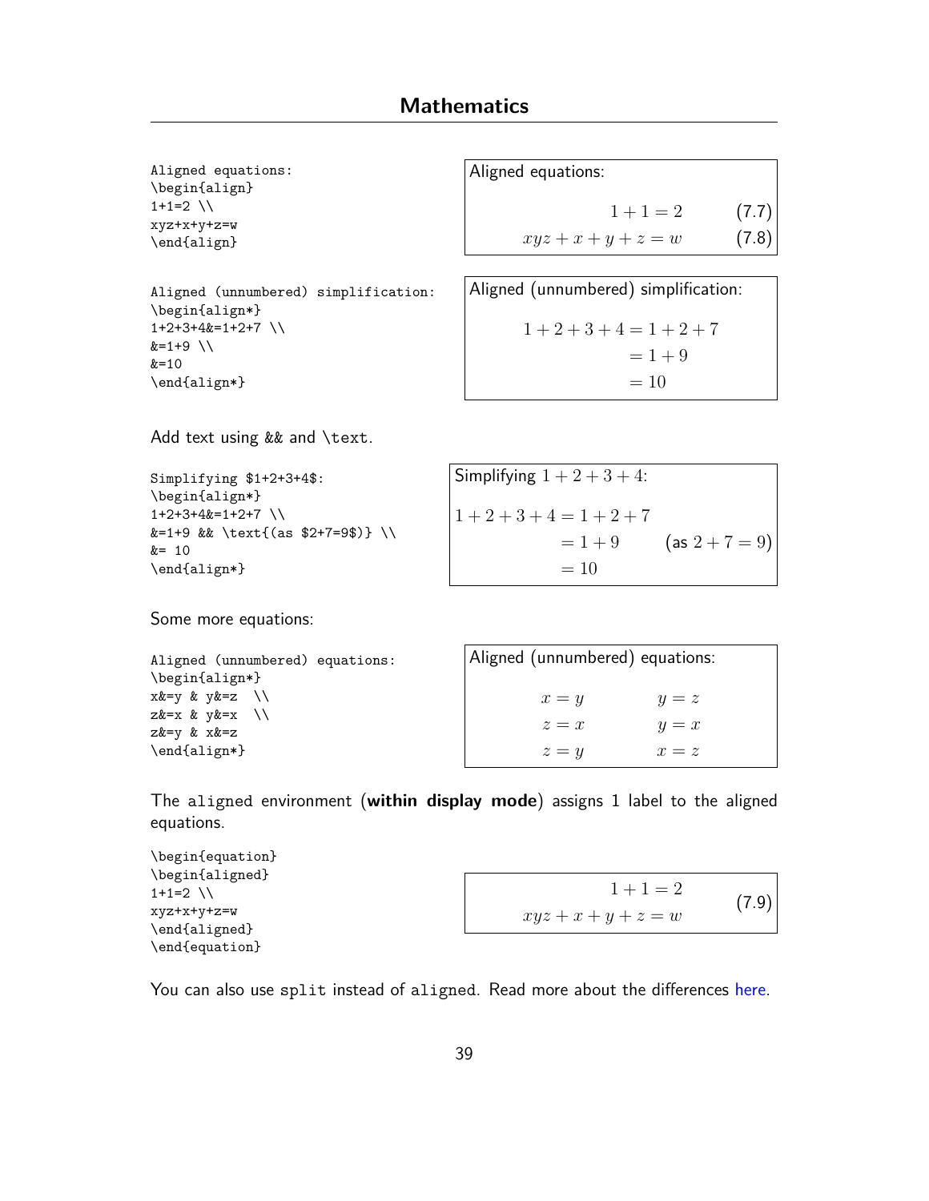# Mathematics

```
Aligned equations:
\begin{align}
1+1=2 \\
xyz+x+y+z=w
\end{align}
```

Aligned equations:

$$
\begin{align}
1+1&=2 \tag{7.7}\\
xyz+x+y+z&=w \tag{7.8}
\end{align}
$$

```
Aligned (unnumbered) simplification:
\begin{align*}
1+2+3+4&=1+2+7 \\
&=1+9 \\
&=10
\end{align*}
```

Aligned (unnumbered) simplification:

$$
\begin{align*}
1+2+3+4&=1+2+7 \\
&=1+9 \\
&=10
\end{align*}
$$

Add text using && and \text.

```
Simplifying $1+2+3+4$:
\begin{align*}
1+2+3+4&=1+2+7 \\
&=1+9 && \text{(as $2+7=9$)} \\
&= 10
\end{align*}
```

Simplifying $1+2+3+4$:

$$
\begin{align*}
1+2+3+4&=1+2+7 \\
&=1+9 && \text{(as $2+7=9$)} \\
&= 10
\end{align*}
$$

Some more equations:

```
Aligned (unnumbered) equations:
\begin{align*}
x&=y & y&=z  \\
z&=x & y&=x  \\
z&=y & x&=z
\end{align*}
```

Aligned (unnumbered) equations:

$$
\begin{align*}
x&=y & y&=z \\
z&=x & y&=x \\
z&=y & x&=z
\end{align*}
$$

The aligned environment (**within display mode**) assigns 1 label to the aligned equations.

```
\begin{equation}
\begin{aligned}
1+1=2 \\
xyz+x+y+z=w
\end{aligned}
\end{equation}
```

$$
\begin{equation}
\begin{aligned}
1+1=2 \\
xyz+x+y+z=w
\end{aligned}
\tag{7.9}
\end{equation}
$$

You can also use split instead of aligned. Read more about the differences here.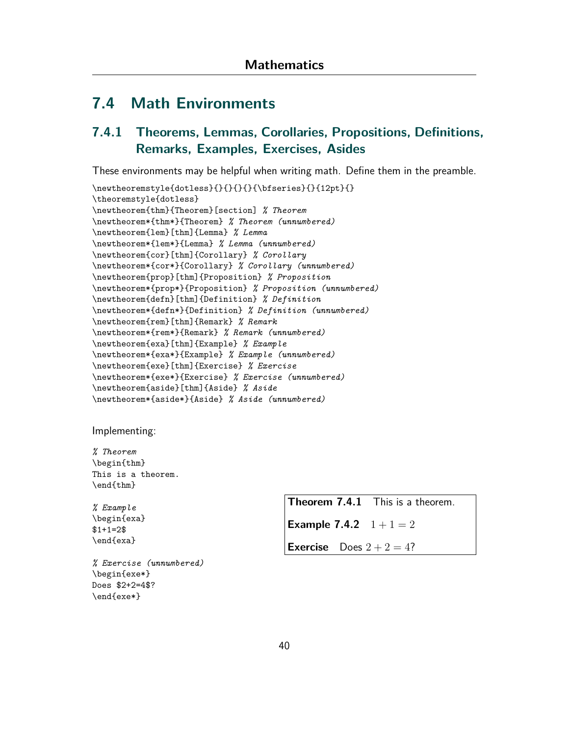## 7.4 Math Environments

### 7.4.1 Theorems, Lemmas, Corollaries, Propositions, Definitions, Remarks, Examples, Exercises, Asides

These environments may be helpful when writing math. Define them in the preamble.

```
\newtheoremstyle{dotless}{}{}{}{}{\bfseries}{}{12pt}{}
\theoremstyle{dotless}
\newtheorem{thm}{Theorem}[section] % Theorem
\newtheorem*{thm*}{Theorem} % Theorem (unnumbered)
\newtheorem{lem}[thm]{Lemma} % Lemma
\newtheorem*{lem*}{Lemma} % Lemma (unnumbered)
\newtheorem{cor}[thm]{Corollary} % Corollary
\newtheorem*{cor*}{Corollary} % Corollary (unnumbered)
\newtheorem{prop}[thm]{Proposition} % Proposition
\newtheorem*{prop*}{Proposition} % Proposition (unnumbered)
\newtheorem{defn}[thm]{Definition} % Definition
\newtheorem*{defn*}{Definition} % Definition (unnumbered)
\newtheorem{rem}[thm]{Remark} % Remark
\newtheorem*{rem*}{Remark} % Remark (unnumbered)
\newtheorem{exa}[thm]{Example} % Example
\newtheorem*{exa*}{Example} % Example (unnumbered)
\newtheorem{exe}[thm]{Exercise} % Exercise
\newtheorem*{exe*}{Exercise} % Exercise (unnumbered)
\newtheorem{aside}[thm]{Aside} % Aside
\newtheorem*{aside*}{Aside} % Aside (unnumbered)
```

Implementing:

```
% Theorem
\begin{thm}
This is a theorem.
\end{thm}

% Example
\begin{exa}
$1+1=2$
\end{exa}

% Exercise (unnumbered)
\begin{exe*}
Does $2+2=4$?
\end{exe*}
```

**Theorem 7.4.1** This is a theorem.

**Example 7.4.2** $1 + 1 = 2$

**Exercise** Does $2 + 2 = 4$?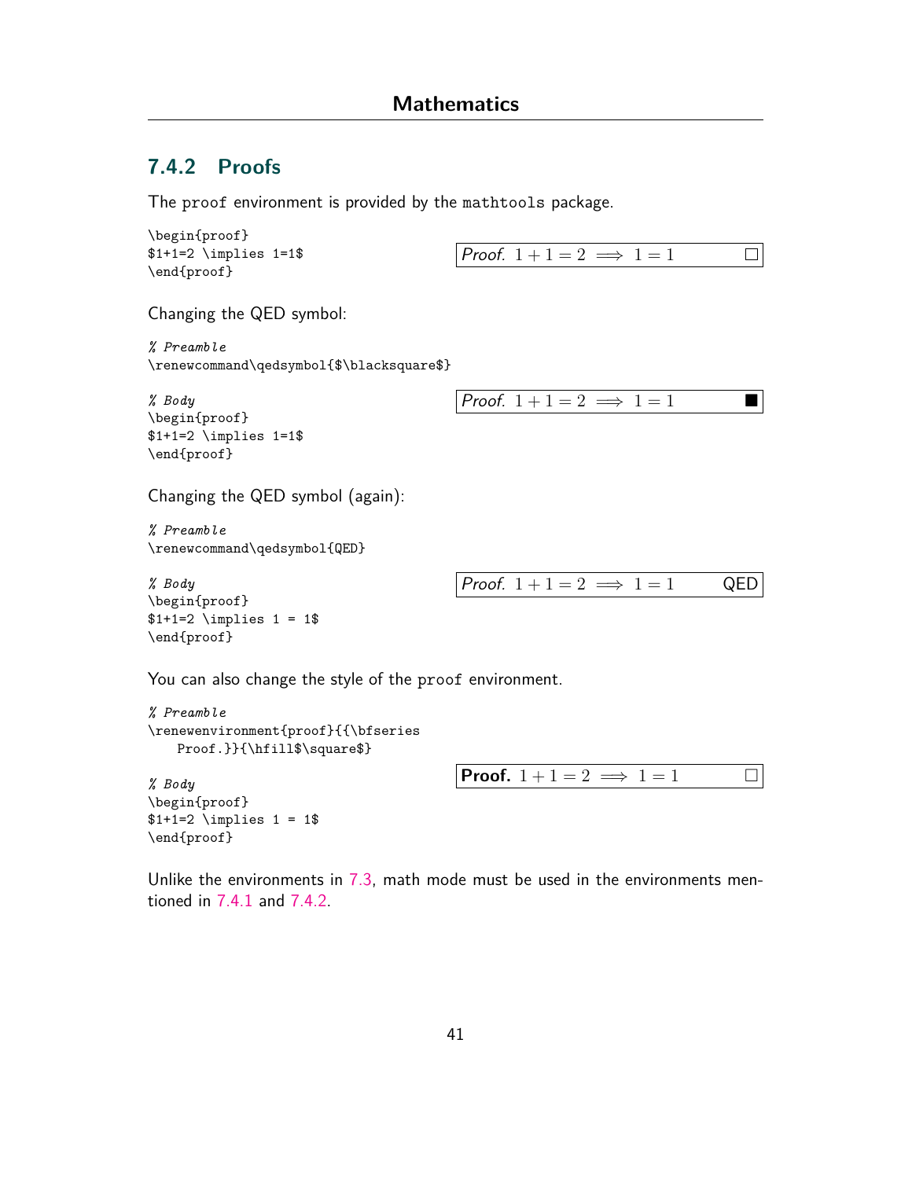### 7.4.2 Proofs

The `proof` environment is provided by the `mathtools` package.

```
\begin{proof}
$1+1=2 \implies 1=1$
\end{proof}
```

*Proof.* $1+1=2 \implies 1=1$ □

Changing the QED symbol:

```
% Preamble
\renewcommand\qedsymbol{$\blacksquare$}
```

```
% Body
\begin{proof}
$1+1=2 \implies 1=1$
\end{proof}
```

*Proof.* $1+1=2 \implies 1=1$ ■

Changing the QED symbol (again):

```
% Preamble
\renewcommand\qedsymbol{QED}
```

```
% Body
\begin{proof}
$1+1=2 \implies 1 = 1$
\end{proof}
```

*Proof.* $1+1=2 \implies 1=1$ QED

You can also change the style of the `proof` environment.

```
% Preamble
\renewenvironment{proof}{{\bfseries
    Proof.}}{\hfill$\square$}
```

```
% Body
\begin{proof}
$1+1=2 \implies 1 = 1$
\end{proof}
```

**Proof.** $1+1=2 \implies 1=1$ □

Unlike the environments in 7.3, math mode must be used in the environments mentioned in 7.4.1 and 7.4.2.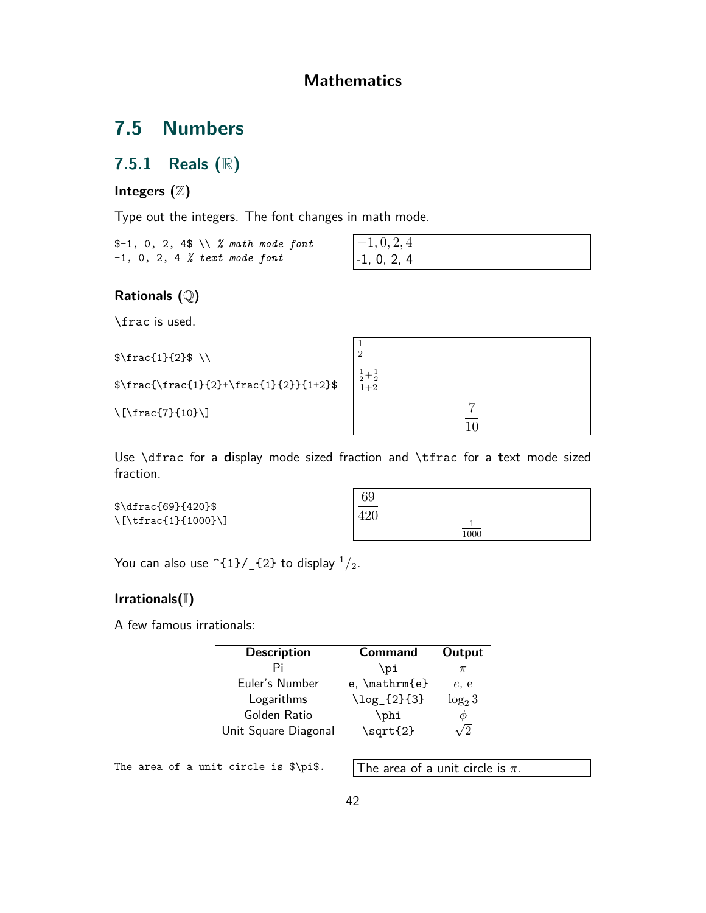## 7.5 Numbers

### 7.5.1 Reals ($\mathbb{R}$)

#### Integers ($\mathbb{Z}$)

Type out the integers. The font changes in math mode.

```
$-1, 0, 2, 4$ \\ % math mode font
-1, 0, 2, 4 % text mode font
```

$-1, 0, 2, 4$
-1, 0, 2, 4

#### Rationals ($\mathbb{Q}$)

\frac is used.

```
$\frac{1}{2}$ \\

$\frac{\frac{1}{2}+\frac{1}{2}}{1+2}$

\[\frac{7}{10}\]
```

$\frac{1}{2}$

$\frac{\frac{1}{2}+\frac{1}{2}}{1+2}$

$$\frac{7}{10}$$

Use \dfrac for a **d**isplay mode sized fraction and \tfrac for a **t**ext mode sized fraction.

```
$\dfrac{69}{420}$
\[\tfrac{1}{1000}\]
```

$\dfrac{69}{420}$

$$\tfrac{1}{1000}$$

You can also use ^{1}/_{2} to display $^{1}/_{2}$.

#### Irrationals($\mathbb{I}$)

A few famous irrationals:

| Description | Command | Output |
|---|---|---|
| Pi | \pi | $\pi$ |
| Euler's Number | e, \mathrm{e} | $e$, $\mathrm{e}$ |
| Logarithms | \log_{2}{3} | $\log_{2}{3}$ |
| Golden Ratio | \phi | $\phi$ |
| Unit Square Diagonal | \sqrt{2} | $\sqrt{2}$ |

```
The area of a unit circle is $\pi$.
```

The area of a unit circle is $\pi$.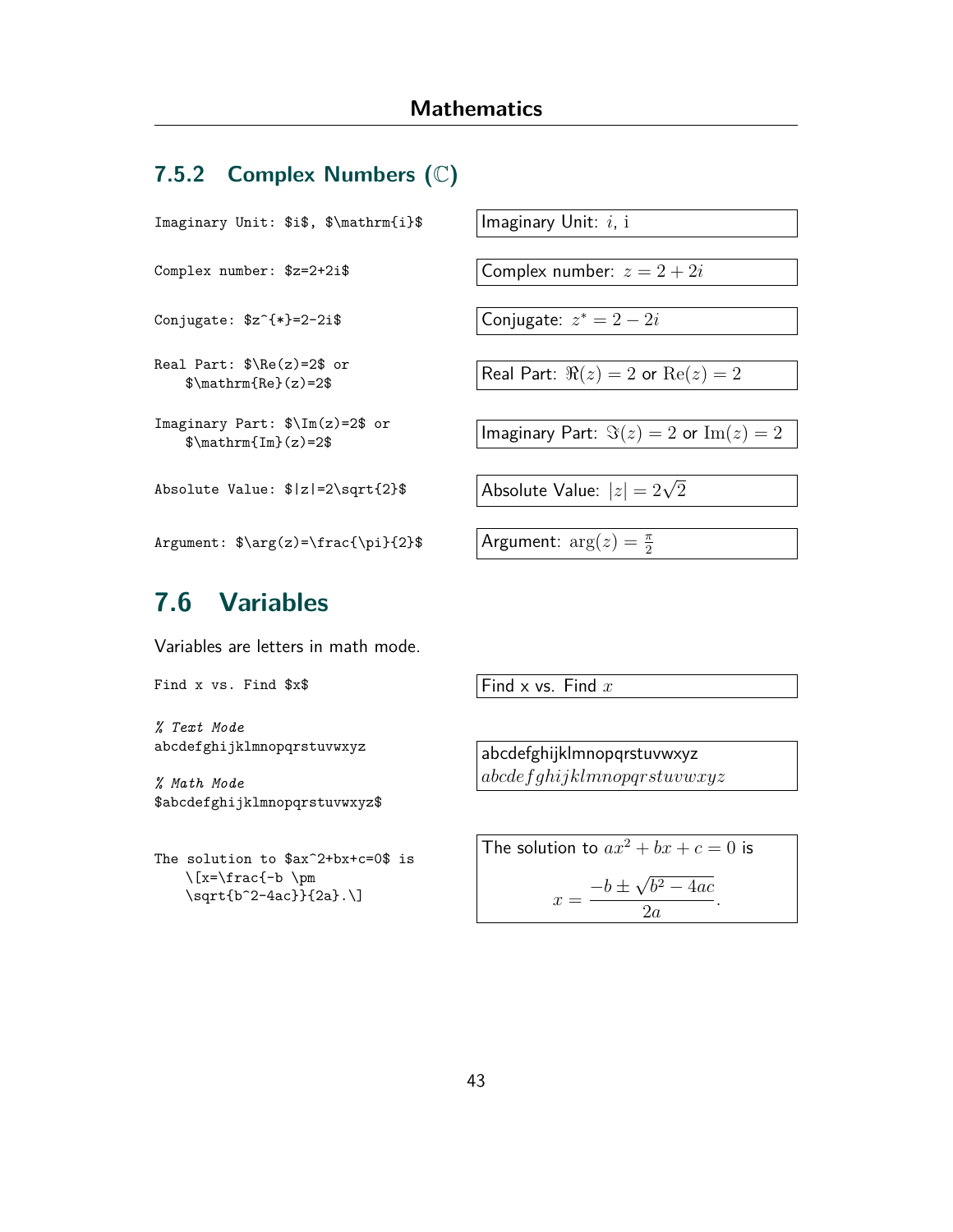### 7.5.2 Complex Numbers ($\mathbb{C}$)

```
Imaginary Unit: $i$, $\mathrm{i}$
```

Imaginary Unit: $i$, $\mathrm{i}$

```
Complex number: $z=2+2i$
```

Complex number: $z=2+2i$

```
Conjugate: $z^{*}=2-2i$
```

Conjugate: $z^{*}=2-2i$

```
Real Part: $\Re(z)=2$ or
    $\mathrm{Re}(z)=2$
```

Real Part: $\Re(z)=2$ or $\mathrm{Re}(z)=2$

```
Imaginary Part: $\Im(z)=2$ or
    $\mathrm{Im}(z)=2$
```

Imaginary Part: $\Im(z)=2$ or $\mathrm{Im}(z)=2$

```
Absolute Value: $|z|=2\sqrt{2}$
```

Absolute Value: $|z|=2\sqrt{2}$

```
Argument: $\arg(z)=\frac{\pi}{2}$
```

Argument: $\arg(z)=\frac{\pi}{2}$

## 7.6 Variables

Variables are letters in math mode.

```
Find x vs. Find $x$
```

Find x vs. Find $x$

```
% Text Mode
abcdefghijklmnopqrstuvwxyz

% Math Mode
$abcdefghijklmnopqrstuvwxyz$
```

abcdefghijklmnopqrstuvwxyz
$abcdefghijklmnopqrstuvwxyz$

```
The solution to $ax^2+bx+c=0$ is
    \[x=\frac{-b \pm
    \sqrt{b^2-4ac}}{2a}.\]
```

The solution to $ax^2+bx+c=0$ is

$$x=\frac{-b \pm \sqrt{b^2-4ac}}{2a}.$$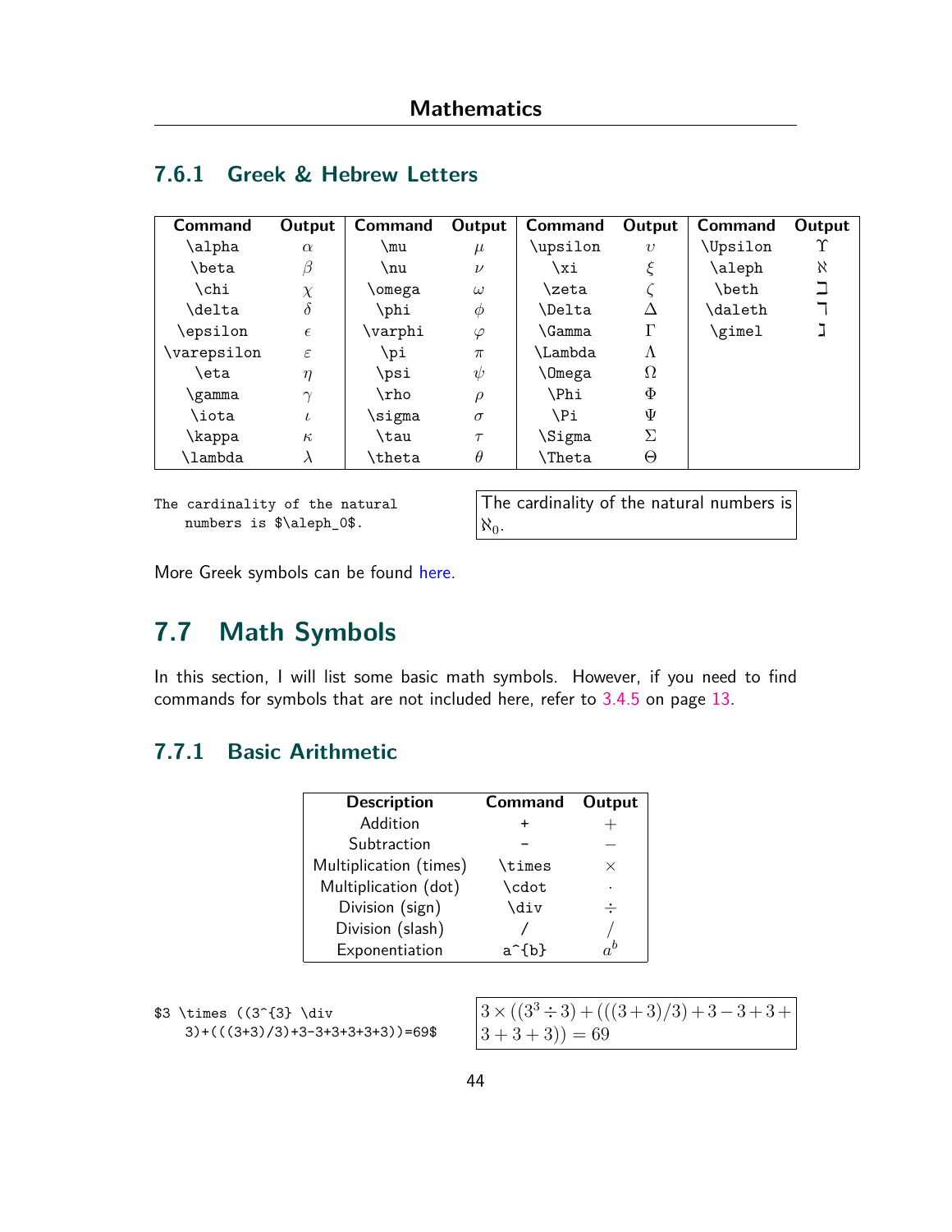### 7.6.1 Greek & Hebrew Letters

| Command | Output | Command | Output | Command | Output | Command | Output |
|---|---|---|---|---|---|---|---|
| `\alpha` | $\alpha$ | `\mu` | $\mu$ | `\upsilon` | $\upsilon$ | `\Upsilon` | $\Upsilon$ |
| `\beta` | $\beta$ | `\nu` | $\nu$ | `\xi` | $\xi$ | `\aleph` | $\aleph$ |
| `\chi` | $\chi$ | `\omega` | $\omega$ | `\zeta` | $\zeta$ | `\beth` | $\beth$ |
| `\delta` | $\delta$ | `\phi` | $\phi$ | `\Delta` | $\Delta$ | `\daleth` | $\daleth$ |
| `\epsilon` | $\epsilon$ | `\varphi` | $\varphi$ | `\Gamma` | $\Gamma$ | `\gimel` | $\gimel$ |
| `\varepsilon` | $\varepsilon$ | `\pi` | $\pi$ | `\Lambda` | $\Lambda$ | | |
| `\eta` | $\eta$ | `\psi` | $\psi$ | `\Omega` | $\Omega$ | | |
| `\gamma` | $\gamma$ | `\rho` | $\rho$ | `\Phi` | $\Phi$ | | |
| `\iota` | $\iota$ | `\sigma` | $\sigma$ | `\Pi` | $\Psi$ | | |
| `\kappa` | $\kappa$ | `\tau` | $\tau$ | `\Sigma` | $\Sigma$ | | |
| `\lambda` | $\lambda$ | `\theta` | $\theta$ | `\Theta` | $\Theta$ | | |

```
The cardinality of the natural
    numbers is $\aleph_0$.
```

The cardinality of the natural numbers is $\aleph_0$.

More Greek symbols can be found here.

## 7.7 Math Symbols

In this section, I will list some basic math symbols. However, if you need to find commands for symbols that are not included here, refer to 3.4.5 on page 13.

### 7.7.1 Basic Arithmetic

| Description | Command | Output |
|---|---|---|
| Addition | `+` | $+$ |
| Subtraction | `-` | $-$ |
| Multiplication (times) | `\times` | $\times$ |
| Multiplication (dot) | `\cdot` | $\cdot$ |
| Division (sign) | `\div` | $\div$ |
| Division (slash) | `/` | $/$ |
| Exponentiation | `a^{b}` | $a^{b}$ |

```
$3 \times ((3^{3} \div
    3)+(((3+3)/3)+3-3+3+3+3+3))=69$
```

$3 \times ((3^{3} \div 3)+(((3+3)/3)+3-3+3+3+3+3))=69$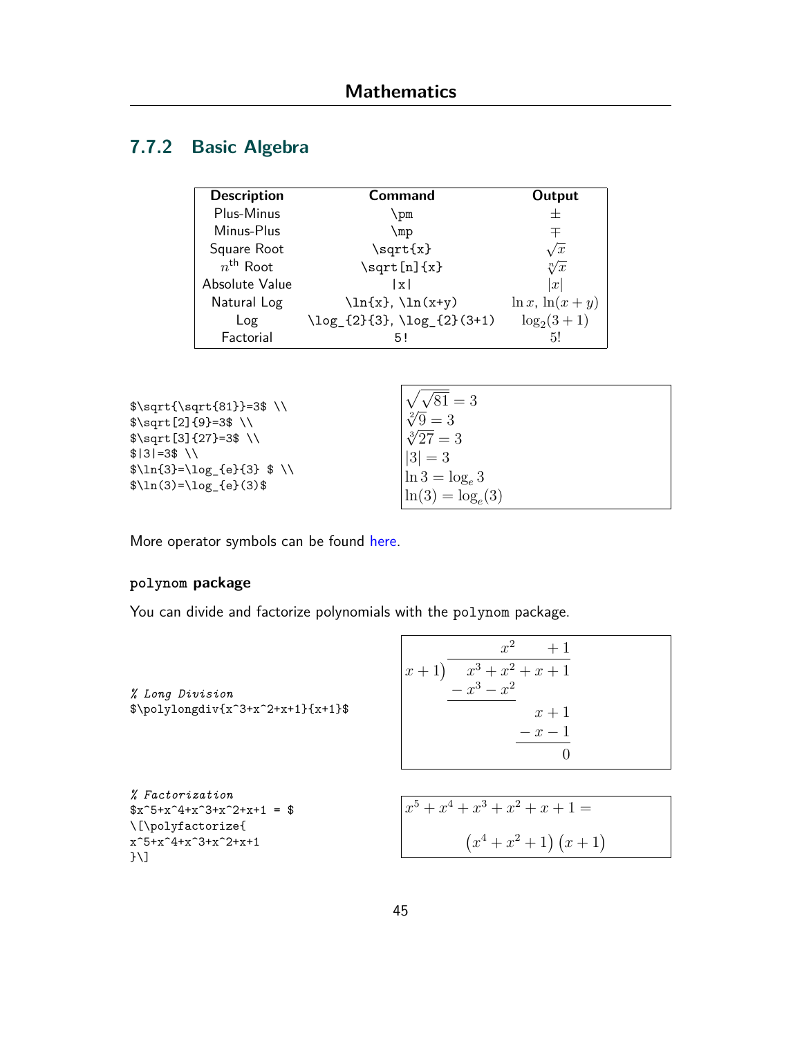## 7.7.2 Basic Algebra

| Description | Command | Output |
|---|---|---|
| Plus-Minus | `\pm` | $\pm$ |
| Minus-Plus | `\mp` | $\mp$ |
| Square Root | `\sqrt{x}` | $\sqrt{x}$ |
| $n^{\text{th}}$ Root | `\sqrt[n]{x}` | $\sqrt[n]{x}$ |
| Absolute Value | `\|x\|` | $\lvert x \rvert$ |
| Natural Log | `\ln{x}, \ln(x+y)` | $\ln x$, $\ln(x+y)$ |
| Log | `\log_{2}{3}, \log_{2}(3+1)` | $\log_2(3+1)$ |
| Factorial | `5!` | $5!$ |

```
$\sqrt{\sqrt{81}}=3$ \\
$\sqrt[2]{9}=3$ \\
$\sqrt[3]{27}=3$ \\
$|3|=3$ \\
$\ln{3}=\log_{e}{3} $ \\
$\ln(3)=\log_{e}(3)$
```

$\sqrt{\sqrt{81}}=3$
$\sqrt[2]{9}=3$
$\sqrt[3]{27}=3$
$|3|=3$
$\ln 3=\log_{e} 3$
$\ln(3)=\log_{e}(3)$

More operator symbols can be found here.

### `polynom` package

You can divide and factorize polynomials with the `polynom` package.

```
% Long Division
$\polylongdiv{x^3+x^2+x+1}{x+1}$
```

$$
\begin{array}{r|l}
 & x^2 \quad\quad + 1 \\
x+1) & x^3 + x^2 + x + 1 \\
 & -x^3 - x^2 \\
 & \quad\quad\quad x + 1 \\
 & \quad\quad\quad -x - 1 \\
 & \quad\quad\quad\quad 0
\end{array}
$$

```
% Factorization
$x^5+x^4+x^3+x^2+x+1 = $
\[\polyfactorize{
x^5+x^4+x^3+x^2+x+1
}\]
```

$x^5+x^4+x^3+x^2+x+1 =$

$$\left(x^4+x^2+1\right)\left(x+1\right)$$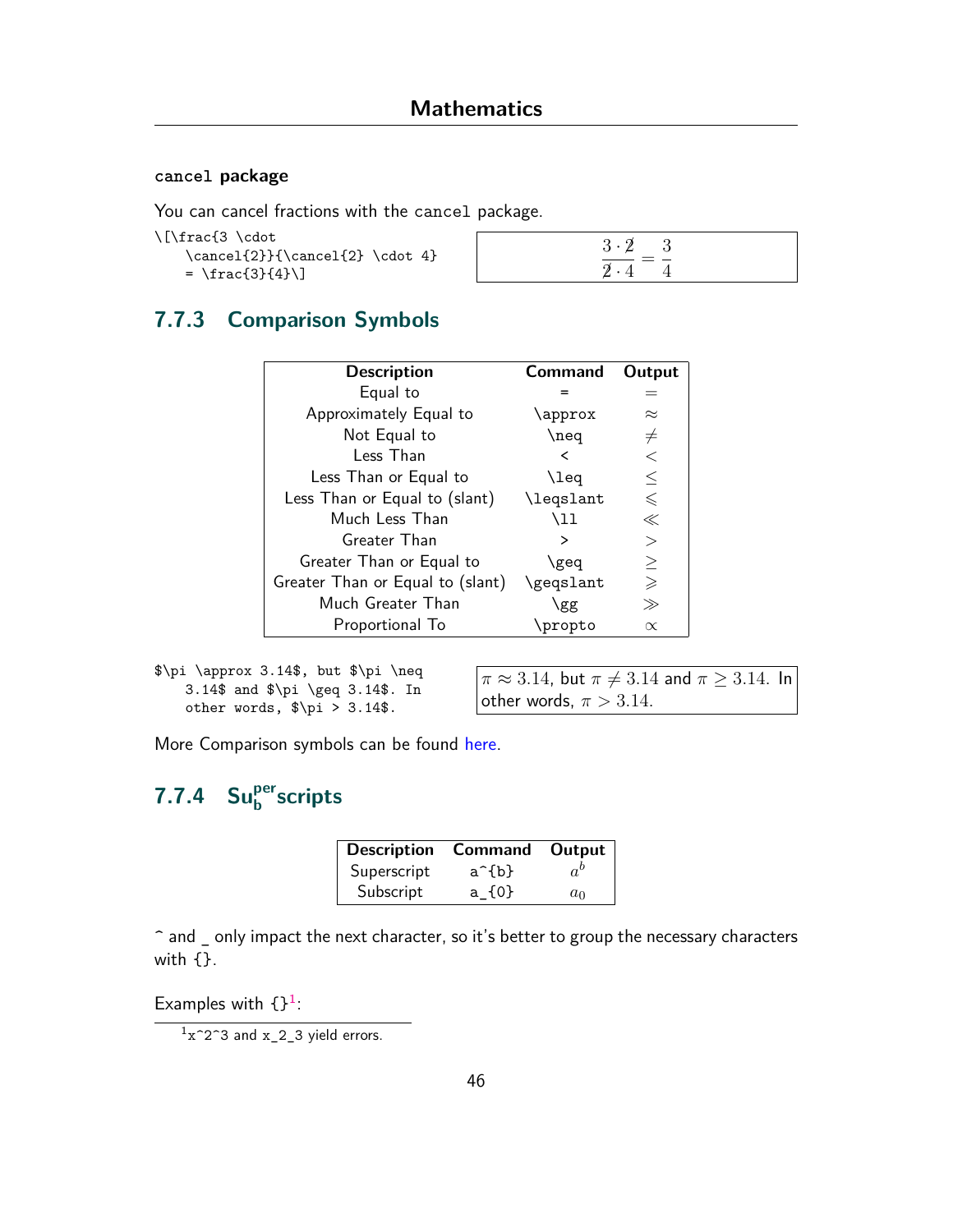### cancel package

You can cancel fractions with the cancel package.

```
\[\frac{3 \cdot
    \cancel{2}}{\cancel{2} \cdot 4}
    = \frac{3}{4}\]
```

$$\frac{3 \cdot \cancel{2}}{\cancel{2} \cdot 4} = \frac{3}{4}$$

## 7.7.3 Comparison Symbols

| Description | Command | Output |
|---|---|---|
| Equal to | = | $=$ |
| Approximately Equal to | \approx | $\approx$ |
| Not Equal to | \neq | $\neq$ |
| Less Than | < | $<$ |
| Less Than or Equal to | \leq | $\leq$ |
| Less Than or Equal to (slant) | \leqslant | $\leqslant$ |
| Much Less Than | \ll | $\ll$ |
| Greater Than | > | $>$ |
| Greater Than or Equal to | \geq | $\geq$ |
| Greater Than or Equal to (slant) | \geqslant | $\geqslant$ |
| Much Greater Than | \gg | $\gg$ |
| Proportional To | \propto | $\propto$ |

```
$\pi \approx 3.14$, but $\pi \neq
    3.14$ and $\pi \geq 3.14$. In
    other words, $\pi > 3.14$.
```

$\pi \approx 3.14$, but $\pi \neq 3.14$ and $\pi \geq 3.14$. In other words, $\pi > 3.14$.

More Comparison symbols can be found here.

## 7.7.4 Su$_{\text{b}}^{\text{per}}$scripts

| Description | Command | Output |
|---|---|---|
| Superscript | a^{b} | $a^b$ |
| Subscript | a_{0} | $a_0$ |

^ and _ only impact the next character, so it's better to group the necessary characters with {}.

Examples with {}[1]:

[1] x^2^3 and x_2_3 yield errors.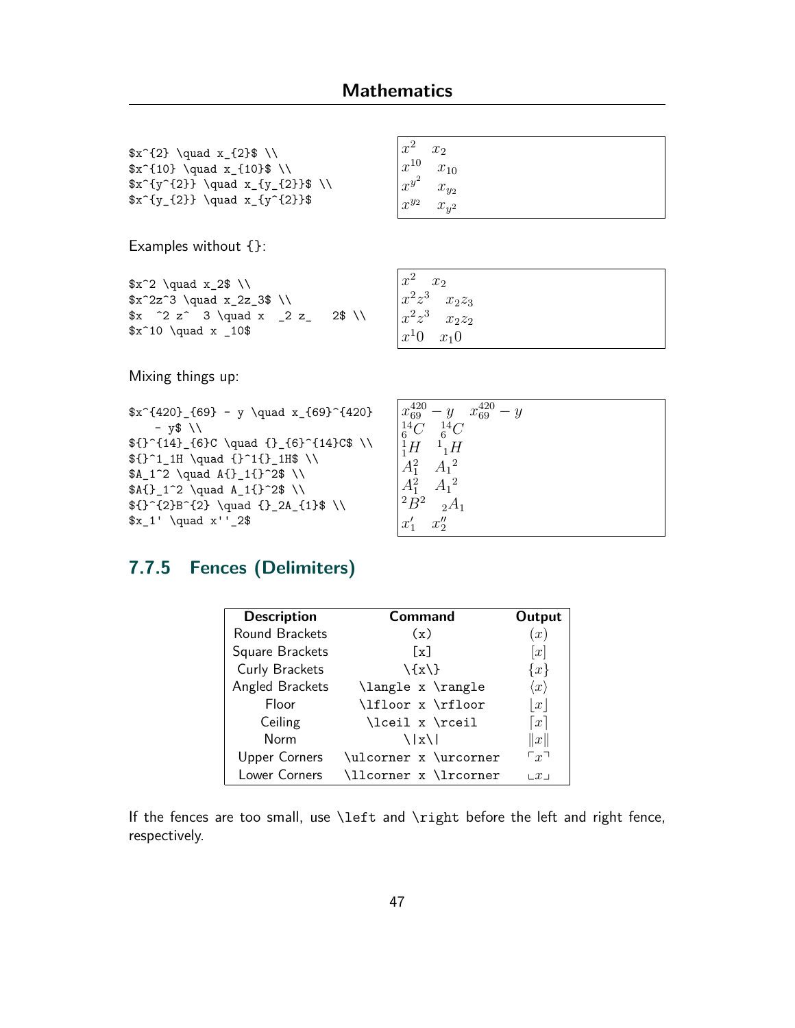```
$x^{2} \quad x_{2}$ \\
$x^{10} \quad x_{10}$ \\
$x^{y^{2}} \quad x_{y_{2}}$ \\
$x^{y_{2}} \quad x_{y^{2}}$
```

$x^2 \quad x_2$
$x^{10} \quad x_{10}$
$x^{y^2} \quad x_{y_2}$
$x^{y_2} \quad x_{y^2}$

Examples without {}:

```
$x^2 \quad x_2$ \\
$x^2z^3 \quad x_2z_3$ \\
$x  ^2 z^  3 \quad x  _2 z_   2$ \\
$x^10 \quad x _10$
```

$x^2 \quad x_2$
$x^2z^3 \quad x_2z_3$
$x^2z^3 \quad x_2z_2$
$x^10 \quad x_10$

Mixing things up:

```
$x^{420}_{69} - y \quad x_{69}^{420}
    - y$ \\
${}^{14}_{6}C \quad {}_{6}^{14}C$ \\
${}^1_1H \quad {}^1{}_1H$ \\
$A_1^2 \quad A{}_1{}^2$ \\
$A{}_1^2 \quad A_1{}^2$ \\
${}^{2}B^{2} \quad {}_2A_{1}$ \\
$x_1' \quad x''_2$
```

$x^{420}_{69} - y \quad x_{69}^{420} - y$
${}^{14}_{6}C \quad {}_{6}^{14}C$
${}^1_1H \quad {}^1{}_1H$
$A_1^2 \quad A{}_1{}^2$
$A_1^2 \quad A_1{}^2$
${}^{2}B^{2} \quad {}_2A_{1}$
$x_1' \quad x''_2$

### 7.7.5 Fences (Delimiters)

| Description | Command | Output |
|---|---|---|
| Round Brackets | `(x)` | $(x)$ |
| Square Brackets | `[x]` | $[x]$ |
| Curly Brackets | `\{x\}` | $\{x\}$ |
| Angled Brackets | `\langle x \rangle` | $\langle x \rangle$ |
| Floor | `\lfloor x \rfloor` | $\lfloor x \rfloor$ |
| Ceiling | `\lceil x \rceil` | $\lceil x \rceil$ |
| Norm | `\|x\|` | $\|x\|$ |
| Upper Corners | `\ulcorner x \urcorner` | $\ulcorner x \urcorner$ |
| Lower Corners | `\llcorner x \lrcorner` | $\llcorner x \lrcorner$ |

If the fences are too small, use `\left` and `\right` before the left and right fence, respectively.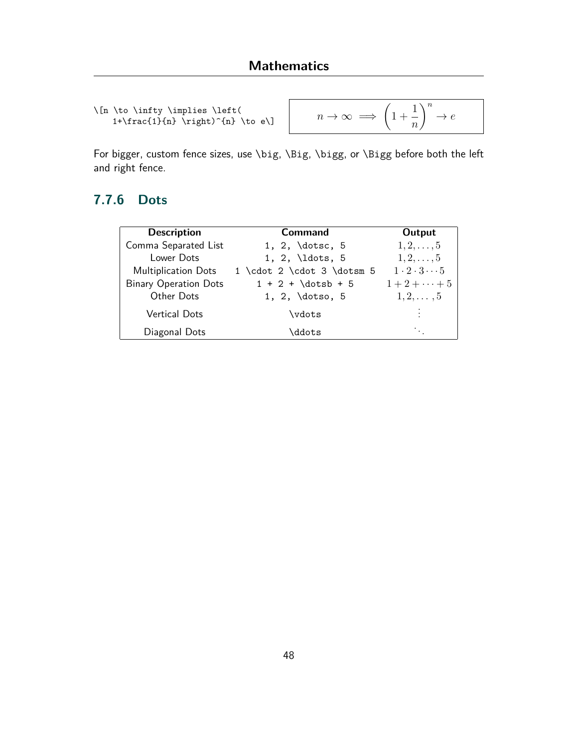```
\[n \to \infty \implies \left(
    1+\frac{1}{n} \right)^{n} \to e\]
```

$$n \to \infty \implies \left(1+\frac{1}{n} \right)^{n} \to e$$

For bigger, custom fence sizes, use \big, \Big, \bigg, or \Bigg before both the left and right fence.

### 7.7.6 Dots

| Description | Command | Output |
|---|---|---|
| Comma Separated List | `1, 2, \dotsc, 5` | $1, 2, \dotsc, 5$ |
| Lower Dots | `1, 2, \ldots, 5` | $1, 2, \ldots, 5$ |
| Multiplication Dots | `1 \cdot 2 \cdot 3 \dotsm 5` | $1 \cdot 2 \cdot 3 \dotsm 5$ |
| Binary Operation Dots | `1 + 2 + \dotsb + 5` | $1 + 2 + \dotsb + 5$ |
| Other Dots | `1, 2, \dotso, 5` | $1, 2, \dotso, 5$ |
| Vertical Dots | `\vdots` | $\vdots$ |
| Diagonal Dots | `\ddots` | $\ddots$ |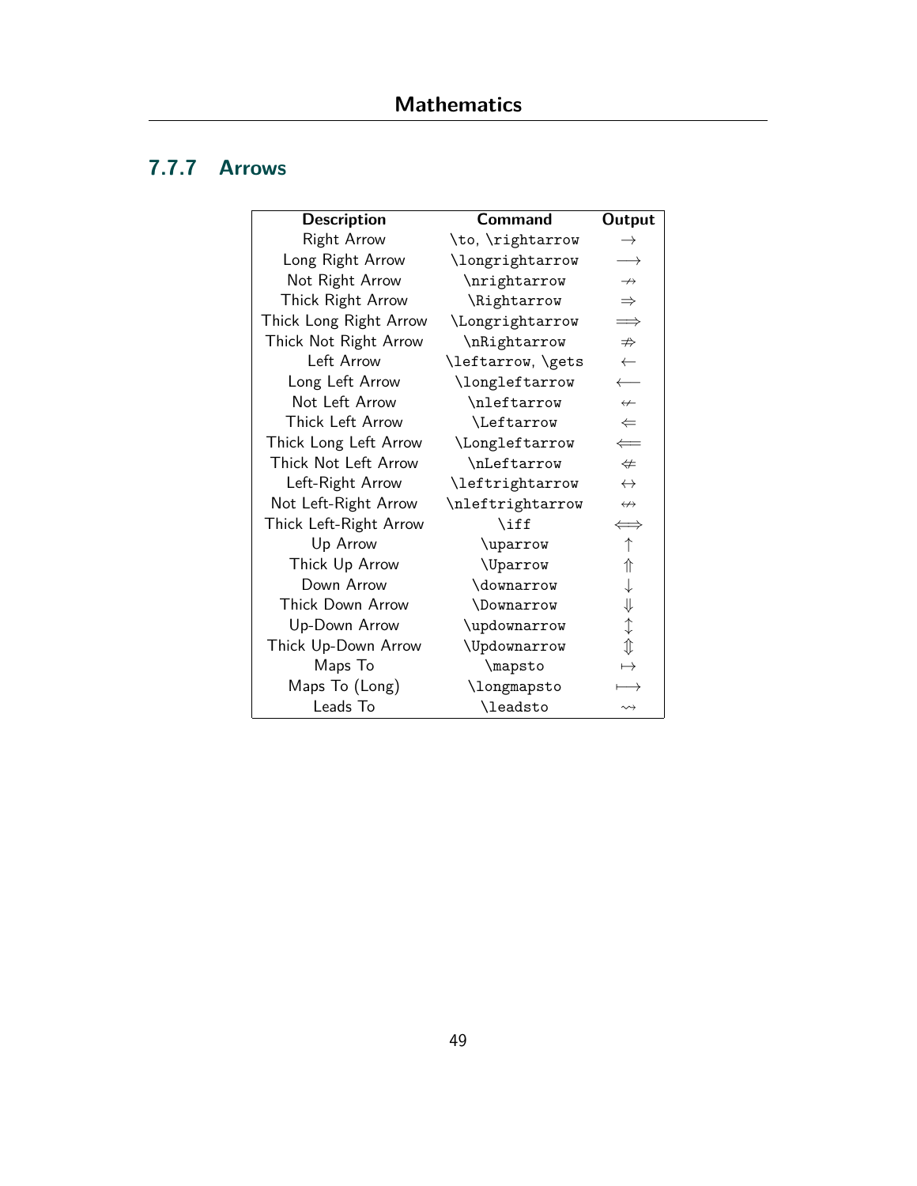### 7.7.7 Arrows

| Description | Command | Output |
| --- | --- | --- |
| Right Arrow | `\to`, `\rightarrow` | $\rightarrow$ |
| Long Right Arrow | `\longrightarrow` | $\longrightarrow$ |
| Not Right Arrow | `\nrightarrow` | $\nrightarrow$ |
| Thick Right Arrow | `\Rightarrow` | $\Rightarrow$ |
| Thick Long Right Arrow | `\Longrightarrow` | $\Longrightarrow$ |
| Thick Not Right Arrow | `\nRightarrow` | $\nRightarrow$ |
| Left Arrow | `\leftarrow`, `\gets` | $\leftarrow$ |
| Long Left Arrow | `\longleftarrow` | $\longleftarrow$ |
| Not Left Arrow | `\nleftarrow` | $\nleftarrow$ |
| Thick Left Arrow | `\Leftarrow` | $\Leftarrow$ |
| Thick Long Left Arrow | `\Longleftarrow` | $\Longleftarrow$ |
| Thick Not Left Arrow | `\nLeftarrow` | $\nLeftarrow$ |
| Left-Right Arrow | `\leftrightarrow` | $\leftrightarrow$ |
| Not Left-Right Arrow | `\nleftrightarrow` | $\nleftrightarrow$ |
| Thick Left-Right Arrow | `\iff` | $\iff$ |
| Up Arrow | `\uparrow` | $\uparrow$ |
| Thick Up Arrow | `\Uparrow` | $\Uparrow$ |
| Down Arrow | `\downarrow` | $\downarrow$ |
| Thick Down Arrow | `\Downarrow` | $\Downarrow$ |
| Up-Down Arrow | `\updownarrow` | $\updownarrow$ |
| Thick Up-Down Arrow | `\Updownarrow` | $\Updownarrow$ |
| Maps To | `\mapsto` | $\mapsto$ |
| Maps To (Long) | `\longmapsto` | $\longmapsto$ |
| Leads To | `\leadsto` | $\leadsto$ |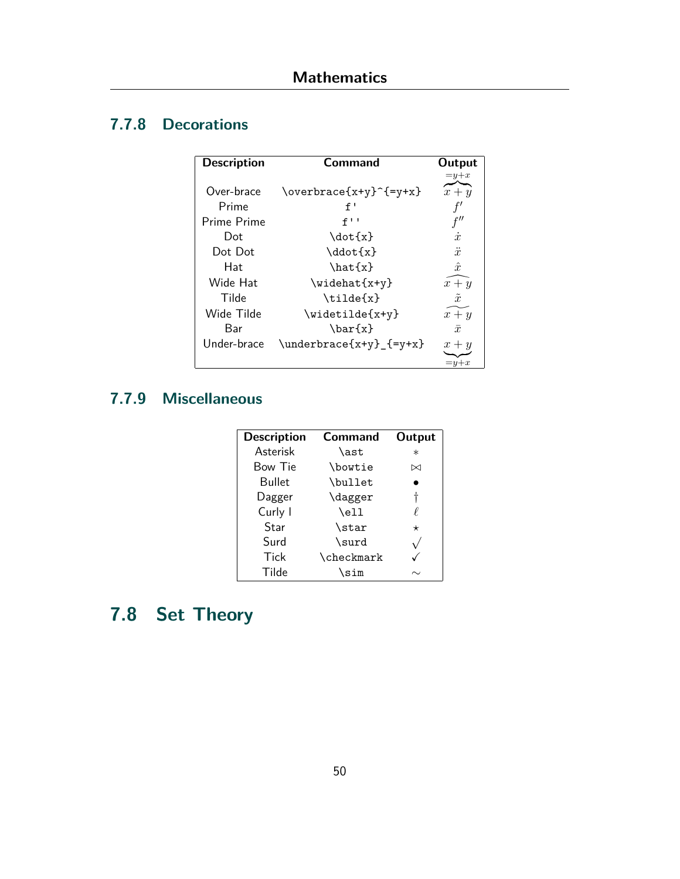### 7.7.8 Decorations

| Description | Command | Output |
|---|---|---|
| Over-brace | `\overbrace{x+y}^{=y+x}` | $\overbrace{x+y}^{=y+x}$ |
| Prime | `f'` | $f'$ |
| Prime Prime | `f''` | $f''$ |
| Dot | `\dot{x}` | $\dot{x}$ |
| Dot Dot | `\ddot{x}` | $\ddot{x}$ |
| Hat | `\hat{x}` | $\hat{x}$ |
| Wide Hat | `\widehat{x+y}` | $\widehat{x+y}$ |
| Tilde | `\tilde{x}` | $\tilde{x}$ |
| Wide Tilde | `\widetilde{x+y}` | $\widetilde{x+y}$ |
| Bar | `\bar{x}` | $\bar{x}$ |
| Under-brace | `\underbrace{x+y}_{=y+x}` | $\underbrace{x+y}_{=y+x}$ |

### 7.7.9 Miscellaneous

| Description | Command | Output |
|---|---|---|
| Asterisk | `\ast` | $\ast$ |
| Bow Tie | `\bowtie` | $\bowtie$ |
| Bullet | `\bullet` | $\bullet$ |
| Dagger | `\dagger` | $\dagger$ |
| Curly l | `\ell` | $\ell$ |
| Star | `\star` | $\star$ |
| Surd | `\surd` | $\surd$ |
| Tick | `\checkmark` | $\checkmark$ |
| Tilde | `\sim` | $\sim$ |

## 7.8 Set Theory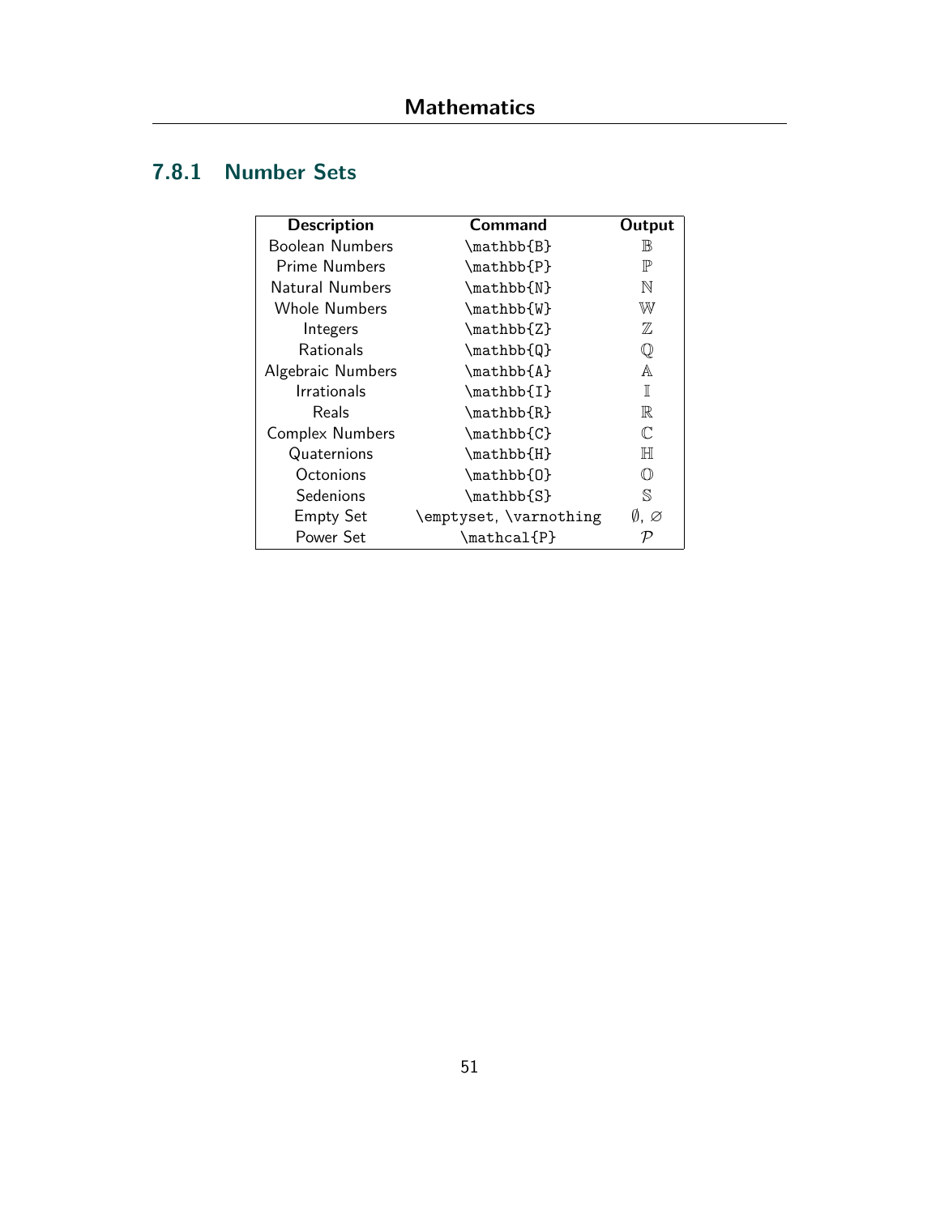### 7.8.1 Number Sets

| Description | Command | Output |
|---|---|---|
| Boolean Numbers | `\mathbb{B}` | $\mathbb{B}$ |
| Prime Numbers | `\mathbb{P}` | $\mathbb{P}$ |
| Natural Numbers | `\mathbb{N}` | $\mathbb{N}$ |
| Whole Numbers | `\mathbb{W}` | $\mathbb{W}$ |
| Integers | `\mathbb{Z}` | $\mathbb{Z}$ |
| Rationals | `\mathbb{Q}` | $\mathbb{Q}$ |
| Algebraic Numbers | `\mathbb{A}` | $\mathbb{A}$ |
| Irrationals | `\mathbb{I}` | $\mathbb{I}$ |
| Reals | `\mathbb{R}` | $\mathbb{R}$ |
| Complex Numbers | `\mathbb{C}` | $\mathbb{C}$ |
| Quaternions | `\mathbb{H}` | $\mathbb{H}$ |
| Octonions | `\mathbb{O}` | $\mathbb{O}$ |
| Sedenions | `\mathbb{S}` | $\mathbb{S}$ |
| Empty Set | `\emptyset, \varnothing` | $\emptyset$, $\varnothing$ |
| Power Set | `\mathcal{P}` | $\mathcal{P}$ |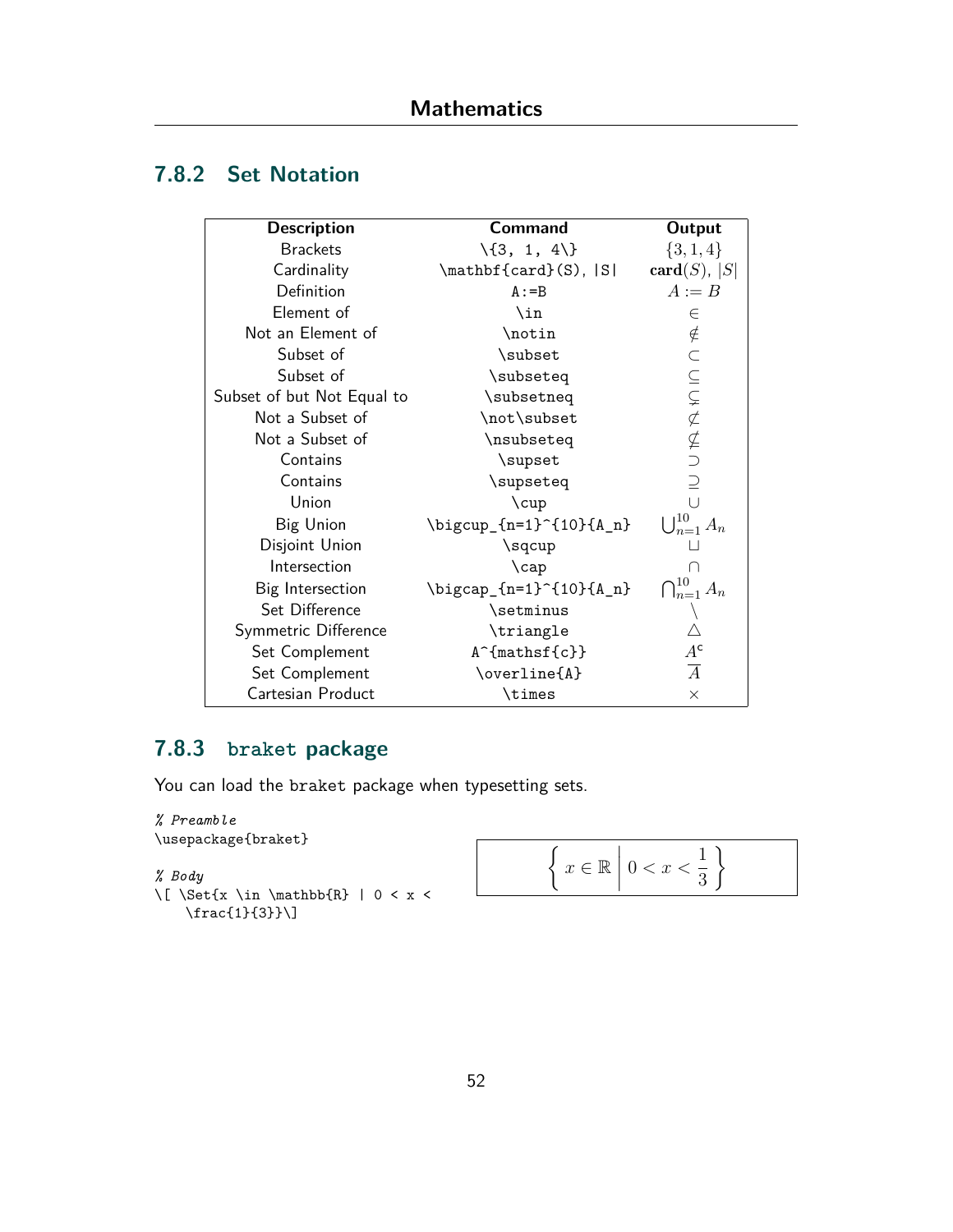## 7.8.2 Set Notation

| Description | Command | Output |
|---|---|---|
| Brackets | `\{3, 1, 4\}` | $\{3, 1, 4\}$ |
| Cardinality | `\mathbf{card}(S), \|S\|` | $\mathbf{card}(S)$, $\lvert S \rvert$ |
| Definition | `A:=B` | $A := B$ |
| Element of | `\in` | $\in$ |
| Not an Element of | `\notin` | $\notin$ |
| Subset of | `\subset` | $\subset$ |
| Subset of | `\subseteq` | $\subseteq$ |
| Subset of but Not Equal to | `\subsetneq` | $\subsetneq$ |
| Not a Subset of | `\not\subset` | $\not\subset$ |
| Not a Subset of | `\nsubseteq` | $\nsubseteq$ |
| Contains | `\supset` | $\supset$ |
| Contains | `\supseteq` | $\supseteq$ |
| Union | `\cup` | $\cup$ |
| Big Union | `\bigcup_{n=1}^{10}{A_n}` | $\bigcup_{n=1}^{10}{A_n}$ |
| Disjoint Union | `\sqcup` | $\sqcup$ |
| Intersection | `\cap` | $\cap$ |
| Big Intersection | `\bigcap_{n=1}^{10}{A_n}` | $\bigcap_{n=1}^{10}{A_n}$ |
| Set Difference | `\setminus` | $\setminus$ |
| Symmetric Difference | `\triangle` | $\triangle$ |
| Set Complement | `A^{\mathsf{c}}` | $A^{\mathsf{c}}$ |
| Set Complement | `\overline{A}` | $\overline{A}$ |
| Cartesian Product | `\times` | $\times$ |

## 7.8.3 braket package

You can load the `braket` package when typesetting sets.

```
% Preamble
\usepackage{braket}

% Body
\[ \Set{x \in \mathbb{R} | 0 < x <
    \frac{1}{3}}\]
```

$$\left\{ x \in \mathbb{R} \,\middle|\, 0 < x < \frac{1}{3} \right\}$$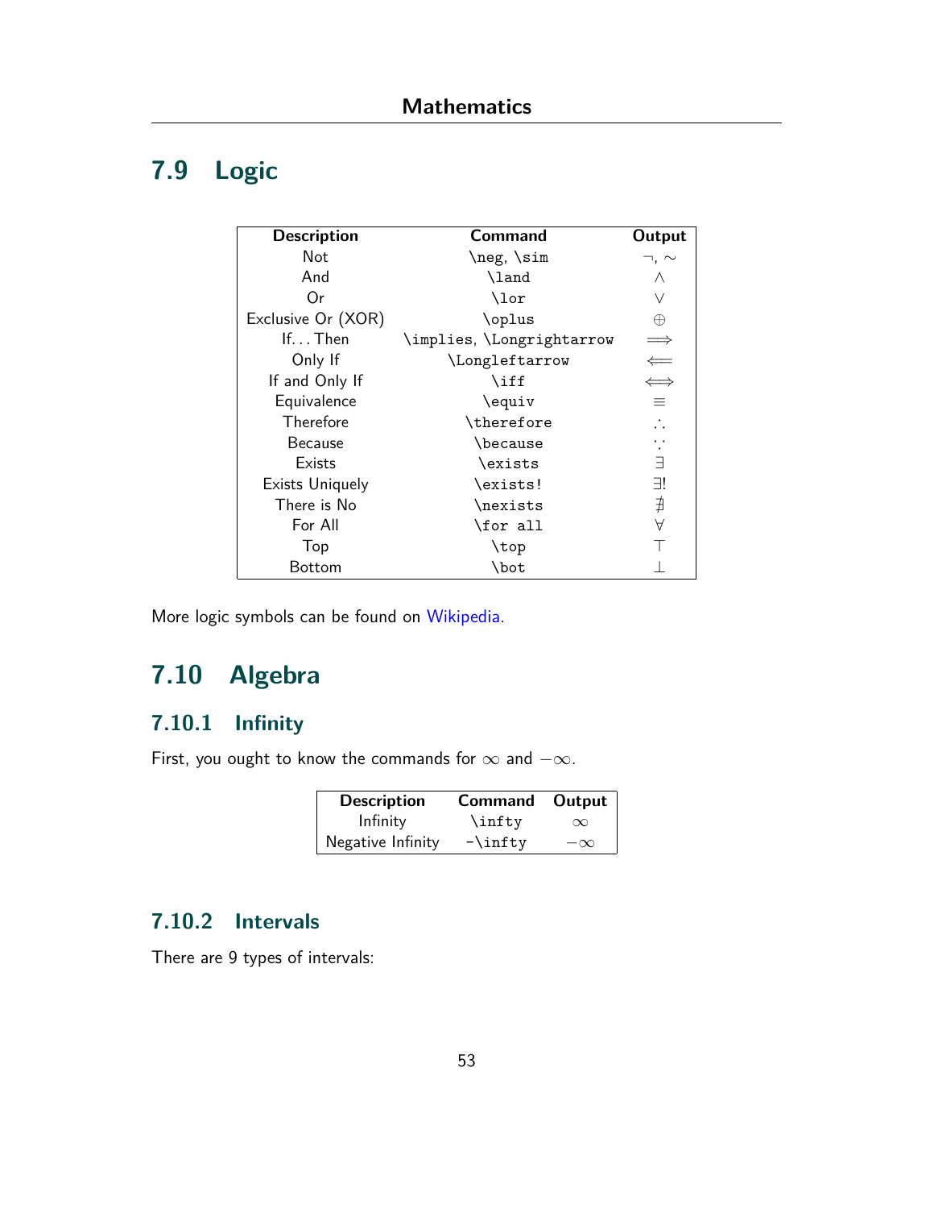## 7.9 Logic

| Description | Command | Output |
|---|---|---|
| Not | `\neg`, `\sim` | $\neg$, $\sim$ |
| And | `\land` | $\land$ |
| Or | `\lor` | $\lor$ |
| Exclusive Or (XOR) | `\oplus` | $\oplus$ |
| If. . . Then | `\implies`, `\Longrightarrow` | $\implies$ |
| Only If | `\Longleftarrow` | $\Longleftarrow$ |
| If and Only If | `\iff` | $\iff$ |
| Equivalence | `\equiv` | $\equiv$ |
| Therefore | `\therefore` | $\therefore$ |
| Because | `\because` | $\because$ |
| Exists | `\exists` | $\exists$ |
| Exists Uniquely | `\exists!` | $\exists!$ |
| There is No | `\nexists` | $\nexists$ |
| For All | `\for all` | $\forall$ |
| Top | `\top` | $\top$ |
| Bottom | `\bot` | $\bot$ |

More logic symbols can be found on Wikipedia.

## 7.10 Algebra

### 7.10.1 Infinity

First, you ought to know the commands for $\infty$ and $-\infty$.

| Description | Command | Output |
|---|---|---|
| Infinity | `\infty` | $\infty$ |
| Negative Infinity | `-\infty` | $-\infty$ |

### 7.10.2 Intervals

There are 9 types of intervals: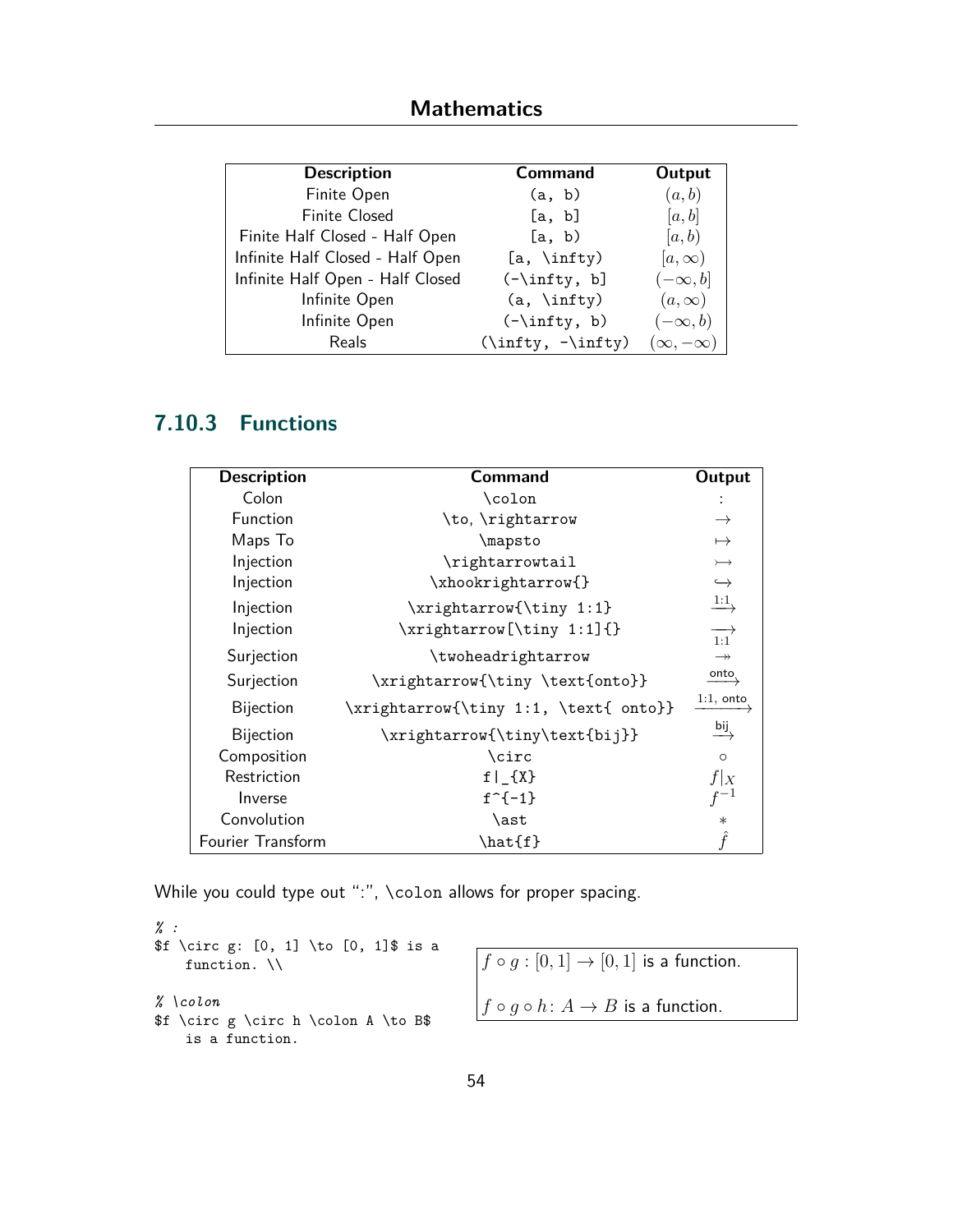| Description | Command | Output |
|---|---|---|
| Finite Open | `(a, b)` | $(a, b)$ |
| Finite Closed | `[a, b]` | $[a, b]$ |
| Finite Half Closed - Half Open | `[a, b)` | $[a, b)$ |
| Infinite Half Closed - Half Open | `[a, \infty)` | $[a, \infty)$ |
| Infinite Half Open - Half Closed | `(-\infty, b]` | $(-\infty, b]$ |
| Infinite Open | `(a, \infty)` | $(a, \infty)$ |
| Infinite Open | `(-\infty, b)` | $(-\infty, b)$ |
| Reals | `(\infty, -\infty)` | $(\infty, -\infty)$ |

### 7.10.3 Functions

| Description | Command | Output |
|---|---|---|
| Colon | `\colon` | $\colon$ |
| Function | `\to`, `\rightarrow` | $\rightarrow$ |
| Maps To | `\mapsto` | $\mapsto$ |
| Injection | `\rightarrowtail` | $\rightarrowtail$ |
| Injection | `\xhookrightarrow{}` | $\hookrightarrow$ |
| Injection | `\xrightarrow{\tiny 1:1}` | $\xrightarrow{\tiny 1:1}$ |
| Injection | `\xrightarrow[\tiny 1:1]{}` | $\xrightarrow[\tiny 1:1]{}$ |
| Surjection | `\twoheadrightarrow` | $\twoheadrightarrow$ |
| Surjection | `\xrightarrow{\tiny \text{onto}}` | $\xrightarrow{\tiny \text{onto}}$ |
| Bijection | `\xrightarrow{\tiny 1:1, \text{ onto}}` | $\xrightarrow{\tiny 1:1, \text{ onto}}$ |
| Bijection | `\xrightarrow{\tiny\text{bij}}` | $\xrightarrow{\tiny\text{bij}}$ |
| Composition | `\circ` | $\circ$ |
| Restriction | `f|_{X}` | $f|_{X}$ |
| Inverse | `f^{-1}` | $f^{-1}$ |
| Convolution | `\ast` | $\ast$ |
| Fourier Transform | `\hat{f}` | $\hat{f}$ |

While you could type out ":", `\colon` allows for proper spacing.

```
% :
$f \circ g: [0, 1] \to [0, 1]$ is a
    function. \\

% \colon
$f \circ g \circ h \colon A \to B$
    is a function.
```

$f \circ g : [0, 1] \to [0, 1]$ is a function.

$f \circ g \circ h \colon A \to B$ is a function.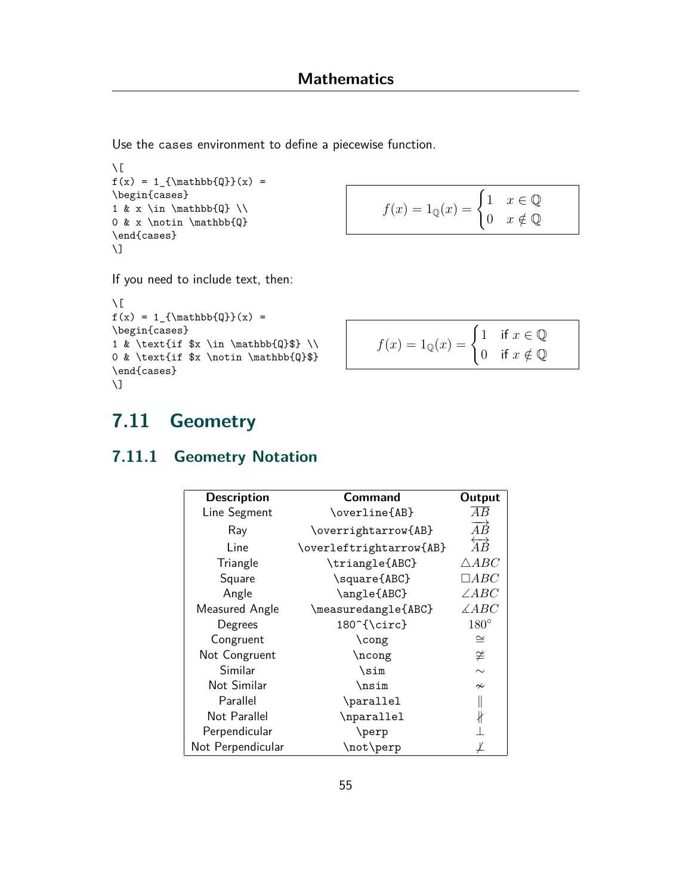Use the cases environment to define a piecewise function.

```
\[
f(x) = 1_{\mathbb{Q}}(x) =
\begin{cases}
1 & x \in \mathbb{Q} \\
0 & x \notin \mathbb{Q}
\end{cases}
\]
```

$$f(x) = 1_{\mathbb{Q}}(x) = \begin{cases} 1 & x \in \mathbb{Q} \\ 0 & x \notin \mathbb{Q} \end{cases}$$

If you need to include text, then:

```
\[
f(x) = 1_{\mathbb{Q}}(x) =
\begin{cases}
1 & \text{if $x \in \mathbb{Q}$} \\
0 & \text{if $x \notin \mathbb{Q}$}
\end{cases}
\]
```

$$f(x) = 1_{\mathbb{Q}}(x) = \begin{cases} 1 & \text{if } x \in \mathbb{Q} \\ 0 & \text{if } x \notin \mathbb{Q} \end{cases}$$

## 7.11 Geometry

### 7.11.1 Geometry Notation

| Description | Command | Output |
|---|---|---|
| Line Segment | `\overline{AB}` | $\overline{AB}$ |
| Ray | `\overrightarrow{AB}` | $\overrightarrow{AB}$ |
| Line | `\overleftrightarrow{AB}` | $\overleftrightarrow{AB}$ |
| Triangle | `\triangle{ABC}` | $\triangle ABC$ |
| Square | `\square{ABC}` | $\square ABC$ |
| Angle | `\angle{ABC}` | $\angle ABC$ |
| Measured Angle | `\measuredangle{ABC}` | $\measuredangle ABC$ |
| Degrees | `180^{\circ}` | $180^{\circ}$ |
| Congruent | `\cong` | $\cong$ |
| Not Congruent | `\ncong` | $\ncong$ |
| Similar | `\sim` | $\sim$ |
| Not Similar | `\nsim` | $\nsim$ |
| Parallel | `\parallel` | $\parallel$ |
| Not Parallel | `\nparallel` | $\nparallel$ |
| Perpendicular | `\perp` | $\perp$ |
| Not Perpendicular | `\not\perp` | $\not\perp$ |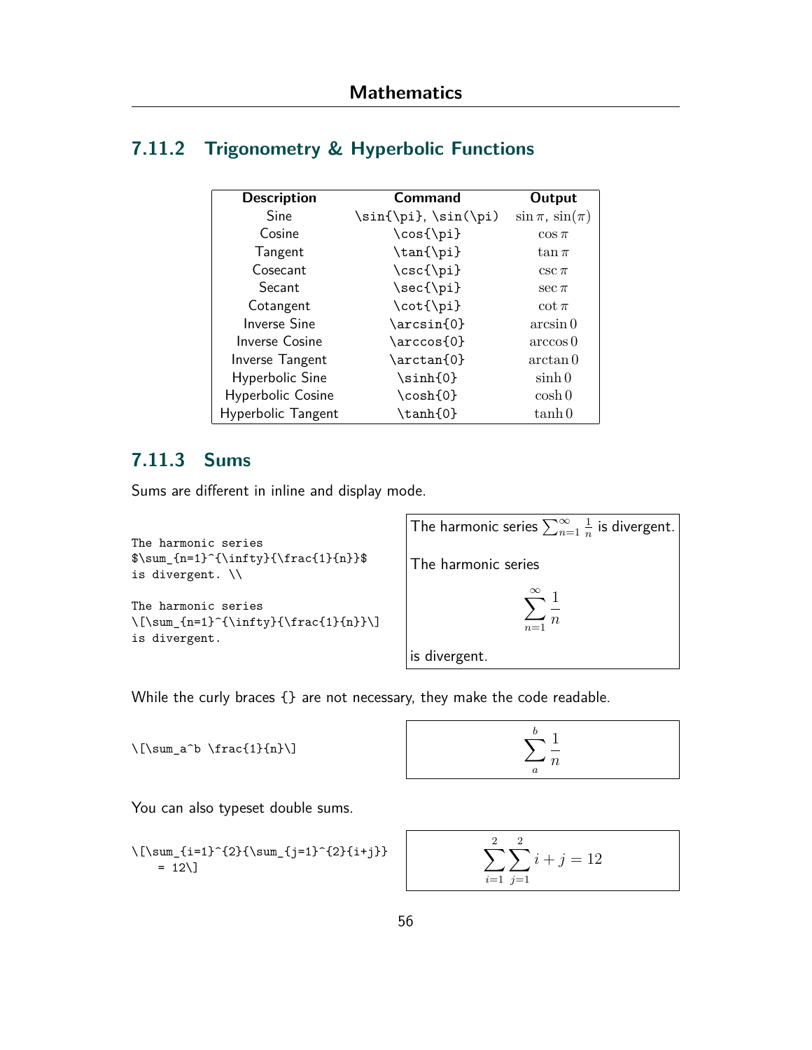## 7.11.2 Trigonometry & Hyperbolic Functions

| Description | Command | Output |
|---|---|---|
| Sine | `\sin{\pi}`, `\sin(\pi)` | $\sin{\pi}$, $\sin(\pi)$ |
| Cosine | `\cos{\pi}` | $\cos{\pi}$ |
| Tangent | `\tan{\pi}` | $\tan{\pi}$ |
| Cosecant | `\csc{\pi}` | $\csc{\pi}$ |
| Secant | `\sec{\pi}` | $\sec{\pi}$ |
| Cotangent | `\cot{\pi}` | $\cot{\pi}$ |
| Inverse Sine | `\arcsin{0}` | $\arcsin{0}$ |
| Inverse Cosine | `\arccos{0}` | $\arccos{0}$ |
| Inverse Tangent | `\arctan{0}` | $\arctan{0}$ |
| Hyperbolic Sine | `\sinh{0}` | $\sinh{0}$ |
| Hyperbolic Cosine | `\cosh{0}` | $\cosh{0}$ |
| Hyperbolic Tangent | `\tanh{0}` | $\tanh{0}$ |

## 7.11.3 Sums

Sums are different in inline and display mode.

```
The harmonic series
$\sum_{n=1}^{\infty}{\frac{1}{n}}$
is divergent. \\

The harmonic series
\[\sum_{n=1}^{\infty}{\frac{1}{n}}\]
is divergent.
```

The harmonic series $\sum_{n=1}^{\infty}{\frac{1}{n}}$ is divergent.

The harmonic series

$$\sum_{n=1}^{\infty}{\frac{1}{n}}$$

is divergent.

While the curly braces {} are not necessary, they make the code readable.

```
\[\sum_a^b \frac{1}{n}\]
```

$$\sum_a^b \frac{1}{n}$$

You can also typeset double sums.

```
\[\sum_{i=1}^{2}{\sum_{j=1}^{2}{i+j}}
    = 12\]
```

$$\sum_{i=1}^{2}{\sum_{j=1}^{2}{i+j}} = 12$$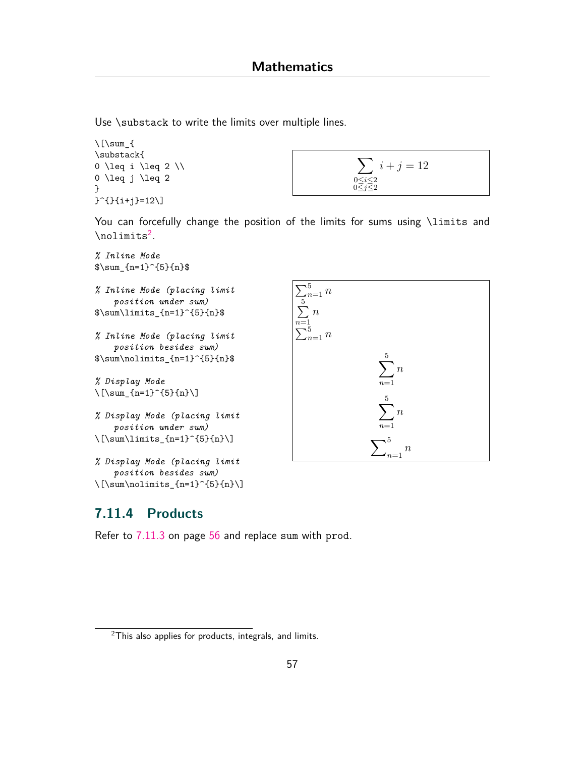Use \substack to write the limits over multiple lines.

```
\[\sum_{
\substack{
0 \leq i \leq 2 \\
0 \leq j \leq 2
}
}^{}{i+j}=12\]
```

$$\sum_{\substack{0 \leq i \leq 2 \\ 0 \leq j \leq 2}}^{}{i+j}=12$$

You can forcefully change the position of the limits for sums using \limits and \nolimits[2].

```
% Inline Mode
$\sum_{n=1}^{5}{n}$

% Inline Mode (placing limit
    position under sum)
$\sum\limits_{n=1}^{5}{n}$

% Inline Mode (placing limit
    position besides sum)
$\sum\nolimits_{n=1}^{5}{n}$

% Display Mode
\[\sum_{n=1}^{5}{n}\]

% Display Mode (placing limit
    position under sum)
\[\sum\limits_{n=1}^{5}{n}\]

% Display Mode (placing limit
    position besides sum)
\[\sum\nolimits_{n=1}^{5}{n}\]
```

$\sum_{n=1}^{5}{n}$

$\sum\limits_{n=1}^{5}{n}$

$\sum\nolimits_{n=1}^{5}{n}$

$$\sum_{n=1}^{5}{n}$$

$$\sum\limits_{n=1}^{5}{n}$$

$$\sum\nolimits_{n=1}^{5}{n}$$

### 7.11.4 Products

Refer to 7.11.3 on page 56 and replace sum with prod.

[2] This also applies for products, integrals, and limits.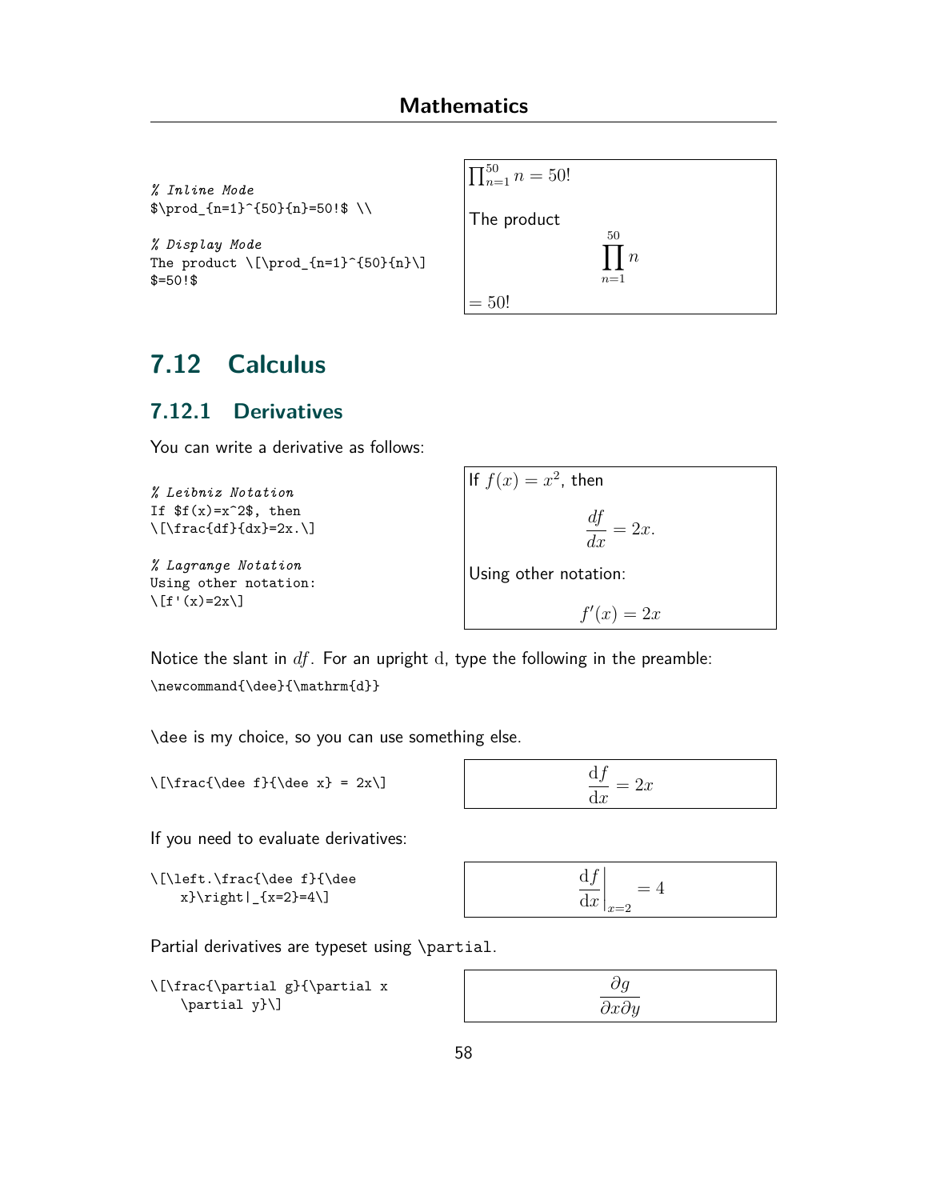```
% Inline Mode
$\prod_{n=1}^{50}{n}=50!$ \\

% Display Mode
The product \[\prod_{n=1}^{50}{n}\]
$=50!$
```

$\prod_{n=1}^{50} n = 50!$

The product

$$\prod_{n=1}^{50} n$$

$= 50!$

## 7.12 Calculus

### 7.12.1 Derivatives

You can write a derivative as follows:

```
% Leibniz Notation
If $f(x)=x^2$, then
\[\frac{df}{dx}=2x.\]

% Lagrange Notation
Using other notation:
\[f'(x)=2x\]
```

If $f(x) = x^2$, then

$$\frac{df}{dx} = 2x.$$

Using other notation:

$$f'(x) = 2x$$

Notice the slant in $df$. For an upright $\mathrm{d}$, type the following in the preamble:

```
\newcommand{\dee}{\mathrm{d}}
```

\dee is my choice, so you can use something else.

```
\[\frac{\dee f}{\dee x} = 2x\]
```

$$\frac{\mathrm{d}f}{\mathrm{d}x} = 2x$$

If you need to evaluate derivatives:

```
\[\left.\frac{\dee f}{\dee
    x}\right|_{x=2}=4\]
```

$$\left.\frac{\mathrm{d}f}{\mathrm{d}x}\right|_{x=2} = 4$$

Partial derivatives are typeset using `\partial`.

```
\[\frac{\partial g}{\partial x
    \partial y}\]
```

$$\frac{\partial g}{\partial x \partial y}$$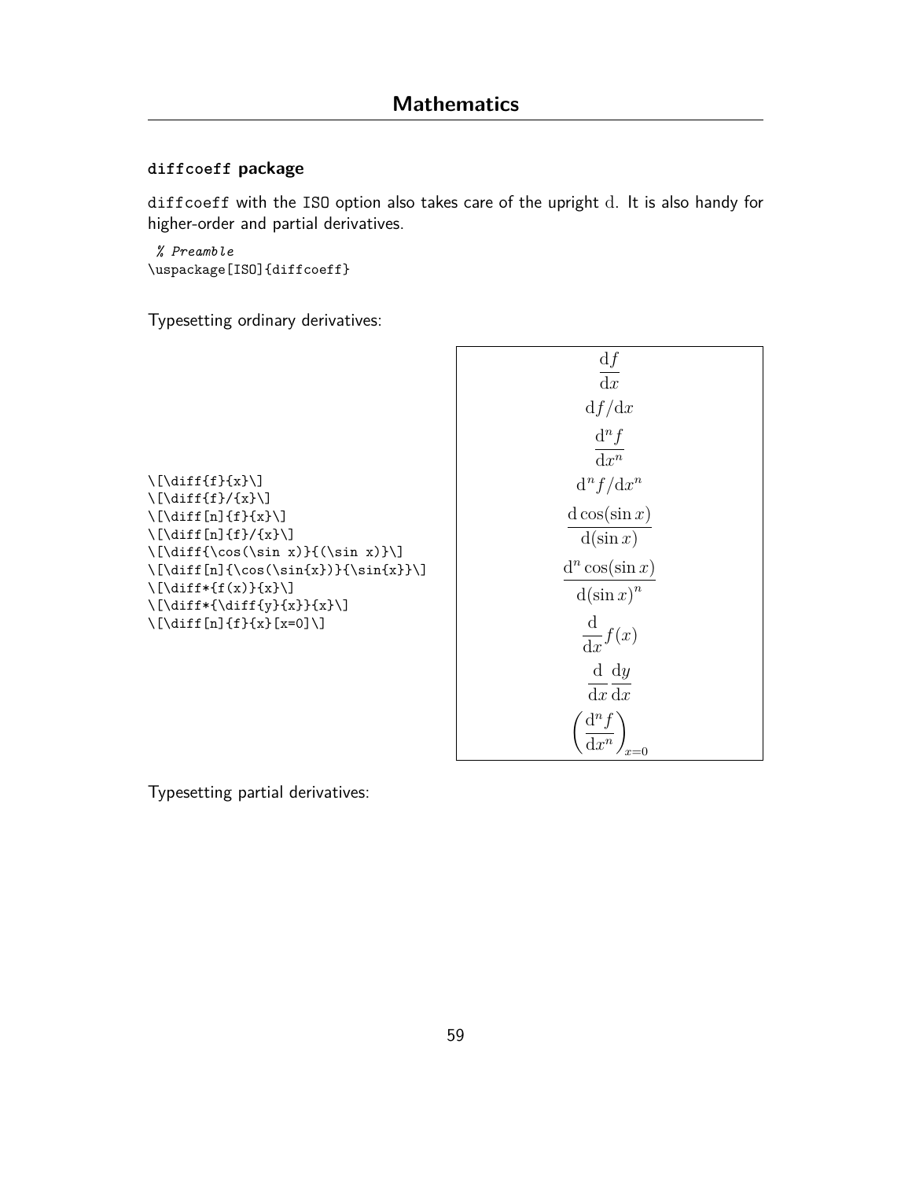## diffcoeff package

diffcoeff with the ISO option also takes care of the upright $\mathrm{d}$. It is also handy for higher-order and partial derivatives.

```
% Preamble
\uspackage[ISO]{diffcoeff}
```

Typesetting ordinary derivatives:

```
\[\diff{f}{x}\]
\[\diff{f}/{x}\]
\[\diff[n]{f}{x}\]
\[\diff[n]{f}/{x}\]
\[\diff{\cos(\sin x)}{(\sin x)}\]
\[\diff[n]{\cos(\sin{x})}{\sin{x}}\]
\[\diff*{f(x)}{x}\]
\[\diff*{\diff{y}{x}}{x}\]
\[\diff[n]{f}{x}[x=0]\]
```

$$\frac{\mathrm{d}f}{\mathrm{d}x}$$

$$\mathrm{d}f/\mathrm{d}x$$

$$\frac{\mathrm{d}^n f}{\mathrm{d}x^n}$$

$$\mathrm{d}^n f/\mathrm{d}x^n$$

$$\frac{\mathrm{d}\cos(\sin x)}{\mathrm{d}(\sin x)}$$

$$\frac{\mathrm{d}^n \cos(\sin x)}{\mathrm{d}(\sin x)^n}$$

$$\frac{\mathrm{d}}{\mathrm{d}x} f(x)$$

$$\frac{\mathrm{d}}{\mathrm{d}x} \frac{\mathrm{d}y}{\mathrm{d}x}$$

$$\left(\frac{\mathrm{d}^n f}{\mathrm{d}x^n}\right)_{x=0}$$

Typesetting partial derivatives: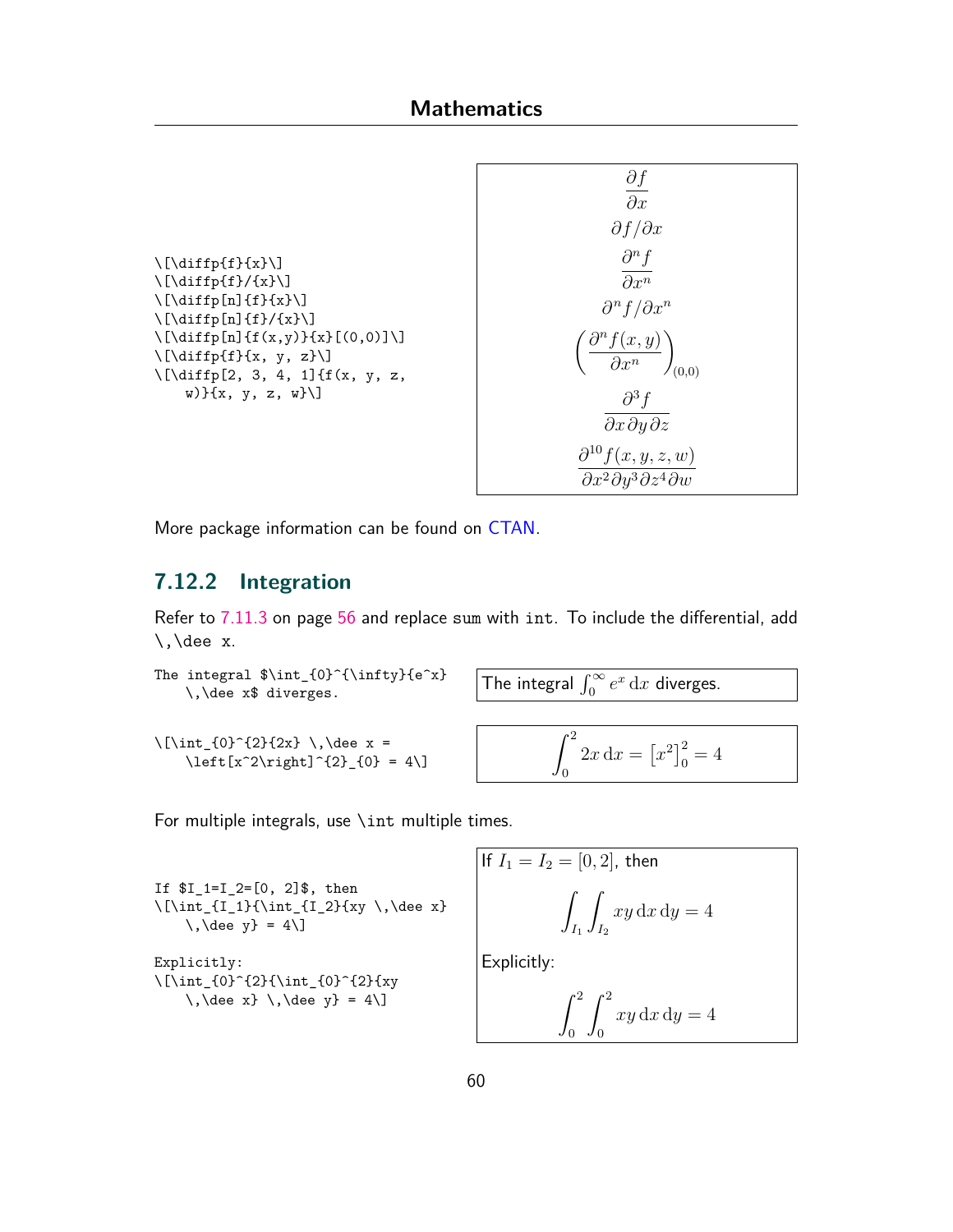```
\[\diffp{f}{x}\]
\[\diffp{f}/{x}\]
\[\diffp[n]{f}{x}\]
\[\diffp[n]{f}/{x}\]
\[\diffp[n]{f(x,y)}{x}[(0,0)]\]
\[\diffp{f}{x, y, z}\]
\[\diffp[2, 3, 4, 1]{f(x, y, z,
    w)}{x, y, z, w}\]
```

$$\frac{\partial f}{\partial x}$$

$$\partial f/\partial x$$

$$\frac{\partial^n f}{\partial x^n}$$

$$\partial^n f/\partial x^n$$

$$\left(\frac{\partial^n f(x,y)}{\partial x^n}\right)_{(0,0)}$$

$$\frac{\partial^3 f}{\partial x\,\partial y\,\partial z}$$

$$\frac{\partial^{10} f(x,y,z,w)}{\partial x^2 \partial y^3 \partial z^4 \partial w}$$

More package information can be found on CTAN.

### 7.12.2 Integration

Refer to 7.11.3 on page 56 and replace `sum` with `int`. To include the differential, add `\,\dee x`.

```
The integral $\int_{0}^{\infty}{e^x}
    \,\dee x$ diverges.
```

The integral $\int_{0}^{\infty}{e^x}\,\mathrm{d}x$ diverges.

```
\[\int_{0}^{2}{2x} \,\dee x =
    \left[x^2\right]^{2}_{0} = 4\]
```

$$\int_{0}^{2}{2x}\,\mathrm{d}x = \left[x^2\right]^{2}_{0} = 4$$

For multiple integrals, use `\int` multiple times.

```
If $I_1=I_2=[0, 2]$, then
\[\int_{I_1}{\int_{I_2}{xy \,\dee x}
    \,\dee y} = 4\]

Explicitly:
\[\int_{0}^{2}{\int_{0}^{2}{xy
    \,\dee x} \,\dee y} = 4\]
```

If $I_1=I_2=[0, 2]$, then

$$\int_{I_1}{\int_{I_2}{xy\,\mathrm{d}x}\,\mathrm{d}y} = 4$$

Explicitly:

$$\int_{0}^{2}{\int_{0}^{2}{xy\,\mathrm{d}x}\,\mathrm{d}y} = 4$$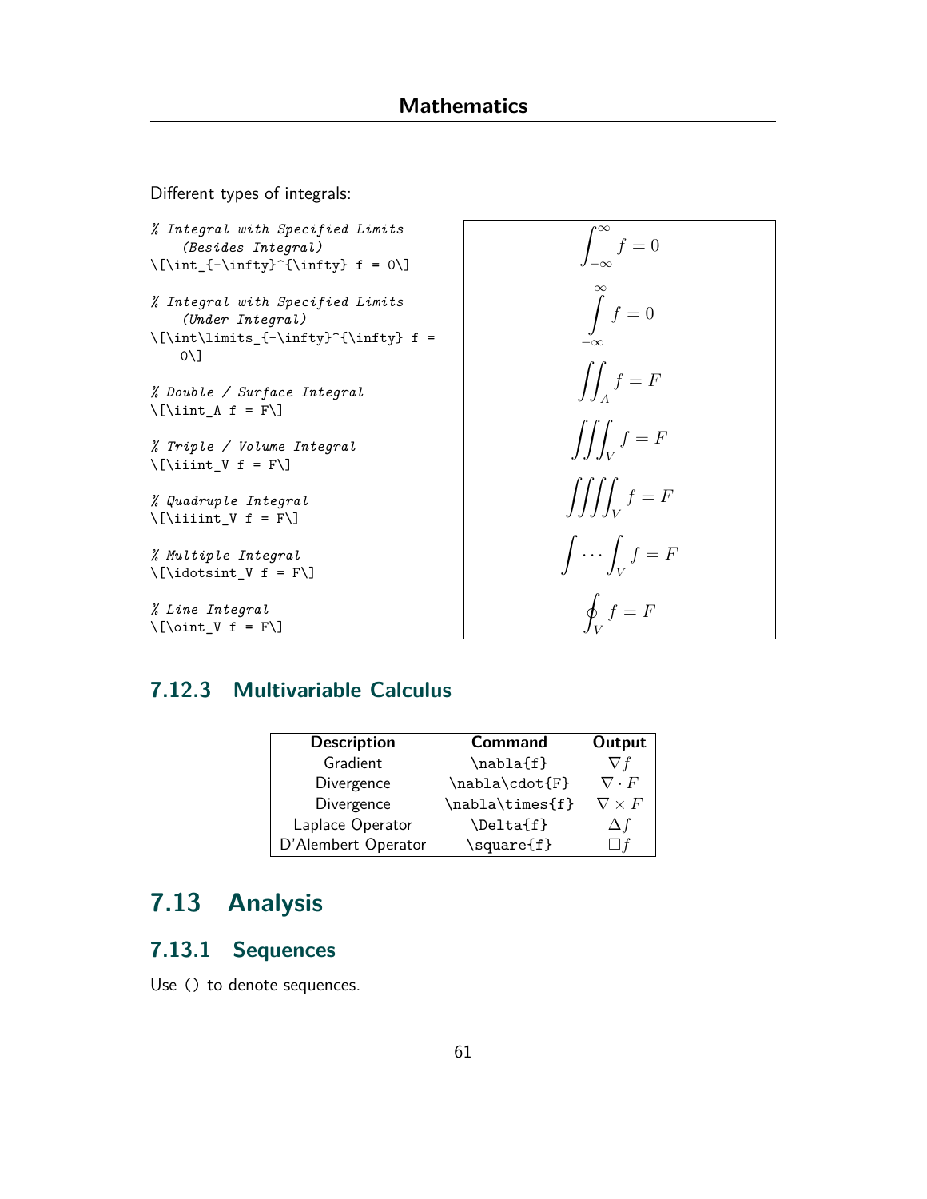Different types of integrals:

```
% Integral with Specified Limits
    (Besides Integral)
\[\int_{-\infty}^{\infty} f = 0\]

% Integral with Specified Limits
    (Under Integral)
\[\int\limits_{-\infty}^{\infty} f =
    0\]

% Double / Surface Integral
\[\iint_A f = F\]

% Triple / Volume Integral
\[\iiint_V f = F\]

% Quadruple Integral
\[\iiiint_V f = F\]

% Multiple Integral
\[\idotsint_V f = F\]

% Line Integral
\[\oint_V f = F\]
```

$$\int_{-\infty}^{\infty} f = 0$$

$$\int\limits_{-\infty}^{\infty} f = 0$$

$$\iint_A f = F$$

$$\iiint_V f = F$$

$$\iiiint_V f = F$$

$$\idotsint_V f = F$$

$$\oint_V f = F$$

### 7.12.3 Multivariable Calculus

| Description | Command | Output |
|---|---|---|
| Gradient | `\nabla{f}` | $\nabla f$ |
| Divergence | `\nabla\cdot{F}` | $\nabla \cdot F$ |
| Divergence | `\nabla\times{f}` | $\nabla \times F$ |
| Laplace Operator | `\Delta{f}` | $\Delta f$ |
| D'Alembert Operator | `\square{f}` | $\square f$ |

## 7.13 Analysis

### 7.13.1 Sequences

Use () to denote sequences.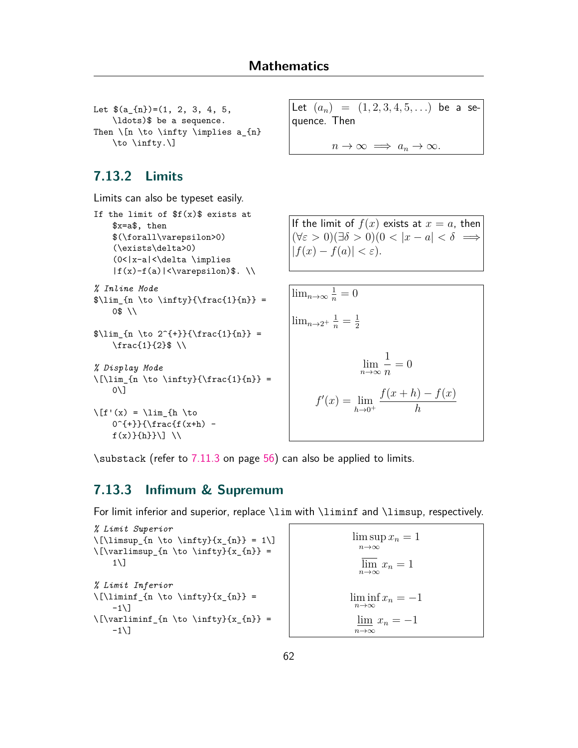```
Let $(a_{n})=(1, 2, 3, 4, 5,
    \ldots)$ be a sequence.
Then \[n \to \infty \implies a_{n}
    \to \infty.\]
```

Let $(a_n) = (1, 2, 3, 4, 5, \ldots)$ be a sequence. Then

$$n \to \infty \implies a_n \to \infty.$$

### 7.13.2 Limits

Limits can also be typeset easily.

```
If the limit of $f(x)$ exists at
    $x=a$, then
    $(\forall\varepsilon>0)
    (\exists\delta>0)
    (0<|x-a|<\delta \implies
    |f(x)-f(a)|<\varepsilon)$. \\
```

If the limit of $f(x)$ exists at $x = a$, then $(\forall\varepsilon > 0)(\exists\delta > 0)(0 < |x - a| < \delta \implies |f(x) - f(a)| < \varepsilon)$.

```
% Inline Mode
$\lim_{n \to \infty}{\frac{1}{n}} =
    0$ \\

$\lim_{n \to 2^{+}}{\frac{1}{n}} =
    \frac{1}{2}$ \\

% Display Mode
\[\lim_{n \to \infty}{\frac{1}{n}} =
    0\]

\[f'(x) = \lim_{h \to
    0^{+}}{\frac{f(x+h) -
    f(x)}{h}}\] \\
```

$\lim_{n \to \infty}{\frac{1}{n}} = 0$

$\lim_{n \to 2^{+}}{\frac{1}{n}} = \frac{1}{2}$

$$\lim_{n \to \infty}{\frac{1}{n}} = 0$$

$$f'(x) = \lim_{h \to 0^{+}}{\frac{f(x+h) - f(x)}{h}}$$

\substack (refer to 7.11.3 on page 56) can also be applied to limits.

### 7.13.3 Infimum & Supremum

For limit inferior and superior, replace \lim with \liminf and \limsup, respectively.

```
% Limit Superior
\[\limsup_{n \to \infty}{x_{n}} = 1\]
\[\varlimsup_{n \to \infty}{x_{n}} =
    1\]

% Limit Inferior
\[\liminf_{n \to \infty}{x_{n}} =
    -1\]
\[\varliminf_{n \to \infty}{x_{n}} =
    -1\]
```

$$\limsup_{n \to \infty}{x_{n}} = 1$$

$$\varlimsup_{n \to \infty}{x_{n}} = 1$$

$$\liminf_{n \to \infty}{x_{n}} = -1$$

$$\varliminf_{n \to \infty}{x_{n}} = -1$$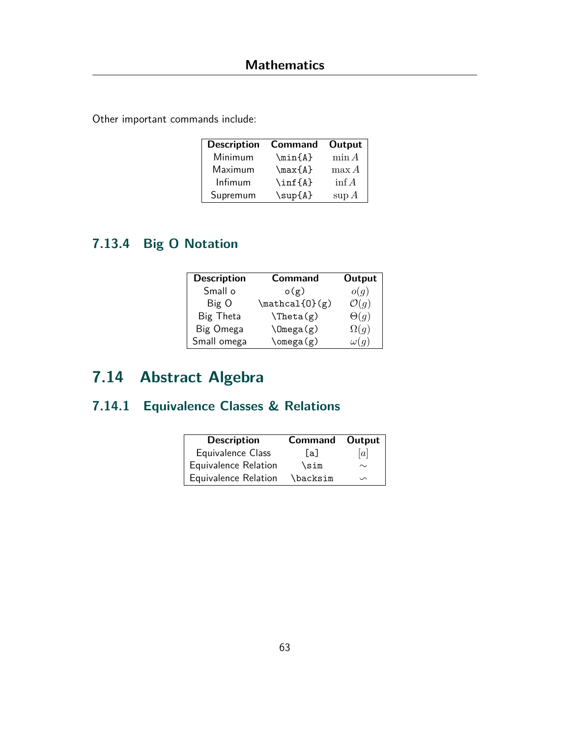Other important commands include:

| Description | Command | Output |
|---|---|---|
| Minimum | `\min{A}` | $\min A$ |
| Maximum | `\max{A}` | $\max A$ |
| Infimum | `\inf{A}` | $\inf A$ |
| Supremum | `\sup{A}` | $\sup A$ |

### 7.13.4 Big O Notation

| Description | Command | Output |
|---|---|---|
| Small o | `o(g)` | $o(g)$ |
| Big O | `\mathcal{O}(g)` | $\mathcal{O}(g)$ |
| Big Theta | `\Theta(g)` | $\Theta(g)$ |
| Big Omega | `\Omega(g)` | $\Omega(g)$ |
| Small omega | `\omega(g)` | $\omega(g)$ |

## 7.14 Abstract Algebra

### 7.14.1 Equivalence Classes & Relations

| Description | Command | Output |
|---|---|---|
| Equivalence Class | `[a]` | $[a]$ |
| Equivalence Relation | `\sim` | $\sim$ |
| Equivalence Relation | `\backsim` | $\backsim$ |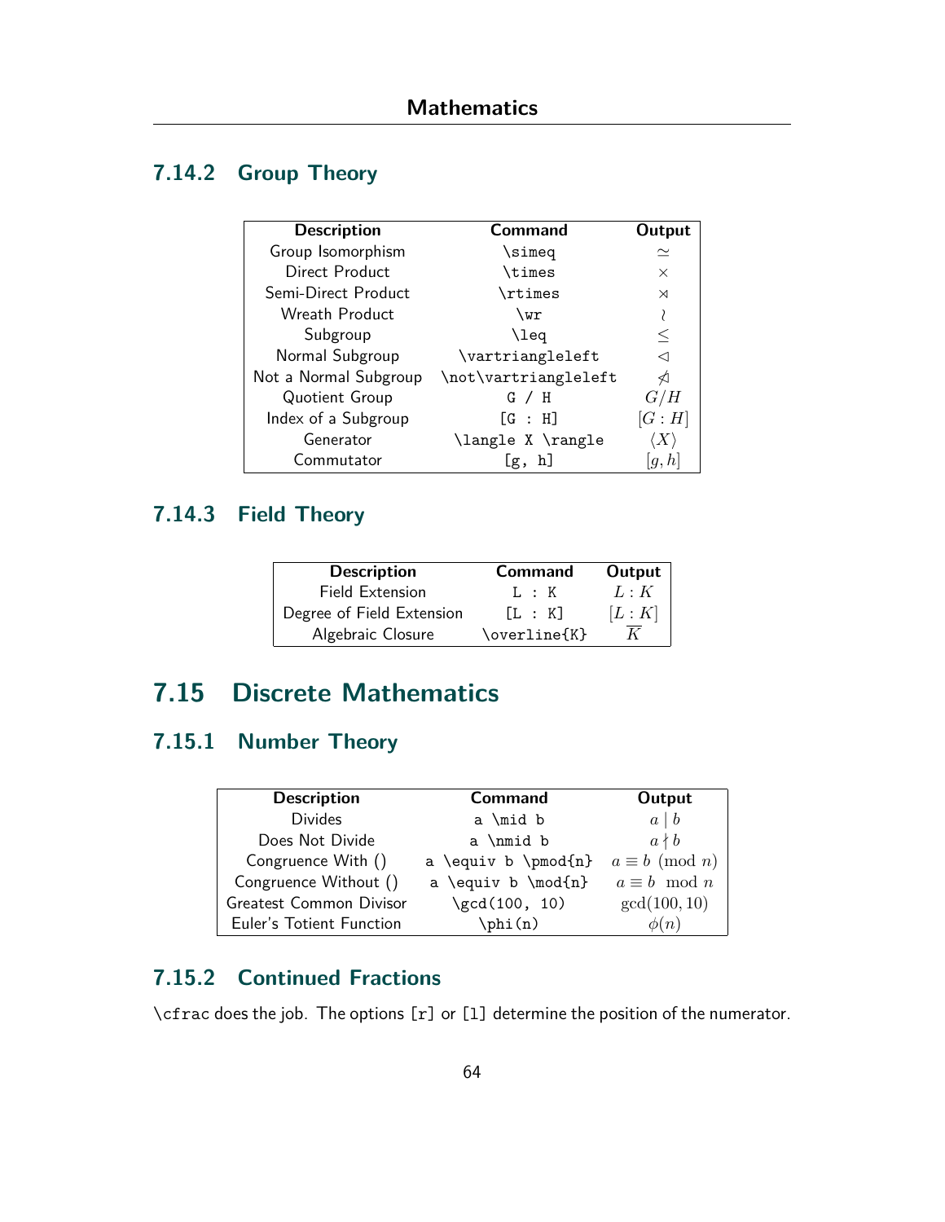### 7.14.2 Group Theory

| Description | Command | Output |
|---|---|---|
| Group Isomorphism | `\simeq` | $\simeq$ |
| Direct Product | `\times` | $\times$ |
| Semi-Direct Product | `\rtimes` | $\rtimes$ |
| Wreath Product | `\wr` | $\wr$ |
| Subgroup | `\leq` | $\leq$ |
| Normal Subgroup | `\vartriangleleft` | $\vartriangleleft$ |
| Not a Normal Subgroup | `\not\vartriangleleft` | $\not\vartriangleleft$ |
| Quotient Group | `G / H` | $G/H$ |
| Index of a Subgroup | `[G : H]` | $[G:H]$ |
| Generator | `\langle X \rangle` | $\langle X \rangle$ |
| Commutator | `[g, h]` | $[g,h]$ |

### 7.14.3 Field Theory

| Description | Command | Output |
|---|---|---|
| Field Extension | `L : K` | $L:K$ |
| Degree of Field Extension | `[L : K]` | $[L:K]$ |
| Algebraic Closure | `\overline{K}` | $\overline{K}$ |

## 7.15 Discrete Mathematics

### 7.15.1 Number Theory

| Description | Command | Output |
|---|---|---|
| Divides | `a \mid b` | $a \mid b$ |
| Does Not Divide | `a \nmid b` | $a \nmid b$ |
| Congruence With () | `a \equiv b \pmod{n}` | $a \equiv b \pmod{n}$ |
| Congruence Without () | `a \equiv b \mod{n}` | $a \equiv b \mod{n}$ |
| Greatest Common Divisor | `\gcd(100, 10)` | $\gcd(100, 10)$ |
| Euler's Totient Function | `\phi(n)` | $\phi(n)$ |

### 7.15.2 Continued Fractions

`\cfrac` does the job. The options `[r]` or `[l]` determine the position of the numerator.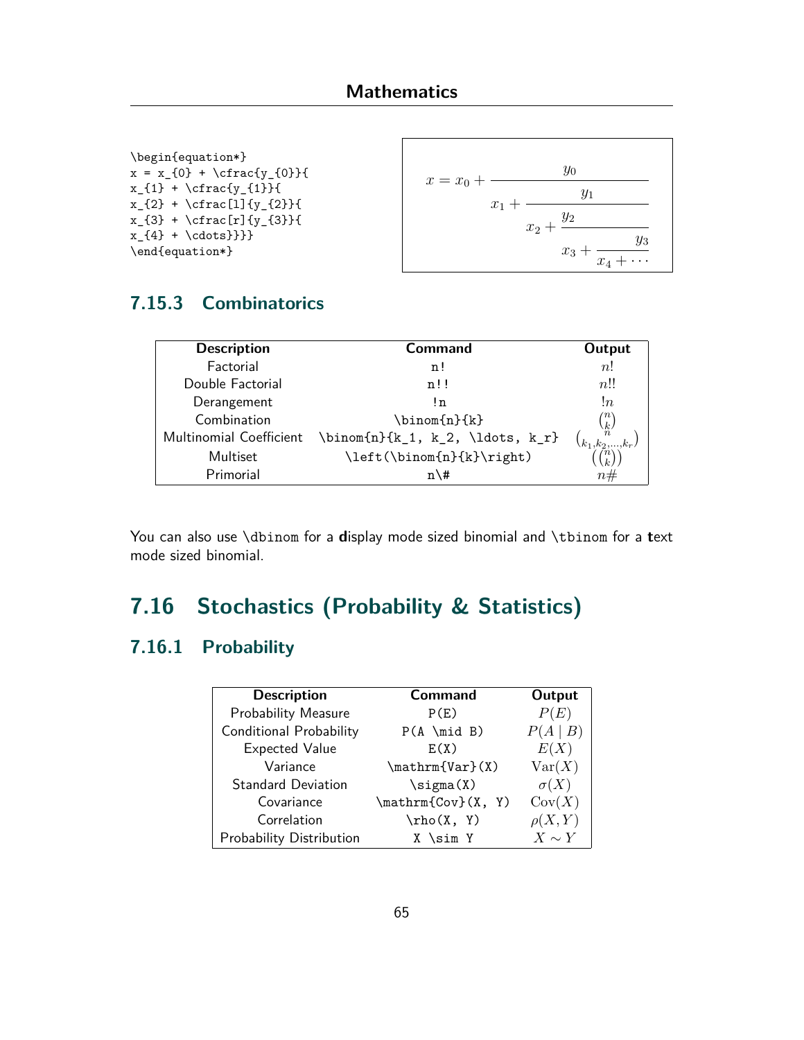```
\begin{equation*}
x = x_{0} + \cfrac{y_{0}}{
x_{1} + \cfrac{y_{1}}{
x_{2} + \cfrac[l]{y_{2}}{
x_{3} + \cfrac[r]{y_{3}}{
x_{4} + \cdots}}}}
\end{equation*}
```

$$x = x_{0} + \cfrac{y_{0}}{x_{1} + \cfrac{y_{1}}{x_{2} + \cfrac[l]{y_{2}}{x_{3} + \cfrac[r]{y_{3}}{x_{4} + \cdots}}}}$$

### 7.15.3 Combinatorics

| Description | Command | Output |
|---|---|---|
| Factorial | `n!` | $n!$ |
| Double Factorial | `n!!` | $n!!$ |
| Derangement | `!n` | $!n$ |
| Combination | `\binom{n}{k}` | $\binom{n}{k}$ |
| Multinomial Coefficient | `\binom{n}{k_1, k_2, \ldots, k_r}` | $\binom{n}{k_1, k_2, \ldots, k_r}$ |
| Multiset | `\left(\binom{n}{k}\right)` | $\left(\binom{n}{k}\right)$ |
| Primorial | `n\#` | $n\#$ |

You can also use `\dbinom` for a **d**isplay mode sized binomial and `\tbinom` for a **t**ext mode sized binomial.

## 7.16 Stochastics (Probability & Statistics)

### 7.16.1 Probability

| Description | Command | Output |
|---|---|---|
| Probability Measure | `P(E)` | $P(E)$ |
| Conditional Probability | `P(A \mid B)` | $P(A \mid B)$ |
| Expected Value | `E(X)` | $E(X)$ |
| Variance | `\mathrm{Var}(X)` | $\mathrm{Var}(X)$ |
| Standard Deviation | `\sigma(X)` | $\sigma(X)$ |
| Covariance | `\mathrm{Cov}(X, Y)` | $\mathrm{Cov}(X)$ |
| Correlation | `\rho(X, Y)` | $\rho(X, Y)$ |
| Probability Distribution | `X \sim Y` | $X \sim Y$ |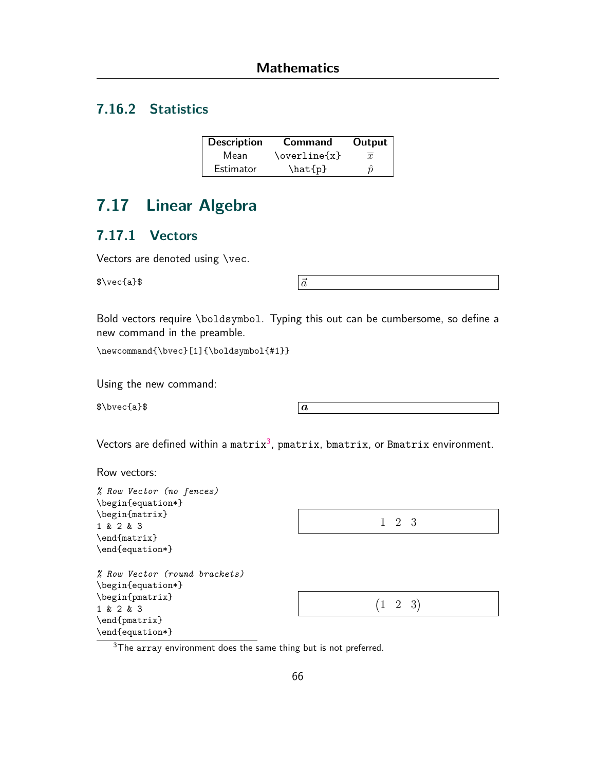### 7.16.2 Statistics

| Description | Command | Output |
|---|---|---|
| Mean | \overline{x} | $\overline{x}$ |
| Estimator | \hat{p} | $\hat{p}$ |

## 7.17 Linear Algebra

### 7.17.1 Vectors

Vectors are denoted using \vec.

```
$\vec{a}$
```

$\vec{a}$

Bold vectors require \boldsymbol. Typing this out can be cumbersome, so define a new command in the preamble.

```
\newcommand{\bvec}[1]{\boldsymbol{#1}}
```

Using the new command:

```
$\bvec{a}$
```

$\boldsymbol{a}$

Vectors are defined within a matrix[3], pmatrix, bmatrix, or Bmatrix environment.

Row vectors:

```
% Row Vector (no fences)
\begin{equation*}
\begin{matrix}
1 & 2 & 3
\end{matrix}
\end{equation*}
```

$$\begin{matrix} 1 & 2 & 3 \end{matrix}$$

```
% Row Vector (round brackets)
\begin{equation*}
\begin{pmatrix}
1 & 2 & 3
\end{pmatrix}
\end{equation*}
```

$$\begin{pmatrix} 1 & 2 & 3 \end{pmatrix}$$

[3] The array environment does the same thing but is not preferred.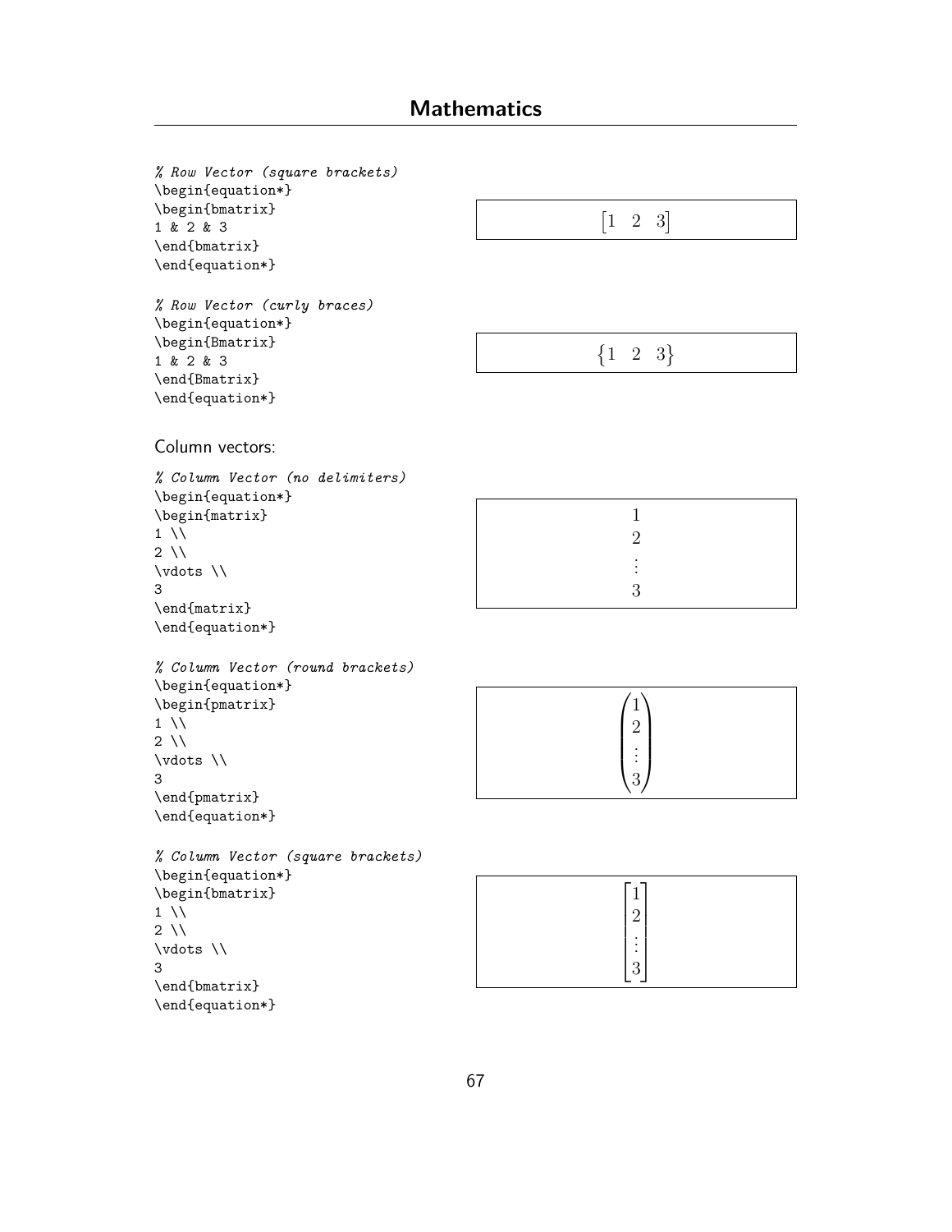```
% Row Vector (square brackets)
\begin{equation*}
\begin{bmatrix}
1 & 2 & 3
\end{bmatrix}
\end{equation*}
```

$$\begin{bmatrix} 1 & 2 & 3 \end{bmatrix}$$

```
% Row Vector (curly braces)
\begin{equation*}
\begin{Bmatrix}
1 & 2 & 3
\end{Bmatrix}
\end{equation*}
```

$$\begin{Bmatrix} 1 & 2 & 3 \end{Bmatrix}$$

Column vectors:

```
% Column Vector (no delimiters)
\begin{equation*}
\begin{matrix}
1 \\
2 \\
\vdots \\
3
\end{matrix}
\end{equation*}
```

$$\begin{matrix} 1 \\ 2 \\ \vdots \\ 3 \end{matrix}$$

```
% Column Vector (round brackets)
\begin{equation*}
\begin{pmatrix}
1 \\
2 \\
\vdots \\
3
\end{pmatrix}
\end{equation*}
```

$$\begin{pmatrix} 1 \\ 2 \\ \vdots \\ 3 \end{pmatrix}$$

```
% Column Vector (square brackets)
\begin{equation*}
\begin{bmatrix}
1 \\
2 \\
\vdots \\
3
\end{bmatrix}
\end{equation*}
```

$$\begin{bmatrix} 1 \\ 2 \\ \vdots \\ 3 \end{bmatrix}$$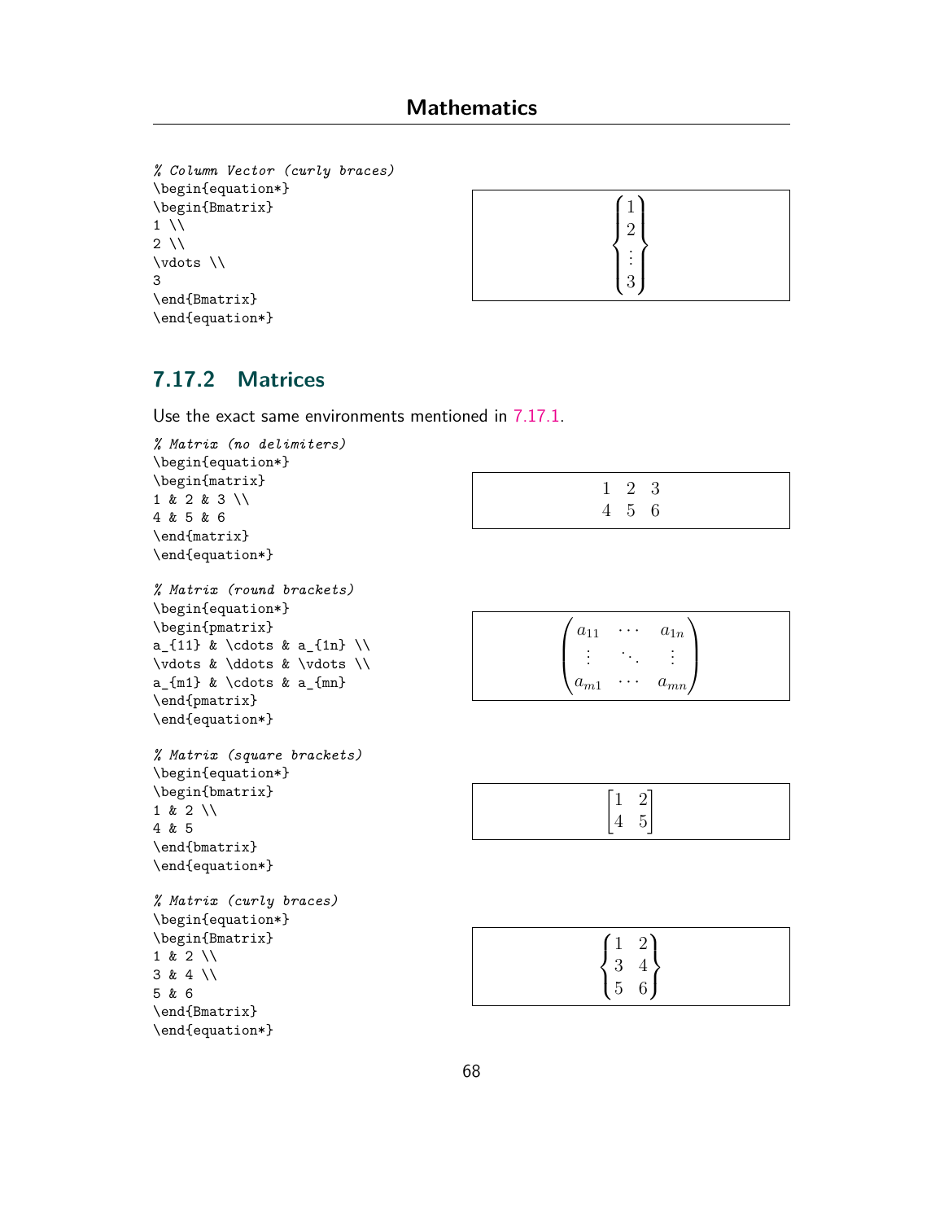```
% Column Vector (curly braces)
\begin{equation*}
\begin{Bmatrix}
1 \\
2 \\
\vdots \\
3
\end{Bmatrix}
\end{equation*}
```

$$\begin{Bmatrix} 1 \\ 2 \\ \vdots \\ 3 \end{Bmatrix}$$

## 7.17.2 Matrices

Use the exact same environments mentioned in 7.17.1.

```
% Matrix (no delimiters)
\begin{equation*}
\begin{matrix}
1 & 2 & 3 \\
4 & 5 & 6
\end{matrix}
\end{equation*}
```

$$\begin{matrix} 1 & 2 & 3 \\ 4 & 5 & 6 \end{matrix}$$

```
% Matrix (round brackets)
\begin{equation*}
\begin{pmatrix}
a_{11} & \cdots & a_{1n} \\
\vdots & \ddots & \vdots \\
a_{m1} & \cdots & a_{mn}
\end{pmatrix}
\end{equation*}
```

$$\begin{pmatrix} a_{11} & \cdots & a_{1n} \\ \vdots & \ddots & \vdots \\ a_{m1} & \cdots & a_{mn} \end{pmatrix}$$

```
% Matrix (square brackets)
\begin{equation*}
\begin{bmatrix}
1 & 2 \\
4 & 5
\end{bmatrix}
\end{equation*}
```

$$\begin{bmatrix} 1 & 2 \\ 4 & 5 \end{bmatrix}$$

```
% Matrix (curly braces)
\begin{equation*}
\begin{Bmatrix}
1 & 2 \\
3 & 4 \\
5 & 6
\end{Bmatrix}
\end{equation*}
```

$$\begin{Bmatrix} 1 & 2 \\ 3 & 4 \\ 5 & 6 \end{Bmatrix}$$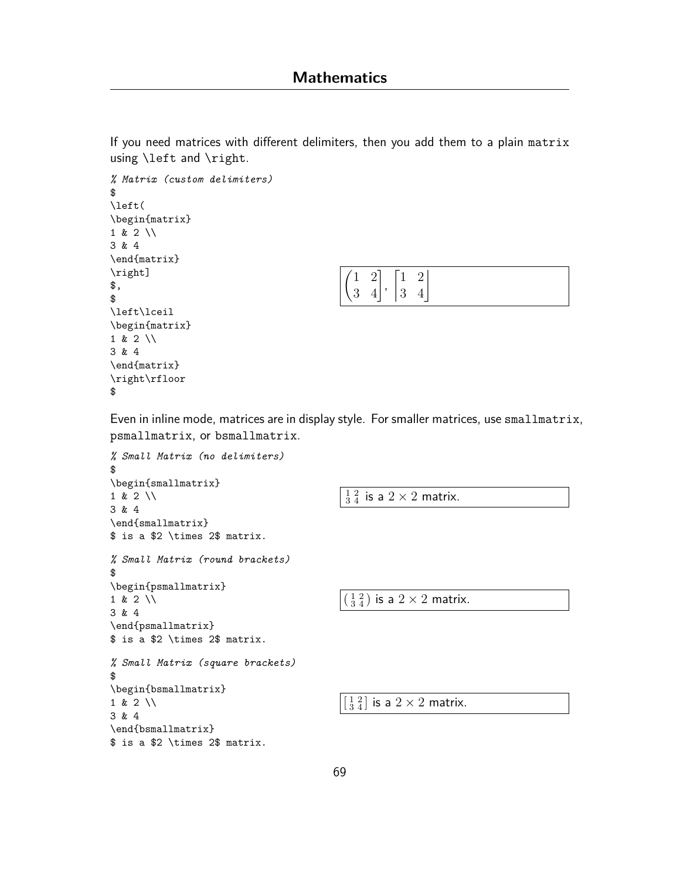If you need matrices with different delimiters, then you add them to a plain `matrix` using `\left` and `\right`.

```
% Matrix (custom delimiters)
$
\left(
\begin{matrix}
1 & 2 \\
3 & 4
\end{matrix}
\right]
$,
$
\left\lceil
\begin{matrix}
1 & 2 \\
3 & 4
\end{matrix}
\right\rfloor
$
```

$\left( \begin{matrix} 1 & 2 \\ 3 & 4 \end{matrix} \right]$, $\left\lceil \begin{matrix} 1 & 2 \\ 3 & 4 \end{matrix} \right\rfloor$

Even in inline mode, matrices are in display style. For smaller matrices, use `smallmatrix`, `psmallmatrix`, or `bsmallmatrix`.

```
% Small Matrix (no delimiters)
$
\begin{smallmatrix}
1 & 2 \\
3 & 4
\end{smallmatrix}
$ is a $2 \times 2$ matrix.
```

$\begin{smallmatrix} 1 & 2 \\ 3 & 4 \end{smallmatrix}$ is a $2 \times 2$ matrix.

```
% Small Matrix (round brackets)
$
\begin{psmallmatrix}
1 & 2 \\
3 & 4
\end{psmallmatrix}
$ is a $2 \times 2$ matrix.
```

$\begin{psmallmatrix} 1 & 2 \\ 3 & 4 \end{psmallmatrix}$ is a $2 \times 2$ matrix.

```
% Small Matrix (square brackets)
$
\begin{bsmallmatrix}
1 & 2 \\
3 & 4
\end{bsmallmatrix}
$ is a $2 \times 2$ matrix.
```

$\begin{bsmallmatrix} 1 & 2 \\ 3 & 4 \end{bsmallmatrix}$ is a $2 \times 2$ matrix.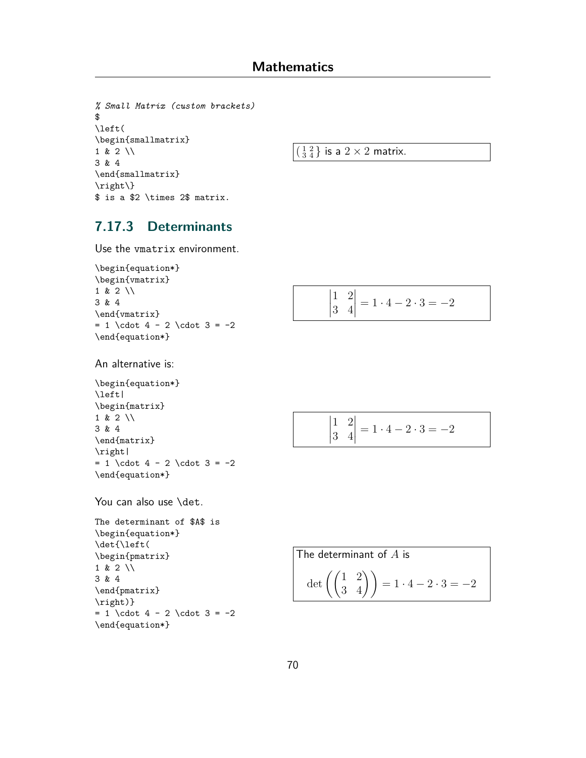```
% Small Matrix (custom brackets)
$
\left(
\begin{smallmatrix}
1 & 2 \\
3 & 4
\end{smallmatrix}
\right\}
$ is a $2 \times 2$ matrix.
```

$\left(\begin{smallmatrix}1 & 2 \\ 3 & 4\end{smallmatrix}\right\}$ is a $2 \times 2$ matrix.

### 7.17.3 Determinants

Use the vmatrix environment.

```
\begin{equation*}
\begin{vmatrix}
1 & 2 \\
3 & 4
\end{vmatrix}
= 1 \cdot 4 - 2 \cdot 3 = -2
\end{equation*}
```

$$\begin{vmatrix} 1 & 2 \\ 3 & 4 \end{vmatrix} = 1 \cdot 4 - 2 \cdot 3 = -2$$

An alternative is:

```
\begin{equation*}
\left|
\begin{matrix}
1 & 2 \\
3 & 4
\end{matrix}
\right|
= 1 \cdot 4 - 2 \cdot 3 = -2
\end{equation*}
```

$$\left| \begin{matrix} 1 & 2 \\ 3 & 4 \end{matrix} \right| = 1 \cdot 4 - 2 \cdot 3 = -2$$

You can also use \det.

```
The determinant of $A$ is
\begin{equation*}
\det{\left(
\begin{pmatrix}
1 & 2 \\
3 & 4
\end{pmatrix}
\right)}
= 1 \cdot 4 - 2 \cdot 3 = -2
\end{equation*}
```

The determinant of $A$ is

$$\det{\left( \begin{pmatrix} 1 & 2 \\ 3 & 4 \end{pmatrix} \right)} = 1 \cdot 4 - 2 \cdot 3 = -2$$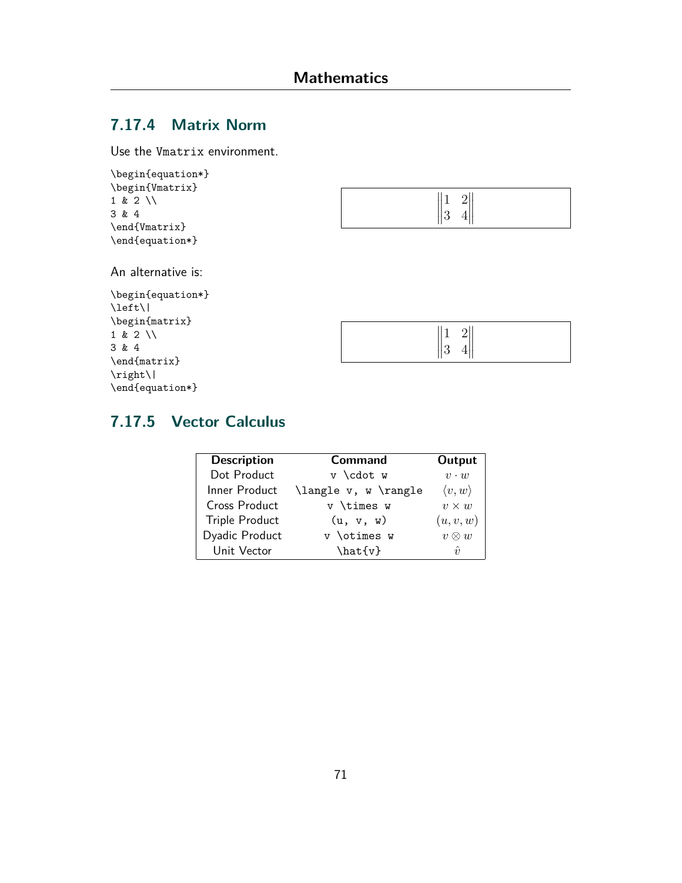### 7.17.4 Matrix Norm

Use the Vmatrix environment.

```
\begin{equation*}
\begin{Vmatrix}
1 & 2 \\
3 & 4
\end{Vmatrix}
\end{equation*}
```

$$\begin{Vmatrix} 1 & 2 \\ 3 & 4 \end{Vmatrix}$$

An alternative is:

```
\begin{equation*}
\left\|
\begin{matrix}
1 & 2 \\
3 & 4
\end{matrix}
\right\|
\end{equation*}
```

$$\left\| \begin{matrix} 1 & 2 \\ 3 & 4 \end{matrix} \right\|$$

### 7.17.5 Vector Calculus

| Description | Command | Output |
|---|---|---|
| Dot Product | `v \cdot w` | $v \cdot w$ |
| Inner Product | `\langle v, w \rangle` | $\langle v, w \rangle$ |
| Cross Product | `v \times w` | $v \times w$ |
| Triple Product | `(u, v, w)` | $(u, v, w)$ |
| Dyadic Product | `v \otimes w` | $v \otimes w$ |
| Unit Vector | `\hat{v}` | $\hat{v}$ |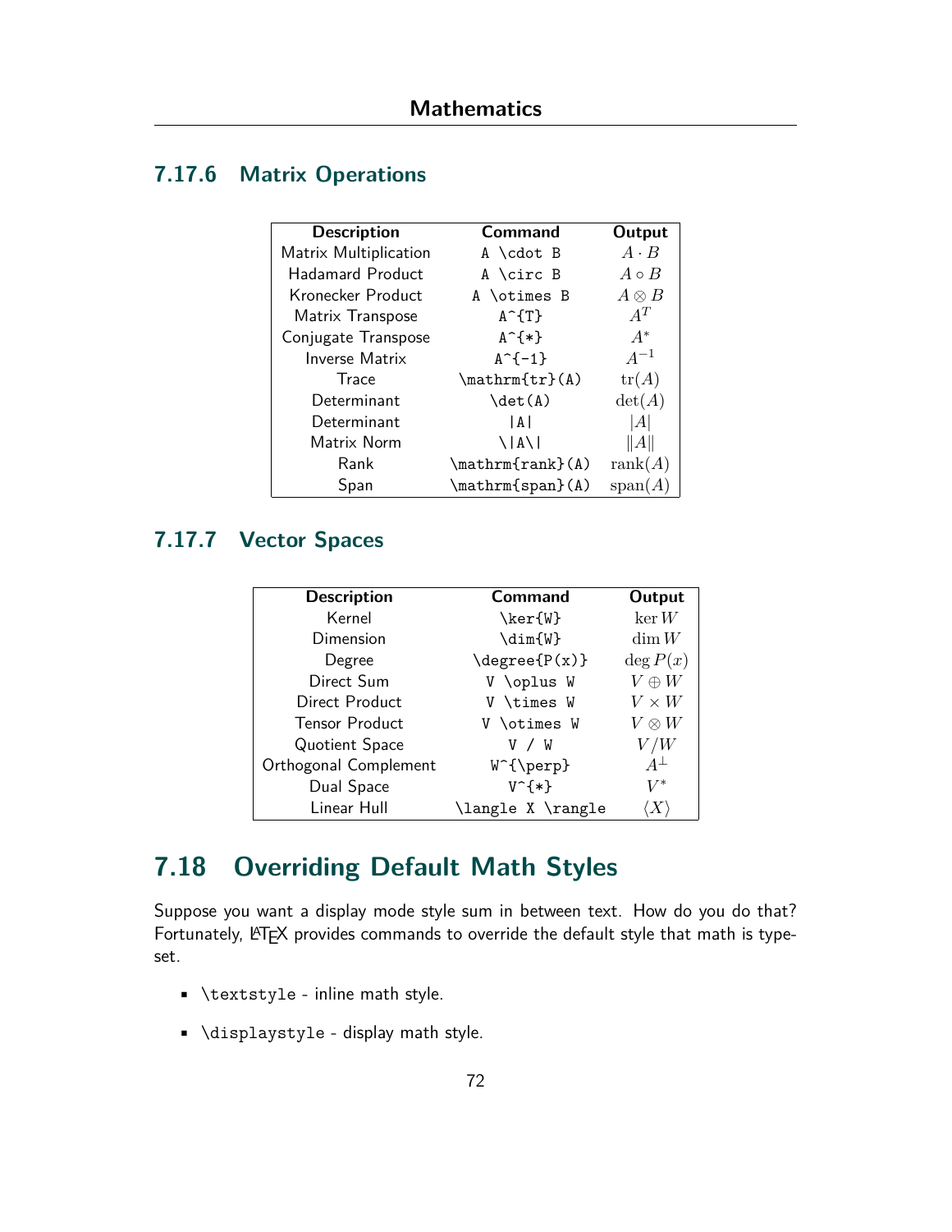## 7.17.6 Matrix Operations

| Description | Command | Output |
|---|---|---|
| Matrix Multiplication | `A \cdot B` | $A \cdot B$ |
| Hadamard Product | `A \circ B` | $A \circ B$ |
| Kronecker Product | `A \otimes B` | $A \otimes B$ |
| Matrix Transpose | `A^{T}` | $A^{T}$ |
| Conjugate Transpose | `A^{*}` | $A^{*}$ |
| Inverse Matrix | `A^{-1}` | $A^{-1}$ |
| Trace | `\mathrm{tr}(A)` | $\mathrm{tr}(A)$ |
| Determinant | `\det(A)` | $\det(A)$ |
| Determinant | `\|A\|` | $\lvert A\rvert$ |
| Matrix Norm | `\\|A\\|` | $\lVert A\rVert$ |
| Rank | `\mathrm{rank}(A)` | $\mathrm{rank}(A)$ |
| Span | `\mathrm{span}(A)` | $\mathrm{span}(A)$ |

## 7.17.7 Vector Spaces

| Description | Command | Output |
|---|---|---|
| Kernel | `\ker{W}` | $\ker{W}$ |
| Dimension | `\dim{W}` | $\dim{W}$ |
| Degree | `\degree{P(x)}` | $\deg P(x)$ |
| Direct Sum | `V \oplus W` | $V \oplus W$ |
| Direct Product | `V \times W` | $V \times W$ |
| Tensor Product | `V \otimes W` | $V \otimes W$ |
| Quotient Space | `V / W` | $V / W$ |
| Orthogonal Complement | `W^{\perp}` | $A^{\perp}$ |
| Dual Space | `V^{*}` | $V^{*}$ |
| Linear Hull | `\langle X \rangle` | $\langle X \rangle$ |

# 7.18 Overriding Default Math Styles

Suppose you want a display mode style sum in between text. How do you do that? Fortunately, LaTeX provides commands to override the default style that math is typeset.

- `\textstyle` - inline math style.
- `\displaystyle` - display math style.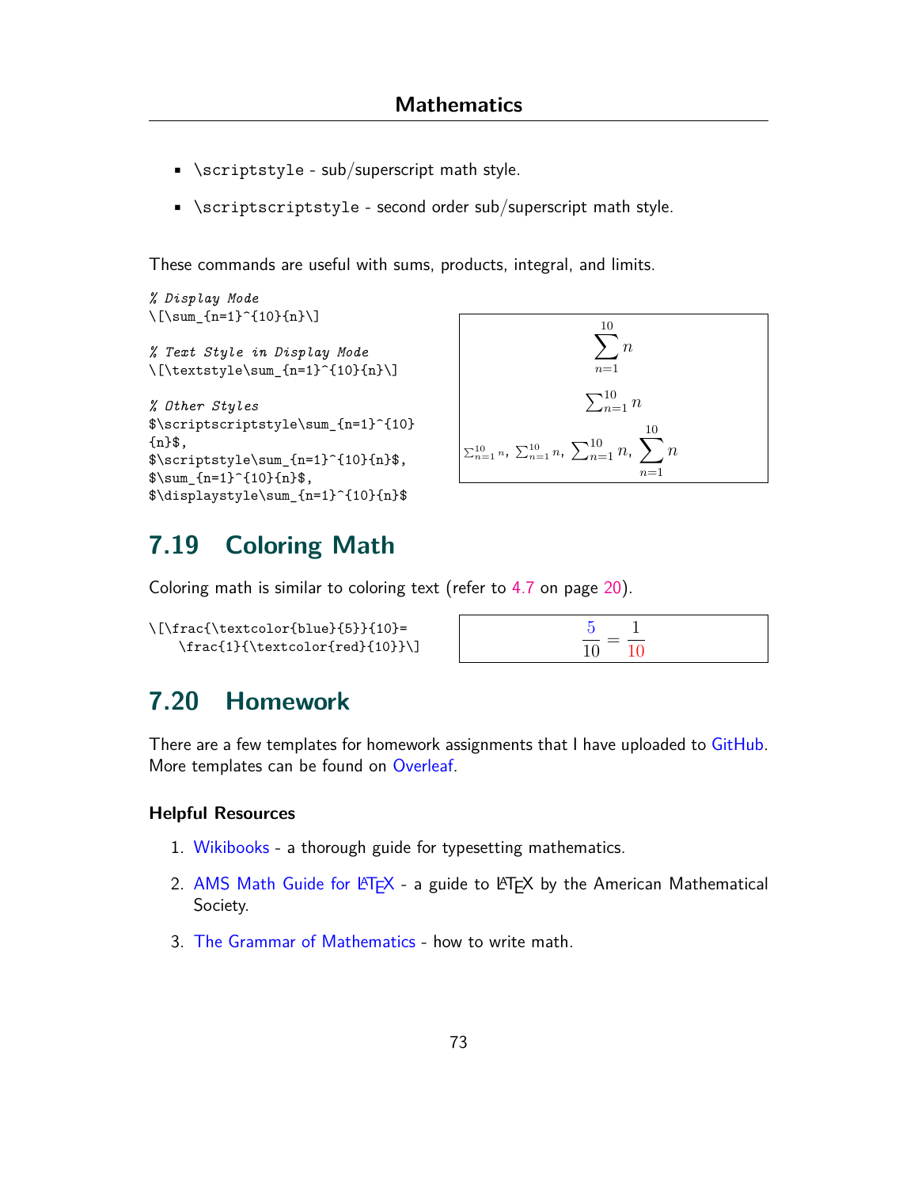- `\scriptstyle` - sub/superscript math style.
- `\scriptscriptstyle` - second order sub/superscript math style.

These commands are useful with sums, products, integral, and limits.

```
% Display Mode
\[\sum_{n=1}^{10}{n}\]

% Text Style in Display Mode
\[\textstyle\sum_{n=1}^{10}{n}\]

% Other Styles
$\scriptscriptstyle\sum_{n=1}^{10}
{n}$,
$\scriptstyle\sum_{n=1}^{10}{n}$,
$\sum_{n=1}^{10}{n}$,
$\displaystyle\sum_{n=1}^{10}{n}$
```

$$\sum_{n=1}^{10}{n}$$

$$\textstyle\sum_{n=1}^{10}{n}$$

$\scriptscriptstyle\sum_{n=1}^{10}{n}$, $\scriptstyle\sum_{n=1}^{10}{n}$, $\sum_{n=1}^{10}{n}$, $\displaystyle\sum_{n=1}^{10}{n}$

## 7.19 Coloring Math

Coloring math is similar to coloring text (refer to 4.7 on page 20).

```
\[\frac{\textcolor{blue}{5}}{10}=
    \frac{1}{\textcolor{red}{10}}\]
```

$$\frac{\textcolor{blue}{5}}{10}=\frac{1}{\textcolor{red}{10}}$$

## 7.20 Homework

There are a few templates for homework assignments that I have uploaded to GitHub. More templates can be found on Overleaf.

### Helpful Resources

1. Wikibooks - a thorough guide for typesetting mathematics.
2. AMS Math Guide for LaTeX - a guide to LaTeX by the American Mathematical Society.
3. The Grammar of Mathematics - how to write math.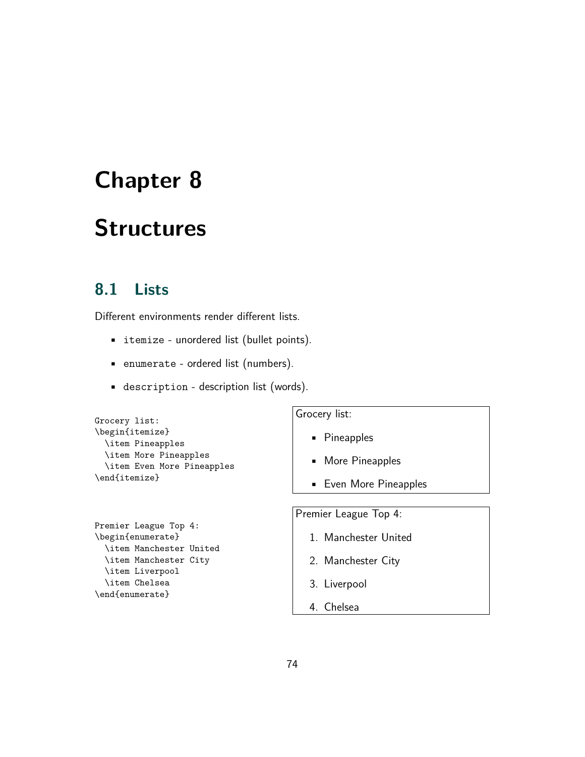# Chapter 8

# Structures

## 8.1 Lists

Different environments render different lists.

- `itemize` - unordered list (bullet points).
- `enumerate` - ordered list (numbers).
- `description` - description list (words).

```
Grocery list:
\begin{itemize}
  \item Pineapples
  \item More Pineapples
  \item Even More Pineapples
\end{itemize}
```

Grocery list:

- Pineapples
- More Pineapples
- Even More Pineapples

```
Premier League Top 4:
\begin{enumerate}
  \item Manchester United
  \item Manchester City
  \item Liverpool
  \item Chelsea
\end{enumerate}
```

Premier League Top 4:

1. Manchester United
2. Manchester City
3. Liverpool
4. Chelsea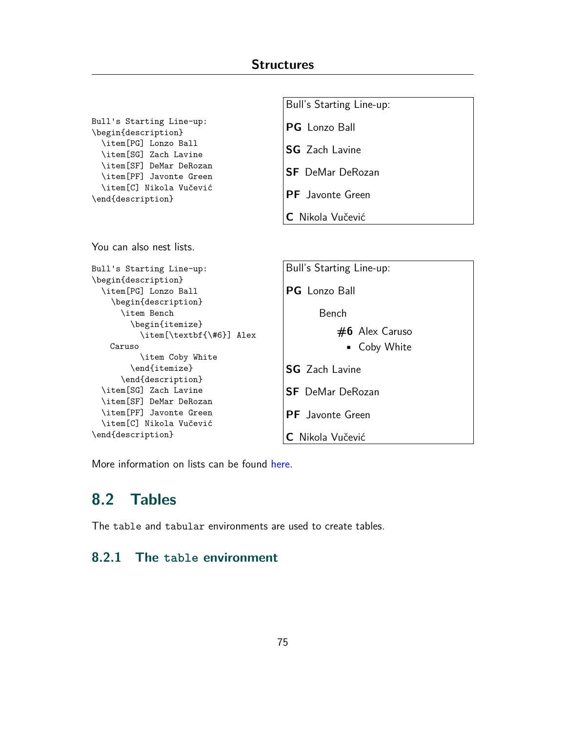```latex
Bull's Starting Line-up:
\begin{description}
  \item[PG] Lonzo Ball
  \item[SG] Zach Lavine
  \item[SF] DeMar DeRozan
  \item[PF] Javonte Green
  \item[C] Nikola Vučević
\end{description}
```

Bull's Starting Line-up:

**PG** Lonzo Ball

**SG** Zach Lavine

**SF** DeMar DeRozan

**PF** Javonte Green

**C** Nikola Vučević

You can also nest lists.

```latex
Bull's Starting Line-up:
\begin{description}
  \item[PG] Lonzo Ball
    \begin{description}
      \item Bench
        \begin{itemize}
          \item[\textbf{\#6}] Alex
    Caruso
          \item Coby White
        \end{itemize}
      \end{description}
  \item[SG] Zach Lavine
  \item[SF] DeMar DeRozan
  \item[PF] Javonte Green
  \item[C] Nikola Vučević
\end{description}
```

Bull's Starting Line-up:

**PG** Lonzo Ball

    Bench

        **#6** Alex Caruso

        ▪ Coby White

**SG** Zach Lavine

**SF** DeMar DeRozan

**PF** Javonte Green

**C** Nikola Vučević

More information on lists can be found here.

## 8.2 Tables

The `table` and `tabular` environments are used to create tables.

### 8.2.1 The `table` environment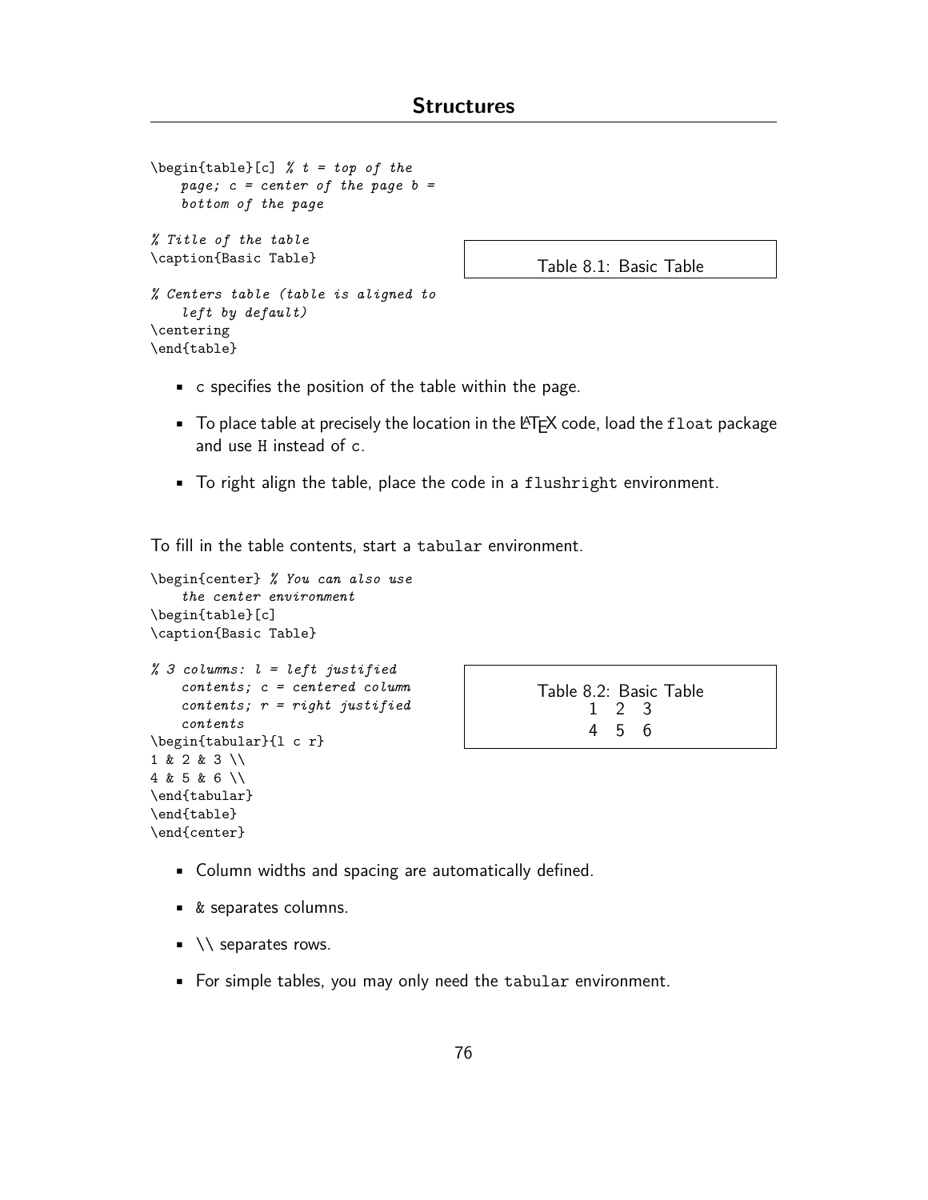```latex
\begin{table}[c] % t = top of the
    page; c = center of the page b =
    bottom of the page

% Title of the table
\caption{Basic Table}

% Centers table (table is aligned to
    left by default)
\centering
\end{table}
```

Table 8.1: Basic Table

- c specifies the position of the table within the page.
- To place table at precisely the location in the LaTeX code, load the `float` package and use `H` instead of `c`.
- To right align the table, place the code in a `flushright` environment.

To fill in the table contents, start a `tabular` environment.

```latex
\begin{center} % You can also use
    the center environment
\begin{table}[c]
\caption{Basic Table}

% 3 columns: l = left justified
    contents; c = centered column
    contents; r = right justified
    contents
\begin{tabular}{l c r}
1 & 2 & 3 \\
4 & 5 & 6 \\
\end{tabular}
\end{table}
\end{center}
```

Table 8.2: Basic Table

|  |  |  |
|---|---|---|
| 1 | 2 | 3 |
| 4 | 5 | 6 |

- Column widths and spacing are automatically defined.
- & separates columns.
- \\ separates rows.
- For simple tables, you may only need the `tabular` environment.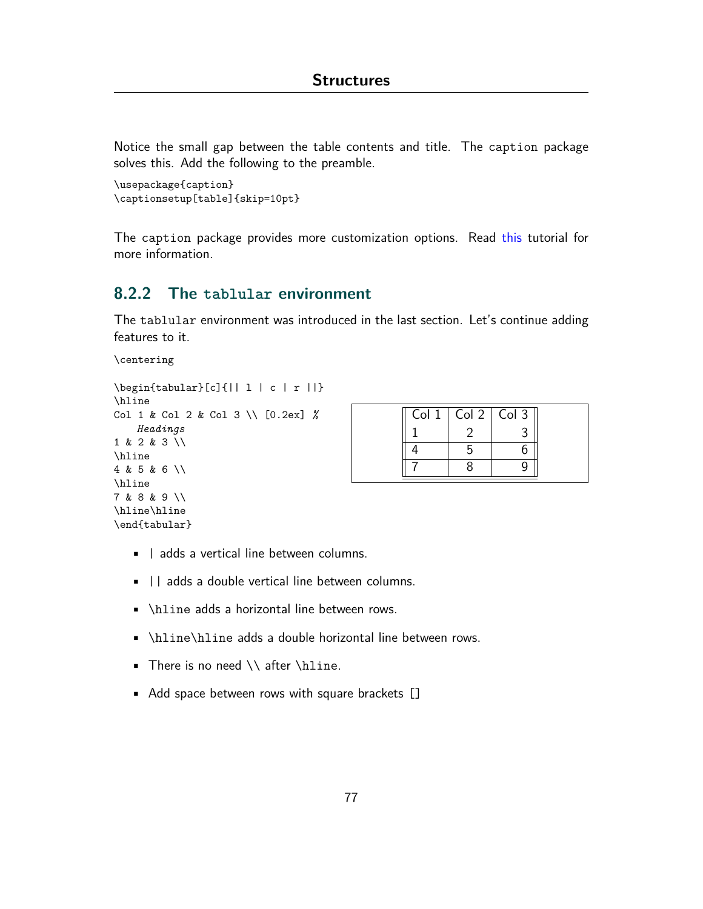Notice the small gap between the table contents and title. The caption package solves this. Add the following to the preamble.

```
\usepackage{caption}
\captionsetup[table]{skip=10pt}
```

The caption package provides more customization options. Read this tutorial for more information.

### 8.2.2 The tablular environment

The tablular environment was introduced in the last section. Let's continue adding features to it.

```
\centering

\begin{tabular}[c]{|| l | c | r ||}
\hline
Col 1 & Col 2 & Col 3 \\ [0.2ex] %
    Headings
1 & 2 & 3 \\
\hline
4 & 5 & 6 \\
\hline
7 & 8 & 9 \\
\hline\hline
\end{tabular}
```

| Col 1 | Col 2 | Col 3 |
|---|---|---|
| 1 | 2 | 3 |
| 4 | 5 | 6 |
| 7 | 8 | 9 |

- | adds a vertical line between columns.
- || adds a double vertical line between columns.
- \hline adds a horizontal line between rows.
- \hline\hline adds a double horizontal line between rows.
- There is no need \\ after \hline.
- Add space between rows with square brackets []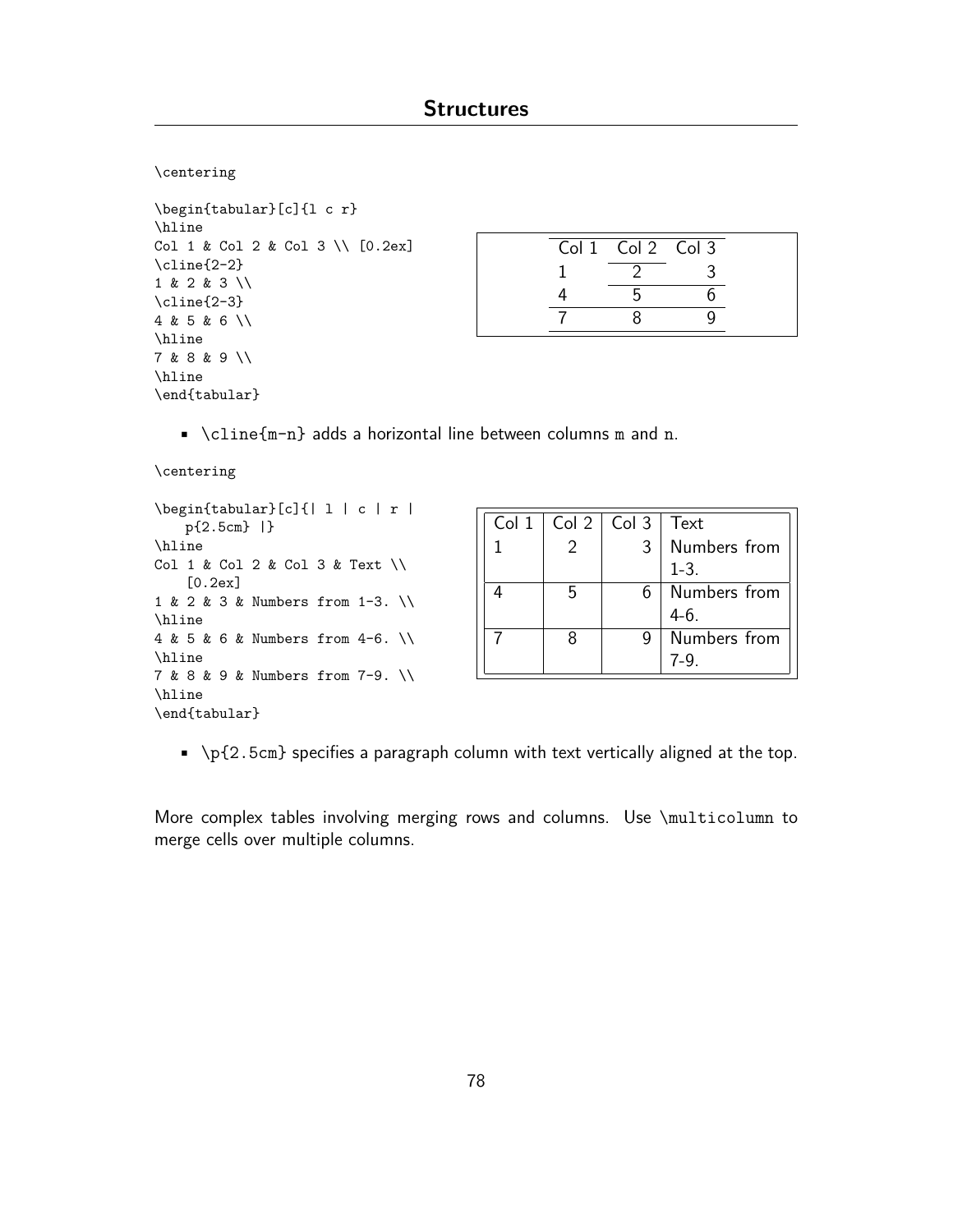## Structures

```
\centering

\begin{tabular}[c]{l c r}
\hline
Col 1 & Col 2 & Col 3 \\ [0.2ex]
\cline{2-2}
1 & 2 & 3 \\
\cline{2-3}
4 & 5 & 6 \\
\hline
7 & 8 & 9 \\
\hline
\end{tabular}
```

| Col 1 | Col 2 | Col 3 |
|:---|:---:|---:|
| 1 | 2 | 3 |
| 4 | 5 | 6 |
| 7 | 8 | 9 |

- `\cline{m-n}` adds a horizontal line between columns m and n.

```
\centering

\begin{tabular}[c]{| l | c | r |
    p{2.5cm} |}
\hline
Col 1 & Col 2 & Col 3 & Text \\
    [0.2ex]
1 & 2 & 3 & Numbers from 1-3. \\
\hline
4 & 5 & 6 & Numbers from 4-6. \\
\hline
7 & 8 & 9 & Numbers from 7-9. \\
\hline
\end{tabular}
```

| Col 1 | Col 2 | Col 3 | Text |
|:---|:---:|---:|:---|
| 1 | 2 | 3 | Numbers from 1-3. |
| 4 | 5 | 6 | Numbers from 4-6. |
| 7 | 8 | 9 | Numbers from 7-9. |

- `\p{2.5cm}` specifies a paragraph column with text vertically aligned at the top.

More complex tables involving merging rows and columns. Use `\multicolumn` to merge cells over multiple columns.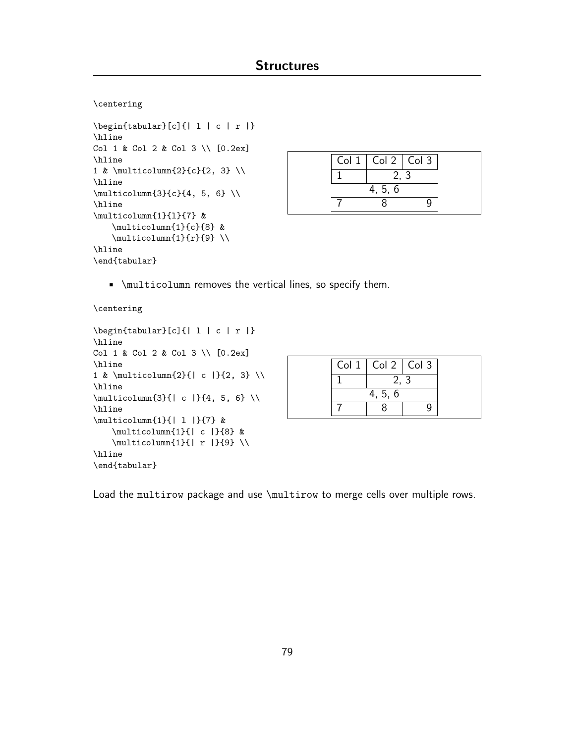```
\centering

\begin{tabular}[c]{| l | c | r |}
\hline
Col 1 & Col 2 & Col 3 \\ [0.2ex]
\hline
1 & \multicolumn{2}{c}{2, 3} \\
\hline
\multicolumn{3}{c}{4, 5, 6} \\
\hline
\multicolumn{1}{l}{7} &
    \multicolumn{1}{c}{8} &
    \multicolumn{1}{r}{9} \\
\hline
\end{tabular}
```

| Col 1 | Col 2 | Col 3 |
|---|---|---|
| 1 | 2, 3 | |
| 4, 5, 6 | | |
| 7 | 8 | 9 |

- `\multicolumn` removes the vertical lines, so specify them.

```
\centering

\begin{tabular}[c]{| l | c | r |}
\hline
Col 1 & Col 2 & Col 3 \\ [0.2ex]
\hline
1 & \multicolumn{2}{| c |}{2, 3} \\
\hline
\multicolumn{3}{| c |}{4, 5, 6} \\
\hline
\multicolumn{1}{| l |}{7} &
    \multicolumn{1}{| c |}{8} &
    \multicolumn{1}{| r |}{9} \\
\hline
\end{tabular}
```

| Col 1 | Col 2 | Col 3 |
|---|---|---|
| 1 | 2, 3 | |
| 4, 5, 6 | | |
| 7 | 8 | 9 |

Load the `multirow` package and use `\multirow` to merge cells over multiple rows.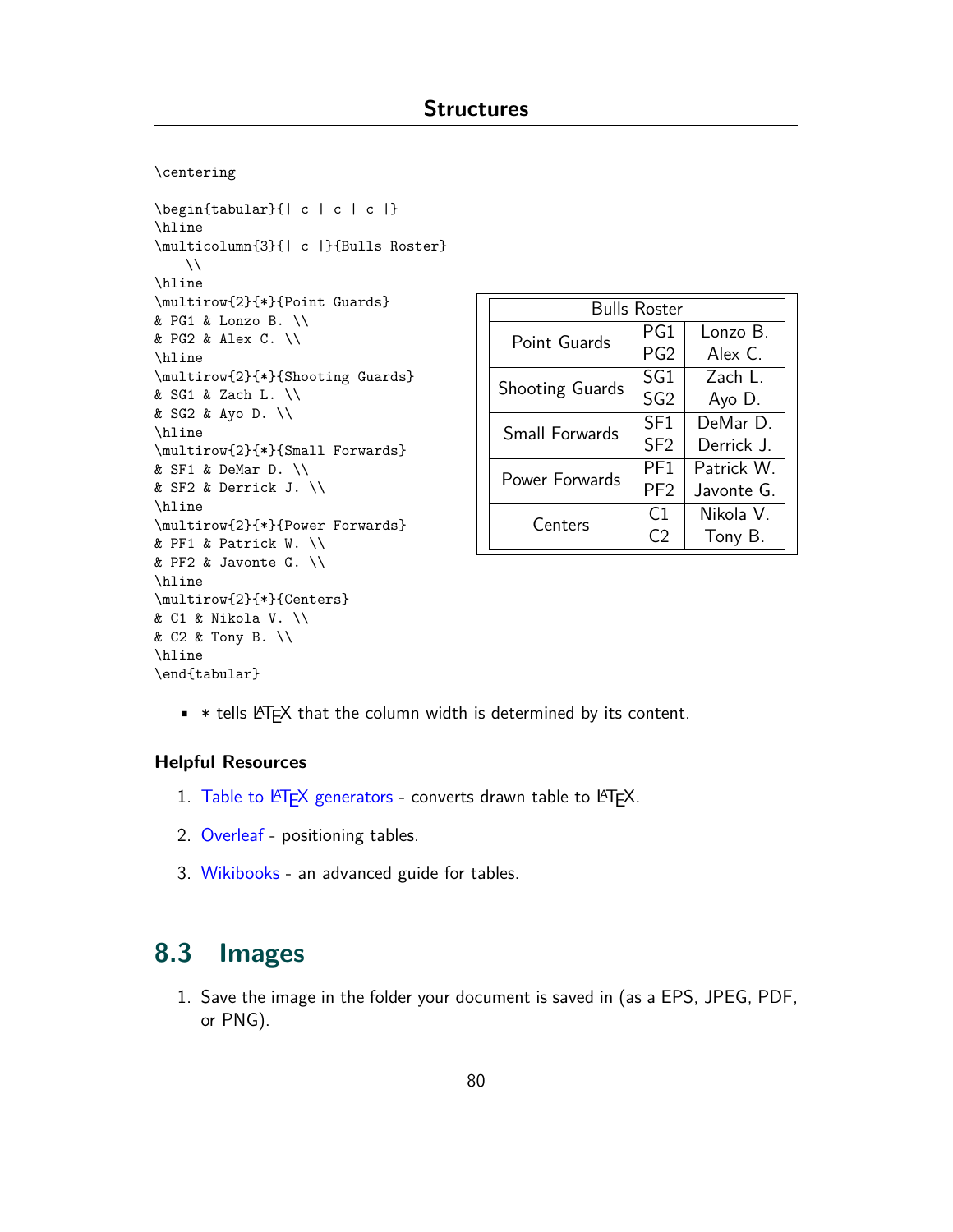```
\centering

\begin{tabular}{| c | c | c |}
\hline
\multicolumn{3}{| c |}{Bulls Roster}
   \\
\hline
\multirow{2}{*}{Point Guards}
& PG1 & Lonzo B. \\
& PG2 & Alex C. \\
\hline
\multirow{2}{*}{Shooting Guards}
& SG1 & Zach L. \\
& SG2 & Ayo D. \\
\hline
\multirow{2}{*}{Small Forwards}
& SF1 & DeMar D. \\
& SF2 & Derrick J. \\
\hline
\multirow{2}{*}{Power Forwards}
& PF1 & Patrick W. \\
& PF2 & Javonte G. \\
\hline
\multirow{2}{*}{Centers}
& C1 & Nikola V. \\
& C2 & Tony B. \\
\hline
\end{tabular}
```

| Bulls Roster | | |
|---|---|---|
| Point Guards | PG1 | Lonzo B. |
| | PG2 | Alex C. |
| Shooting Guards | SG1 | Zach L. |
| | SG2 | Ayo D. |
| Small Forwards | SF1 | DeMar D. |
| | SF2 | Derrick J. |
| Power Forwards | PF1 | Patrick W. |
| | PF2 | Javonte G. |
| Centers | C1 | Nikola V. |
| | C2 | Tony B. |

- $*$ tells LaTeX that the column width is determined by its content.

### Helpful Resources

1. Table to LaTeX generators - converts drawn table to LaTeX.
2. Overleaf - positioning tables.
3. Wikibooks - an advanced guide for tables.

## 8.3 Images

1. Save the image in the folder your document is saved in (as a EPS, JPEG, PDF, or PNG).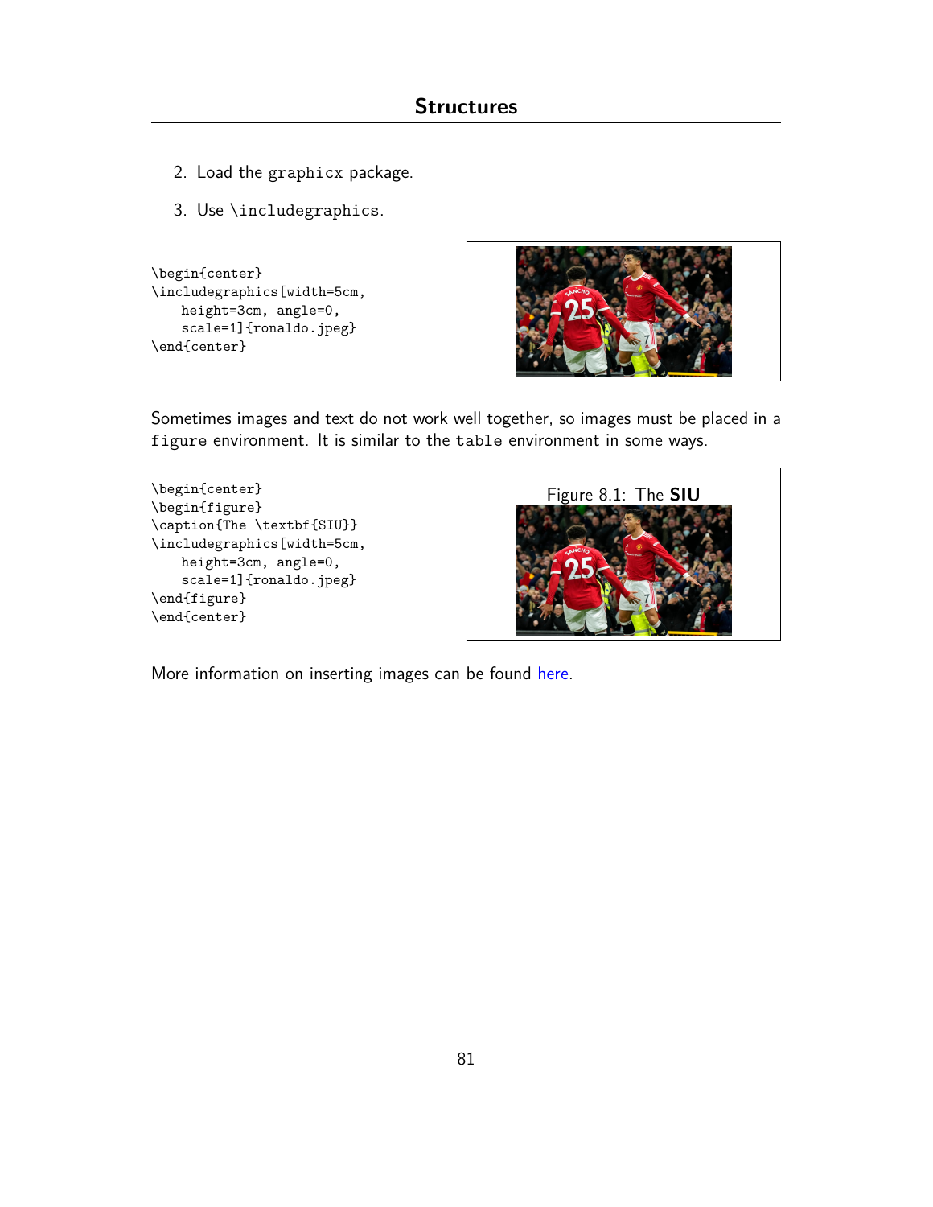2. Load the graphicx package.

3. Use \includegraphics.

```
\begin{center}
\includegraphics[width=5cm,
    height=3cm, angle=0,
    scale=1]{ronaldo.jpeg}
\end{center}
```

Sometimes images and text do not work well together, so images must be placed in a figure environment. It is similar to the table environment in some ways.

```
\begin{center}
\begin{figure}
\caption{The \textbf{SIU}}
\includegraphics[width=5cm,
    height=3cm, angle=0,
    scale=1]{ronaldo.jpeg}
\end{figure}
\end{center}
```

Figure 8.1: The **SIU**

More information on inserting images can be found here.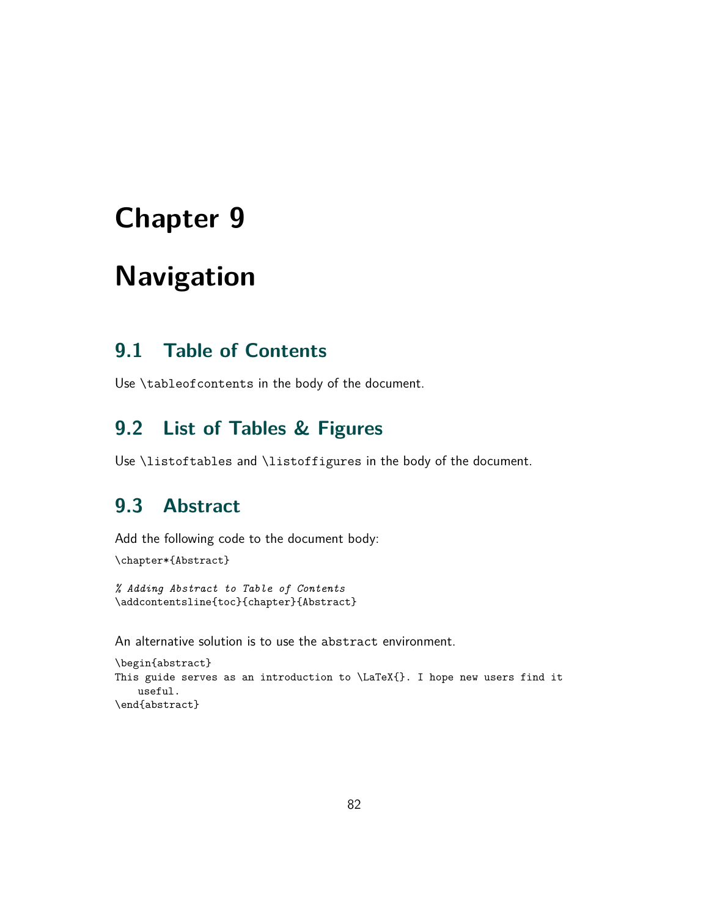# Chapter 9

# Navigation

## 9.1 Table of Contents

Use `\tableofcontents` in the body of the document.

## 9.2 List of Tables & Figures

Use `\listoftables` and `\listoffigures` in the body of the document.

## 9.3 Abstract

Add the following code to the document body:

```
\chapter*{Abstract}

% Adding Abstract to Table of Contents
\addcontentsline{toc}{chapter}{Abstract}
```

An alternative solution is to use the `abstract` environment.

```
\begin{abstract}
This guide serves as an introduction to \LaTeX{}. I hope new users find it
    useful.
\end{abstract}
```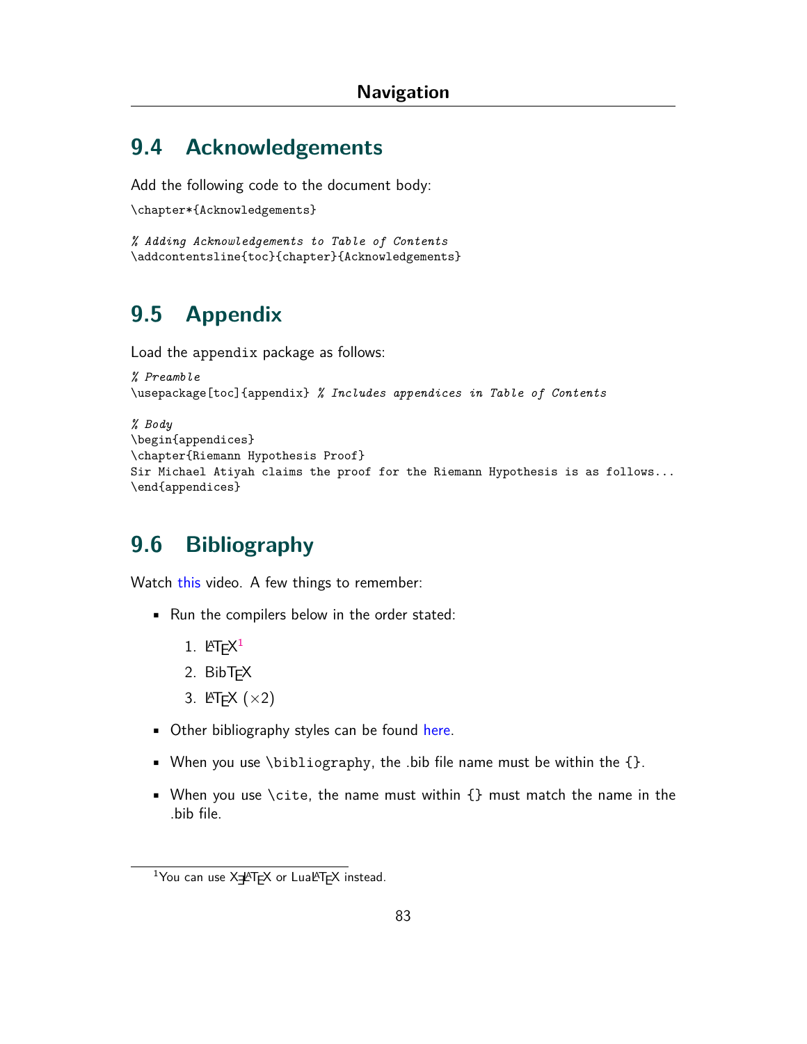## 9.4 Acknowledgements

Add the following code to the document body:

```
\chapter*{Acknowledgements}

% Adding Acknowledgements to Table of Contents
\addcontentsline{toc}{chapter}{Acknowledgements}
```

## 9.5 Appendix

Load the `appendix` package as follows:

```
% Preamble
\usepackage[toc]{appendix} % Includes appendices in Table of Contents

% Body
\begin{appendices}
\chapter{Riemann Hypothesis Proof}
Sir Michael Atiyah claims the proof for the Riemann Hypothesis is as follows...
\end{appendices}
```

## 9.6 Bibliography

Watch this video. A few things to remember:

- Run the compilers below in the order stated:
  1. LaTeX[1]
  2. BibTeX
  3. LaTeX ($\times 2$)
- Other bibliography styles can be found here.
- When you use `\bibliography`, the .bib file name must be within the `{}`.
- When you use `\cite`, the name must within `{}` must match the name in the .bib file.

[1]You can use XeLaTeX or LuaLaTeX instead.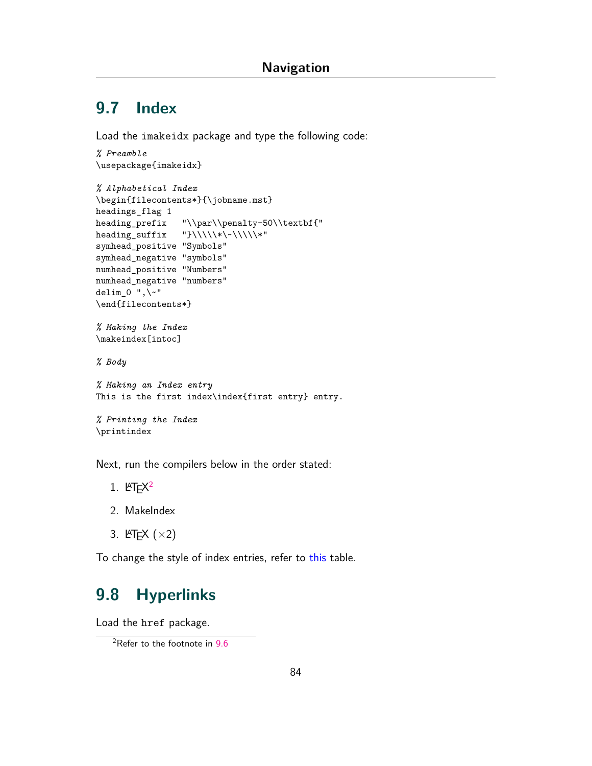## 9.7 Index

Load the imakeidx package and type the following code:

```
% Preamble
\usepackage{imakeidx}

% Alphabetical Index
\begin{filecontents*}{\jobname.mst}
headings_flag 1
heading_prefix   "\\par\\penalty-50\\textbf{"
heading_suffix   "}\\\\\*\-\\\\\*"
symhead_positive "Symbols"
symhead_negative "symbols"
numhead_positive "Numbers"
numhead_negative "numbers"
delim_0 ",\~"
\end{filecontents*}

% Making the Index
\makeindex[intoc]

% Body

% Making an Index entry
This is the first index\index{first entry} entry.

% Printing the Index
\printindex
```

Next, run the compilers below in the order stated:

1. LaTeX[2]
2. MakeIndex
3. LaTeX (×2)

To change the style of index entries, refer to this table.

## 9.8 Hyperlinks

Load the href package.

[2]Refer to the footnote in 9.6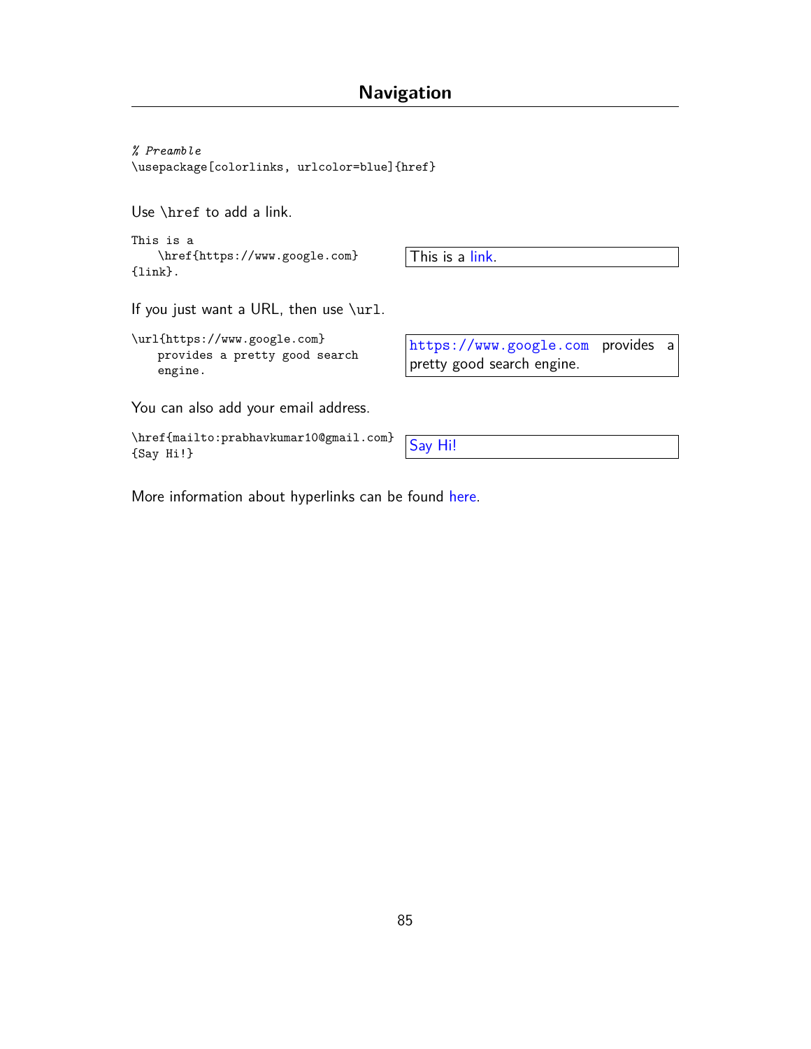# Navigation

```
% Preamble
\usepackage[colorlinks, urlcolor=blue]{href}
```

Use `\href` to add a link.

```
This is a
    \href{https://www.google.com}
{link}.
```

This is a link.

If you just want a URL, then use `\url`.

```
\url{https://www.google.com}
    provides a pretty good search
    engine.
```

https://www.google.com provides a pretty good search engine.

You can also add your email address.

```
\href{mailto:prabhavkumar10@gmail.com}
{Say Hi!}
```

Say Hi!

More information about hyperlinks can be found here.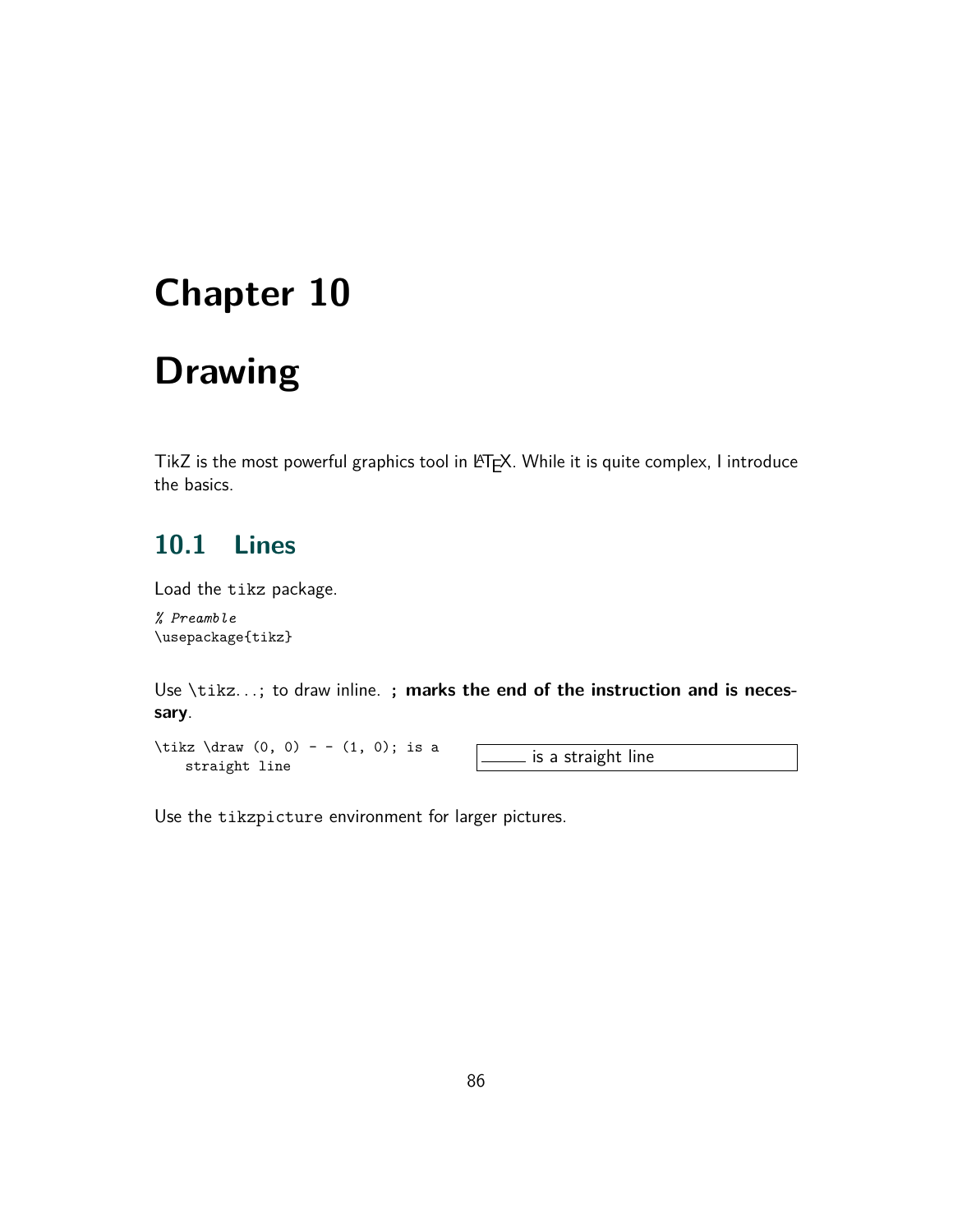# Chapter 10

# Drawing

TikZ is the most powerful graphics tool in LaTeX. While it is quite complex, I introduce the basics.

## 10.1 Lines

Load the `tikz` package.

```
% Preamble
\usepackage{tikz}
```

Use `\tikz...;` to draw inline. **; marks the end of the instruction and is necessary**.

```
\tikz \draw (0, 0) - - (1, 0); is a
    straight line
```

______ is a straight line

Use the `tikzpicture` environment for larger pictures.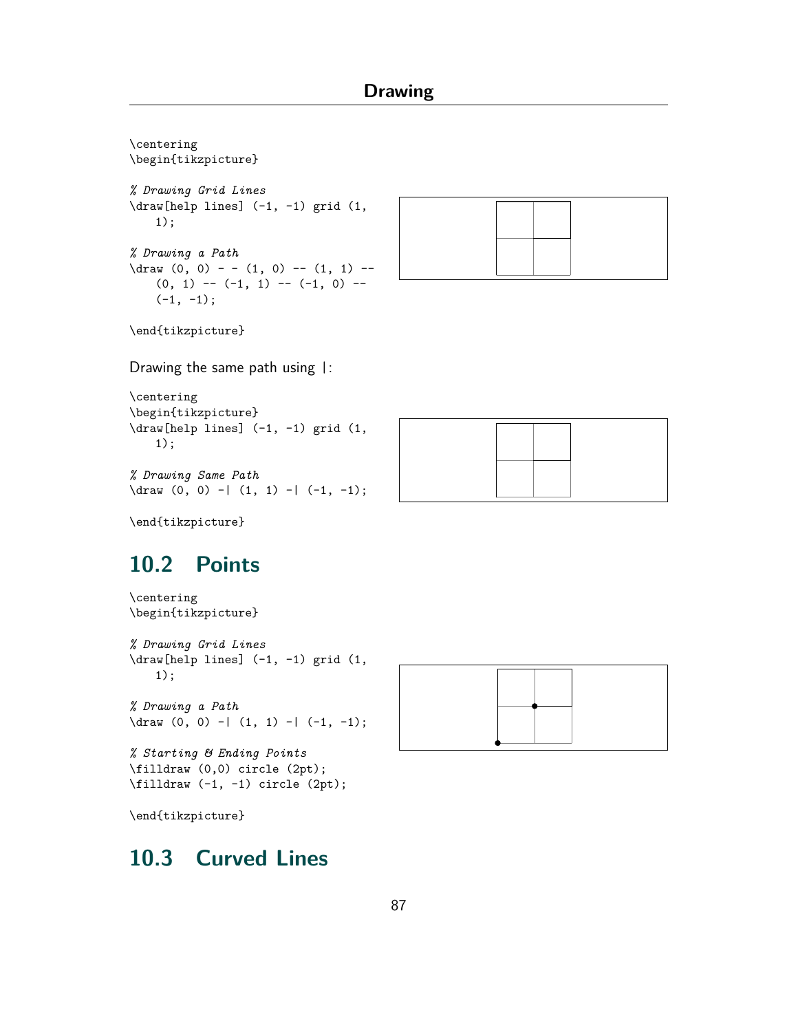```
\centering
\begin{tikzpicture}

% Drawing Grid Lines
\draw[help lines] (-1, -1) grid (1,
    1);

% Drawing a Path
\draw (0, 0) - - (1, 0) -- (1, 1) --
    (0, 1) -- (-1, 1) -- (-1, 0) --
    (-1, -1);

\end{tikzpicture}
```

Drawing the same path using |:

```
\centering
\begin{tikzpicture}
\draw[help lines] (-1, -1) grid (1,
    1);

% Drawing Same Path
\draw (0, 0) -| (1, 1) -| (-1, -1);

\end{tikzpicture}
```

## 10.2 Points

```
\centering
\begin{tikzpicture}

% Drawing Grid Lines
\draw[help lines] (-1, -1) grid (1,
    1);

% Drawing a Path
\draw (0, 0) -| (1, 1) -| (-1, -1);

% Starting & Ending Points
\filldraw (0,0) circle (2pt);
\filldraw (-1, -1) circle (2pt);

\end{tikzpicture}
```

## 10.3 Curved Lines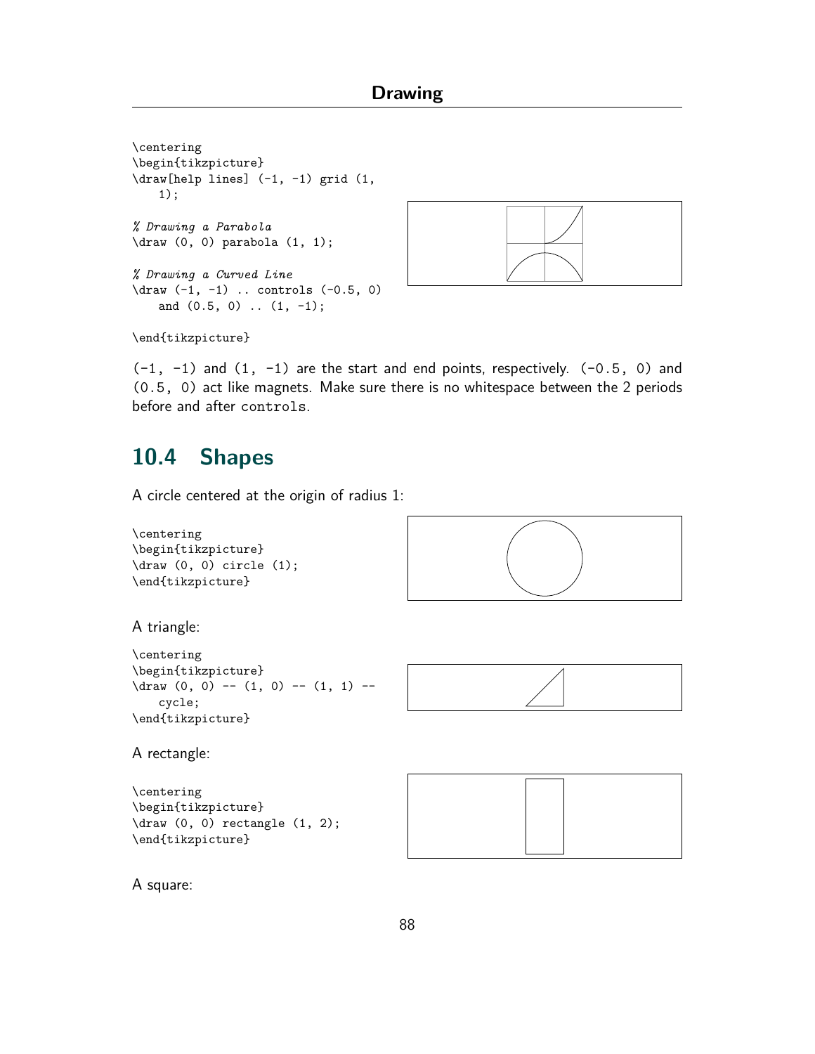```
\centering
\begin{tikzpicture}
\draw[help lines] (-1, -1) grid (1,
    1);

% Drawing a Parabola
\draw (0, 0) parabola (1, 1);

% Drawing a Curved Line
\draw (-1, -1) .. controls (-0.5, 0)
    and (0.5, 0) .. (1, -1);

\end{tikzpicture}
```

`(-1, -1)` and `(1, -1)` are the start and end points, respectively. `(-0.5, 0)` and `(0.5, 0)` act like magnets. Make sure there is no whitespace between the 2 periods before and after `controls`.

## 10.4 Shapes

A circle centered at the origin of radius 1:

```
\centering
\begin{tikzpicture}
\draw (0, 0) circle (1);
\end{tikzpicture}
```

A triangle:

```
\centering
\begin{tikzpicture}
\draw (0, 0) -- (1, 0) -- (1, 1) --
    cycle;
\end{tikzpicture}
```

A rectangle:

```
\centering
\begin{tikzpicture}
\draw (0, 0) rectangle (1, 2);
\end{tikzpicture}
```

A square: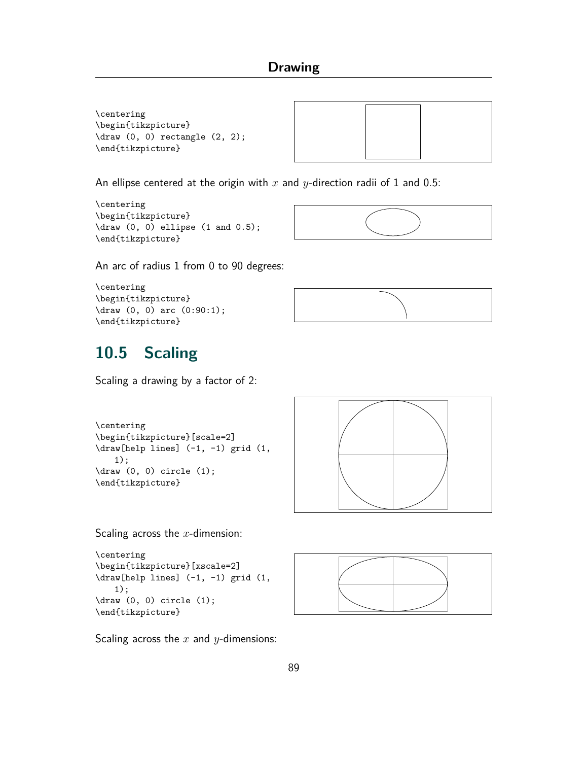```
\centering
\begin{tikzpicture}
\draw (0, 0) rectangle (2, 2);
\end{tikzpicture}
```

An ellipse centered at the origin with $x$ and $y$-direction radii of 1 and 0.5:

```
\centering
\begin{tikzpicture}
\draw (0, 0) ellipse (1 and 0.5);
\end{tikzpicture}
```

An arc of radius 1 from 0 to 90 degrees:

```
\centering
\begin{tikzpicture}
\draw (0, 0) arc (0:90:1);
\end{tikzpicture}
```

## 10.5 Scaling

Scaling a drawing by a factor of 2:

```
\centering
\begin{tikzpicture}[scale=2]
\draw[help lines] (-1, -1) grid (1,
    1);
\draw (0, 0) circle (1);
\end{tikzpicture}
```

Scaling across the $x$-dimension:

```
\centering
\begin{tikzpicture}[xscale=2]
\draw[help lines] (-1, -1) grid (1,
    1);
\draw (0, 0) circle (1);
\end{tikzpicture}
```

Scaling across the $x$ and $y$-dimensions: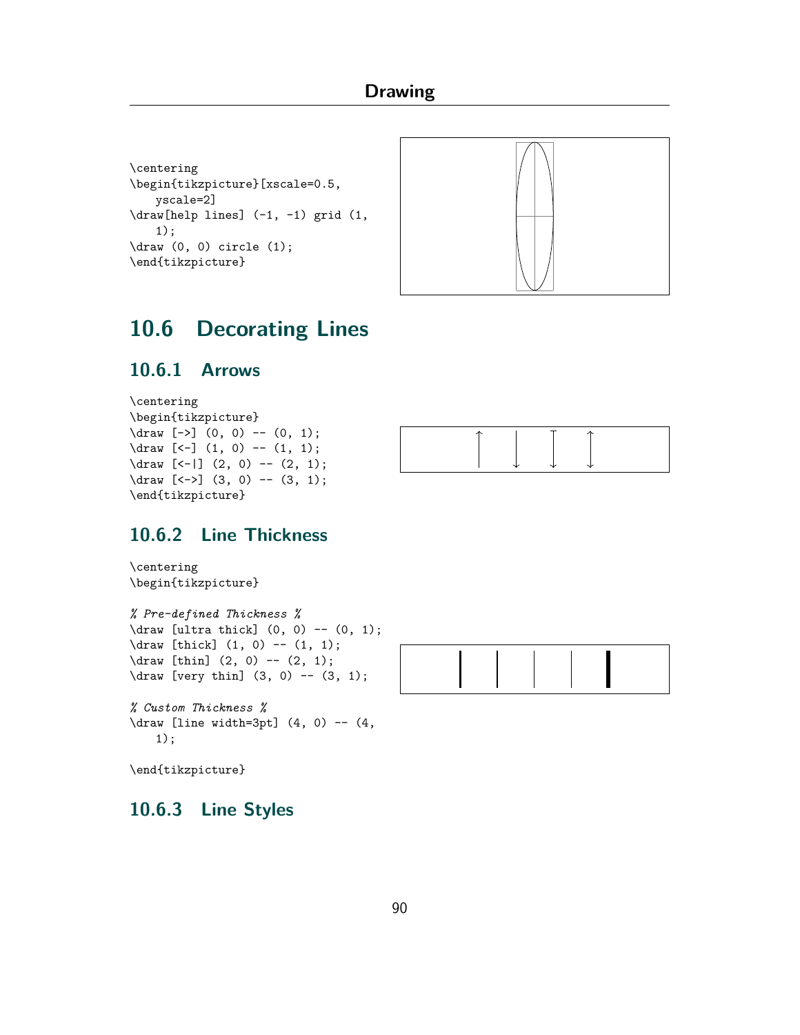```
\centering
\begin{tikzpicture}[xscale=0.5,
    yscale=2]
\draw[help lines] (-1, -1) grid (1,
    1);
\draw (0, 0) circle (1);
\end{tikzpicture}
```

## 10.6 Decorating Lines

### 10.6.1 Arrows

```
\centering
\begin{tikzpicture}
\draw [->] (0, 0) -- (0, 1);
\draw [<-] (1, 0) -- (1, 1);
\draw [<-|] (2, 0) -- (2, 1);
\draw [<->] (3, 0) -- (3, 1);
\end{tikzpicture}
```

### 10.6.2 Line Thickness

```
\centering
\begin{tikzpicture}

% Pre-defined Thickness %
\draw [ultra thick] (0, 0) -- (0, 1);
\draw [thick] (1, 0) -- (1, 1);
\draw [thin] (2, 0) -- (2, 1);
\draw [very thin] (3, 0) -- (3, 1);

% Custom Thickness %
\draw [line width=3pt] (4, 0) -- (4,
    1);

\end{tikzpicture}
```

### 10.6.3 Line Styles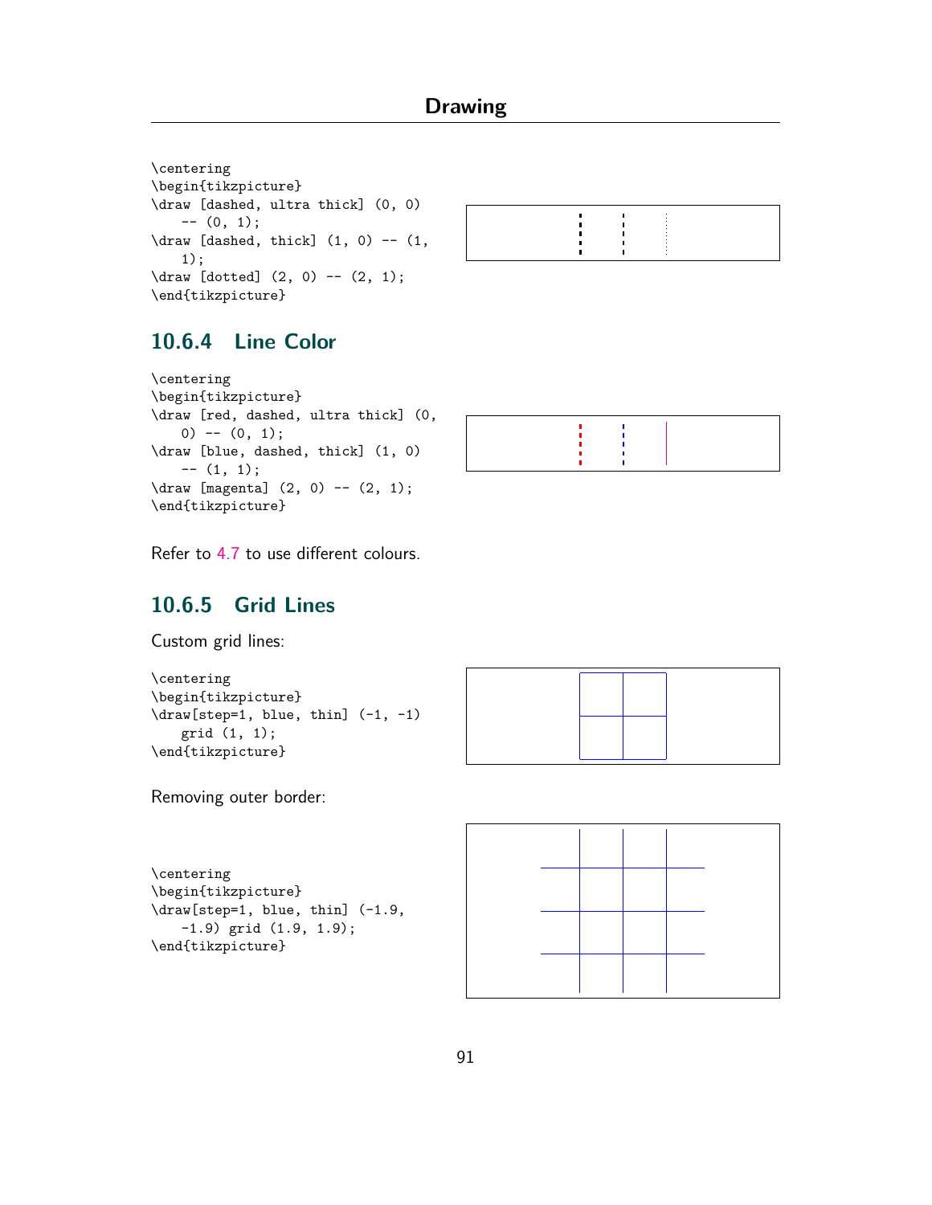```
\centering
\begin{tikzpicture}
\draw [dashed, ultra thick] (0, 0)
    -- (0, 1);
\draw [dashed, thick] (1, 0) -- (1,
    1);
\draw [dotted] (2, 0) -- (2, 1);
\end{tikzpicture}
```

### 10.6.4 Line Color

```
\centering
\begin{tikzpicture}
\draw [red, dashed, ultra thick] (0,
    0) -- (0, 1);
\draw [blue, dashed, thick] (1, 0)
    -- (1, 1);
\draw [magenta] (2, 0) -- (2, 1);
\end{tikzpicture}
```

Refer to 4.7 to use different colours.

### 10.6.5 Grid Lines

Custom grid lines:

```
\centering
\begin{tikzpicture}
\draw[step=1, blue, thin] (-1, -1)
    grid (1, 1);
\end{tikzpicture}
```

Removing outer border:

```
\centering
\begin{tikzpicture}
\draw[step=1, blue, thin] (-1.9,
    -1.9) grid (1.9, 1.9);
\end{tikzpicture}
```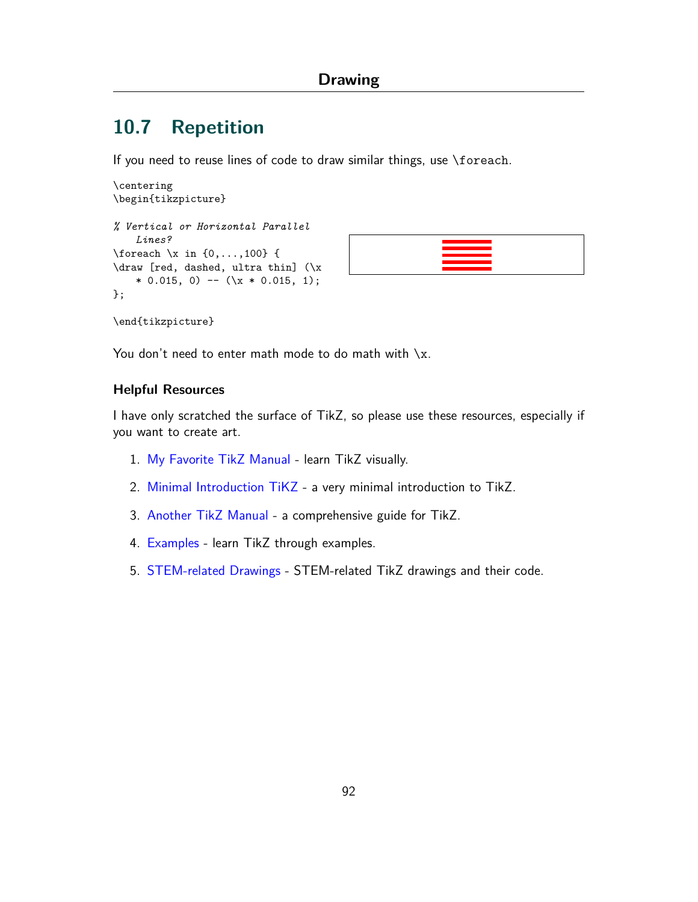## 10.7 Repetition

If you need to reuse lines of code to draw similar things, use \foreach.

```
\centering
\begin{tikzpicture}

% Vertical or Horizontal Parallel
    Lines?
\foreach \x in {0,...,100} {
\draw [red, dashed, ultra thin] (\x
    * 0.015, 0) -- (\x * 0.015, 1);
};

\end{tikzpicture}
```

You don't need to enter math mode to do math with \x.

### Helpful Resources

I have only scratched the surface of TikZ, so please use these resources, especially if you want to create art.

1. My Favorite TikZ Manual - learn TikZ visually.
2. Minimal Introduction TiKZ - a very minimal introduction to TikZ.
3. Another TikZ Manual - a comprehensive guide for TikZ.
4. Examples - learn TikZ through examples.
5. STEM-related Drawings - STEM-related TikZ drawings and their code.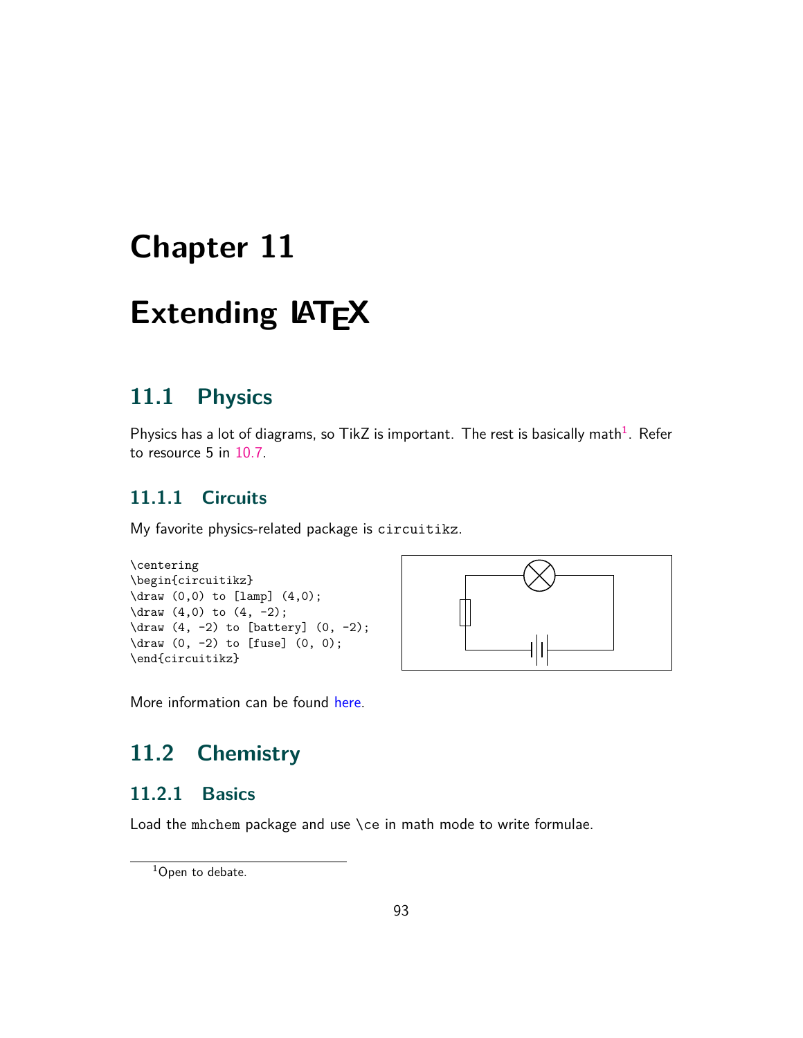# Chapter 11

# Extending LaTeX

## 11.1 Physics

Physics has a lot of diagrams, so TikZ is important. The rest is basically math[1]. Refer to resource 5 in 10.7.

### 11.1.1 Circuits

My favorite physics-related package is circuitikz.

```
\centering
\begin{circuitikz}
\draw (0,0) to [lamp] (4,0);
\draw (4,0) to (4, -2);
\draw (4, -2) to [battery] (0, -2);
\draw (0, -2) to [fuse] (0, 0);
\end{circuitikz}
```

More information can be found here.

## 11.2 Chemistry

### 11.2.1 Basics

Load the mhchem package and use \ce in math mode to write formulae.

---

[1] Open to debate.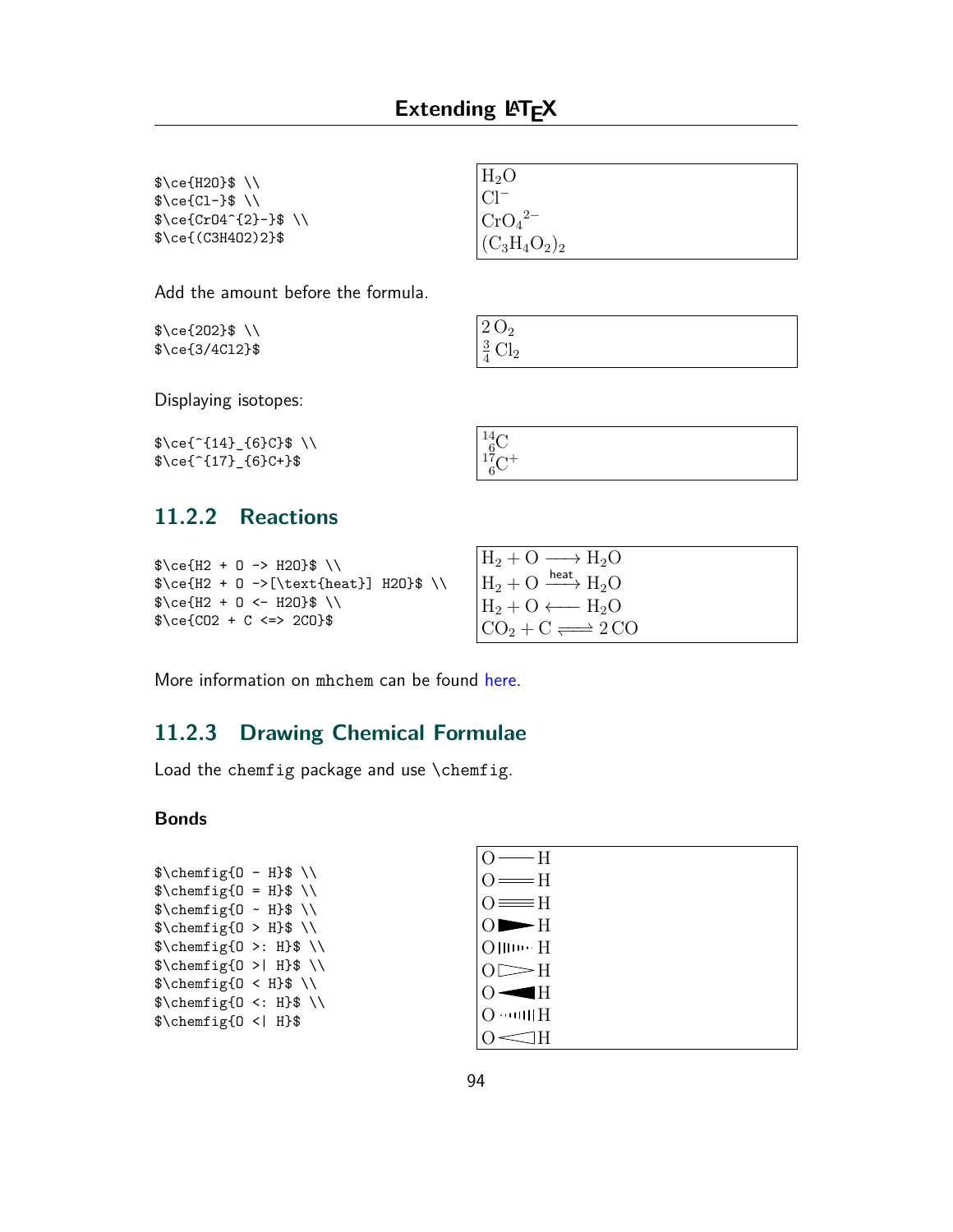```latex
$\ce{H2O}$ \\
$\ce{Cl-}$ \\
$\ce{CrO4^{2}-}$ \\
$\ce{(C3H4O2)2}$
```

$H_2O$
$Cl^-$
${CrO_4}^{2-}$
$(C_3H_4O_2)_2$

Add the amount before the formula.

```latex
$\ce{2O2}$ \\
$\ce{3/4Cl2}$
```

$2\,O_2$
$\frac{3}{4}\,Cl_2$

Displaying isotopes:

```latex
$\ce{^{14}_{6}C}$ \\
$\ce{^{17}_{6}C+}$
```

${}^{14}_{6}C$
${}^{17}_{6}C^+$

## 11.2.2 Reactions

```latex
$\ce{H2 + O -> H2O}$ \\
$\ce{H2 + O ->[\text{heat}] H2O}$ \\
$\ce{H2 + O <- H2O}$ \\
$\ce{CO2 + C <=> 2CO}$
```

$H_2 + O \longrightarrow H_2O$
$H_2 + O \xrightarrow{\text{heat}} H_2O$
$H_2 + O \longleftarrow H_2O$
$CO_2 + C \rightleftharpoons 2\,CO$

More information on mhchem can be found here.

## 11.2.3 Drawing Chemical Formulae

Load the chemfig package and use \chemfig.

### Bonds

```latex
$\chemfig{O - H}$ \\
$\chemfig{O = H}$ \\
$\chemfig{O ~ H}$ \\
$\chemfig{O > H}$ \\
$\chemfig{O >: H}$ \\
$\chemfig{O >| H}$ \\
$\chemfig{O < H}$ \\
$\chemfig{O <: H}$ \\
$\chemfig{O <| H}$
```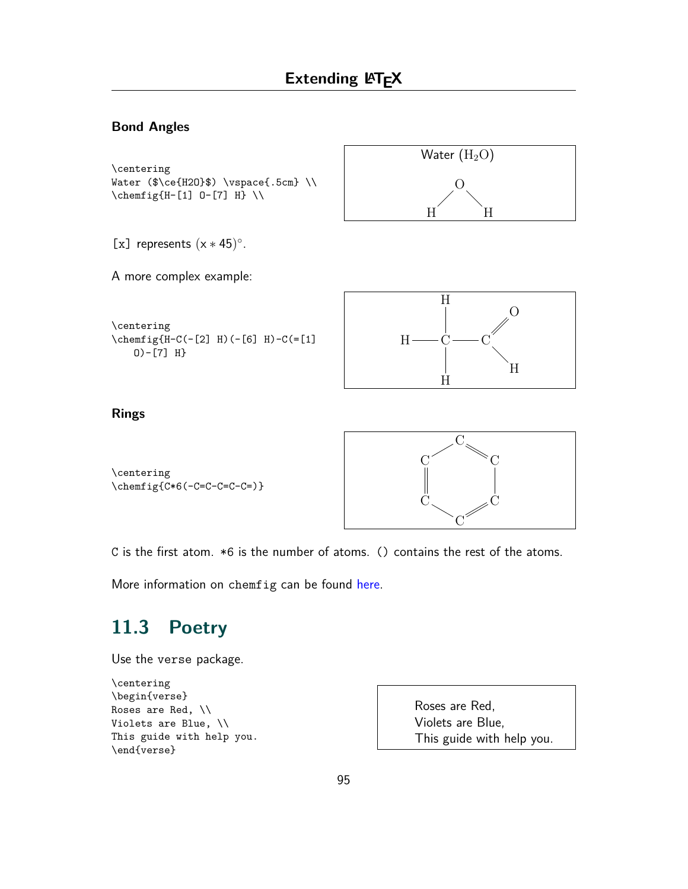### Bond Angles

```
\centering
Water ($\ce{H2O}$) \vspace{.5cm} \\
\chemfig{H-[1] O-[7] H} \\
```

Water ($H_2O$)

[x] represents $(x * 45)^\circ$.

A more complex example:

```
\centering
\chemfig{H-C(-[2] H)(-[6] H)-C(=[1]
    O)-[7] H}
```

### Rings

```
\centering
\chemfig{C*6(-C=C-C=C-C=)}
```

C is the first atom. *6 is the number of atoms. () contains the rest of the atoms.

More information on `chemfig` can be found here.

## 11.3 Poetry

Use the `verse` package.

```
\centering
\begin{verse}
Roses are Red, \\
Violets are Blue, \\
This guide with help you.
\end{verse}
```

Roses are Red,
Violets are Blue,
This guide with help you.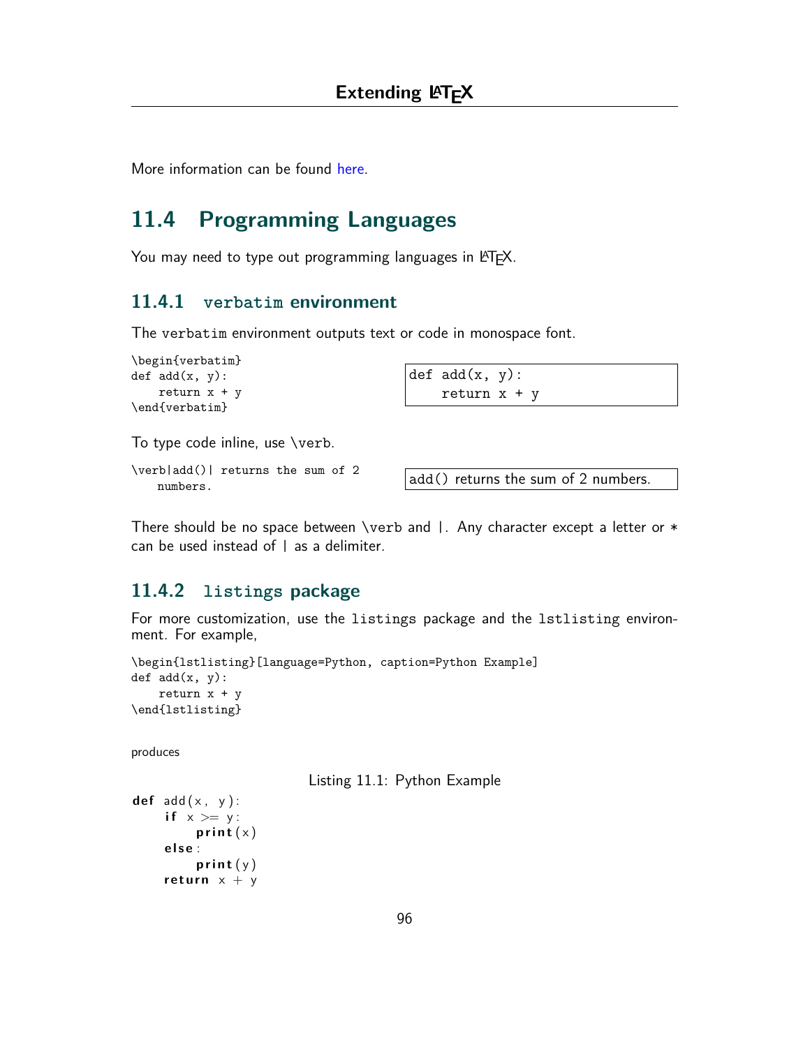More information can be found here.

## 11.4 Programming Languages

You may need to type out programming languages in LaTeX.

### 11.4.1 verbatim environment

The verbatim environment outputs text or code in monospace font.

```
\begin{verbatim}
def add(x, y):
    return x + y
\end{verbatim}
```

```
def add(x, y):
    return x + y
```

To type code inline, use \verb.

```
\verb|add()| returns the sum of 2
   numbers.
```

add() returns the sum of 2 numbers.

There should be no space between \verb and |. Any character except a letter or * can be used instead of | as a delimiter.

### 11.4.2 listings package

For more customization, use the listings package and the lstlisting environment. For example,

```
\begin{lstlisting}[language=Python, caption=Python Example]
def add(x, y):
    return x + y
\end{lstlisting}
```

produces

Listing 11.1: Python Example

```
def add(x, y):
    if x >= y:
        print(x)
    else:
        print(y)
    return x + y
```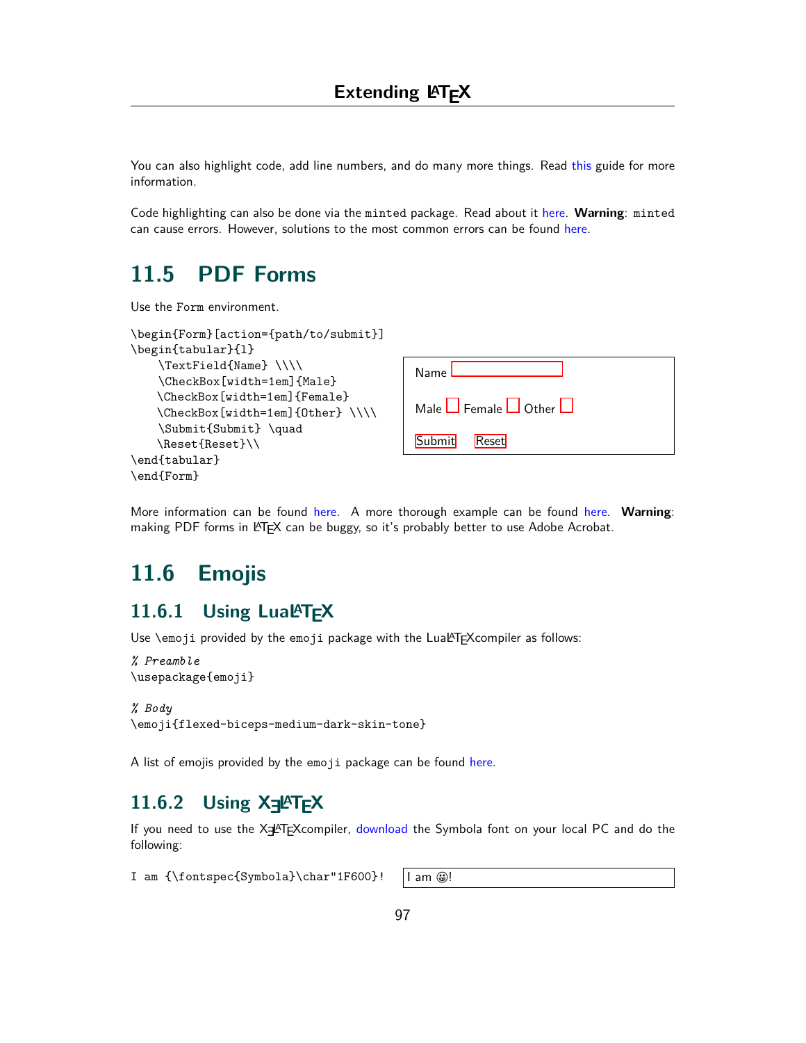You can also highlight code, add line numbers, and do many more things. Read this guide for more information.

Code highlighting can also be done via the `minted` package. Read about it here. **Warning**: `minted` can cause errors. However, solutions to the most common errors can be found here.

## 11.5 PDF Forms

Use the `Form` environment.

```
\begin{Form}[action={path/to/submit}]
\begin{tabular}{l}
    \TextField{Name} \\\\
    \CheckBox[width=1em]{Male}
    \CheckBox[width=1em]{Female}
    \CheckBox[width=1em]{Other} \\\\
    \Submit{Submit} \quad
    \Reset{Reset}\\
\end{tabular}
\end{Form}
```

Name [ ]

Male [ ] Female [ ] Other [ ]

[Submit] [Reset]

More information can be found here. A more thorough example can be found here. **Warning**: making PDF forms in LaTeX can be buggy, so it's probably better to use Adobe Acrobat.

## 11.6 Emojis

### 11.6.1 Using LuaLaTeX

Use `\emoji` provided by the `emoji` package with the LuaLaTeXcompiler as follows:

```
% Preamble
\usepackage{emoji}

% Body
\emoji{flexed-biceps-medium-dark-skin-tone}
```

A list of emojis provided by the `emoji` package can be found here.

### 11.6.2 Using XƎLaTeX

If you need to use the XƎLaTeXcompiler, download the Symbola font on your local PC and do the following:

```
I am {\fontspec{Symbola}\char"1F600}!
```

I am 😀!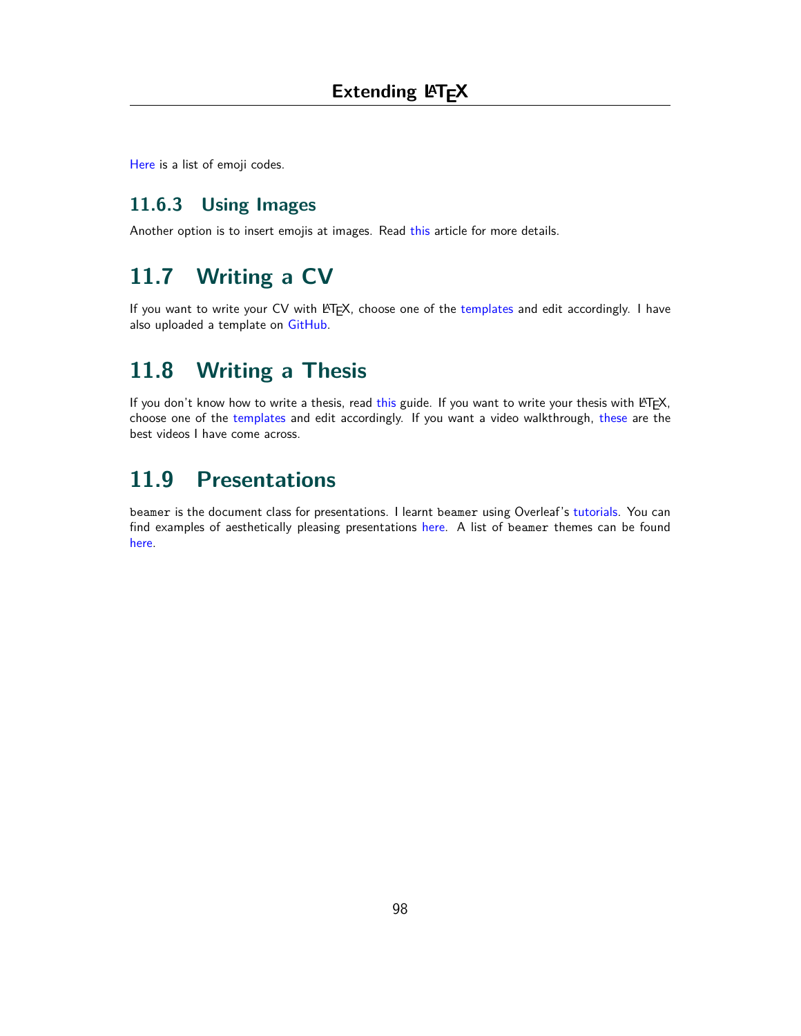Here is a list of emoji codes.

### 11.6.3 Using Images

Another option is to insert emojis at images. Read this article for more details.

## 11.7 Writing a CV

If you want to write your CV with LaTeX, choose one of the templates and edit accordingly. I have also uploaded a template on GitHub.

## 11.8 Writing a Thesis

If you don't know how to write a thesis, read this guide. If you want to write your thesis with LaTeX, choose one of the templates and edit accordingly. If you want a video walkthrough, these are the best videos I have come across.

## 11.9 Presentations

`beamer` is the document class for presentations. I learnt `beamer` using Overleaf's tutorials. You can find examples of aesthetically pleasing presentations here. A list of `beamer` themes can be found here.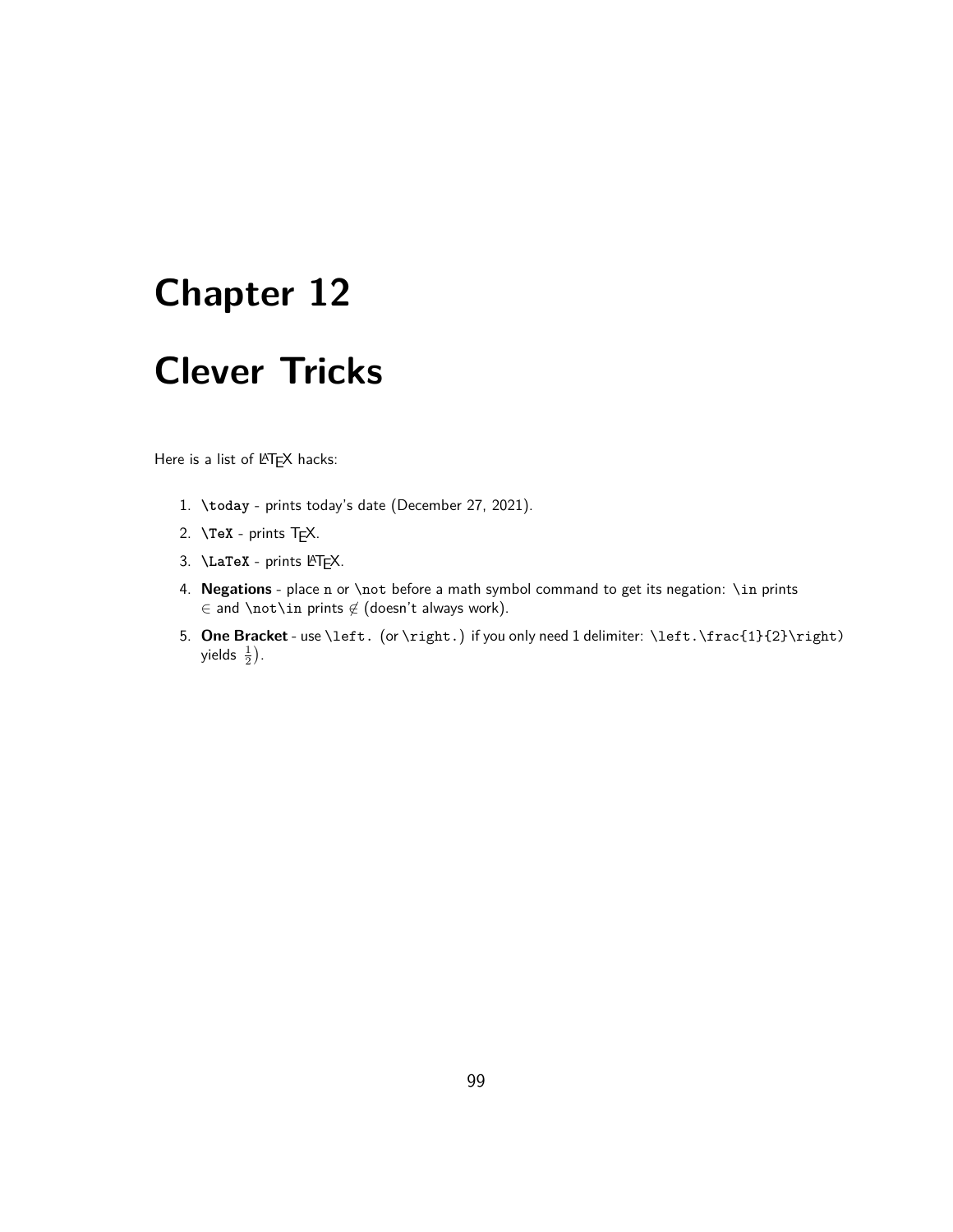# Chapter 12

# Clever Tricks

Here is a list of LaTeX hacks:

1. **`\today`** - prints today's date (December 27, 2021).
2. **`\TeX`** - prints TeX.
3. **`\LaTeX`** - prints LaTeX.
4. **Negations** - place `n` or `\not` before a math symbol command to get its negation: `\in` prints $\in$ and `\not\in` prints $\not\in$ (doesn't always work).
5. **One Bracket** - use `\left.` (or `\right.`) if you only need 1 delimiter: `\left.\frac{1}{2}\right)` yields $\left.\frac{1}{2}\right)$.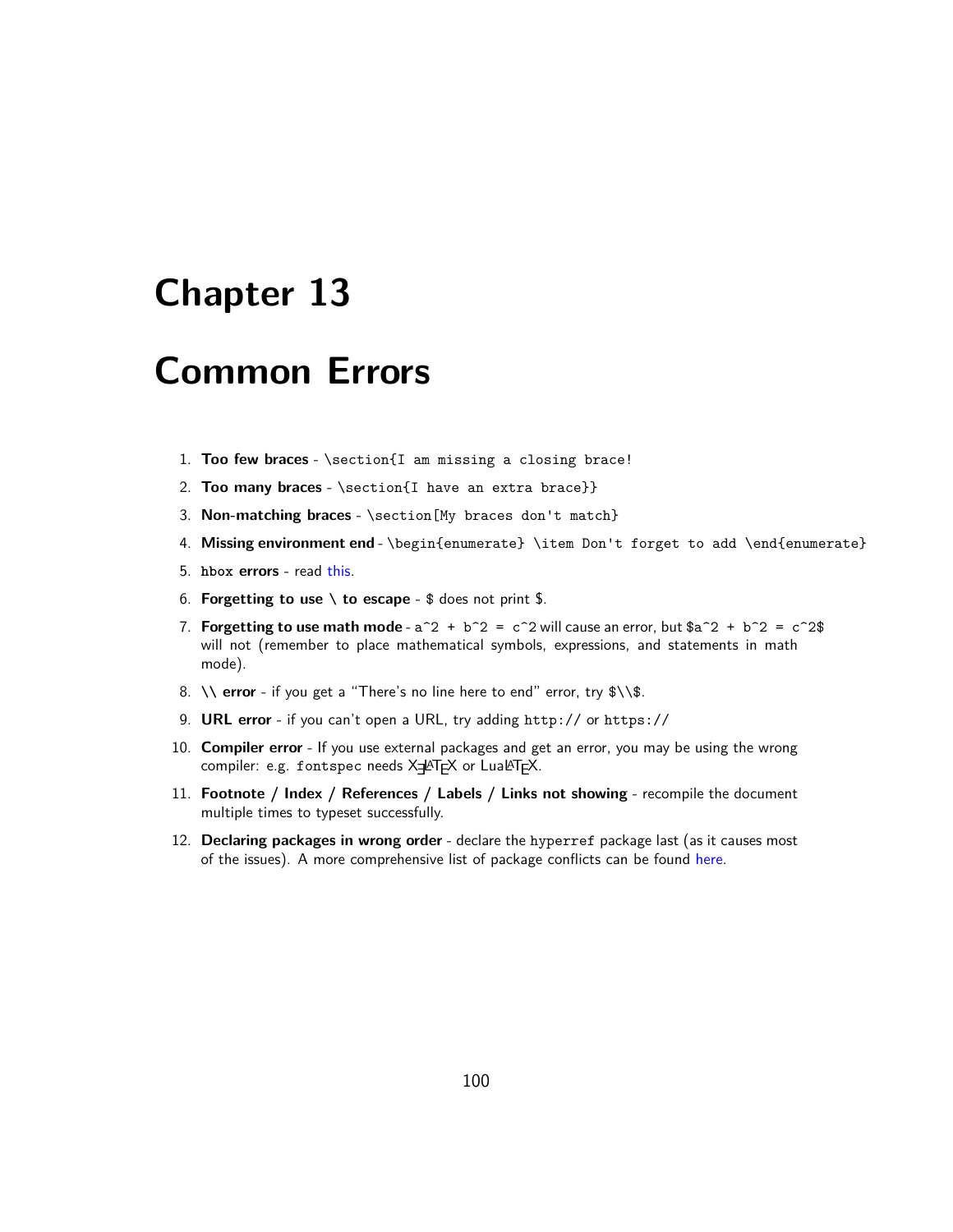# Chapter 13

# Common Errors

1. **Too few braces** - `\section{I am missing a closing brace!`
2. **Too many braces** - `\section{I have an extra brace}}`
3. **Non-matching braces** - `\section[My braces don't match}`
4. **Missing environment end** - `\begin{enumerate} \item Don't forget to add \end{enumerate}`
5. **`hbox` errors** - read this.
6. **Forgetting to use \ to escape** - $ does not print $.
7. **Forgetting to use math mode** - `a^2 + b^2 = c^2` will cause an error, but `$a^2 + b^2 = c^2$` will not (remember to place mathematical symbols, expressions, and statements in math mode).
8. **\\ error** - if you get a "There's no line here to end" error, try `$\\$`.
9. **URL error** - if you can't open a URL, try adding `http://` or `https://`
10. **Compiler error** - If you use external packages and get an error, you may be using the wrong compiler: e.g. `fontspec` needs XeLaTeX or LuaLaTeX.
11. **Footnote / Index / References / Labels / Links not showing** - recompile the document multiple times to typeset successfully.
12. **Declaring packages in wrong order** - declare the `hyperref` package last (as it causes most of the issues). A more comprehensive list of package conflicts can be found here.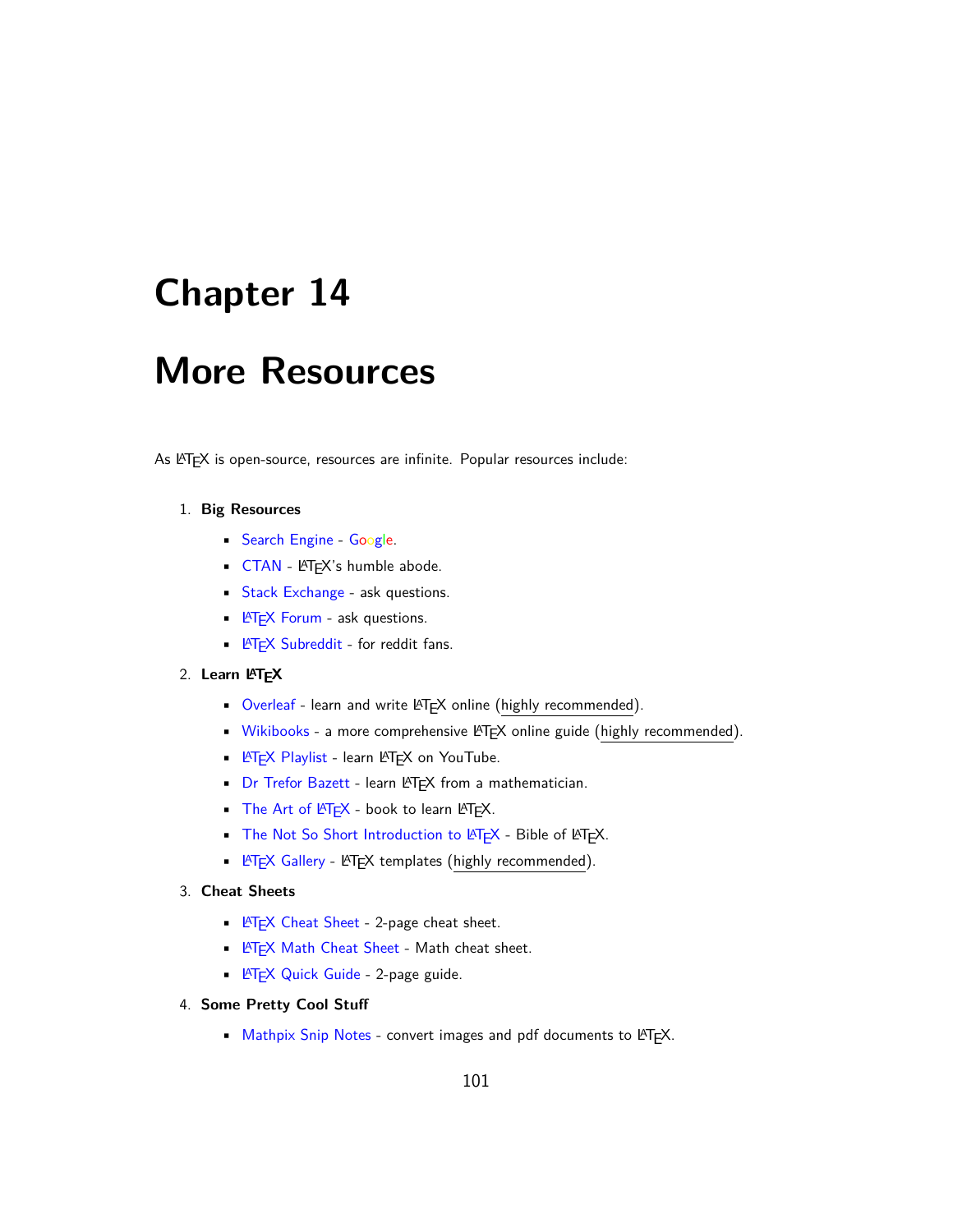# Chapter 14

# More Resources

As LaTeX is open-source, resources are infinite. Popular resources include:

1. **Big Resources**
   - Search Engine - Google.
   - CTAN - LaTeX's humble abode.
   - Stack Exchange - ask questions.
   - LaTeX Forum - ask questions.
   - LaTeX Subreddit - for reddit fans.
2. **Learn LaTeX**
   - Overleaf - learn and write LaTeX online (highly recommended).
   - Wikibooks - a more comprehensive LaTeX online guide (highly recommended).
   - LaTeX Playlist - learn LaTeX on YouTube.
   - Dr Trefor Bazett - learn LaTeX from a mathematician.
   - The Art of LaTeX - book to learn LaTeX.
   - The Not So Short Introduction to LaTeX - Bible of LaTeX.
   - LaTeX Gallery - LaTeX templates (highly recommended).
3. **Cheat Sheets**
   - LaTeX Cheat Sheet - 2-page cheat sheet.
   - LaTeX Math Cheat Sheet - Math cheat sheet.
   - LaTeX Quick Guide - 2-page guide.
4. **Some Pretty Cool Stuff**
   - Mathpix Snip Notes - convert images and pdf documents to LaTeX.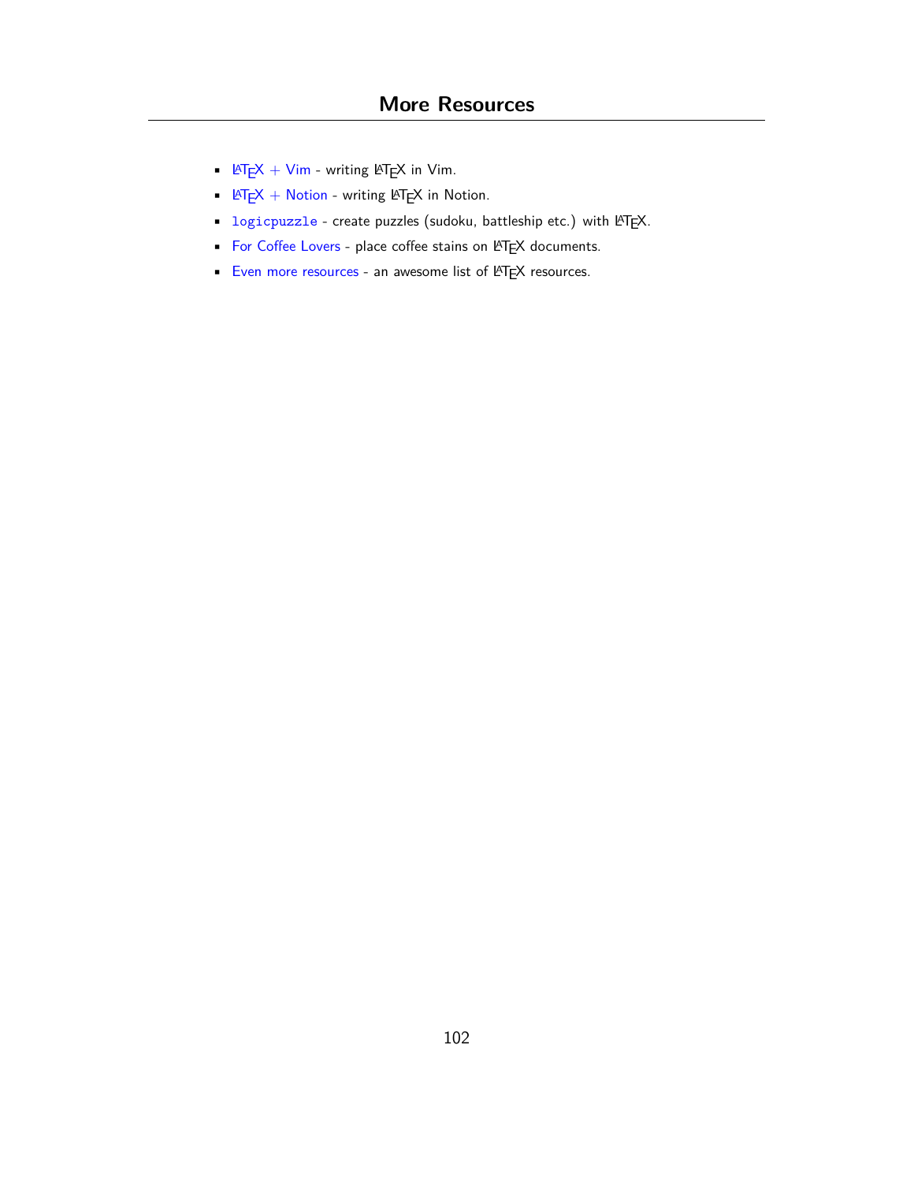# More Resources

- LaTeX + Vim - writing LaTeX in Vim.
- LaTeX + Notion - writing LaTeX in Notion.
- `logicpuzzle` - create puzzles (sudoku, battleship etc.) with LaTeX.
- For Coffee Lovers - place coffee stains on LaTeX documents.
- Even more resources - an awesome list of LaTeX resources.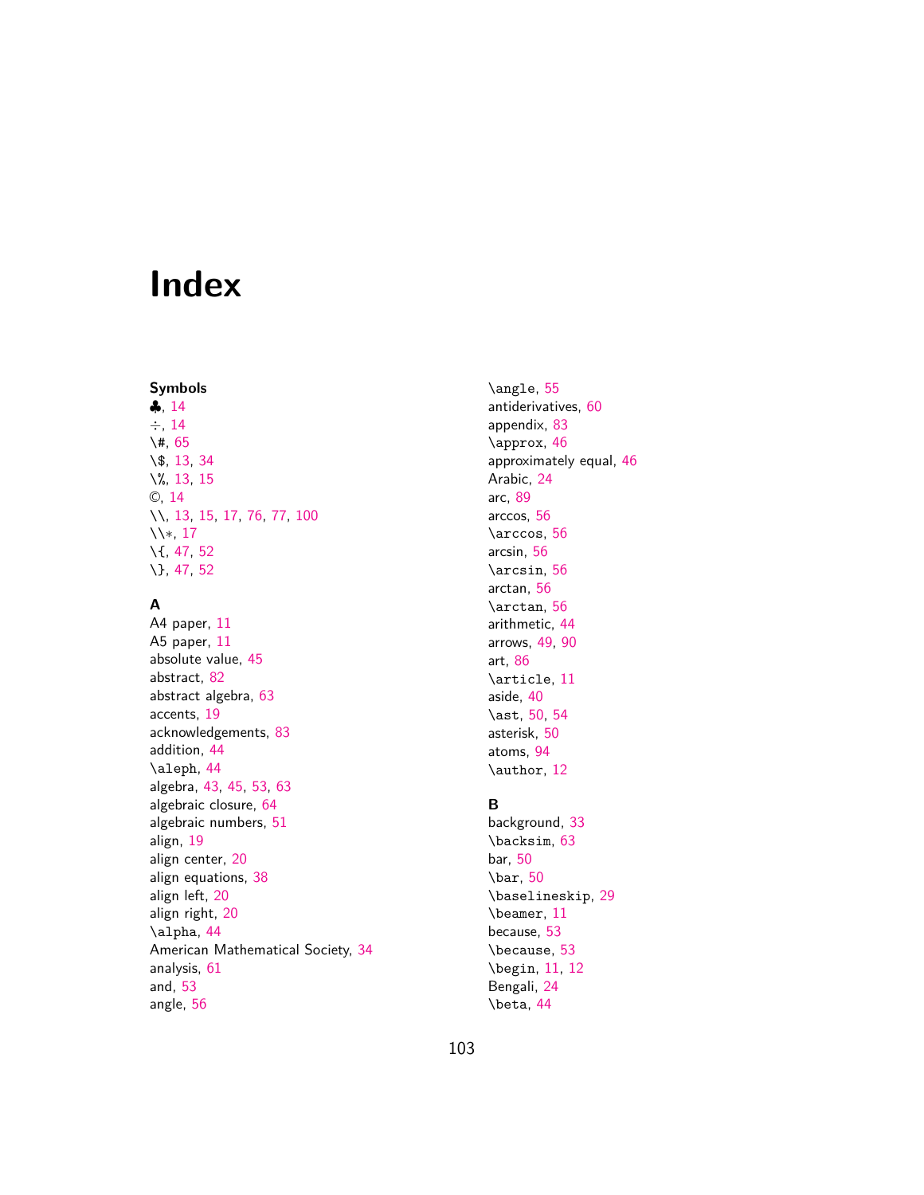# Index

**Symbols**

♣, 14

÷, 14

\#, 65

\$, 13, 34

\%, 13, 15

©, 14

\\, 13, 15, 17, 76, 77, 100

\\*, 17

\{, 47, 52

\}, 47, 52

**A**

A4 paper, 11

A5 paper, 11

absolute value, 45

abstract, 82

abstract algebra, 63

accents, 19

acknowledgements, 83

addition, 44

\aleph, 44

algebra, 43, 45, 53, 63

algebraic closure, 64

algebraic numbers, 51

align, 19

align center, 20

align equations, 38

align left, 20

align right, 20

\alpha, 44

American Mathematical Society, 34

analysis, 61

and, 53

angle, 56

\angle, 55

antiderivatives, 60

appendix, 83

\approx, 46

approximately equal, 46

Arabic, 24

arc, 89

arccos, 56

\arccos, 56

arcsin, 56

\arcsin, 56

arctan, 56

\arctan, 56

arithmetic, 44

arrows, 49, 90

art, 86

\article, 11

aside, 40

\ast, 50, 54

asterisk, 50

atoms, 94

\author, 12

**B**

background, 33

\backsim, 63

bar, 50

\bar, 50

\baselineskip, 29

\beamer, 11

because, 53

\because, 53

\begin, 11, 12

Bengali, 24

\beta, 44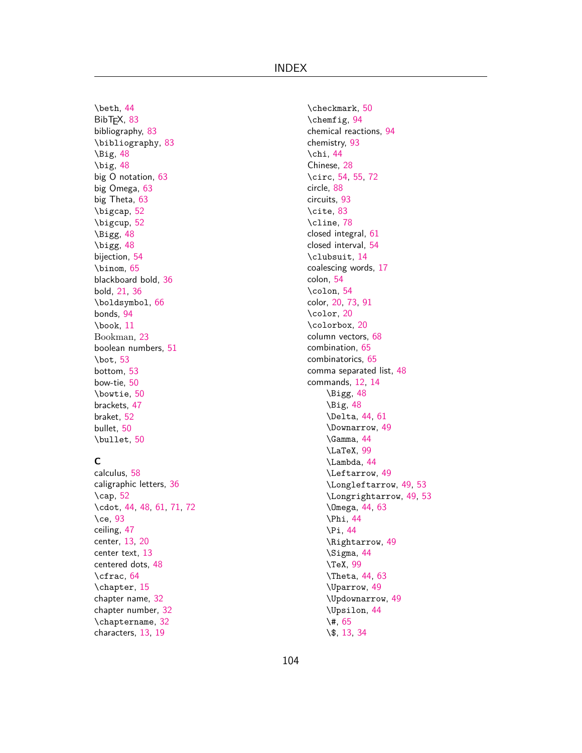\beth, 44
BibTEX, 83
bibliography, 83
\bibliography, 83
\Big, 48
\big, 48
big O notation, 63
big Omega, 63
big Theta, 63
\bigcap, 52
\bigcup, 52
\Bigg, 48
\bigg, 48
bijection, 54
\binom, 65
blackboard bold, 36
bold, 21, 36
\boldsymbol, 66
bonds, 94
\book, 11
Bookman, 23
boolean numbers, 51
\bot, 53
bottom, 53
bow-tie, 50
\bowtie, 50
brackets, 47
braket, 52
bullet, 50
\bullet, 50

## C

calculus, 58
caligraphic letters, 36
\cap, 52
\cdot, 44, 48, 61, 71, 72
\ce, 93
ceiling, 47
center, 13, 20
center text, 13
centered dots, 48
\cfrac, 64
\chapter, 15
chapter name, 32
chapter number, 32
\chaptername, 32
characters, 13, 19
\checkmark, 50
\chemfig, 94
chemical reactions, 94
chemistry, 93
\chi, 44
Chinese, 28
\circ, 54, 55, 72
circle, 88
circuits, 93
\cite, 83
\cline, 78
closed integral, 61
closed interval, 54
\clubsuit, 14
coalescing words, 17
colon, 54
\colon, 54
color, 20, 73, 91
\color, 20
\colorbox, 20
column vectors, 68
combination, 65
combinatorics, 65
comma separated list, 48
commands, 12, 14
- \Bigg, 48
- \Big, 48
- \Delta, 44, 61
- \Downarrow, 49
- \Gamma, 44
- \LaTeX, 99
- \Lambda, 44
- \Leftarrow, 49
- \Longleftarrow, 49, 53
- \Longrightarrow, 49, 53
- \Omega, 44, 63
- \Phi, 44
- \Pi, 44
- \Rightarrow, 49
- \Sigma, 44
- \TeX, 99
- \Theta, 44, 63
- \Uparrow, 49
- \Updownarrow, 49
- \Upsilon, 44
- \#, 65
- \$, 13, 34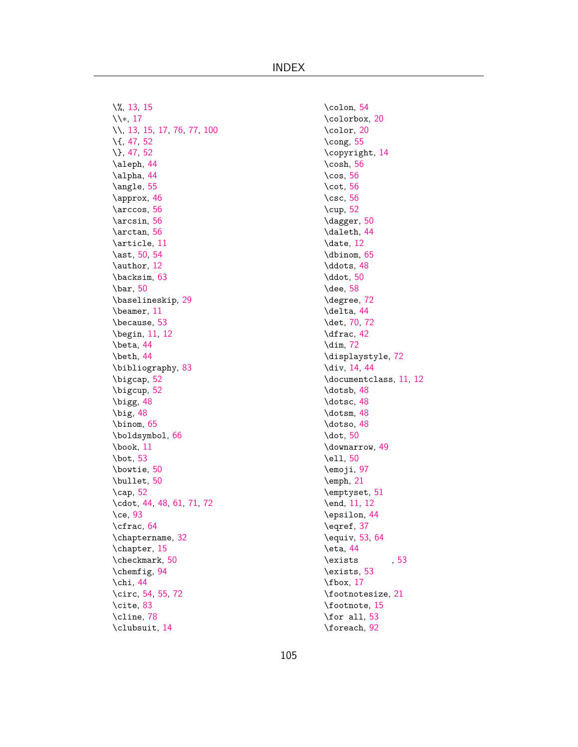\%, 13, 15
\\*, 17
\\, 13, 15, 17, 76, 77, 100
\{, 47, 52
\}, 47, 52
\aleph, 44
\alpha, 44
\angle, 55
\approx, 46
\arccos, 56
\arcsin, 56
\arctan, 56
\article, 11
\ast, 50, 54
\author, 12
\backsim, 63
\bar, 50
\baselineskip, 29
\beamer, 11
\because, 53
\begin, 11, 12
\beta, 44
\beth, 44
\bibliography, 83
\bigcap, 52
\bigcup, 52
\bigg, 48
\big, 48
\binom, 65
\boldsymbol, 66
\book, 11
\bot, 53
\bowtie, 50
\bullet, 50
\cap, 52
\cdot, 44, 48, 61, 71, 72
\ce, 93
\cfrac, 64
\chaptername, 32
\chapter, 15
\checkmark, 50
\chemfig, 94
\chi, 44
\circ, 54, 55, 72
\cite, 83
\cline, 78
\clubsuit, 14
\colon, 54
\colorbox, 20
\color, 20
\cong, 55
\copyright, 14
\cosh, 56
\cos, 56
\cot, 56
\csc, 56
\cup, 52
\dagger, 50
\daleth, 44
\date, 12
\dbinom, 65
\ddots, 48
\ddot, 50
\dee, 58
\degree, 72
\delta, 44
\det, 70, 72
\dfrac, 42
\dim, 72
\displaystyle, 72
\div, 14, 44
\documentclass, 11, 12
\dotsb, 48
\dotsc, 48
\dotsm, 48
\dotso, 48
\dot, 50
\downarrow, 49
\ell, 50
\emoji, 97
\emph, 21
\emptyset, 51
\end, 11, 12
\epsilon, 44
\eqref, 37
\equiv, 53, 64
\eta, 44
\exists , 53
\exists, 53
\fbox, 17
\footnotesize, 21
\footnote, 15
\for all, 53
\foreach, 92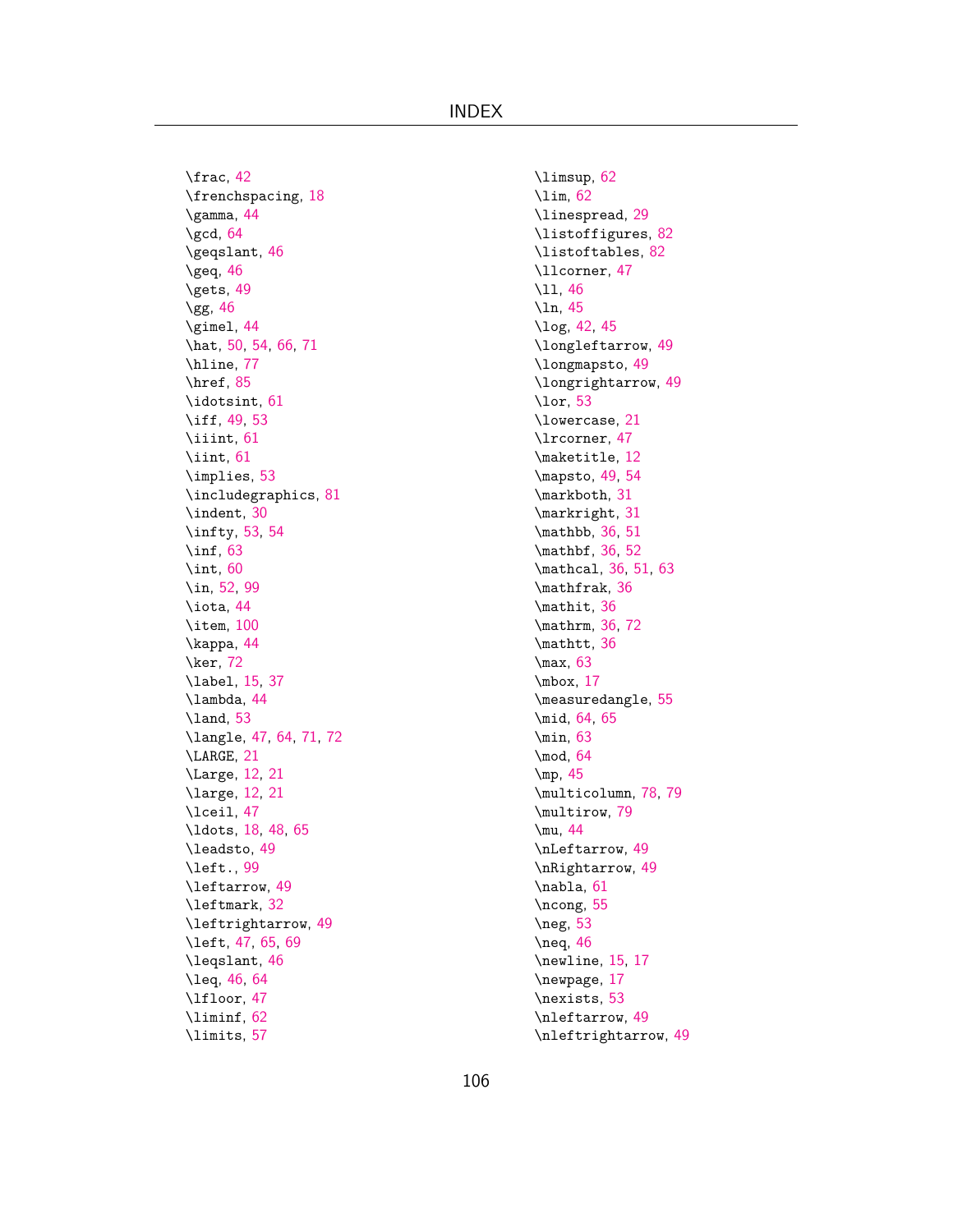\frac, 42
\frenchspacing, 18
\gamma, 44
\gcd, 64
\geqslant, 46
\geq, 46
\gets, 49
\gg, 46
\gimel, 44
\hat, 50, 54, 66, 71
\hline, 77
\href, 85
\idotsint, 61
\iff, 49, 53
\iiint, 61
\iint, 61
\implies, 53
\includegraphics, 81
\indent, 30
\infty, 53, 54
\inf, 63
\int, 60
\in, 52, 99
\iota, 44
\item, 100
\kappa, 44
\ker, 72
\label, 15, 37
\lambda, 44
\land, 53
\langle, 47, 64, 71, 72
\LARGE, 21
\Large, 12, 21
\large, 12, 21
\lceil, 47
\ldots, 18, 48, 65
\leadsto, 49
\left., 99
\leftarrow, 49
\leftmark, 32
\leftrightarrow, 49
\left, 47, 65, 69
\leqslant, 46
\leq, 46, 64
\lfloor, 47
\liminf, 62
\limits, 57
\limsup, 62
\lim, 62
\linespread, 29
\listoffigures, 82
\listoftables, 82
\llcorner, 47
\ll, 46
\ln, 45
\log, 42, 45
\longleftarrow, 49
\longmapsto, 49
\longrightarrow, 49
\lor, 53
\lowercase, 21
\lrcorner, 47
\maketitle, 12
\mapsto, 49, 54
\markboth, 31
\markright, 31
\mathbb, 36, 51
\mathbf, 36, 52
\mathcal, 36, 51, 63
\mathfrak, 36
\mathit, 36
\mathrm, 36, 72
\mathtt, 36
\max, 63
\mbox, 17
\measuredangle, 55
\mid, 64, 65
\min, 63
\mod, 64
\mp, 45
\multicolumn, 78, 79
\multirow, 79
\mu, 44
\nLeftarrow, 49
\nRightarrow, 49
\nabla, 61
\ncong, 55
\neg, 53
\neq, 46
\newline, 15, 17
\newpage, 17
\nexists, 53
\nleftarrow, 49
\nleftrightarrow, 49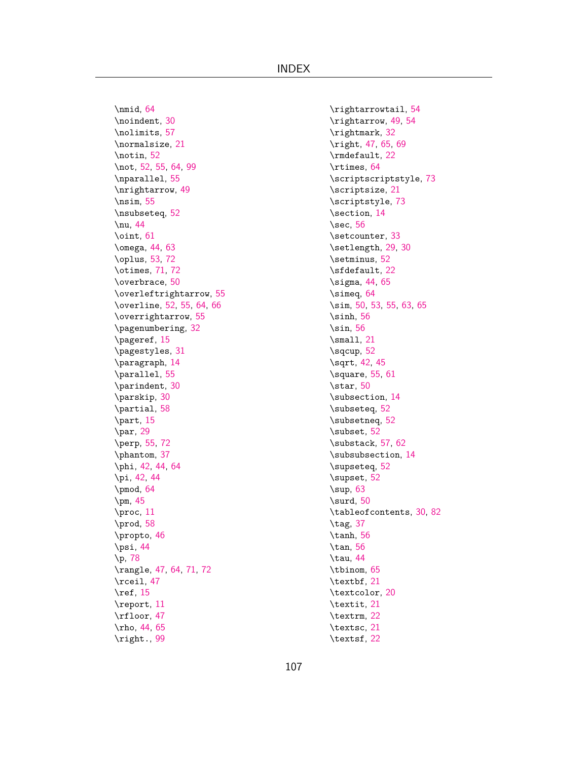\nmid, 64
\noindent, 30
\nolimits, 57
\normalsize, 21
\notin, 52
\not, 52, 55, 64, 99
\nparallel, 55
\nrightarrow, 49
\nsim, 55
\nsubseteq, 52
\nu, 44
\oint, 61
\omega, 44, 63
\oplus, 53, 72
\otimes, 71, 72
\overbrace, 50
\overleftrightarrow, 55
\overline, 52, 55, 64, 66
\overrightarrow, 55
\pagenumbering, 32
\pageref, 15
\pagestyles, 31
\paragraph, 14
\parallel, 55
\parindent, 30
\parskip, 30
\partial, 58
\part, 15
\par, 29
\perp, 55, 72
\phantom, 37
\phi, 42, 44, 64
\pi, 42, 44
\pmod, 64
\pm, 45
\proc, 11
\prod, 58
\propto, 46
\psi, 44
\p, 78
\rangle, 47, 64, 71, 72
\rceil, 47
\ref, 15
\report, 11
\rfloor, 47
\rho, 44, 65
\right., 99
\rightarrowtail, 54
\rightarrow, 49, 54
\rightmark, 32
\right, 47, 65, 69
\rmdefault, 22
\rtimes, 64
\scriptscriptstyle, 73
\scriptsize, 21
\scriptstyle, 73
\section, 14
\sec, 56
\setcounter, 33
\setlength, 29, 30
\setminus, 52
\sfdefault, 22
\sigma, 44, 65
\simeq, 64
\sim, 50, 53, 55, 63, 65
\sinh, 56
\sin, 56
\small, 21
\sqcup, 52
\sqrt, 42, 45
\square, 55, 61
\star, 50
\subsection, 14
\subseteq, 52
\subsetneq, 52
\subset, 52
\substack, 57, 62
\subsubsection, 14
\supseteq, 52
\supset, 52
\sup, 63
\surd, 50
\tableofcontents, 30, 82
\tag, 37
\tanh, 56
\tan, 56
\tau, 44
\tbinom, 65
\textbf, 21
\textcolor, 20
\textit, 21
\textrm, 22
\textsc, 21
\textsf, 22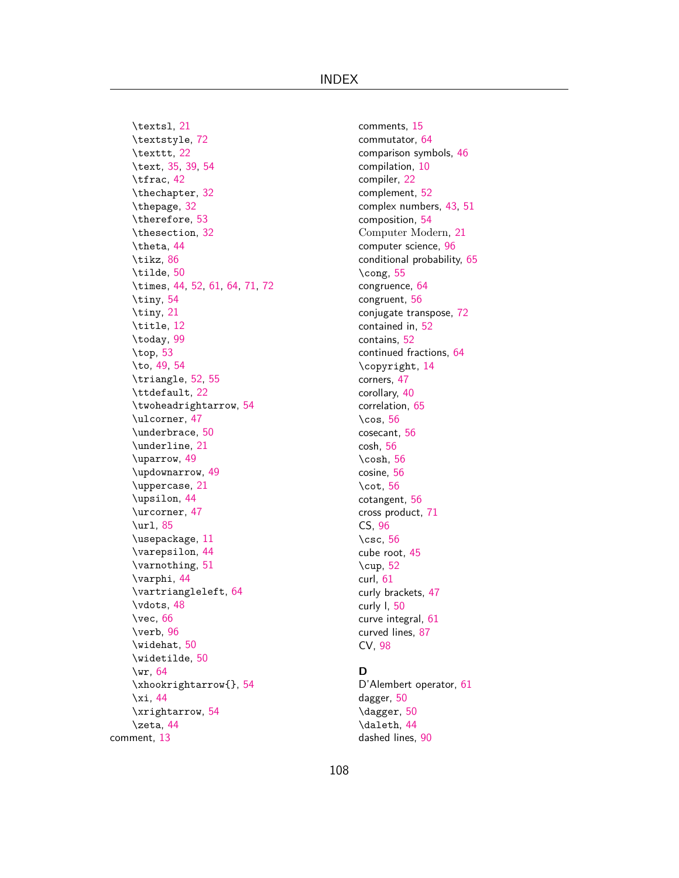\textsl, 21
\textstyle, 72
\texttt, 22
\text, 35, 39, 54
\tfrac, 42
\thechapter, 32
\thepage, 32
\therefore, 53
\thesection, 32
\theta, 44
\tikz, 86
\tilde, 50
\times, 44, 52, 61, 64, 71, 72
\tiny, 54
\tiny, 21
\title, 12
\today, 99
\top, 53
\to, 49, 54
\triangle, 52, 55
\ttdefault, 22
\twoheadrightarrow, 54
\ulcorner, 47
\underbrace, 50
\underline, 21
\uparrow, 49
\updownarrow, 49
\uppercase, 21
\upsilon, 44
\urcorner, 47
\url, 85
\usepackage, 11
\varepsilon, 44
\varnothing, 51
\varphi, 44
\vartriangleleft, 64
\vdots, 48
\vec, 66
\verb, 96
\widehat, 50
\widetilde, 50
\wr, 64
\xhookrightarrow{}, 54
\xi, 44
\xrightarrow, 54
\zeta, 44

comment, 13
comments, 15
commutator, 64
comparison symbols, 46
compilation, 10
compiler, 22
complement, 52
complex numbers, 43, 51
composition, 54
Computer Modern, 21
computer science, 96
conditional probability, 65
\cong, 55
congruence, 64
congruent, 56
conjugate transpose, 72
contained in, 52
contains, 52
continued fractions, 64
\copyright, 14
corners, 47
corollary, 40
correlation, 65
\cos, 56
cosecant, 56
cosh, 56
\cosh, 56
cosine, 56
\cot, 56
cotangent, 56
cross product, 71
CS, 96
\csc, 56
cube root, 45
\cup, 52
curl, 61
curly brackets, 47
curly l, 50
curve integral, 61
curved lines, 87
CV, 98

**D**

D'Alembert operator, 61
dagger, 50
\dagger, 50
\daleth, 44
dashed lines, 90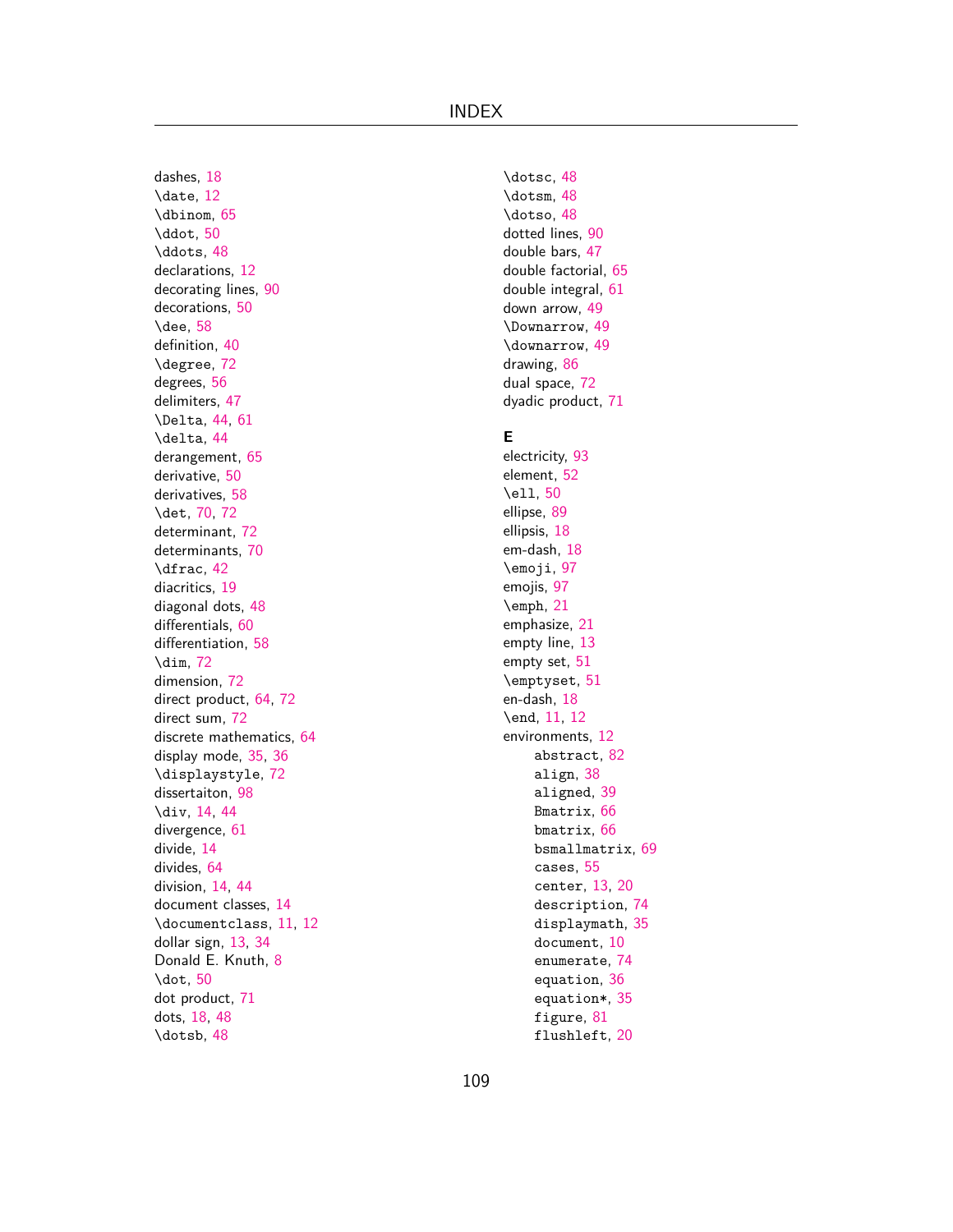dashes, 18
\date, 12
\dbinom, 65
\ddot, 50
\ddots, 48
declarations, 12
decorating lines, 90
decorations, 50
\dee, 58
definition, 40
\degree, 72
degrees, 56
delimiters, 47
\Delta, 44, 61
\delta, 44
derangement, 65
derivative, 50
derivatives, 58
\det, 70, 72
determinant, 72
determinants, 70
\dfrac, 42
diacritics, 19
diagonal dots, 48
differentials, 60
differentiation, 58
\dim, 72
dimension, 72
direct product, 64, 72
direct sum, 72
discrete mathematics, 64
display mode, 35, 36
\displaystyle, 72
dissertaiton, 98
\div, 14, 44
divergence, 61
divide, 14
divides, 64
division, 14, 44
document classes, 14
\documentclass, 11, 12
dollar sign, 13, 34
Donald E. Knuth, 8
\dot, 50
dot product, 71
dots, 18, 48
\dotsb, 48
\dotsc, 48
\dotsm, 48
\dotso, 48
dotted lines, 90
double bars, 47
double factorial, 65
double integral, 61
down arrow, 49
\Downarrow, 49
\downarrow, 49
drawing, 86
dual space, 72
dyadic product, 71

**E**

electricity, 93
element, 52
\ell, 50
ellipse, 89
ellipsis, 18
em-dash, 18
\emoji, 97
emojis, 97
\emph, 21
emphasize, 21
empty line, 13
empty set, 51
\emptyset, 51
en-dash, 18
\end, 11, 12
environments, 12
- abstract, 82
- align, 38
- aligned, 39
- Bmatrix, 66
- bmatrix, 66
- bsmallmatrix, 69
- cases, 55
- center, 13, 20
- description, 74
- displaymath, 35
- document, 10
- enumerate, 74
- equation, 36
- equation*, 35
- figure, 81
- flushleft, 20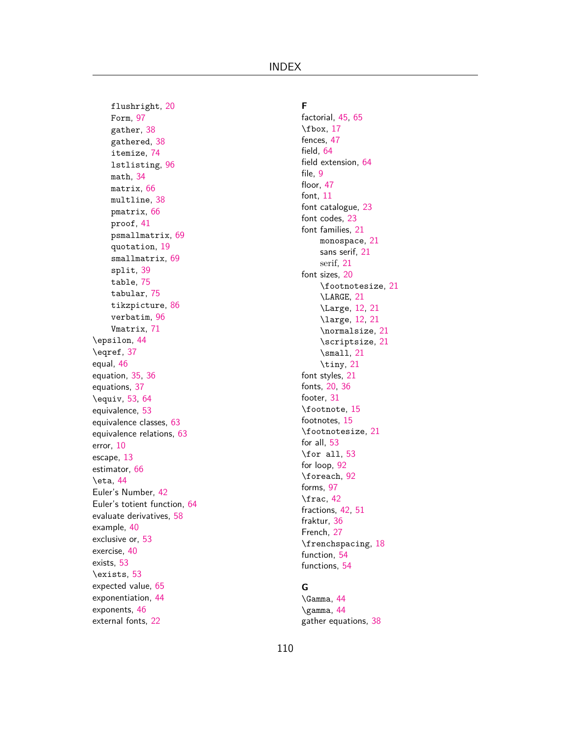- `flushright`, 20
- `Form`, 97
- `gather`, 38
- `gathered`, 38
- `itemize`, 74
- `lstlisting`, 96
- `math`, 34
- `matrix`, 66
- `multline`, 38
- `pmatrix`, 66
- `proof`, 41
- `psmallmatrix`, 69
- `quotation`, 19
- `smallmatrix`, 69
- `split`, 39
- `table`, 75
- `tabular`, 75
- `tikzpicture`, 86
- `verbatim`, 96
- `Vmatrix`, 71

`\epsilon`, 44
`\eqref`, 37
equal, 46
equation, 35, 36
equations, 37
`\equiv`, 53, 64
equivalence, 53
equivalence classes, 63
equivalence relations, 63
error, 10
escape, 13
estimator, 66
`\eta`, 44
Euler's Number, 42
Euler's totient function, 64
evaluate derivatives, 58
example, 40
exclusive or, 53
exercise, 40
exists, 53
`\exists`, 53
expected value, 65
exponentiation, 44
exponents, 46
external fonts, 22

**F**

factorial, 45, 65
`\fbox`, 17
fences, 47
field, 64
field extension, 64
file, 9
floor, 47
font, 11
font catalogue, 23
font codes, 23
font families, 21

- monospace, 21
- sans serif, 21
- serif, 21

font sizes, 20

- `\footnotesize`, 21
- `\LARGE`, 21
- `\Large`, 12, 21
- `\large`, 12, 21
- `\normalsize`, 21
- `\scriptsize`, 21
- `\small`, 21
- `\tiny`, 21

font styles, 21
fonts, 20, 36
footer, 31
`\footnote`, 15
footnotes, 15
`\footnotesize`, 21
for all, 53
`\for all`, 53
for loop, 92
`\foreach`, 92
forms, 97
`\frac`, 42
fractions, 42, 51
fraktur, 36
French, 27
`\frenchspacing`, 18
function, 54
functions, 54

**G**

`\Gamma`, 44
`\gamma`, 44
gather equations, 38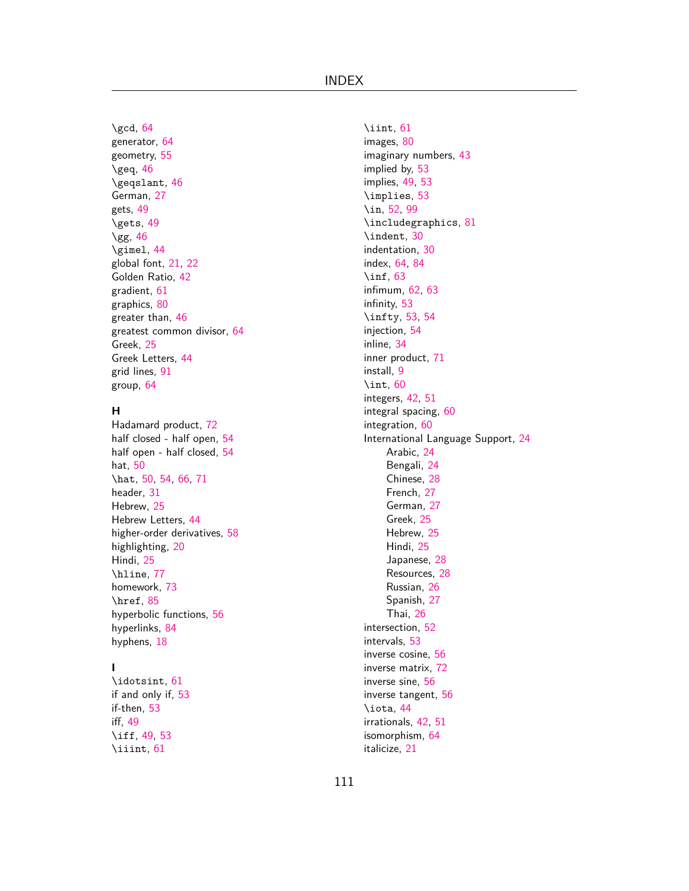\gcd, 64
generator, 64
geometry, 55
\geq, 46
\geqslant, 46
German, 27
gets, 49
\gets, 49
\gg, 46
\gimel, 44
global font, 21, 22
Golden Ratio, 42
gradient, 61
graphics, 80
greater than, 46
greatest common divisor, 64
Greek, 25
Greek Letters, 44
grid lines, 91
group, 64

**H**

Hadamard product, 72
half closed - half open, 54
half open - half closed, 54
hat, 50
\hat, 50, 54, 66, 71
header, 31
Hebrew, 25
Hebrew Letters, 44
higher-order derivatives, 58
highlighting, 20
Hindi, 25
\hline, 77
homework, 73
\href, 85
hyperbolic functions, 56
hyperlinks, 84
hyphens, 18

**I**

\idotsint, 61
if and only if, 53
if-then, 53
iff, 49
\iff, 49, 53
\iiint, 61
\iint, 61
images, 80
imaginary numbers, 43
implied by, 53
implies, 49, 53
\implies, 53
\in, 52, 99
\includegraphics, 81
\indent, 30
indentation, 30
index, 64, 84
\inf, 63
infimum, 62, 63
infinity, 53
\infty, 53, 54
injection, 54
inline, 34
inner product, 71
install, 9
\int, 60
integers, 42, 51
integral spacing, 60
integration, 60
International Language Support, 24
- Arabic, 24
- Bengali, 24
- Chinese, 28
- French, 27
- German, 27
- Greek, 25
- Hebrew, 25
- Hindi, 25
- Japanese, 28
- Resources, 28
- Russian, 26
- Spanish, 27
- Thai, 26

intersection, 52
intervals, 53
inverse cosine, 56
inverse matrix, 72
inverse sine, 56
inverse tangent, 56
\iota, 44
irrationals, 42, 51
isomorphism, 64
italicize, 21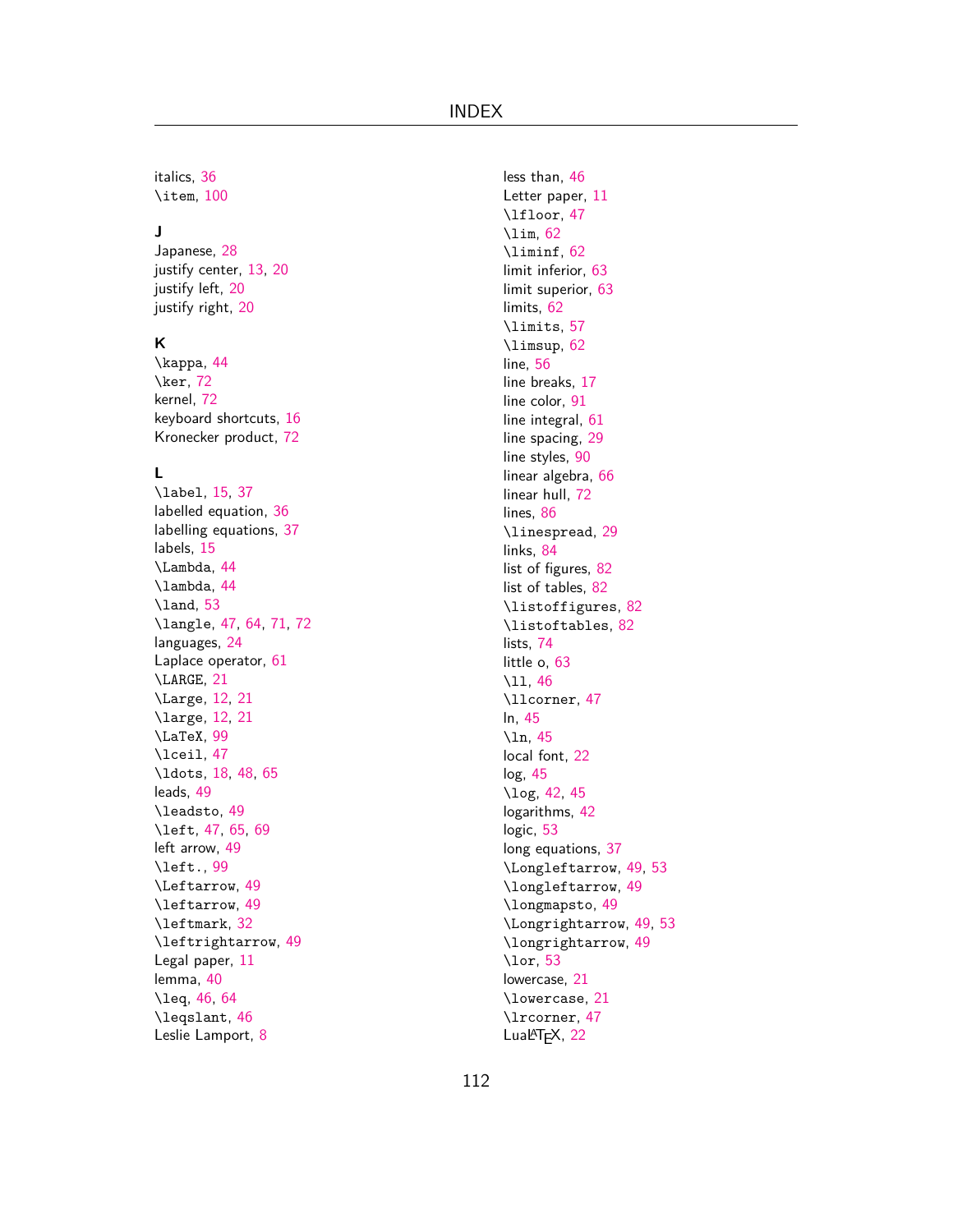italics, 36
\item, 100

**J**

Japanese, 28
justify center, 13, 20
justify left, 20
justify right, 20

**K**

\kappa, 44
\ker, 72
kernel, 72
keyboard shortcuts, 16
Kronecker product, 72

**L**

\label, 15, 37
labelled equation, 36
labelling equations, 37
labels, 15
\Lambda, 44
\lambda, 44
\land, 53
\langle, 47, 64, 71, 72
languages, 24
Laplace operator, 61
\LARGE, 21
\Large, 12, 21
\large, 12, 21
\LaTeX, 99
\lceil, 47
\ldots, 18, 48, 65
leads, 49
\leadsto, 49
\left, 47, 65, 69
left arrow, 49
\left., 99
\Leftarrow, 49
\leftarrow, 49
\leftmark, 32
\leftrightarrow, 49
Legal paper, 11
lemma, 40
\leq, 46, 64
\leqslant, 46
Leslie Lamport, 8
less than, 46
Letter paper, 11
\lfloor, 47
\lim, 62
\liminf, 62
limit inferior, 63
limit superior, 63
limits, 62
\limits, 57
\limsup, 62
line, 56
line breaks, 17
line color, 91
line integral, 61
line spacing, 29
line styles, 90
linear algebra, 66
linear hull, 72
lines, 86
\linespread, 29
links, 84
list of figures, 82
list of tables, 82
\listoffigures, 82
\listoftables, 82
lists, 74
little o, 63
\ll, 46
\llcorner, 47
ln, 45
\ln, 45
local font, 22
log, 45
\log, 42, 45
logarithms, 42
logic, 53
long equations, 37
\Longleftarrow, 49, 53
\longleftarrow, 49
\longmapsto, 49
\Longrightarrow, 49, 53
\longrightarrow, 49
\lor, 53
lowercase, 21
\lowercase, 21
\lrcorner, 47
LuaLaTeX, 22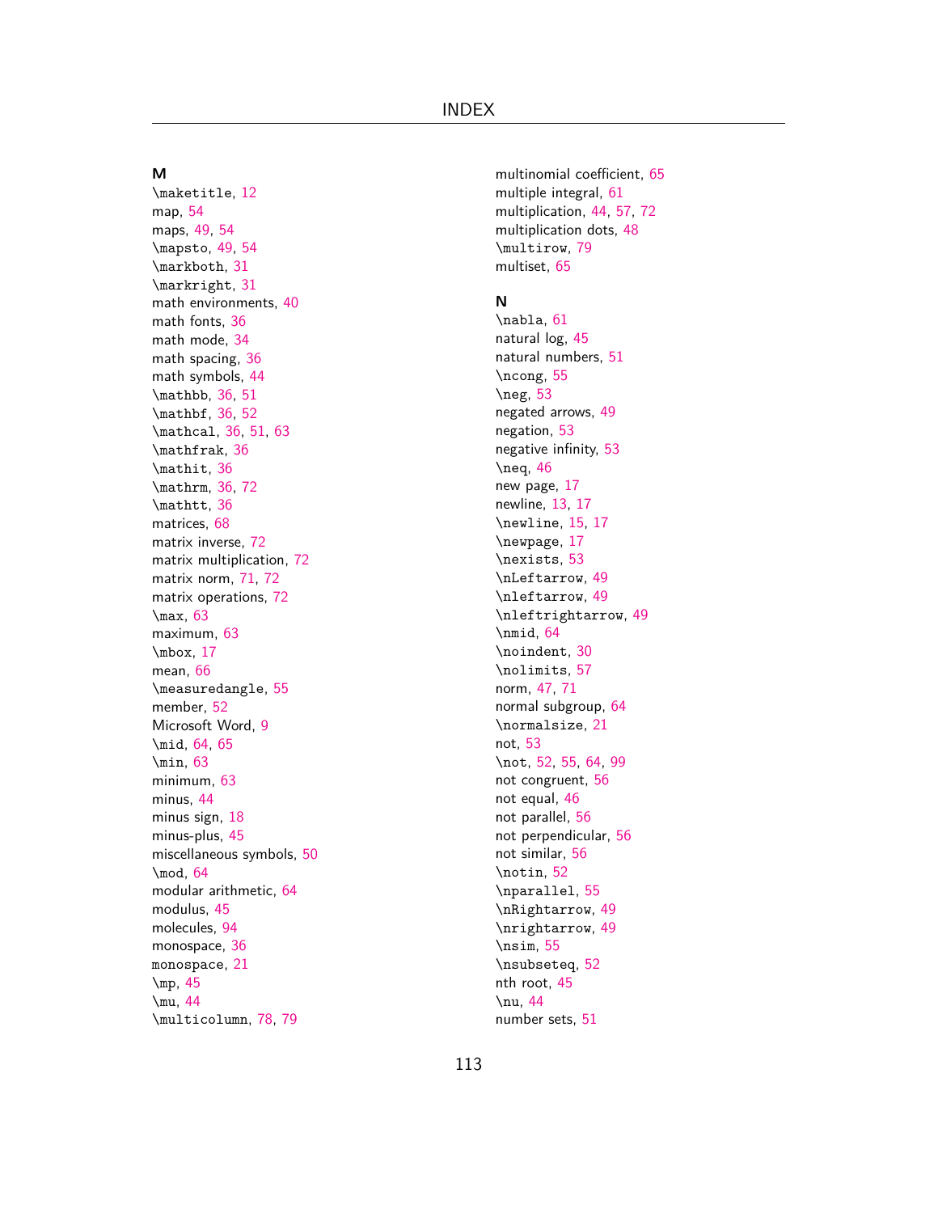**M**

\maketitle, 12
map, 54
maps, 49, 54
\mapsto, 49, 54
\markboth, 31
\markright, 31
math environments, 40
math fonts, 36
math mode, 34
math spacing, 36
math symbols, 44
\mathbb, 36, 51
\mathbf, 36, 52
\mathcal, 36, 51, 63
\mathfrak, 36
\mathit, 36
\mathrm, 36, 72
\mathtt, 36
matrices, 68
matrix inverse, 72
matrix multiplication, 72
matrix norm, 71, 72
matrix operations, 72
\max, 63
maximum, 63
\mbox, 17
mean, 66
\measuredangle, 55
member, 52
Microsoft Word, 9
\mid, 64, 65
\min, 63
minimum, 63
minus, 44
minus sign, 18
minus-plus, 45
miscellaneous symbols, 50
\mod, 64
modular arithmetic, 64
modulus, 45
molecules, 94
monospace, 36
`monospace`, 21
\mp, 45
\mu, 44
\multicolumn, 78, 79
multinomial coefficient, 65
multiple integral, 61
multiplication, 44, 57, 72
multiplication dots, 48
\multirow, 79
multiset, 65

**N**

\nabla, 61
natural log, 45
natural numbers, 51
\ncong, 55
\neg, 53
negated arrows, 49
negation, 53
negative infinity, 53
\neq, 46
new page, 17
newline, 13, 17
\newline, 15, 17
\newpage, 17
\nexists, 53
\nLeftarrow, 49
\nleftarrow, 49
\nleftrightarrow, 49
\nmid, 64
\noindent, 30
\nolimits, 57
norm, 47, 71
normal subgroup, 64
\normalsize, 21
not, 53
\not, 52, 55, 64, 99
not congruent, 56
not equal, 46
not parallel, 56
not perpendicular, 56
not similar, 56
\notin, 52
\nparallel, 55
\nRightarrow, 49
\nrightarrow, 49
\nsim, 55
\nsubseteq, 52
nth root, 45
\nu, 44
number sets, 51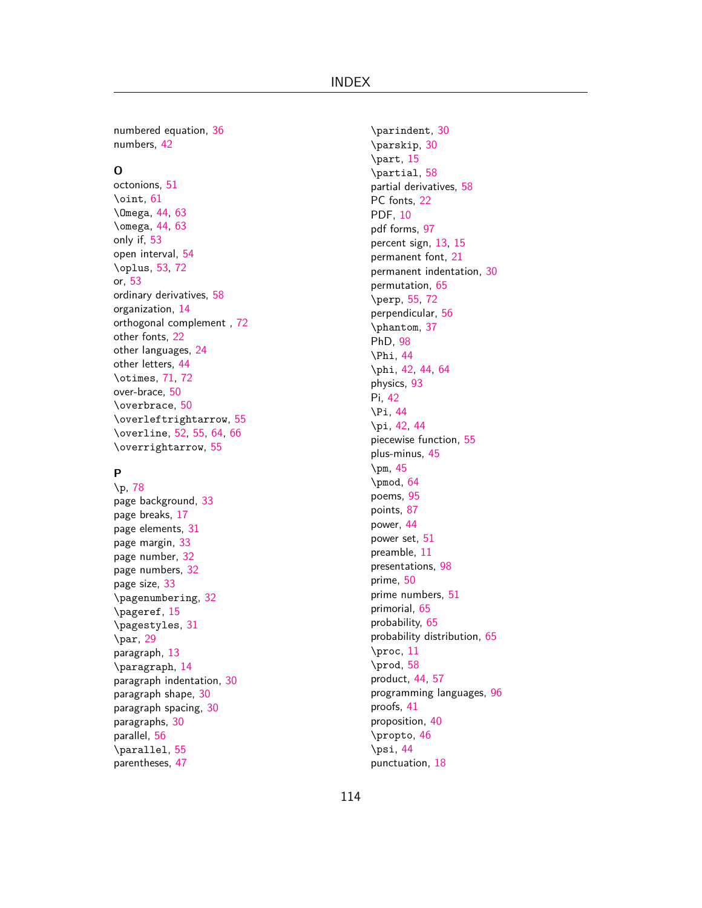numbered equation, 36
numbers, 42

## O

octonions, 51
\oint, 61
\Omega, 44, 63
\omega, 44, 63
only if, 53
open interval, 54
\oplus, 53, 72
or, 53
ordinary derivatives, 58
organization, 14
orthogonal complement , 72
other fonts, 22
other languages, 24
other letters, 44
\otimes, 71, 72
over-brace, 50
\overbrace, 50
\overleftrightarrow, 55
\overline, 52, 55, 64, 66
\overrightarrow, 55

## P

\p, 78
page background, 33
page breaks, 17
page elements, 31
page margin, 33
page number, 32
page numbers, 32
page size, 33
\pagenumbering, 32
\pageref, 15
\pagestyles, 31
\par, 29
paragraph, 13
\paragraph, 14
paragraph indentation, 30
paragraph shape, 30
paragraph spacing, 30
paragraphs, 30
parallel, 56
\parallel, 55
parentheses, 47
\parindent, 30
\parskip, 30
\part, 15
\partial, 58
partial derivatives, 58
PC fonts, 22
PDF, 10
pdf forms, 97
percent sign, 13, 15
permanent font, 21
permanent indentation, 30
permutation, 65
\perp, 55, 72
perpendicular, 56
\phantom, 37
PhD, 98
\Phi, 44
\phi, 42, 44, 64
physics, 93
Pi, 42
\Pi, 44
\pi, 42, 44
piecewise function, 55
plus-minus, 45
\pm, 45
\pmod, 64
poems, 95
points, 87
power, 44
power set, 51
preamble, 11
presentations, 98
prime, 50
prime numbers, 51
primorial, 65
probability, 65
probability distribution, 65
\proc, 11
\prod, 58
product, 44, 57
programming languages, 96
proofs, 41
proposition, 40
\propto, 46
\psi, 44
punctuation, 18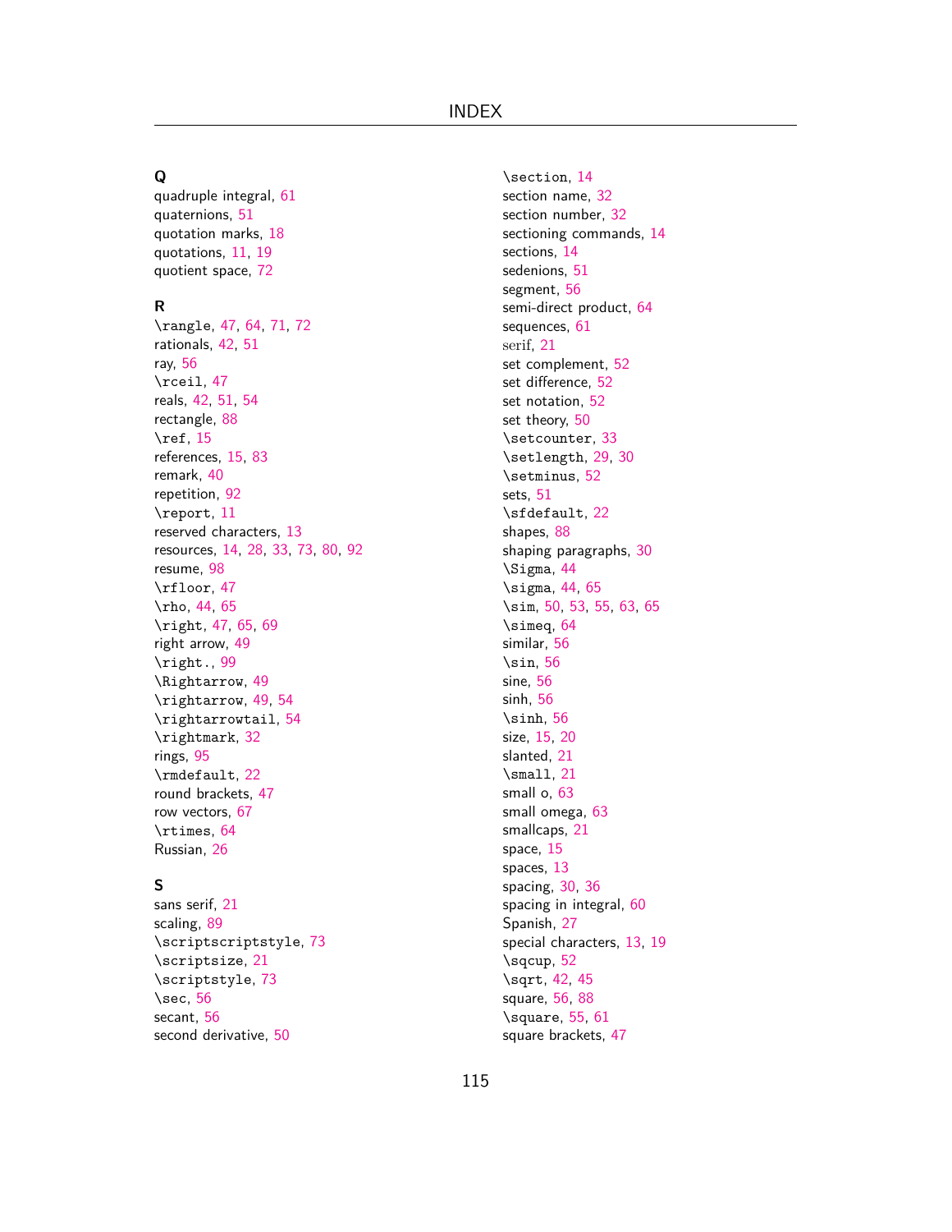## Q

quadruple integral, 61
quaternions, 51
quotation marks, 18
quotations, 11, 19
quotient space, 72

## R

\rangle, 47, 64, 71, 72
rationals, 42, 51
ray, 56
\rceil, 47
reals, 42, 51, 54
rectangle, 88
\ref, 15
references, 15, 83
remark, 40
repetition, 92
\report, 11
reserved characters, 13
resources, 14, 28, 33, 73, 80, 92
resume, 98
\rfloor, 47
\rho, 44, 65
\right, 47, 65, 69
right arrow, 49
\right., 99
\Rightarrow, 49
\rightarrow, 49, 54
\rightarrowtail, 54
\rightmark, 32
rings, 95
\rmdefault, 22
round brackets, 47
row vectors, 67
\rtimes, 64
Russian, 26

## S

sans serif, 21
scaling, 89
\scriptscriptstyle, 73
\scriptsize, 21
\scriptstyle, 73
\sec, 56
secant, 56
second derivative, 50
\section, 14
section name, 32
section number, 32
sectioning commands, 14
sections, 14
sedenions, 51
segment, 56
semi-direct product, 64
sequences, 61
serif, 21
set complement, 52
set difference, 52
set notation, 52
set theory, 50
\setcounter, 33
\setlength, 29, 30
\setminus, 52
sets, 51
\sfdefault, 22
shapes, 88
shaping paragraphs, 30
\Sigma, 44
\sigma, 44, 65
\sim, 50, 53, 55, 63, 65
\simeq, 64
similar, 56
\sin, 56
sine, 56
sinh, 56
\sinh, 56
size, 15, 20
slanted, 21
\small, 21
small o, 63
small omega, 63
smallcaps, 21
space, 15
spaces, 13
spacing, 30, 36
spacing in integral, 60
Spanish, 27
special characters, 13, 19
\sqcup, 52
\sqrt, 42, 45
square, 56, 88
\square, 55, 61
square brackets, 47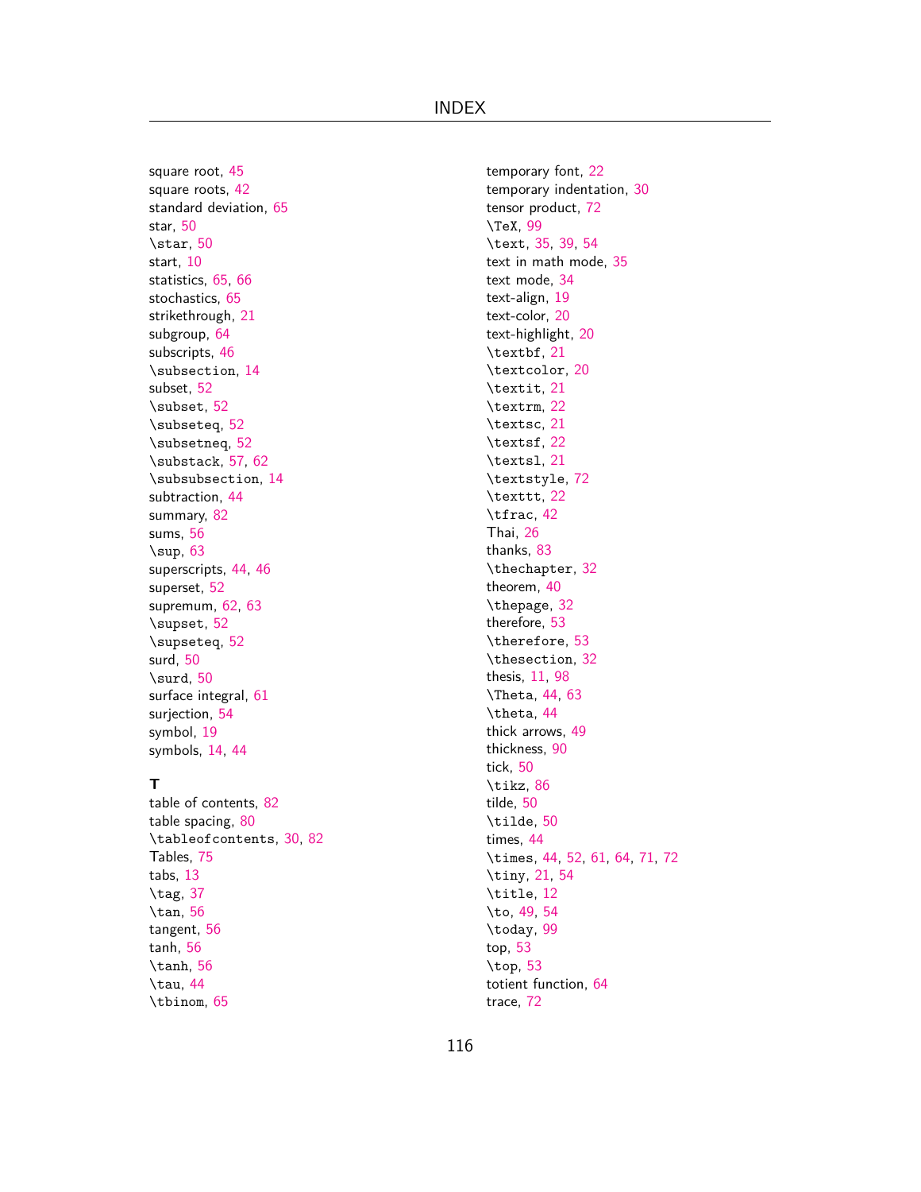square root, 45
square roots, 42
standard deviation, 65
star, 50
\star, 50
start, 10
statistics, 65, 66
stochastics, 65
strikethrough, 21
subgroup, 64
subscripts, 46
\subsection, 14
subset, 52
\subset, 52
\subseteq, 52
\subsetneq, 52
\substack, 57, 62
\subsubsection, 14
subtraction, 44
summary, 82
sums, 56
\sup, 63
superscripts, 44, 46
superset, 52
supremum, 62, 63
\supset, 52
\supseteq, 52
surd, 50
\surd, 50
surface integral, 61
surjection, 54
symbol, 19
symbols, 14, 44

**T**

table of contents, 82
table spacing, 80
\tableofcontents, 30, 82
Tables, 75
tabs, 13
\tag, 37
\tan, 56
tangent, 56
tanh, 56
\tanh, 56
\tau, 44
\tbinom, 65
temporary font, 22
temporary indentation, 30
tensor product, 72
\TeX, 99
\text, 35, 39, 54
text in math mode, 35
text mode, 34
text-align, 19
text-color, 20
text-highlight, 20
\textbf, 21
\textcolor, 20
\textit, 21
\textrm, 22
\textsc, 21
\textsf, 22
\textsl, 21
\textstyle, 72
\texttt, 22
\tfrac, 42
Thai, 26
thanks, 83
\thechapter, 32
theorem, 40
\thepage, 32
therefore, 53
\therefore, 53
\thesection, 32
thesis, 11, 98
\Theta, 44, 63
\theta, 44
thick arrows, 49
thickness, 90
tick, 50
\tikz, 86
tilde, 50
\tilde, 50
times, 44
\times, 44, 52, 61, 64, 71, 72
\tiny, 21, 54
\title, 12
\to, 49, 54
\today, 99
top, 53
\top, 53
totient function, 64
trace, 72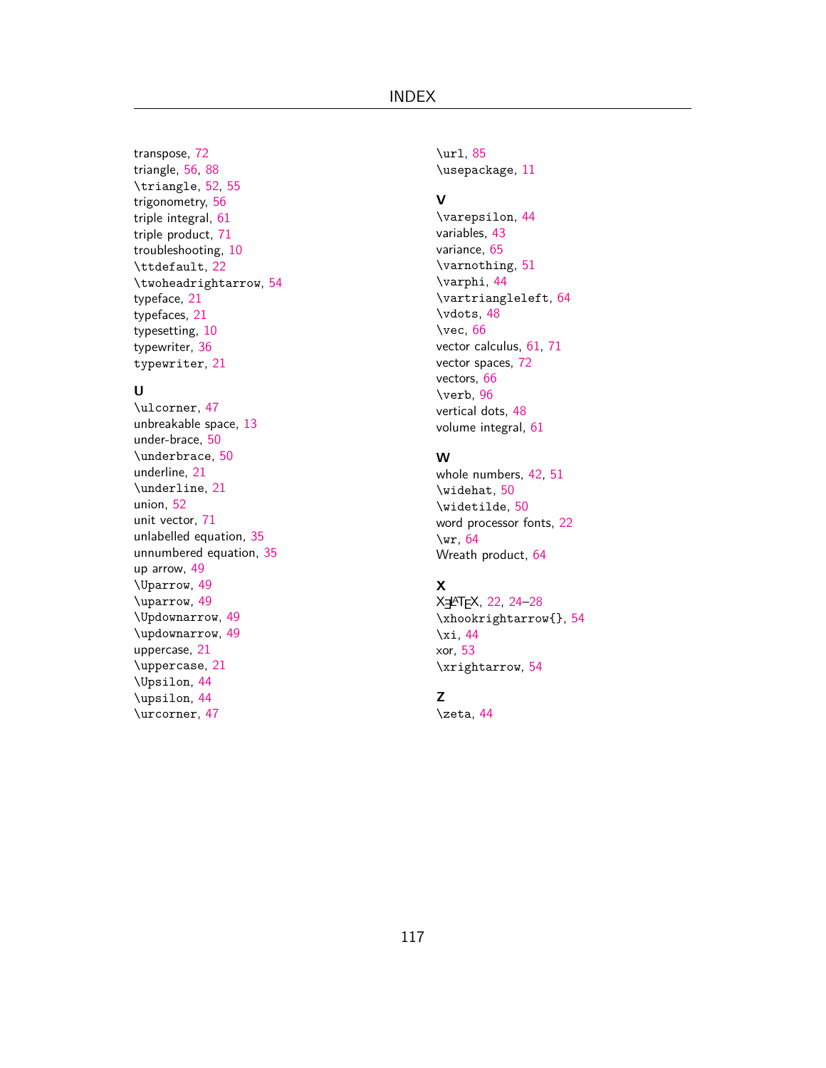transpose, 72
triangle, 56, 88
\triangle, 52, 55
trigonometry, 56
triple integral, 61
triple product, 71
troubleshooting, 10
\ttdefault, 22
\twoheadrightarrow, 54
typeface, 21
typefaces, 21
typesetting, 10
typewriter, 36
typewriter, 21

**U**

\ulcorner, 47
unbreakable space, 13
under-brace, 50
\underbrace, 50
underline, 21
\underline, 21
union, 52
unit vector, 71
unlabelled equation, 35
unnumbered equation, 35
up arrow, 49
\Uparrow, 49
\uparrow, 49
\Updownarrow, 49
\updownarrow, 49
uppercase, 21
\uppercase, 21
\Upsilon, 44
\upsilon, 44
\urcorner, 47
\url, 85
\usepackage, 11

**V**

\varepsilon, 44
variables, 43
variance, 65
\varnothing, 51
\varphi, 44
\vartriangleleft, 64
\vdots, 48
\vec, 66
vector calculus, 61, 71
vector spaces, 72
vectors, 66
\verb, 96
vertical dots, 48
volume integral, 61

**W**

whole numbers, 42, 51
\widehat, 50
\widetilde, 50
word processor fonts, 22
\wr, 64
Wreath product, 64

**X**

XƎLaTeX, 22, 24–28
\xhookrightarrow{}, 54
\xi, 44
xor, 53
\xrightarrow, 54

**Z**

\zeta, 44